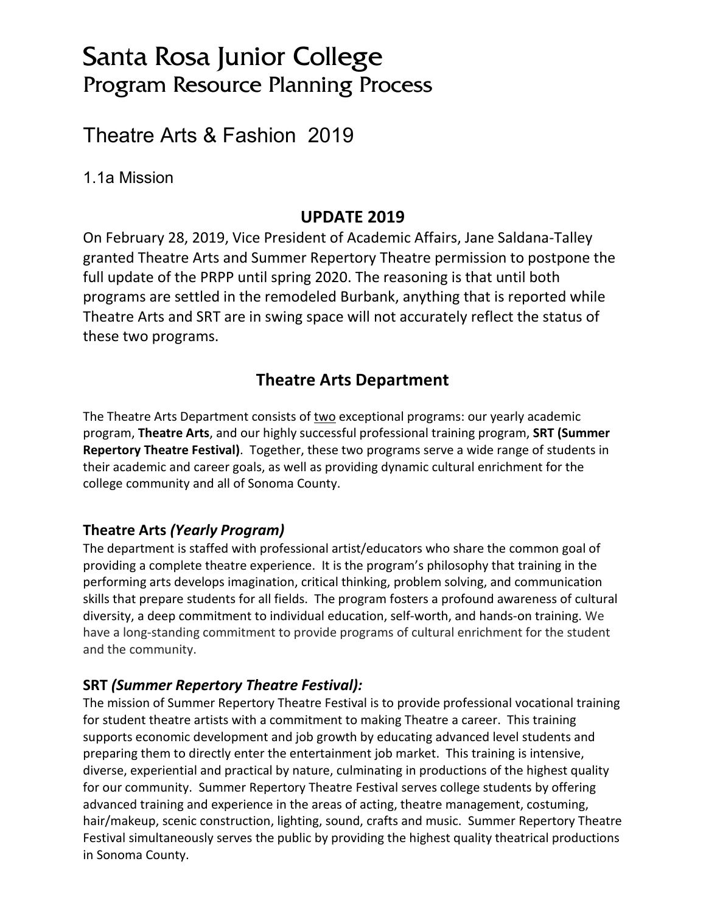# Santa Rosa Junior College
## Program Resource Planning Process

## Theatre Arts & Fashion 2019

1.1a Mission

### UPDATE 2019

On February 28, 2019, Vice President of Academic Affairs, Jane Saldana-Talley granted Theatre Arts and Summer Repertory Theatre permission to postpone the full update of the PRPP until spring 2020. The reasoning is that until both programs are settled in the remodeled Burbank, anything that is reported while Theatre Arts and SRT are in swing space will not accurately reflect the status of these two programs.

### Theatre Arts Department

The Theatre Arts Department consists of two exceptional programs: our yearly academic program, **Theatre Arts**, and our highly successful professional training program, **SRT (Summer Repertory Theatre Festival)**. Together, these two programs serve a wide range of students in their academic and career goals, as well as providing dynamic cultural enrichment for the college community and all of Sonoma County.

#### Theatre Arts *(Yearly Program)*

The department is staffed with professional artist/educators who share the common goal of providing a complete theatre experience. It is the program's philosophy that training in the performing arts develops imagination, critical thinking, problem solving, and communication skills that prepare students for all fields. The program fosters a profound awareness of cultural diversity, a deep commitment to individual education, self-worth, and hands-on training. We have a long-standing commitment to provide programs of cultural enrichment for the student and the community.

#### SRT *(Summer Repertory Theatre Festival):*

The mission of Summer Repertory Theatre Festival is to provide professional vocational training for student theatre artists with a commitment to making Theatre a career. This training supports economic development and job growth by educating advanced level students and preparing them to directly enter the entertainment job market. This training is intensive, diverse, experiential and practical by nature, culminating in productions of the highest quality for our community. Summer Repertory Theatre Festival serves college students by offering advanced training and experience in the areas of acting, theatre management, costuming, hair/makeup, scenic construction, lighting, sound, crafts and music. Summer Repertory Theatre Festival simultaneously serves the public by providing the highest quality theatrical productions in Sonoma County.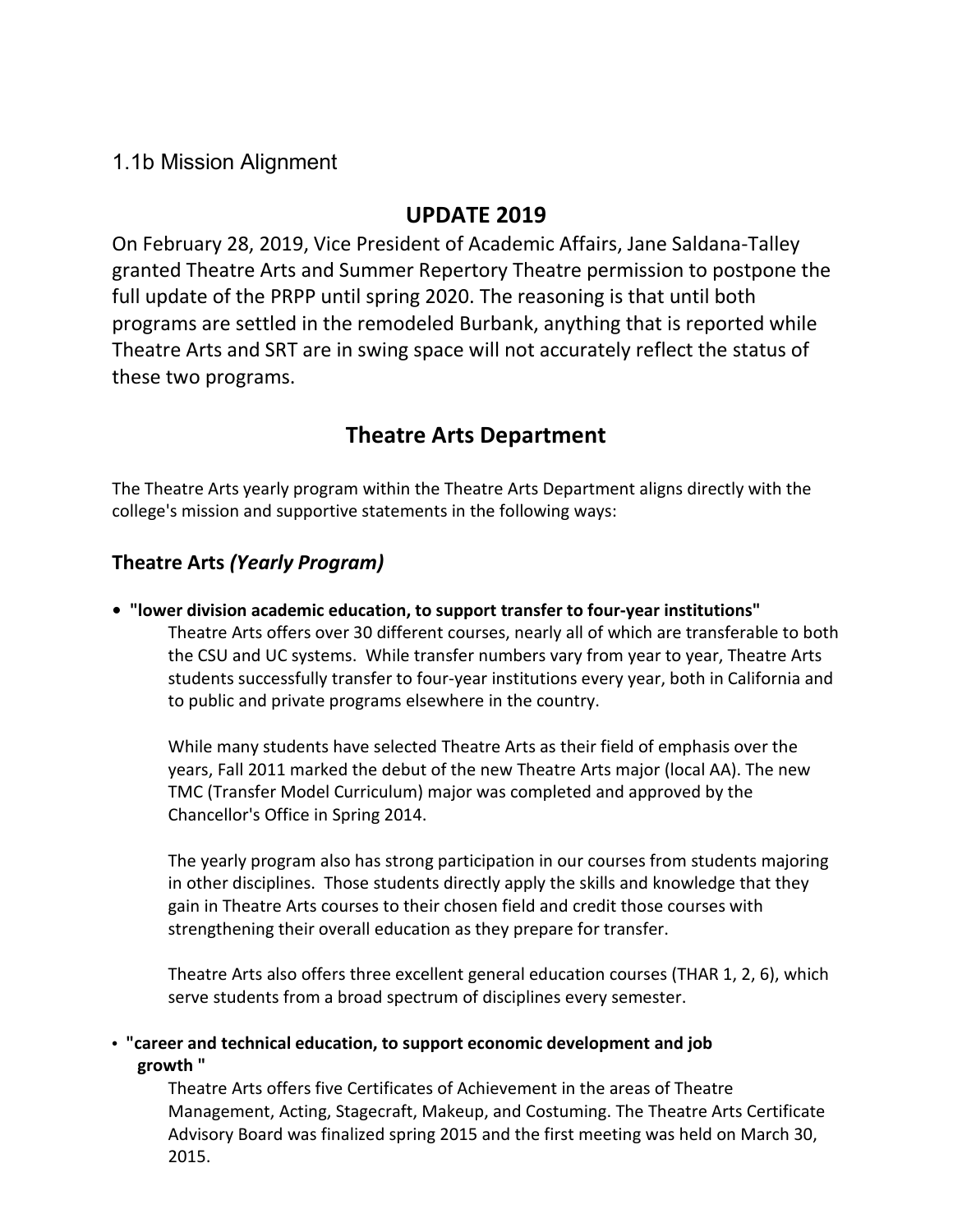### 1.1b Mission Alignment

## UPDATE 2019

On February 28, 2019, Vice President of Academic Affairs, Jane Saldana-Talley granted Theatre Arts and Summer Repertory Theatre permission to postpone the full update of the PRPP until spring 2020. The reasoning is that until both programs are settled in the remodeled Burbank, anything that is reported while Theatre Arts and SRT are in swing space will not accurately reflect the status of these two programs.

## Theatre Arts Department

The Theatre Arts yearly program within the Theatre Arts Department aligns directly with the college's mission and supportive statements in the following ways:

### Theatre Arts *(Yearly Program)*

- **"lower division academic education, to support transfer to four-year institutions"**

  Theatre Arts offers over 30 different courses, nearly all of which are transferable to both the CSU and UC systems. While transfer numbers vary from year to year, Theatre Arts students successfully transfer to four-year institutions every year, both in California and to public and private programs elsewhere in the country.

  While many students have selected Theatre Arts as their field of emphasis over the years, Fall 2011 marked the debut of the new Theatre Arts major (local AA). The new TMC (Transfer Model Curriculum) major was completed and approved by the Chancellor's Office in Spring 2014.

  The yearly program also has strong participation in our courses from students majoring in other disciplines. Those students directly apply the skills and knowledge that they gain in Theatre Arts courses to their chosen field and credit those courses with strengthening their overall education as they prepare for transfer.

  Theatre Arts also offers three excellent general education courses (THAR 1, 2, 6), which serve students from a broad spectrum of disciplines every semester.

- **"career and technical education, to support economic development and job growth "**

  Theatre Arts offers five Certificates of Achievement in the areas of Theatre Management, Acting, Stagecraft, Makeup, and Costuming. The Theatre Arts Certificate Advisory Board was finalized spring 2015 and the first meeting was held on March 30, 2015.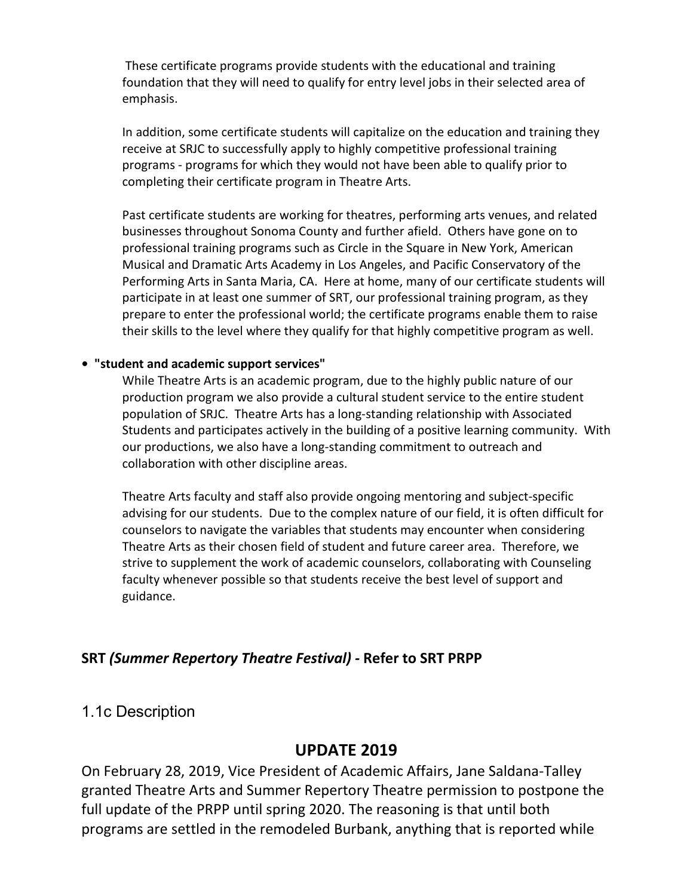These certificate programs provide students with the educational and training foundation that they will need to qualify for entry level jobs in their selected area of emphasis.

In addition, some certificate students will capitalize on the education and training they receive at SRJC to successfully apply to highly competitive professional training programs - programs for which they would not have been able to qualify prior to completing their certificate program in Theatre Arts.

Past certificate students are working for theatres, performing arts venues, and related businesses throughout Sonoma County and further afield. Others have gone on to professional training programs such as Circle in the Square in New York, American Musical and Dramatic Arts Academy in Los Angeles, and Pacific Conservatory of the Performing Arts in Santa Maria, CA. Here at home, many of our certificate students will participate in at least one summer of SRT, our professional training program, as they prepare to enter the professional world; the certificate programs enable them to raise their skills to the level where they qualify for that highly competitive program as well.

- **"student and academic support services"**

  While Theatre Arts is an academic program, due to the highly public nature of our production program we also provide a cultural student service to the entire student population of SRJC. Theatre Arts has a long-standing relationship with Associated Students and participates actively in the building of a positive learning community. With our productions, we also have a long-standing commitment to outreach and collaboration with other discipline areas.

  Theatre Arts faculty and staff also provide ongoing mentoring and subject-specific advising for our students. Due to the complex nature of our field, it is often difficult for counselors to navigate the variables that students may encounter when considering Theatre Arts as their chosen field of student and future career area. Therefore, we strive to supplement the work of academic counselors, collaborating with Counseling faculty whenever possible so that students receive the best level of support and guidance.

**SRT *(Summer Repertory Theatre Festival)* - Refer to SRT PRPP**

## 1.1c Description

## UPDATE 2019

On February 28, 2019, Vice President of Academic Affairs, Jane Saldana-Talley granted Theatre Arts and Summer Repertory Theatre permission to postpone the full update of the PRPP until spring 2020. The reasoning is that until both programs are settled in the remodeled Burbank, anything that is reported while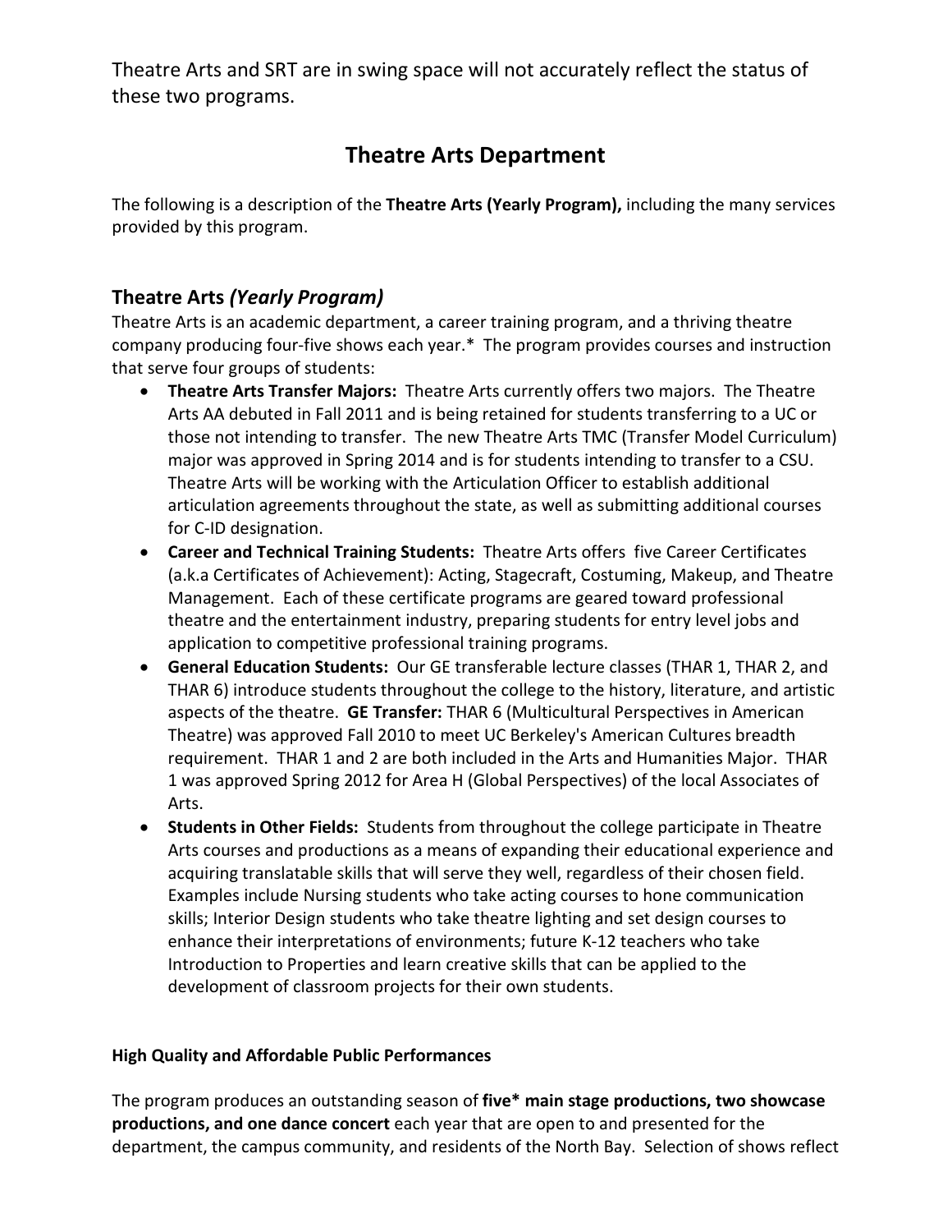Theatre Arts and SRT are in swing space will not accurately reflect the status of these two programs.

# Theatre Arts Department

The following is a description of the **Theatre Arts (Yearly Program),** including the many services provided by this program.

## Theatre Arts *(Yearly Program)*

Theatre Arts is an academic department, a career training program, and a thriving theatre company producing four-five shows each year.* The program provides courses and instruction that serve four groups of students:

- **Theatre Arts Transfer Majors:** Theatre Arts currently offers two majors. The Theatre Arts AA debuted in Fall 2011 and is being retained for students transferring to a UC or those not intending to transfer. The new Theatre Arts TMC (Transfer Model Curriculum) major was approved in Spring 2014 and is for students intending to transfer to a CSU. Theatre Arts will be working with the Articulation Officer to establish additional articulation agreements throughout the state, as well as submitting additional courses for C-ID designation.
- **Career and Technical Training Students:** Theatre Arts offers five Career Certificates (a.k.a Certificates of Achievement): Acting, Stagecraft, Costuming, Makeup, and Theatre Management. Each of these certificate programs are geared toward professional theatre and the entertainment industry, preparing students for entry level jobs and application to competitive professional training programs.
- **General Education Students:** Our GE transferable lecture classes (THAR 1, THAR 2, and THAR 6) introduce students throughout the college to the history, literature, and artistic aspects of the theatre. **GE Transfer:** THAR 6 (Multicultural Perspectives in American Theatre) was approved Fall 2010 to meet UC Berkeley's American Cultures breadth requirement. THAR 1 and 2 are both included in the Arts and Humanities Major. THAR 1 was approved Spring 2012 for Area H (Global Perspectives) of the local Associates of Arts.
- **Students in Other Fields:** Students from throughout the college participate in Theatre Arts courses and productions as a means of expanding their educational experience and acquiring translatable skills that will serve they well, regardless of their chosen field. Examples include Nursing students who take acting courses to hone communication skills; Interior Design students who take theatre lighting and set design courses to enhance their interpretations of environments; future K-12 teachers who take Introduction to Properties and learn creative skills that can be applied to the development of classroom projects for their own students.

#### High Quality and Affordable Public Performances

The program produces an outstanding season of **five* main stage productions, two showcase productions, and one dance concert** each year that are open to and presented for the department, the campus community, and residents of the North Bay. Selection of shows reflect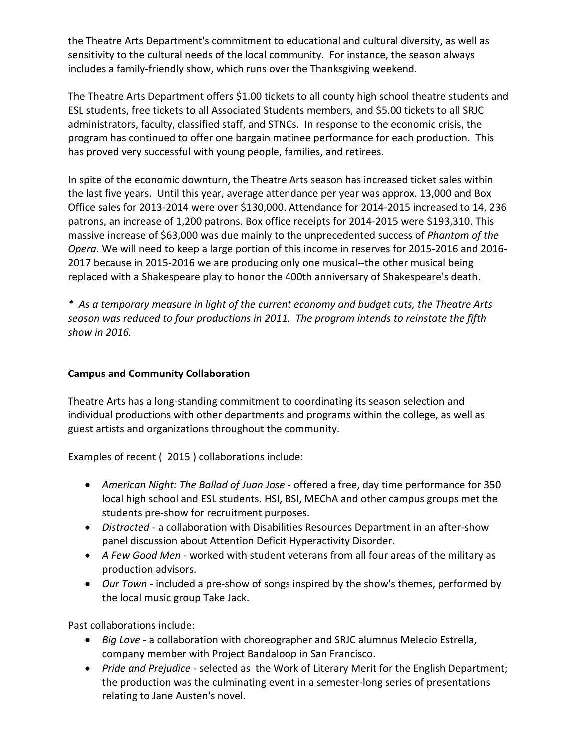the Theatre Arts Department's commitment to educational and cultural diversity, as well as sensitivity to the cultural needs of the local community. For instance, the season always includes a family-friendly show, which runs over the Thanksgiving weekend.

The Theatre Arts Department offers $1.00 tickets to all county high school theatre students and ESL students, free tickets to all Associated Students members, and $5.00 tickets to all SRJC administrators, faculty, classified staff, and STNCs. In response to the economic crisis, the program has continued to offer one bargain matinee performance for each production. This has proved very successful with young people, families, and retirees.

In spite of the economic downturn, the Theatre Arts season has increased ticket sales within the last five years. Until this year, average attendance per year was approx. 13,000 and Box Office sales for 2013-2014 were over $130,000. Attendance for 2014-2015 increased to 14, 236 patrons, an increase of 1,200 patrons. Box office receipts for 2014-2015 were $193,310. This massive increase of $63,000 was due mainly to the unprecedented success of *Phantom of the Opera.* We will need to keep a large portion of this income in reserves for 2015-2016 and 2016-2017 because in 2015-2016 we are producing only one musical--the other musical being replaced with a Shakespeare play to honor the 400th anniversary of Shakespeare's death.

*\* As a temporary measure in light of the current economy and budget cuts, the Theatre Arts season was reduced to four productions in 2011. The program intends to reinstate the fifth show in 2016.*

**Campus and Community Collaboration**

Theatre Arts has a long-standing commitment to coordinating its season selection and individual productions with other departments and programs within the college, as well as guest artists and organizations throughout the community.

Examples of recent ( 2015 ) collaborations include:

- *American Night: The Ballad of Juan Jose* - offered a free, day time performance for 350 local high school and ESL students. HSI, BSI, MEChA and other campus groups met the students pre-show for recruitment purposes.
- *Distracted* - a collaboration with Disabilities Resources Department in an after-show panel discussion about Attention Deficit Hyperactivity Disorder.
- *A Few Good Men* - worked with student veterans from all four areas of the military as production advisors.
- *Our Town* - included a pre-show of songs inspired by the show's themes, performed by the local music group Take Jack.

Past collaborations include:

- *Big Love* - a collaboration with choreographer and SRJC alumnus Melecio Estrella, company member with Project Bandaloop in San Francisco.
- *Pride and Prejudice* - selected as the Work of Literary Merit for the English Department; the production was the culminating event in a semester-long series of presentations relating to Jane Austen's novel.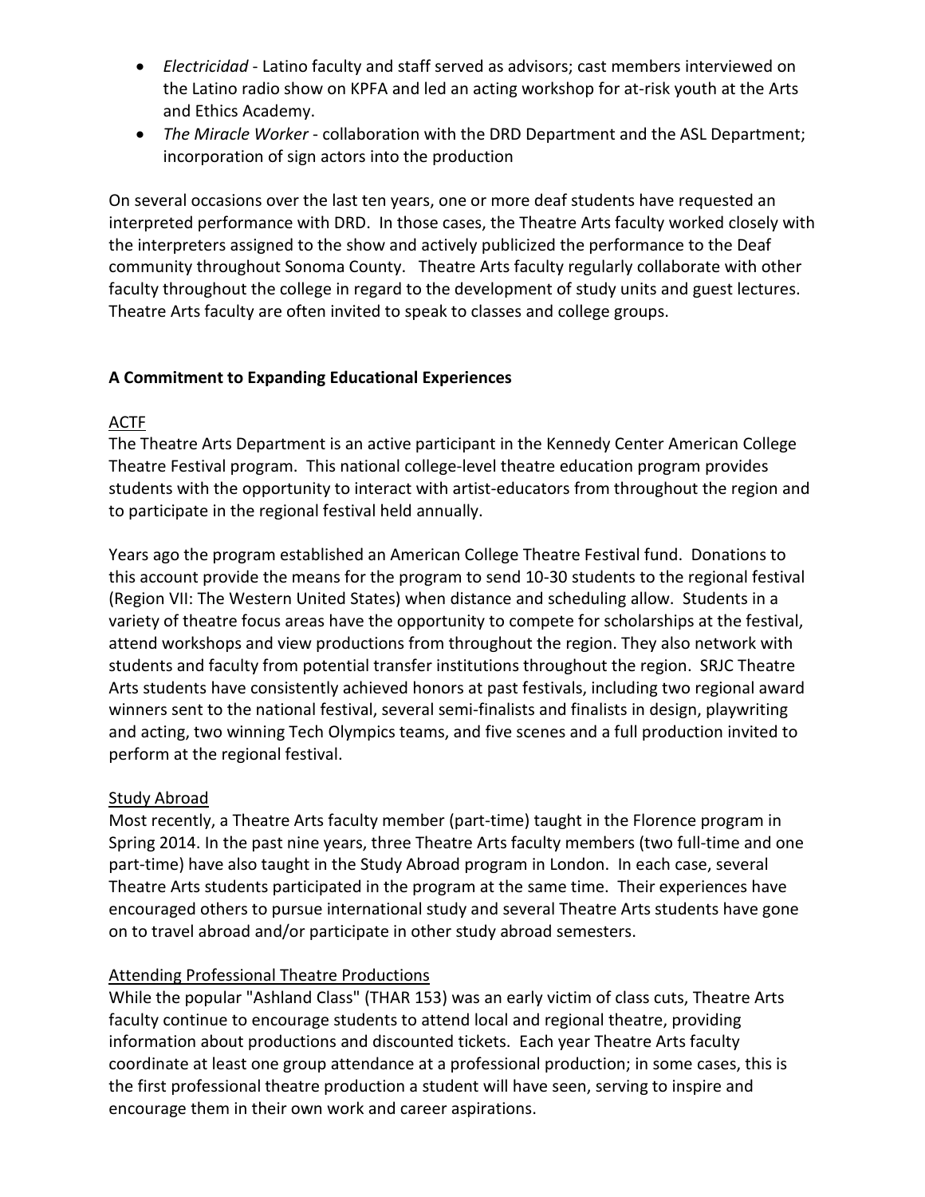- *Electricidad* - Latino faculty and staff served as advisors; cast members interviewed on the Latino radio show on KPFA and led an acting workshop for at-risk youth at the Arts and Ethics Academy.
- *The Miracle Worker* - collaboration with the DRD Department and the ASL Department; incorporation of sign actors into the production

On several occasions over the last ten years, one or more deaf students have requested an interpreted performance with DRD. In those cases, the Theatre Arts faculty worked closely with the interpreters assigned to the show and actively publicized the performance to the Deaf community throughout Sonoma County. Theatre Arts faculty regularly collaborate with other faculty throughout the college in regard to the development of study units and guest lectures. Theatre Arts faculty are often invited to speak to classes and college groups.

**A Commitment to Expanding Educational Experiences**

<u>ACTF</u>
The Theatre Arts Department is an active participant in the Kennedy Center American College Theatre Festival program. This national college-level theatre education program provides students with the opportunity to interact with artist-educators from throughout the region and to participate in the regional festival held annually.

Years ago the program established an American College Theatre Festival fund. Donations to this account provide the means for the program to send 10-30 students to the regional festival (Region VII: The Western United States) when distance and scheduling allow. Students in a variety of theatre focus areas have the opportunity to compete for scholarships at the festival, attend workshops and view productions from throughout the region. They also network with students and faculty from potential transfer institutions throughout the region. SRJC Theatre Arts students have consistently achieved honors at past festivals, including two regional award winners sent to the national festival, several semi-finalists and finalists in design, playwriting and acting, two winning Tech Olympics teams, and five scenes and a full production invited to perform at the regional festival.

<u>Study Abroad</u>
Most recently, a Theatre Arts faculty member (part-time) taught in the Florence program in Spring 2014. In the past nine years, three Theatre Arts faculty members (two full-time and one part-time) have also taught in the Study Abroad program in London. In each case, several Theatre Arts students participated in the program at the same time. Their experiences have encouraged others to pursue international study and several Theatre Arts students have gone on to travel abroad and/or participate in other study abroad semesters.

<u>Attending Professional Theatre Productions</u>
While the popular "Ashland Class" (THAR 153) was an early victim of class cuts, Theatre Arts faculty continue to encourage students to attend local and regional theatre, providing information about productions and discounted tickets. Each year Theatre Arts faculty coordinate at least one group attendance at a professional production; in some cases, this is the first professional theatre production a student will have seen, serving to inspire and encourage them in their own work and career aspirations.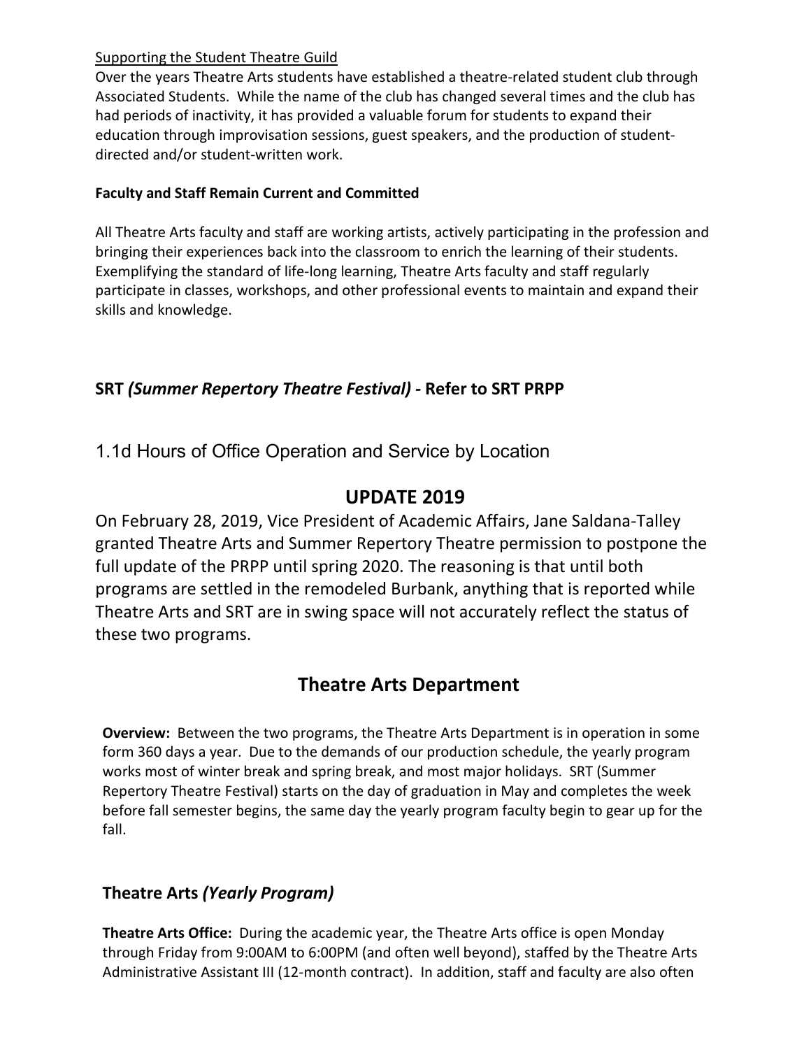Supporting the Student Theatre Guild

Over the years Theatre Arts students have established a theatre-related student club through Associated Students. While the name of the club has changed several times and the club has had periods of inactivity, it has provided a valuable forum for students to expand their education through improvisation sessions, guest speakers, and the production of student-directed and/or student-written work.

**Faculty and Staff Remain Current and Committed**

All Theatre Arts faculty and staff are working artists, actively participating in the profession and bringing their experiences back into the classroom to enrich the learning of their students. Exemplifying the standard of life-long learning, Theatre Arts faculty and staff regularly participate in classes, workshops, and other professional events to maintain and expand their skills and knowledge.

**SRT *(Summer Repertory Theatre Festival)* - Refer to SRT PRPP**

## 1.1d Hours of Office Operation and Service by Location

## UPDATE 2019

On February 28, 2019, Vice President of Academic Affairs, Jane Saldana-Talley granted Theatre Arts and Summer Repertory Theatre permission to postpone the full update of the PRPP until spring 2020. The reasoning is that until both programs are settled in the remodeled Burbank, anything that is reported while Theatre Arts and SRT are in swing space will not accurately reflect the status of these two programs.

## Theatre Arts Department

**Overview:** Between the two programs, the Theatre Arts Department is in operation in some form 360 days a year. Due to the demands of our production schedule, the yearly program works most of winter break and spring break, and most major holidays. SRT (Summer Repertory Theatre Festival) starts on the day of graduation in May and completes the week before fall semester begins, the same day the yearly program faculty begin to gear up for the fall.

### Theatre Arts *(Yearly Program)*

**Theatre Arts Office:** During the academic year, the Theatre Arts office is open Monday through Friday from 9:00AM to 6:00PM (and often well beyond), staffed by the Theatre Arts Administrative Assistant III (12-month contract). In addition, staff and faculty are also often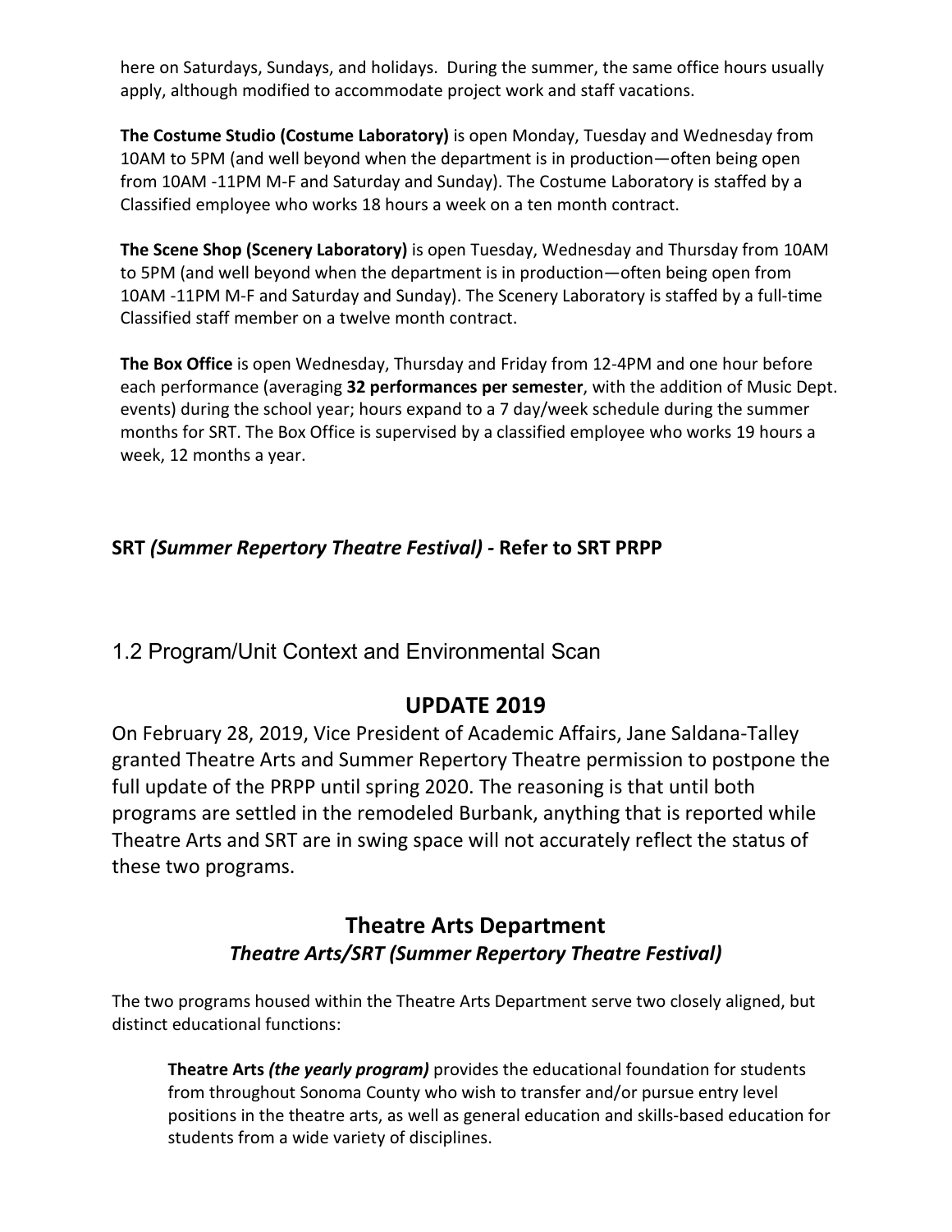here on Saturdays, Sundays, and holidays. During the summer, the same office hours usually apply, although modified to accommodate project work and staff vacations.

**The Costume Studio (Costume Laboratory)** is open Monday, Tuesday and Wednesday from 10AM to 5PM (and well beyond when the department is in production—often being open from 10AM -11PM M-F and Saturday and Sunday). The Costume Laboratory is staffed by a Classified employee who works 18 hours a week on a ten month contract.

**The Scene Shop (Scenery Laboratory)** is open Tuesday, Wednesday and Thursday from 10AM to 5PM (and well beyond when the department is in production—often being open from 10AM -11PM M-F and Saturday and Sunday). The Scenery Laboratory is staffed by a full-time Classified staff member on a twelve month contract.

**The Box Office** is open Wednesday, Thursday and Friday from 12-4PM and one hour before each performance (averaging **32 performances per semester**, with the addition of Music Dept. events) during the school year; hours expand to a 7 day/week schedule during the summer months for SRT. The Box Office is supervised by a classified employee who works 19 hours a week, 12 months a year.

**SRT *(Summer Repertory Theatre Festival)* - Refer to SRT PRPP**

## 1.2 Program/Unit Context and Environmental Scan

## UPDATE 2019

On February 28, 2019, Vice President of Academic Affairs, Jane Saldana-Talley granted Theatre Arts and Summer Repertory Theatre permission to postpone the full update of the PRPP until spring 2020. The reasoning is that until both programs are settled in the remodeled Burbank, anything that is reported while Theatre Arts and SRT are in swing space will not accurately reflect the status of these two programs.

## Theatre Arts Department

### *Theatre Arts/SRT (Summer Repertory Theatre Festival)*

The two programs housed within the Theatre Arts Department serve two closely aligned, but distinct educational functions:

> **Theatre Arts *(the yearly program)*** provides the educational foundation for students from throughout Sonoma County who wish to transfer and/or pursue entry level positions in the theatre arts, as well as general education and skills-based education for students from a wide variety of disciplines.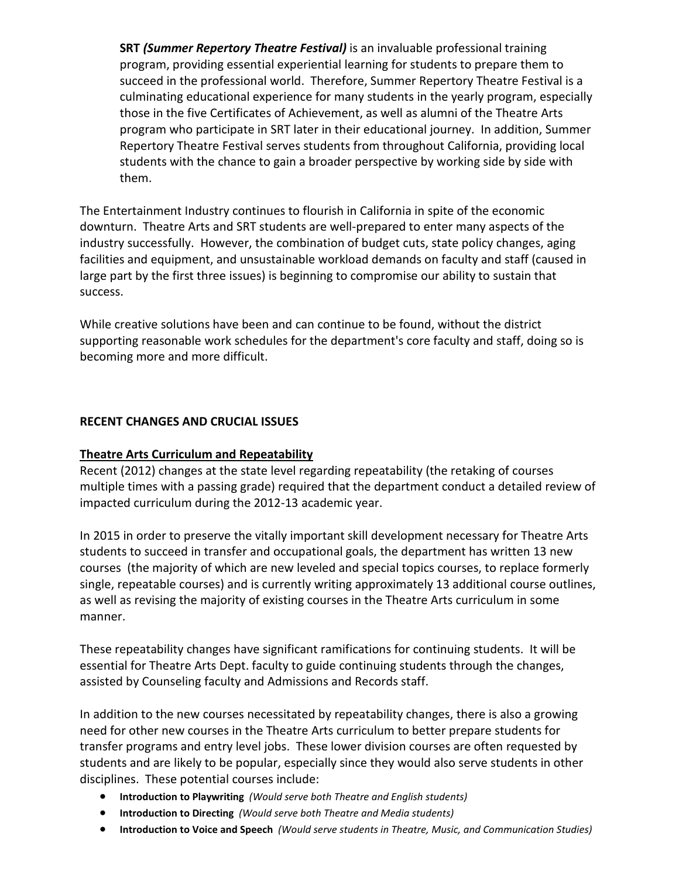**SRT *(Summer Repertory Theatre Festival)*** is an invaluable professional training program, providing essential experiential learning for students to prepare them to succeed in the professional world. Therefore, Summer Repertory Theatre Festival is a culminating educational experience for many students in the yearly program, especially those in the five Certificates of Achievement, as well as alumni of the Theatre Arts program who participate in SRT later in their educational journey. In addition, Summer Repertory Theatre Festival serves students from throughout California, providing local students with the chance to gain a broader perspective by working side by side with them.

The Entertainment Industry continues to flourish in California in spite of the economic downturn. Theatre Arts and SRT students are well-prepared to enter many aspects of the industry successfully. However, the combination of budget cuts, state policy changes, aging facilities and equipment, and unsustainable workload demands on faculty and staff (caused in large part by the first three issues) is beginning to compromise our ability to sustain that success.

While creative solutions have been and can continue to be found, without the district supporting reasonable work schedules for the department's core faculty and staff, doing so is becoming more and more difficult.

## RECENT CHANGES AND CRUCIAL ISSUES

### Theatre Arts Curriculum and Repeatability

Recent (2012) changes at the state level regarding repeatability (the retaking of courses multiple times with a passing grade) required that the department conduct a detailed review of impacted curriculum during the 2012-13 academic year.

In 2015 in order to preserve the vitally important skill development necessary for Theatre Arts students to succeed in transfer and occupational goals, the department has written 13 new courses (the majority of which are new leveled and special topics courses, to replace formerly single, repeatable courses) and is currently writing approximately 13 additional course outlines, as well as revising the majority of existing courses in the Theatre Arts curriculum in some manner.

These repeatability changes have significant ramifications for continuing students. It will be essential for Theatre Arts Dept. faculty to guide continuing students through the changes, assisted by Counseling faculty and Admissions and Records staff.

In addition to the new courses necessitated by repeatability changes, there is also a growing need for other new courses in the Theatre Arts curriculum to better prepare students for transfer programs and entry level jobs. These lower division courses are often requested by students and are likely to be popular, especially since they would also serve students in other disciplines. These potential courses include:

- **Introduction to Playwriting** *(Would serve both Theatre and English students)*
- **Introduction to Directing** *(Would serve both Theatre and Media students)*
- **Introduction to Voice and Speech** *(Would serve students in Theatre, Music, and Communication Studies)*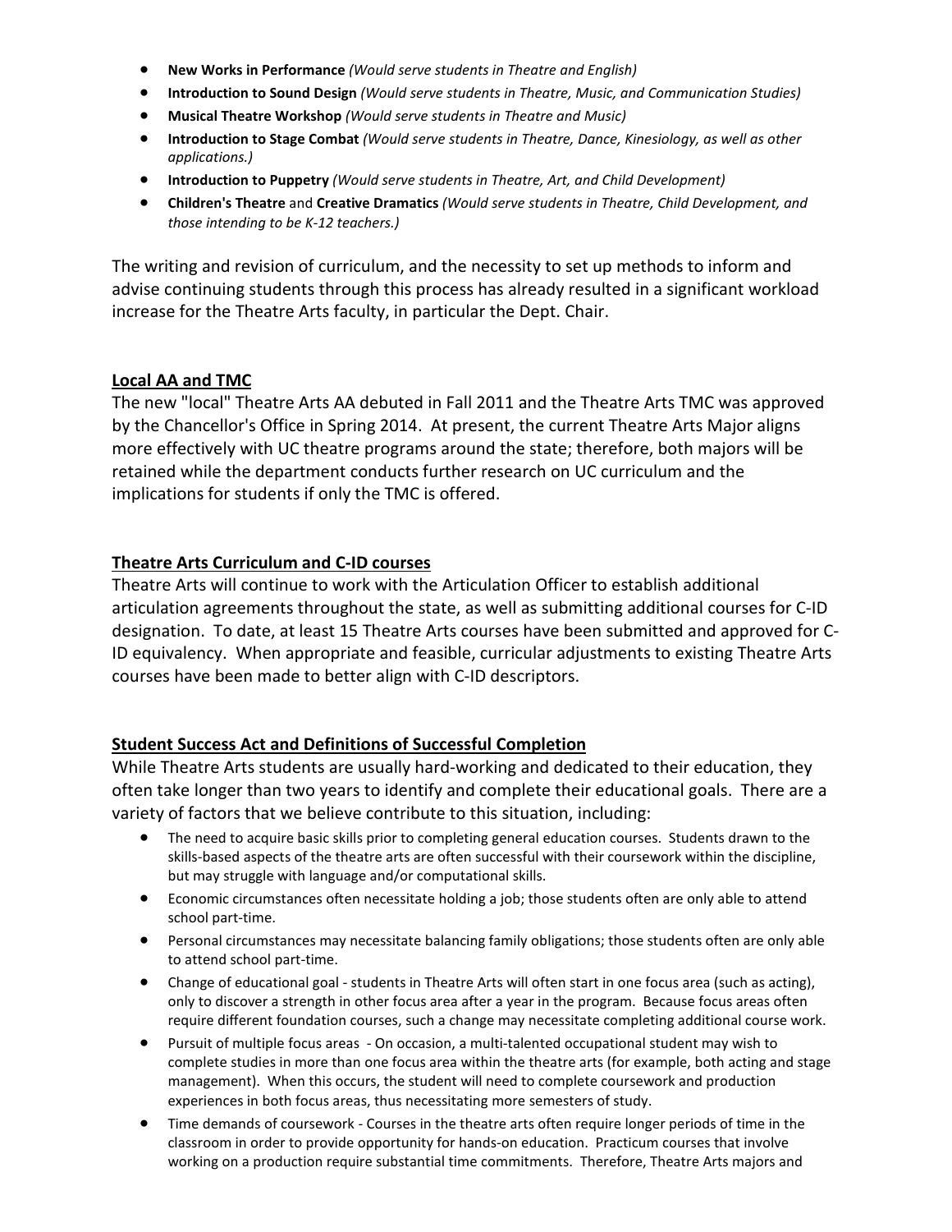- **New Works in Performance** *(Would serve students in Theatre and English)*
- **Introduction to Sound Design** *(Would serve students in Theatre, Music, and Communication Studies)*
- **Musical Theatre Workshop** *(Would serve students in Theatre and Music)*
- **Introduction to Stage Combat** *(Would serve students in Theatre, Dance, Kinesiology, as well as other applications.)*
- **Introduction to Puppetry** *(Would serve students in Theatre, Art, and Child Development)*
- **Children's Theatre** and **Creative Dramatics** *(Would serve students in Theatre, Child Development, and those intending to be K-12 teachers.)*

The writing and revision of curriculum, and the necessity to set up methods to inform and advise continuing students through this process has already resulted in a significant workload increase for the Theatre Arts faculty, in particular the Dept. Chair.

**Local AA and TMC**

The new "local" Theatre Arts AA debuted in Fall 2011 and the Theatre Arts TMC was approved by the Chancellor's Office in Spring 2014. At present, the current Theatre Arts Major aligns more effectively with UC theatre programs around the state; therefore, both majors will be retained while the department conducts further research on UC curriculum and the implications for students if only the TMC is offered.

**Theatre Arts Curriculum and C-ID courses**

Theatre Arts will continue to work with the Articulation Officer to establish additional articulation agreements throughout the state, as well as submitting additional courses for C-ID designation. To date, at least 15 Theatre Arts courses have been submitted and approved for C-ID equivalency. When appropriate and feasible, curricular adjustments to existing Theatre Arts courses have been made to better align with C-ID descriptors.

**Student Success Act and Definitions of Successful Completion**

While Theatre Arts students are usually hard-working and dedicated to their education, they often take longer than two years to identify and complete their educational goals. There are a variety of factors that we believe contribute to this situation, including:

- The need to acquire basic skills prior to completing general education courses. Students drawn to the skills-based aspects of the theatre arts are often successful with their coursework within the discipline, but may struggle with language and/or computational skills.
- Economic circumstances often necessitate holding a job; those students often are only able to attend school part-time.
- Personal circumstances may necessitate balancing family obligations; those students often are only able to attend school part-time.
- Change of educational goal - students in Theatre Arts will often start in one focus area (such as acting), only to discover a strength in other focus area after a year in the program. Because focus areas often require different foundation courses, such a change may necessitate completing additional course work.
- Pursuit of multiple focus areas - On occasion, a multi-talented occupational student may wish to complete studies in more than one focus area within the theatre arts (for example, both acting and stage management). When this occurs, the student will need to complete coursework and production experiences in both focus areas, thus necessitating more semesters of study.
- Time demands of coursework - Courses in the theatre arts often require longer periods of time in the classroom in order to provide opportunity for hands-on education. Practicum courses that involve working on a production require substantial time commitments. Therefore, Theatre Arts majors and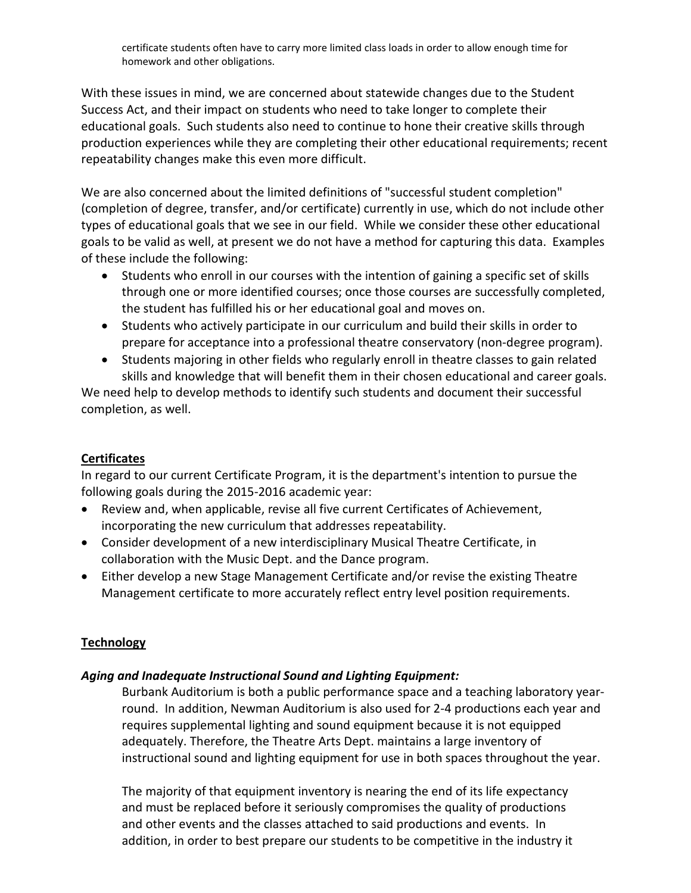certificate students often have to carry more limited class loads in order to allow enough time for homework and other obligations.

With these issues in mind, we are concerned about statewide changes due to the Student Success Act, and their impact on students who need to take longer to complete their educational goals. Such students also need to continue to hone their creative skills through production experiences while they are completing their other educational requirements; recent repeatability changes make this even more difficult.

We are also concerned about the limited definitions of "successful student completion" (completion of degree, transfer, and/or certificate) currently in use, which do not include other types of educational goals that we see in our field. While we consider these other educational goals to be valid as well, at present we do not have a method for capturing this data. Examples of these include the following:

- Students who enroll in our courses with the intention of gaining a specific set of skills through one or more identified courses; once those courses are successfully completed, the student has fulfilled his or her educational goal and moves on.
- Students who actively participate in our curriculum and build their skills in order to prepare for acceptance into a professional theatre conservatory (non-degree program).
- Students majoring in other fields who regularly enroll in theatre classes to gain related skills and knowledge that will benefit them in their chosen educational and career goals.

We need help to develop methods to identify such students and document their successful completion, as well.

**Certificates**

In regard to our current Certificate Program, it is the department's intention to pursue the following goals during the 2015-2016 academic year:

- Review and, when applicable, revise all five current Certificates of Achievement, incorporating the new curriculum that addresses repeatability.
- Consider development of a new interdisciplinary Musical Theatre Certificate, in collaboration with the Music Dept. and the Dance program.
- Either develop a new Stage Management Certificate and/or revise the existing Theatre Management certificate to more accurately reflect entry level position requirements.

**Technology**

***Aging and Inadequate Instructional Sound and Lighting Equipment:***

Burbank Auditorium is both a public performance space and a teaching laboratory year-round. In addition, Newman Auditorium is also used for 2-4 productions each year and requires supplemental lighting and sound equipment because it is not equipped adequately. Therefore, the Theatre Arts Dept. maintains a large inventory of instructional sound and lighting equipment for use in both spaces throughout the year.

The majority of that equipment inventory is nearing the end of its life expectancy and must be replaced before it seriously compromises the quality of productions and other events and the classes attached to said productions and events. In addition, in order to best prepare our students to be competitive in the industry it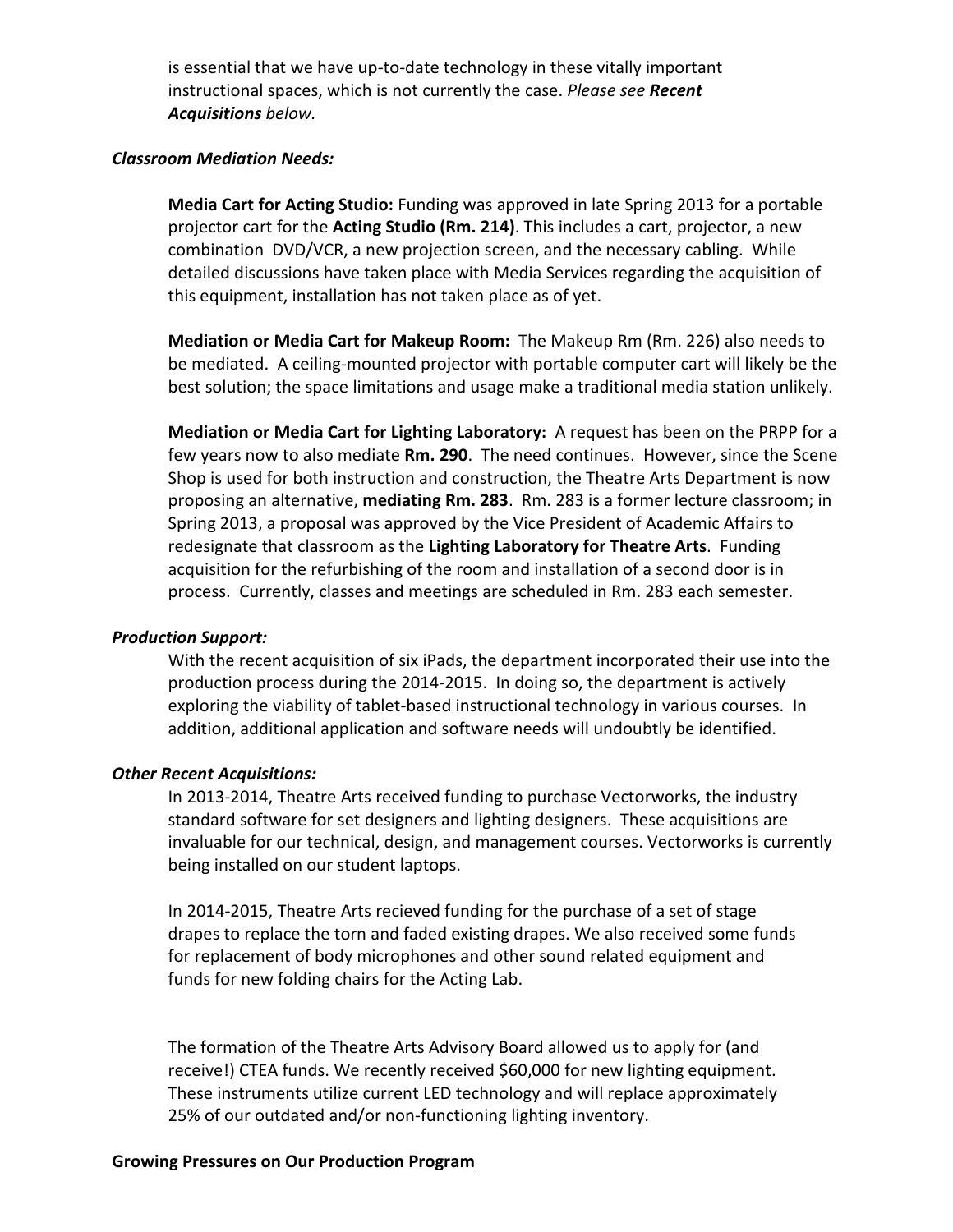is essential that we have up-to-date technology in these vitally important instructional spaces, which is not currently the case. *Please see **Recent Acquisitions** below.*

***Classroom Mediation Needs:***

**Media Cart for Acting Studio:** Funding was approved in late Spring 2013 for a portable projector cart for the **Acting Studio (Rm. 214)**. This includes a cart, projector, a new combination DVD/VCR, a new projection screen, and the necessary cabling. While detailed discussions have taken place with Media Services regarding the acquisition of this equipment, installation has not taken place as of yet.

**Mediation or Media Cart for Makeup Room:** The Makeup Rm (Rm. 226) also needs to be mediated. A ceiling-mounted projector with portable computer cart will likely be the best solution; the space limitations and usage make a traditional media station unlikely.

**Mediation or Media Cart for Lighting Laboratory:** A request has been on the PRPP for a few years now to also mediate **Rm. 290**. The need continues. However, since the Scene Shop is used for both instruction and construction, the Theatre Arts Department is now proposing an alternative, **mediating Rm. 283**. Rm. 283 is a former lecture classroom; in Spring 2013, a proposal was approved by the Vice President of Academic Affairs to redesignate that classroom as the **Lighting Laboratory for Theatre Arts**. Funding acquisition for the refurbishing of the room and installation of a second door is in process. Currently, classes and meetings are scheduled in Rm. 283 each semester.

***Production Support:***

With the recent acquisition of six iPads, the department incorporated their use into the production process during the 2014-2015. In doing so, the department is actively exploring the viability of tablet-based instructional technology in various courses. In addition, additional application and software needs will undoubtly be identified.

***Other Recent Acquisitions:***

In 2013-2014, Theatre Arts received funding to purchase Vectorworks, the industry standard software for set designers and lighting designers. These acquisitions are invaluable for our technical, design, and management courses. Vectorworks is currently being installed on our student laptops.

In 2014-2015, Theatre Arts recieved funding for the purchase of a set of stage drapes to replace the torn and faded existing drapes. We also received some funds for replacement of body microphones and other sound related equipment and funds for new folding chairs for the Acting Lab.

The formation of the Theatre Arts Advisory Board allowed us to apply for (and receive!) CTEA funds. We recently received $60,000 for new lighting equipment. These instruments utilize current LED technology and will replace approximately 25% of our outdated and/or non-functioning lighting inventory.

**Growing Pressures on Our Production Program**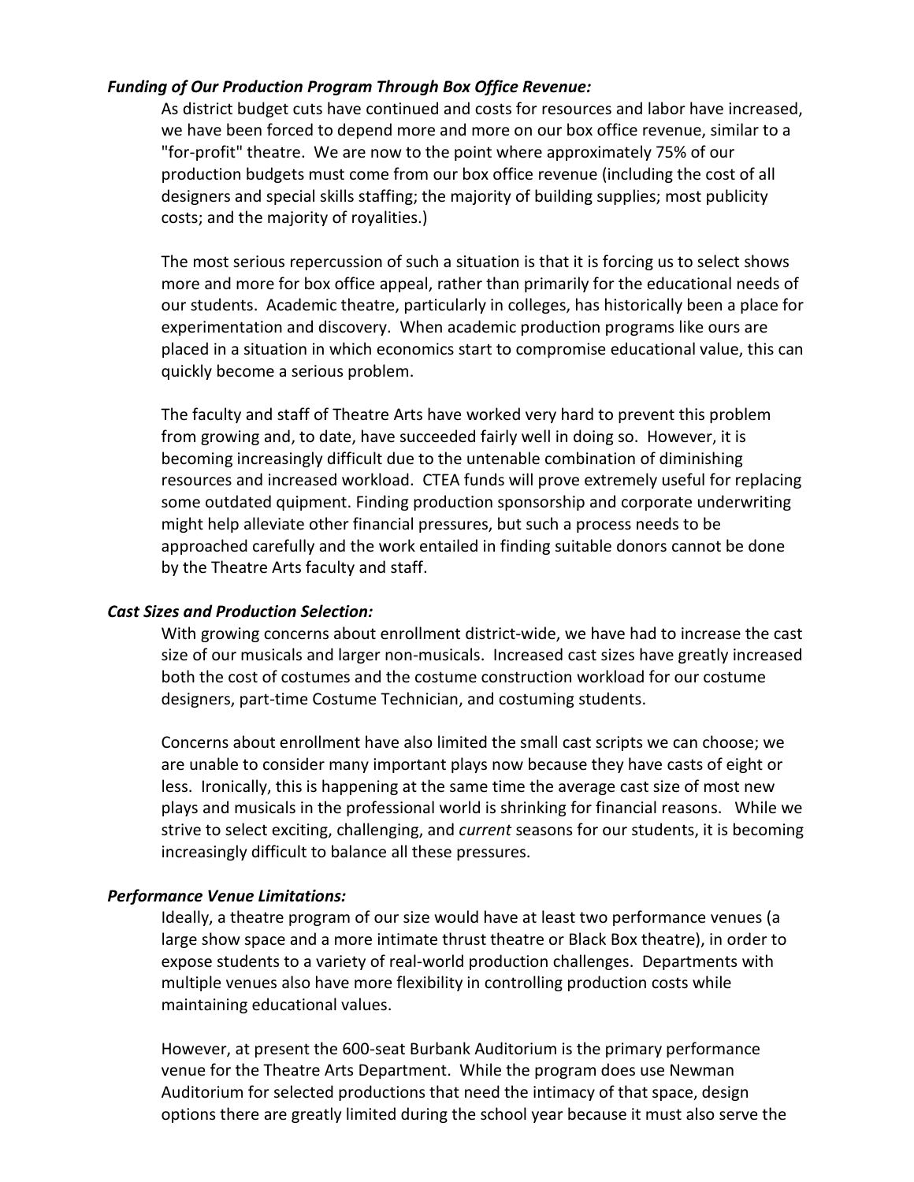***Funding of Our Production Program Through Box Office Revenue:***

As district budget cuts have continued and costs for resources and labor have increased, we have been forced to depend more and more on our box office revenue, similar to a "for-profit" theatre. We are now to the point where approximately 75% of our production budgets must come from our box office revenue (including the cost of all designers and special skills staffing; the majority of building supplies; most publicity costs; and the majority of royalities.)

The most serious repercussion of such a situation is that it is forcing us to select shows more and more for box office appeal, rather than primarily for the educational needs of our students. Academic theatre, particularly in colleges, has historically been a place for experimentation and discovery. When academic production programs like ours are placed in a situation in which economics start to compromise educational value, this can quickly become a serious problem.

The faculty and staff of Theatre Arts have worked very hard to prevent this problem from growing and, to date, have succeeded fairly well in doing so. However, it is becoming increasingly difficult due to the untenable combination of diminishing resources and increased workload. CTEA funds will prove extremely useful for replacing some outdated quipment. Finding production sponsorship and corporate underwriting might help alleviate other financial pressures, but such a process needs to be approached carefully and the work entailed in finding suitable donors cannot be done by the Theatre Arts faculty and staff.

***Cast Sizes and Production Selection:***

With growing concerns about enrollment district-wide, we have had to increase the cast size of our musicals and larger non-musicals. Increased cast sizes have greatly increased both the cost of costumes and the costume construction workload for our costume designers, part-time Costume Technician, and costuming students.

Concerns about enrollment have also limited the small cast scripts we can choose; we are unable to consider many important plays now because they have casts of eight or less. Ironically, this is happening at the same time the average cast size of most new plays and musicals in the professional world is shrinking for financial reasons. While we strive to select exciting, challenging, and *current* seasons for our students, it is becoming increasingly difficult to balance all these pressures.

***Performance Venue Limitations:***

Ideally, a theatre program of our size would have at least two performance venues (a large show space and a more intimate thrust theatre or Black Box theatre), in order to expose students to a variety of real-world production challenges. Departments with multiple venues also have more flexibility in controlling production costs while maintaining educational values.

However, at present the 600-seat Burbank Auditorium is the primary performance venue for the Theatre Arts Department. While the program does use Newman Auditorium for selected productions that need the intimacy of that space, design options there are greatly limited during the school year because it must also serve the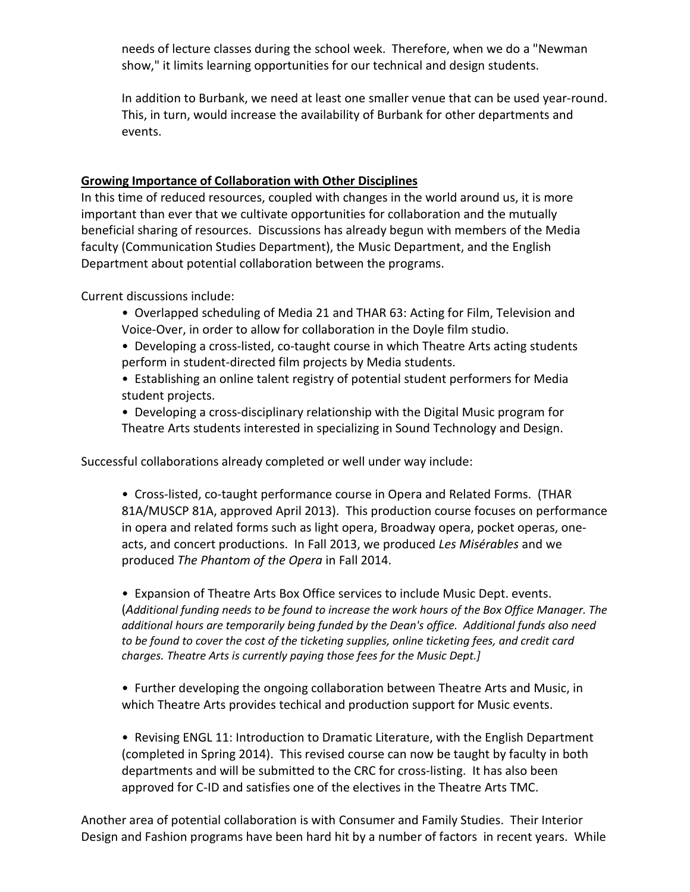needs of lecture classes during the school week. Therefore, when we do a "Newman show," it limits learning opportunities for our technical and design students.

In addition to Burbank, we need at least one smaller venue that can be used year-round. This, in turn, would increase the availability of Burbank for other departments and events.

**Growing Importance of Collaboration with Other Disciplines**

In this time of reduced resources, coupled with changes in the world around us, it is more important than ever that we cultivate opportunities for collaboration and the mutually beneficial sharing of resources. Discussions has already begun with members of the Media faculty (Communication Studies Department), the Music Department, and the English Department about potential collaboration between the programs.

Current discussions include:

- Overlapped scheduling of Media 21 and THAR 63: Acting for Film, Television and Voice-Over, in order to allow for collaboration in the Doyle film studio.
- Developing a cross-listed, co-taught course in which Theatre Arts acting students perform in student-directed film projects by Media students.
- Establishing an online talent registry of potential student performers for Media student projects.
- Developing a cross-disciplinary relationship with the Digital Music program for Theatre Arts students interested in specializing in Sound Technology and Design.

Successful collaborations already completed or well under way include:

- Cross-listed, co-taught performance course in Opera and Related Forms. (THAR 81A/MUSCP 81A, approved April 2013). This production course focuses on performance in opera and related forms such as light opera, Broadway opera, pocket operas, one-acts, and concert productions. In Fall 2013, we produced *Les Misérables* and we produced *The Phantom of the Opera* in Fall 2014.

- Expansion of Theatre Arts Box Office services to include Music Dept. events. (*Additional funding needs to be found to increase the work hours of the Box Office Manager. The additional hours are temporarily being funded by the Dean's office. Additional funds also need to be found to cover the cost of the ticketing supplies, online ticketing fees, and credit card charges. Theatre Arts is currently paying those fees for the Music Dept.]*

- Further developing the ongoing collaboration between Theatre Arts and Music, in which Theatre Arts provides techical and production support for Music events.

- Revising ENGL 11: Introduction to Dramatic Literature, with the English Department (completed in Spring 2014). This revised course can now be taught by faculty in both departments and will be submitted to the CRC for cross-listing. It has also been approved for C-ID and satisfies one of the electives in the Theatre Arts TMC.

Another area of potential collaboration is with Consumer and Family Studies. Their Interior Design and Fashion programs have been hard hit by a number of factors in recent years. While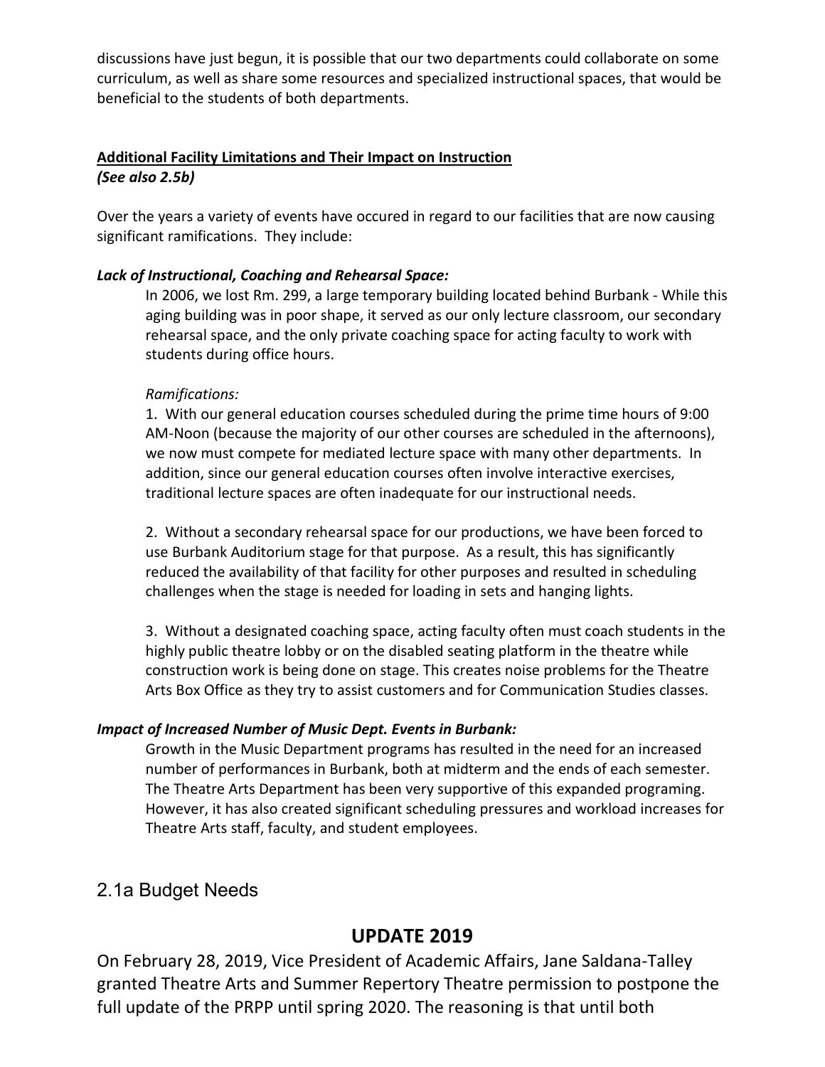discussions have just begun, it is possible that our two departments could collaborate on some curriculum, as well as share some resources and specialized instructional spaces, that would be beneficial to the students of both departments.

**Additional Facility Limitations and Their Impact on Instruction**
***(See also 2.5b)***

Over the years a variety of events have occured in regard to our facilities that are now causing significant ramifications. They include:

***Lack of Instructional, Coaching and Rehearsal Space:***

In 2006, we lost Rm. 299, a large temporary building located behind Burbank - While this aging building was in poor shape, it served as our only lecture classroom, our secondary rehearsal space, and the only private coaching space for acting faculty to work with students during office hours.

*Ramifications:*

1. With our general education courses scheduled during the prime time hours of 9:00 AM-Noon (because the majority of our other courses are scheduled in the afternoons), we now must compete for mediated lecture space with many other departments. In addition, since our general education courses often involve interactive exercises, traditional lecture spaces are often inadequate for our instructional needs.

2. Without a secondary rehearsal space for our productions, we have been forced to use Burbank Auditorium stage for that purpose. As a result, this has significantly reduced the availability of that facility for other purposes and resulted in scheduling challenges when the stage is needed for loading in sets and hanging lights.

3. Without a designated coaching space, acting faculty often must coach students in the highly public theatre lobby or on the disabled seating platform in the theatre while construction work is being done on stage. This creates noise problems for the Theatre Arts Box Office as they try to assist customers and for Communication Studies classes.

***Impact of Increased Number of Music Dept. Events in Burbank:***

Growth in the Music Department programs has resulted in the need for an increased number of performances in Burbank, both at midterm and the ends of each semester. The Theatre Arts Department has been very supportive of this expanded programing. However, it has also created significant scheduling pressures and workload increases for Theatre Arts staff, faculty, and student employees.

## 2.1a Budget Needs

## UPDATE 2019

On February 28, 2019, Vice President of Academic Affairs, Jane Saldana-Talley granted Theatre Arts and Summer Repertory Theatre permission to postpone the full update of the PRPP until spring 2020. The reasoning is that until both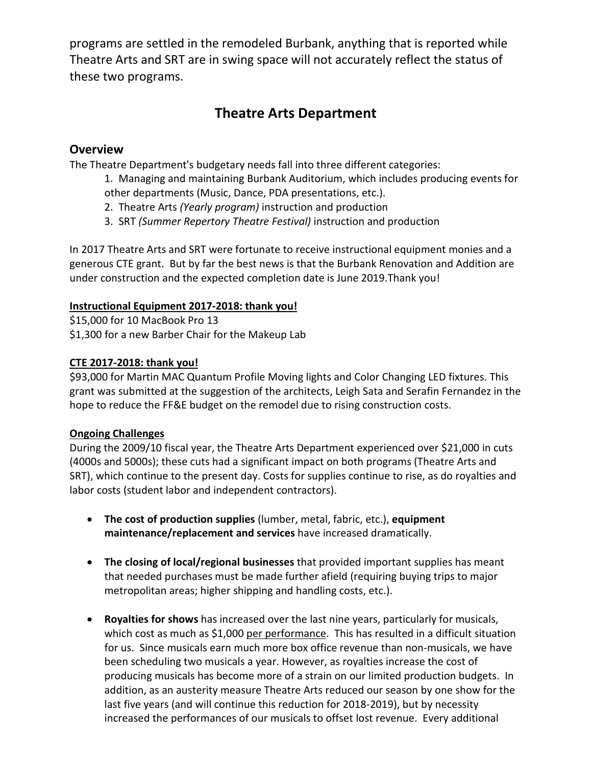programs are settled in the remodeled Burbank, anything that is reported while Theatre Arts and SRT are in swing space will not accurately reflect the status of these two programs.

## Theatre Arts Department

### Overview

The Theatre Department's budgetary needs fall into three different categories:

1. Managing and maintaining Burbank Auditorium, which includes producing events for other departments (Music, Dance, PDA presentations, etc.).
2. Theatre Arts *(Yearly program)* instruction and production
3. SRT *(Summer Repertory Theatre Festival)* instruction and production

In 2017 Theatre Arts and SRT were fortunate to receive instructional equipment monies and a generous CTE grant. But by far the best news is that the Burbank Renovation and Addition are under construction and the expected completion date is June 2019.Thank you!

**Instructional Equipment 2017-2018: thank you!**

$15,000 for 10 MacBook Pro 13
$1,300 for a new Barber Chair for the Makeup Lab

**CTE 2017-2018: thank you!**

$93,000 for Martin MAC Quantum Profile Moving lights and Color Changing LED fixtures. This grant was submitted at the suggestion of the architects, Leigh Sata and Serafin Fernandez in the hope to reduce the FF&E budget on the remodel due to rising construction costs.

**Ongoing Challenges**

During the 2009/10 fiscal year, the Theatre Arts Department experienced over $21,000 in cuts (4000s and 5000s); these cuts had a significant impact on both programs (Theatre Arts and SRT), which continue to the present day. Costs for supplies continue to rise, as do royalties and labor costs (student labor and independent contractors).

- **The cost of production supplies** (lumber, metal, fabric, etc.), **equipment maintenance/replacement and services** have increased dramatically.

- **The closing of local/regional businesses** that provided important supplies has meant that needed purchases must be made further afield (requiring buying trips to major metropolitan areas; higher shipping and handling costs, etc.).

- **Royalties for shows** has increased over the last nine years, particularly for musicals, which cost as much as $1,000 per performance. This has resulted in a difficult situation for us. Since musicals earn much more box office revenue than non-musicals, we have been scheduling two musicals a year. However, as royalties increase the cost of producing musicals has become more of a strain on our limited production budgets. In addition, as an austerity measure Theatre Arts reduced our season by one show for the last five years (and will continue this reduction for 2018-2019), but by necessity increased the performances of our musicals to offset lost revenue. Every additional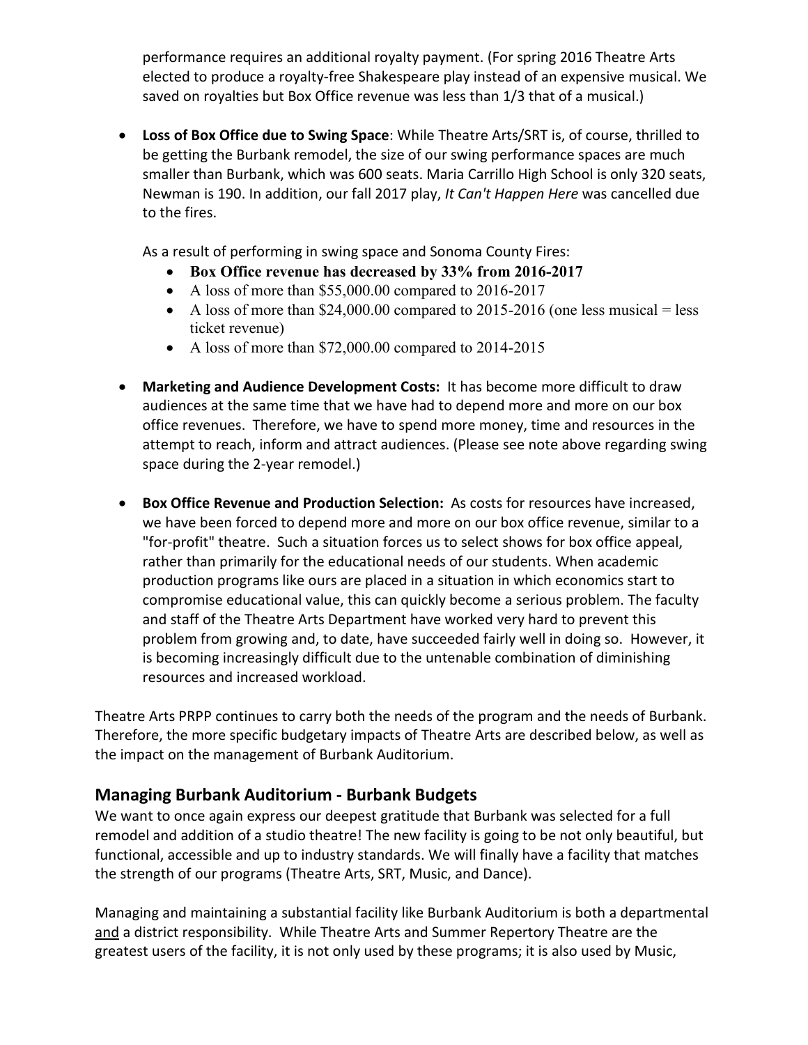performance requires an additional royalty payment. (For spring 2016 Theatre Arts elected to produce a royalty-free Shakespeare play instead of an expensive musical. We saved on royalties but Box Office revenue was less than 1/3 that of a musical.)

- **Loss of Box Office due to Swing Space**: While Theatre Arts/SRT is, of course, thrilled to be getting the Burbank remodel, the size of our swing performance spaces are much smaller than Burbank, which was 600 seats. Maria Carrillo High School is only 320 seats, Newman is 190. In addition, our fall 2017 play, *It Can't Happen Here* was cancelled due to the fires.

  As a result of performing in swing space and Sonoma County Fires:
  - **Box Office revenue has decreased by 33% from 2016-2017**
  - A loss of more than $55,000.00 compared to 2016-2017
  - A loss of more than $24,000.00 compared to 2015-2016 (one less musical = less ticket revenue)
  - A loss of more than $72,000.00 compared to 2014-2015

- **Marketing and Audience Development Costs:** It has become more difficult to draw audiences at the same time that we have had to depend more and more on our box office revenues. Therefore, we have to spend more money, time and resources in the attempt to reach, inform and attract audiences. (Please see note above regarding swing space during the 2-year remodel.)

- **Box Office Revenue and Production Selection:** As costs for resources have increased, we have been forced to depend more and more on our box office revenue, similar to a "for-profit" theatre. Such a situation forces us to select shows for box office appeal, rather than primarily for the educational needs of our students. When academic production programs like ours are placed in a situation in which economics start to compromise educational value, this can quickly become a serious problem. The faculty and staff of the Theatre Arts Department have worked very hard to prevent this problem from growing and, to date, have succeeded fairly well in doing so. However, it is becoming increasingly difficult due to the untenable combination of diminishing resources and increased workload.

Theatre Arts PRPP continues to carry both the needs of the program and the needs of Burbank. Therefore, the more specific budgetary impacts of Theatre Arts are described below, as well as the impact on the management of Burbank Auditorium.

## Managing Burbank Auditorium - Burbank Budgets

We want to once again express our deepest gratitude that Burbank was selected for a full remodel and addition of a studio theatre! The new facility is going to be not only beautiful, but functional, accessible and up to industry standards. We will finally have a facility that matches the strength of our programs (Theatre Arts, SRT, Music, and Dance).

Managing and maintaining a substantial facility like Burbank Auditorium is both a departmental and a district responsibility. While Theatre Arts and Summer Repertory Theatre are the greatest users of the facility, it is not only used by these programs; it is also used by Music,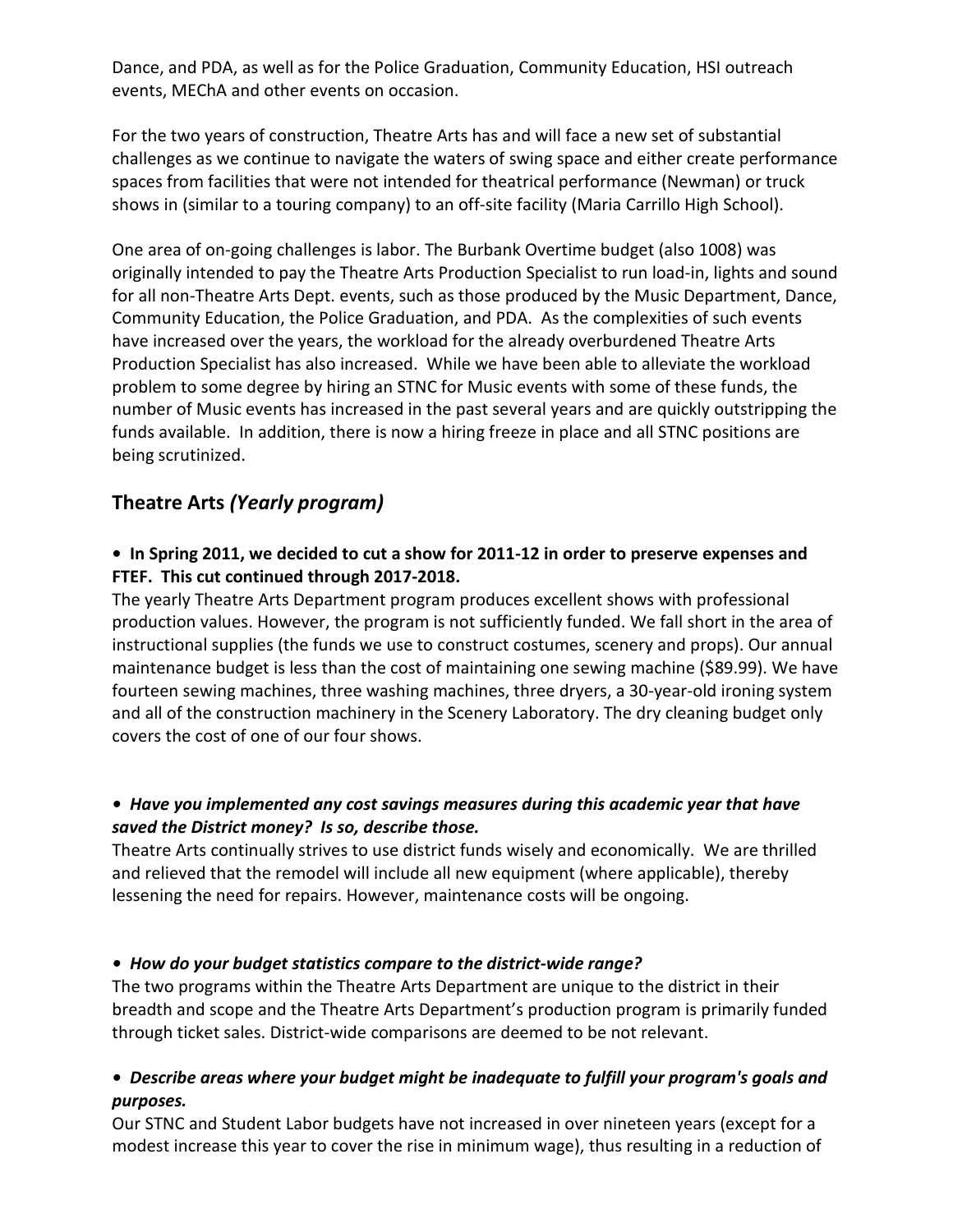Dance, and PDA, as well as for the Police Graduation, Community Education, HSI outreach events, MEChA and other events on occasion.

For the two years of construction, Theatre Arts has and will face a new set of substantial challenges as we continue to navigate the waters of swing space and either create performance spaces from facilities that were not intended for theatrical performance (Newman) or truck shows in (similar to a touring company) to an off-site facility (Maria Carrillo High School).

One area of on-going challenges is labor. The Burbank Overtime budget (also 1008) was originally intended to pay the Theatre Arts Production Specialist to run load-in, lights and sound for all non-Theatre Arts Dept. events, such as those produced by the Music Department, Dance, Community Education, the Police Graduation, and PDA. As the complexities of such events have increased over the years, the workload for the already overburdened Theatre Arts Production Specialist has also increased. While we have been able to alleviate the workload problem to some degree by hiring an STNC for Music events with some of these funds, the number of Music events has increased in the past several years and are quickly outstripping the funds available. In addition, there is now a hiring freeze in place and all STNC positions are being scrutinized.

## Theatre Arts *(Yearly program)*

**• In Spring 2011, we decided to cut a show for 2011-12 in order to preserve expenses and FTEF. This cut continued through 2017-2018.**

The yearly Theatre Arts Department program produces excellent shows with professional production values. However, the program is not sufficiently funded. We fall short in the area of instructional supplies (the funds we use to construct costumes, scenery and props). Our annual maintenance budget is less than the cost of maintaining one sewing machine ($89.99). We have fourteen sewing machines, three washing machines, three dryers, a 30-year-old ironing system and all of the construction machinery in the Scenery Laboratory. The dry cleaning budget only covers the cost of one of our four shows.

***• Have you implemented any cost savings measures during this academic year that have saved the District money? Is so, describe those.***

Theatre Arts continually strives to use district funds wisely and economically. We are thrilled and relieved that the remodel will include all new equipment (where applicable), thereby lessening the need for repairs. However, maintenance costs will be ongoing.

***• How do your budget statistics compare to the district-wide range?***

The two programs within the Theatre Arts Department are unique to the district in their breadth and scope and the Theatre Arts Department's production program is primarily funded through ticket sales. District-wide comparisons are deemed to be not relevant.

***• Describe areas where your budget might be inadequate to fulfill your program's goals and purposes.***

Our STNC and Student Labor budgets have not increased in over nineteen years (except for a modest increase this year to cover the rise in minimum wage), thus resulting in a reduction of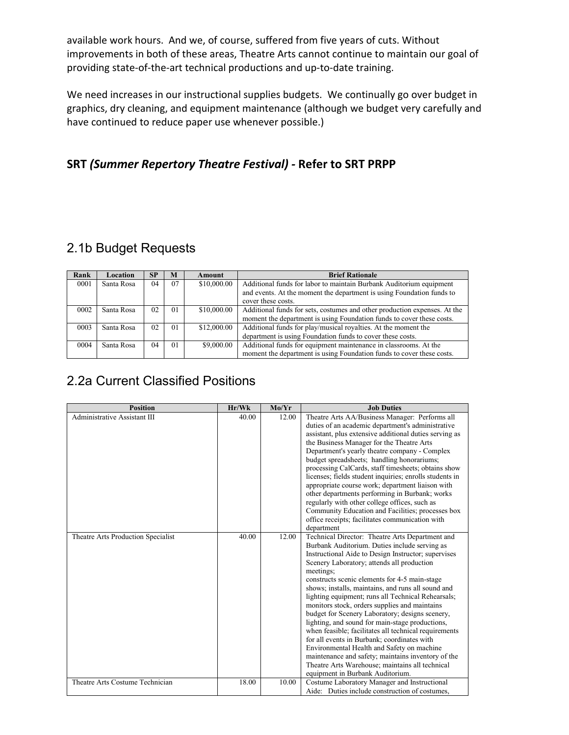available work hours. And we, of course, suffered from five years of cuts. Without improvements in both of these areas, Theatre Arts cannot continue to maintain our goal of providing state-of-the-art technical productions and up-to-date training.

We need increases in our instructional supplies budgets. We continually go over budget in graphics, dry cleaning, and equipment maintenance (although we budget very carefully and have continued to reduce paper use whenever possible.)

### SRT *(Summer Repertory Theatre Festival)* - Refer to SRT PRPP

## 2.1b Budget Requests

| Rank | Location | SP | M | Amount | Brief Rationale |
|---|---|---|---|---|---|
| 0001 | Santa Rosa | 04 | 07 | $10,000.00 | Additional funds for labor to maintain Burbank Auditorium equipment and events. At the moment the department is using Foundation funds to cover these costs. |
| 0002 | Santa Rosa | 02 | 01 | $10,000.00 | Additional funds for sets, costumes and other production expenses. At the moment the department is using Foundation funds to cover these costs. |
| 0003 | Santa Rosa | 02 | 01 | $12,000.00 | Additional funds for play/musical royalties. At the moment the department is using Foundation funds to cover these costs. |
| 0004 | Santa Rosa | 04 | 01 | $9,000.00 | Additional funds for equipment maintenance in classrooms. At the moment the department is using Foundation funds to cover these costs. |

## 2.2a Current Classified Positions

| Position | Hr/Wk | Mo/Yr | Job Duties |
|---|---|---|---|
| Administrative Assistant III | 40.00 | 12.00 | Theatre Arts AA/Business Manager: Performs all duties of an academic department's administrative assistant, plus extensive additional duties serving as the Business Manager for the Theatre Arts Department's yearly theatre company - Complex budget spreadsheets; handling honorariums; processing CalCards, staff timesheets; obtains show licenses; fields student inquiries; enrolls students in appropriate course work; department liaison with other departments performing in Burbank; works regularly with other college offices, such as Community Education and Facilities; processes box office receipts; facilitates communication with department |
| Theatre Arts Production Specialist | 40.00 | 12.00 | Technical Director: Theatre Arts Department and Burbank Auditorium. Duties include serving as Instructional Aide to Design Instructor; supervises Scenery Laboratory; attends all production meetings; constructs scenic elements for 4-5 main-stage shows; installs, maintains, and runs all sound and lighting equipment; runs all Technical Rehearsals; monitors stock, orders supplies and maintains budget for Scenery Laboratory; designs scenery, lighting, and sound for main-stage productions, when feasible; facilitates all technical requirements for all events in Burbank; coordinates with Environmental Health and Safety on machine maintenance and safety; maintains inventory of the Theatre Arts Warehouse; maintains all technical equipment in Burbank Auditorium. |
| Theatre Arts Costume Technician | 18.00 | 10.00 | Costume Laboratory Manager and Instructional Aide: Duties include construction of costumes, |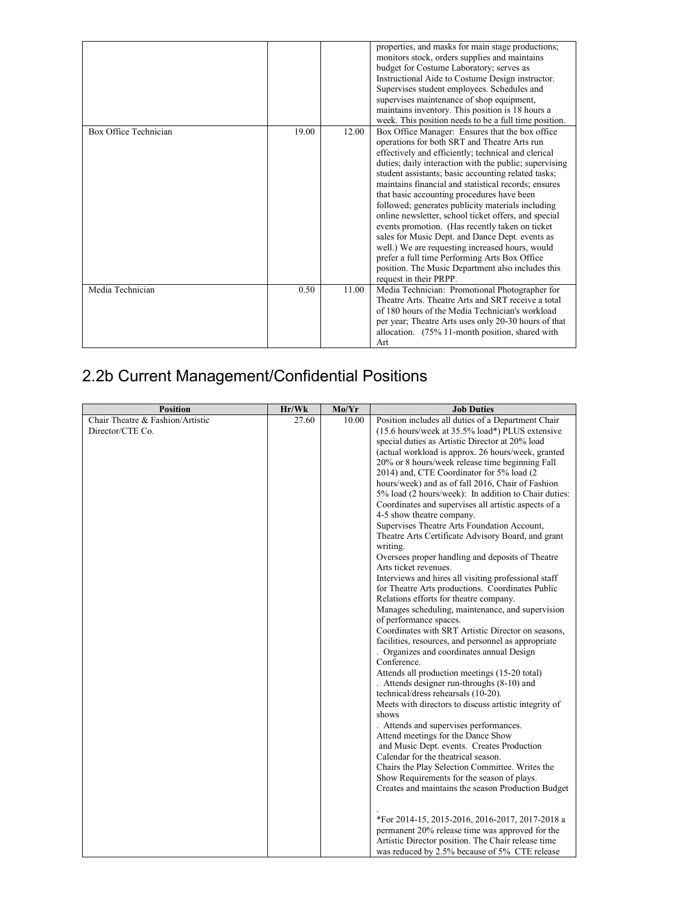| | | | |
|---|---|---|---|
| | | | properties, and masks for main stage productions; monitors stock, orders supplies and maintains budget for Costume Laboratory; serves as Instructional Aide to Costume Design instructor. Supervises student employees. Schedules and supervises maintenance of shop equipment, maintains inventory. This position is 18 hours a week. This position needs to be a full time position. |
| Box Office Technician | 19.00 | 12.00 | Box Office Manager: Ensures that the box office operations for both SRT and Theatre Arts run effectively and efficiently; technical and clerical duties; daily interaction with the public; supervising student assistants; basic accounting related tasks; maintains financial and statistical records; ensures that basic accounting procedures have been followed; generates publicity materials including online newsletter, school ticket offers, and special events promotion. (Has recently taken on ticket sales for Music Dept. and Dance Dept. events as well.) We are requesting increased hours, would prefer a full time Performing Arts Box Office position. The Music Department also includes this request in their PRPP. |
| Media Technician | 0.50 | 11.00 | Media Technician: Promotional Photographer for Theatre Arts. Theatre Arts and SRT receive a total of 180 hours of the Media Technician's workload per year; Theatre Arts uses only 20-30 hours of that allocation. (75% 11-month position, shared with Art |

## 2.2b Current Management/Confidential Positions

| Position | Hr/Wk | Mo/Yr | Job Duties |
|---|---|---|---|
| Chair Theatre & Fashion/Artistic Director/CTE Co. | 27.60 | 10.00 | Position includes all duties of a Department Chair (15.6 hours/week at 35.5% load*) PLUS extensive special duties as Artistic Director at 20% load (actual workload is approx. 26 hours/week, granted 20% or 8 hours/week release time beginning Fall 2014) and, CTE Coordinator for 5% load (2 hours/week) and as of fall 2016, Chair of Fashion 5% load (2 hours/week): In addition to Chair duties: Coordinates and supervises all artistic aspects of a 4-5 show theatre company.<br>Supervises Theatre Arts Foundation Account, Theatre Arts Certificate Advisory Board, and grant writing.<br>Oversees proper handling and deposits of Theatre Arts ticket revenues.<br>Interviews and hires all visiting professional staff for Theatre Arts productions. Coordinates Public Relations efforts for theatre company.<br>Manages scheduling, maintenance, and supervision of performance spaces.<br>Coordinates with SRT Artistic Director on seasons, facilities, resources, and personnel as appropriate<br>. Organizes and coordinates annual Design Conference.<br>Attends all production meetings (15-20 total)<br>. Attends designer run-throughs (8-10) and technical/dress rehearsals (10-20).<br>Meets with directors to discuss artistic integrity of shows<br>. Attends and supervises performances.<br>Attend meetings for the Dance Show and Music Dept. events. Creates Production Calendar for the theatrical season.<br>Chairs the Play Selection Committee. Writes the Show Requirements for the season of plays.<br>Creates and maintains the season Production Budget<br><br>.<br>*For 2014-15, 2015-2016, 2016-2017, 2017-2018 a permanent 20% release time was approved for the Artistic Director position. The Chair release time was reduced by 2.5% because of 5% CTE release |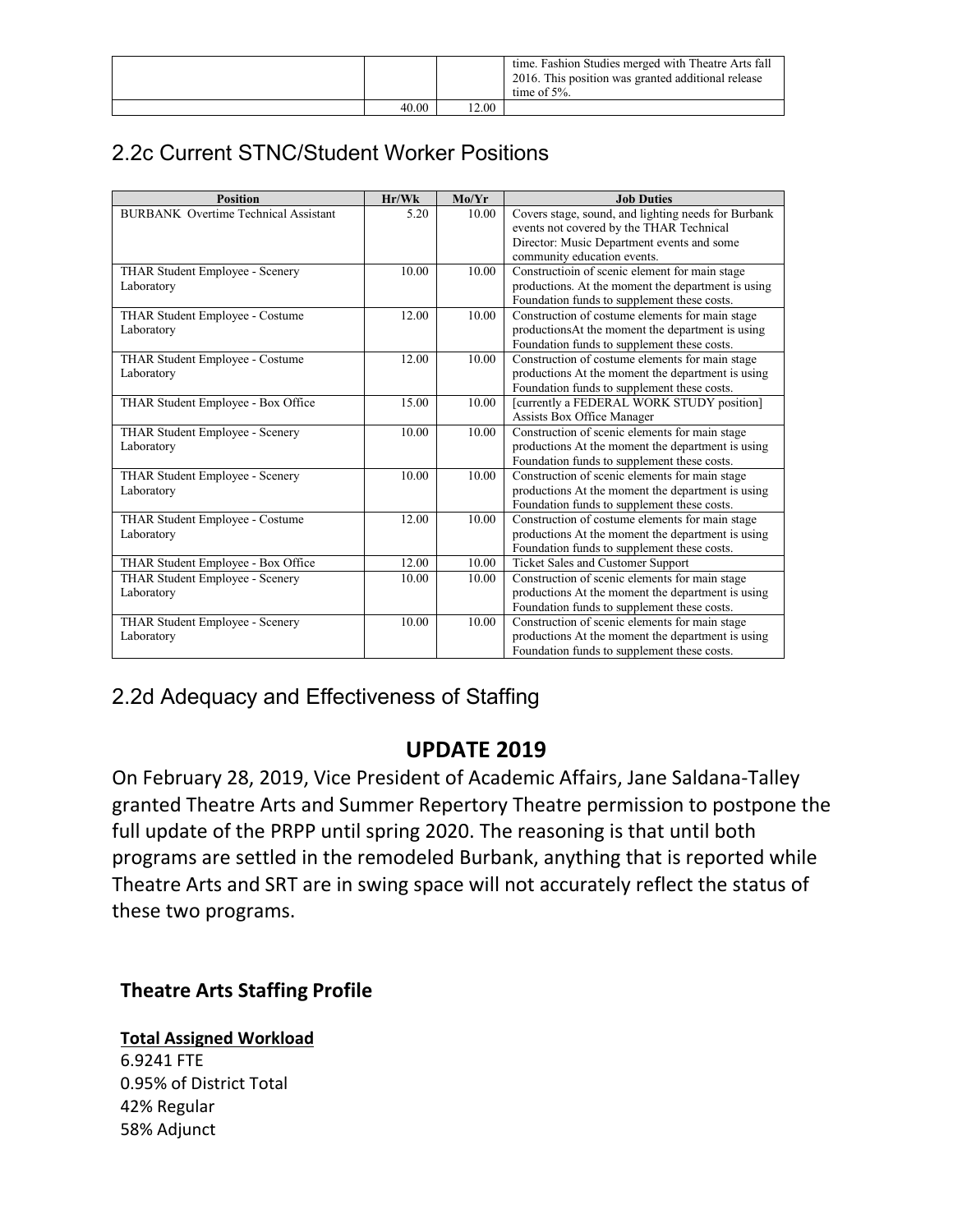|  |  |  | time. Fashion Studies merged with Theatre Arts fall 2016. This position was granted additional release time of 5%. |
| --- | --- | --- | --- |
|  | 40.00 | 12.00 |  |

## 2.2c Current STNC/Student Worker Positions

| Position | Hr/Wk | Mo/Yr | Job Duties |
| --- | --- | --- | --- |
| BURBANK Overtime Technical Assistant | 5.20 | 10.00 | Covers stage, sound, and lighting needs for Burbank events not covered by the THAR Technical Director: Music Department events and some community education events. |
| THAR Student Employee - Scenery Laboratory | 10.00 | 10.00 | Constructioin of scenic element for main stage productions. At the moment the department is using Foundation funds to supplement these costs. |
| THAR Student Employee - Costume Laboratory | 12.00 | 10.00 | Construction of costume elements for main stage productionsAt the moment the department is using Foundation funds to supplement these costs. |
| THAR Student Employee - Costume Laboratory | 12.00 | 10.00 | Construction of costume elements for main stage productions At the moment the department is using Foundation funds to supplement these costs. |
| THAR Student Employee - Box Office | 15.00 | 10.00 | [currently a FEDERAL WORK STUDY position] Assists Box Office Manager |
| THAR Student Employee - Scenery Laboratory | 10.00 | 10.00 | Construction of scenic elements for main stage productions At the moment the department is using Foundation funds to supplement these costs. |
| THAR Student Employee - Scenery Laboratory | 10.00 | 10.00 | Construction of scenic elements for main stage productions At the moment the department is using Foundation funds to supplement these costs. |
| THAR Student Employee - Costume Laboratory | 12.00 | 10.00 | Construction of costume elements for main stage productions At the moment the department is using Foundation funds to supplement these costs. |
| THAR Student Employee - Box Office | 12.00 | 10.00 | Ticket Sales and Customer Support |
| THAR Student Employee - Scenery Laboratory | 10.00 | 10.00 | Construction of scenic elements for main stage productions At the moment the department is using Foundation funds to supplement these costs. |
| THAR Student Employee - Scenery Laboratory | 10.00 | 10.00 | Construction of scenic elements for main stage productions At the moment the department is using Foundation funds to supplement these costs. |

## 2.2d Adequacy and Effectiveness of Staffing

### UPDATE 2019

On February 28, 2019, Vice President of Academic Affairs, Jane Saldana-Talley granted Theatre Arts and Summer Repertory Theatre permission to postpone the full update of the PRPP until spring 2020. The reasoning is that until both programs are settled in the remodeled Burbank, anything that is reported while Theatre Arts and SRT are in swing space will not accurately reflect the status of these two programs.

**Theatre Arts Staffing Profile**

**Total Assigned Workload**

6.9241 FTE
0.95% of District Total
42% Regular
58% Adjunct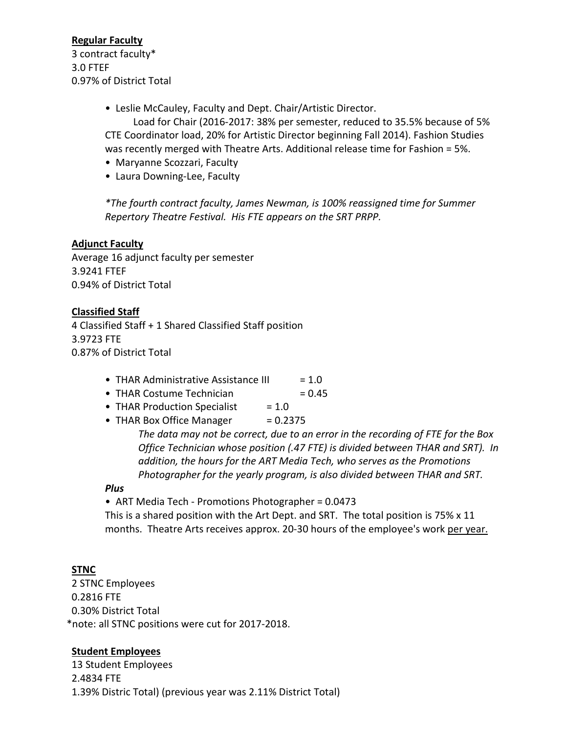**Regular Faculty**
3 contract faculty*
3.0 FTEF
0.97% of District Total

- Leslie McCauley, Faculty and Dept. Chair/Artistic Director.
  Load for Chair (2016-2017: 38% per semester, reduced to 35.5% because of 5% CTE Coordinator load, 20% for Artistic Director beginning Fall 2014). Fashion Studies was recently merged with Theatre Arts. Additional release time for Fashion = 5%.
- Maryanne Scozzari, Faculty
- Laura Downing-Lee, Faculty

*\*The fourth contract faculty, James Newman, is 100% reassigned time for Summer Repertory Theatre Festival. His FTE appears on the SRT PRPP.*

**Adjunct Faculty**
Average 16 adjunct faculty per semester
3.9241 FTEF
0.94% of District Total

**Classified Staff**
4 Classified Staff + 1 Shared Classified Staff position
3.9723 FTE
0.87% of District Total

- THAR Administrative Assistance III = 1.0
- THAR Costume Technician = 0.45
- THAR Production Specialist = 1.0
- THAR Box Office Manager = 0.2375

  *The data may not be correct, due to an error in the recording of FTE for the Box Office Technician whose position (.47 FTE) is divided between THAR and SRT). In addition, the hours for the ART Media Tech, who serves as the Promotions Photographer for the yearly program, is also divided between THAR and SRT.*

***Plus***

- ART Media Tech - Promotions Photographer = 0.0473

This is a shared position with the Art Dept. and SRT. The total position is 75% x 11 months. Theatre Arts receives approx. 20-30 hours of the employee's work per year.

**STNC**
2 STNC Employees
0.2816 FTE
0.30% District Total
*note: all STNC positions were cut for 2017-2018.

**Student Employees**
13 Student Employees
2.4834 FTE
1.39% Distric Total) (previous year was 2.11% District Total)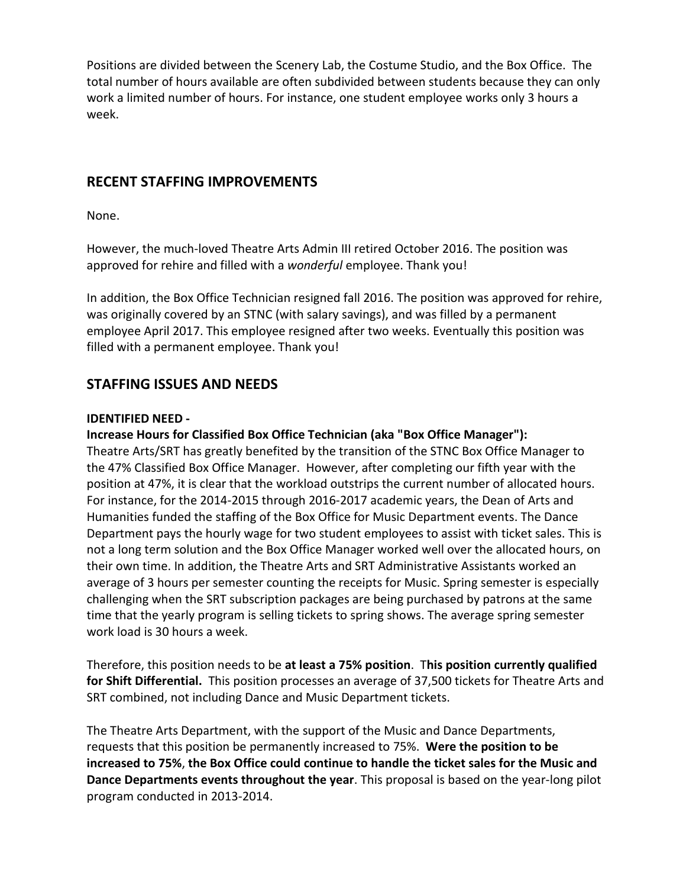Positions are divided between the Scenery Lab, the Costume Studio, and the Box Office. The total number of hours available are often subdivided between students because they can only work a limited number of hours. For instance, one student employee works only 3 hours a week.

## RECENT STAFFING IMPROVEMENTS

None.

However, the much-loved Theatre Arts Admin III retired October 2016. The position was approved for rehire and filled with a *wonderful* employee. Thank you!

In addition, the Box Office Technician resigned fall 2016. The position was approved for rehire, was originally covered by an STNC (with salary savings), and was filled by a permanent employee April 2017. This employee resigned after two weeks. Eventually this position was filled with a permanent employee. Thank you!

## STAFFING ISSUES AND NEEDS

**IDENTIFIED NEED -**

**Increase Hours for Classified Box Office Technician (aka "Box Office Manager"):**

Theatre Arts/SRT has greatly benefited by the transition of the STNC Box Office Manager to the 47% Classified Box Office Manager. However, after completing our fifth year with the position at 47%, it is clear that the workload outstrips the current number of allocated hours. For instance, for the 2014-2015 through 2016-2017 academic years, the Dean of Arts and Humanities funded the staffing of the Box Office for Music Department events. The Dance Department pays the hourly wage for two student employees to assist with ticket sales. This is not a long term solution and the Box Office Manager worked well over the allocated hours, on their own time. In addition, the Theatre Arts and SRT Administrative Assistants worked an average of 3 hours per semester counting the receipts for Music. Spring semester is especially challenging when the SRT subscription packages are being purchased by patrons at the same time that the yearly program is selling tickets to spring shows. The average spring semester work load is 30 hours a week.

Therefore, this position needs to be **at least a 75% position**. T**his position currently qualified for Shift Differential.** This position processes an average of 37,500 tickets for Theatre Arts and SRT combined, not including Dance and Music Department tickets.

The Theatre Arts Department, with the support of the Music and Dance Departments, requests that this position be permanently increased to 75%. **Were the position to be increased to 75%**, **the Box Office could continue to handle the ticket sales for the Music and Dance Departments events throughout the year**. This proposal is based on the year-long pilot program conducted in 2013-2014.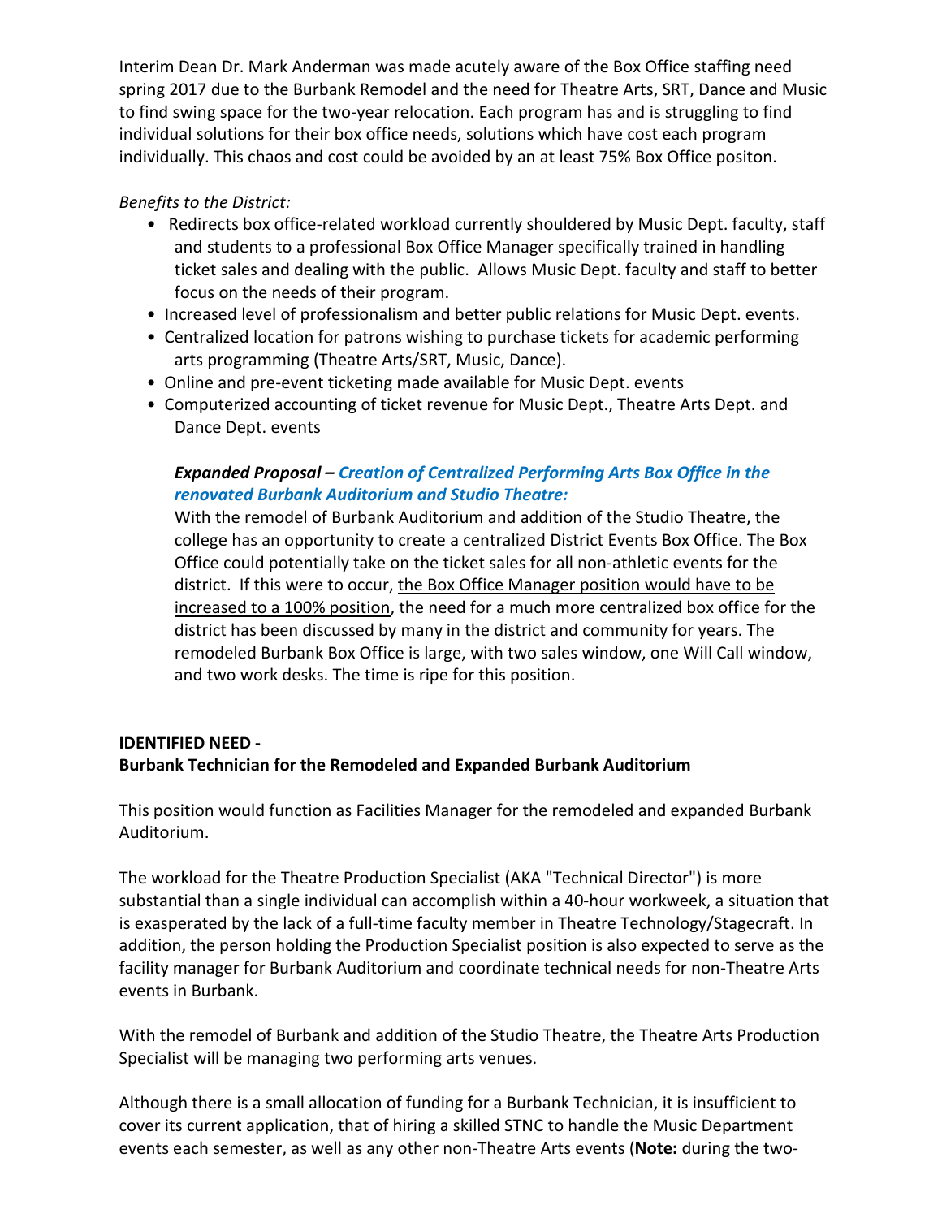Interim Dean Dr. Mark Anderman was made acutely aware of the Box Office staffing need spring 2017 due to the Burbank Remodel and the need for Theatre Arts, SRT, Dance and Music to find swing space for the two-year relocation. Each program has and is struggling to find individual solutions for their box office needs, solutions which have cost each program individually. This chaos and cost could be avoided by an at least 75% Box Office positon.

*Benefits to the District:*

- Redirects box office-related workload currently shouldered by Music Dept. faculty, staff and students to a professional Box Office Manager specifically trained in handling ticket sales and dealing with the public. Allows Music Dept. faculty and staff to better focus on the needs of their program.
- Increased level of professionalism and better public relations for Music Dept. events.
- Centralized location for patrons wishing to purchase tickets for academic performing arts programming (Theatre Arts/SRT, Music, Dance).
- Online and pre-event ticketing made available for Music Dept. events
- Computerized accounting of ticket revenue for Music Dept., Theatre Arts Dept. and Dance Dept. events

***Expanded Proposal – Creation of Centralized Performing Arts Box Office in the renovated Burbank Auditorium and Studio Theatre:***

With the remodel of Burbank Auditorium and addition of the Studio Theatre, the college has an opportunity to create a centralized District Events Box Office. The Box Office could potentially take on the ticket sales for all non-athletic events for the district. If this were to occur, the Box Office Manager position would have to be increased to a 100% position, the need for a much more centralized box office for the district has been discussed by many in the district and community for years. The remodeled Burbank Box Office is large, with two sales window, one Will Call window, and two work desks. The time is ripe for this position.

**IDENTIFIED NEED -**
**Burbank Technician for the Remodeled and Expanded Burbank Auditorium**

This position would function as Facilities Manager for the remodeled and expanded Burbank Auditorium.

The workload for the Theatre Production Specialist (AKA "Technical Director") is more substantial than a single individual can accomplish within a 40-hour workweek, a situation that is exasperated by the lack of a full-time faculty member in Theatre Technology/Stagecraft. In addition, the person holding the Production Specialist position is also expected to serve as the facility manager for Burbank Auditorium and coordinate technical needs for non-Theatre Arts events in Burbank.

With the remodel of Burbank and addition of the Studio Theatre, the Theatre Arts Production Specialist will be managing two performing arts venues.

Although there is a small allocation of funding for a Burbank Technician, it is insufficient to cover its current application, that of hiring a skilled STNC to handle the Music Department events each semester, as well as any other non-Theatre Arts events (**Note:** during the two-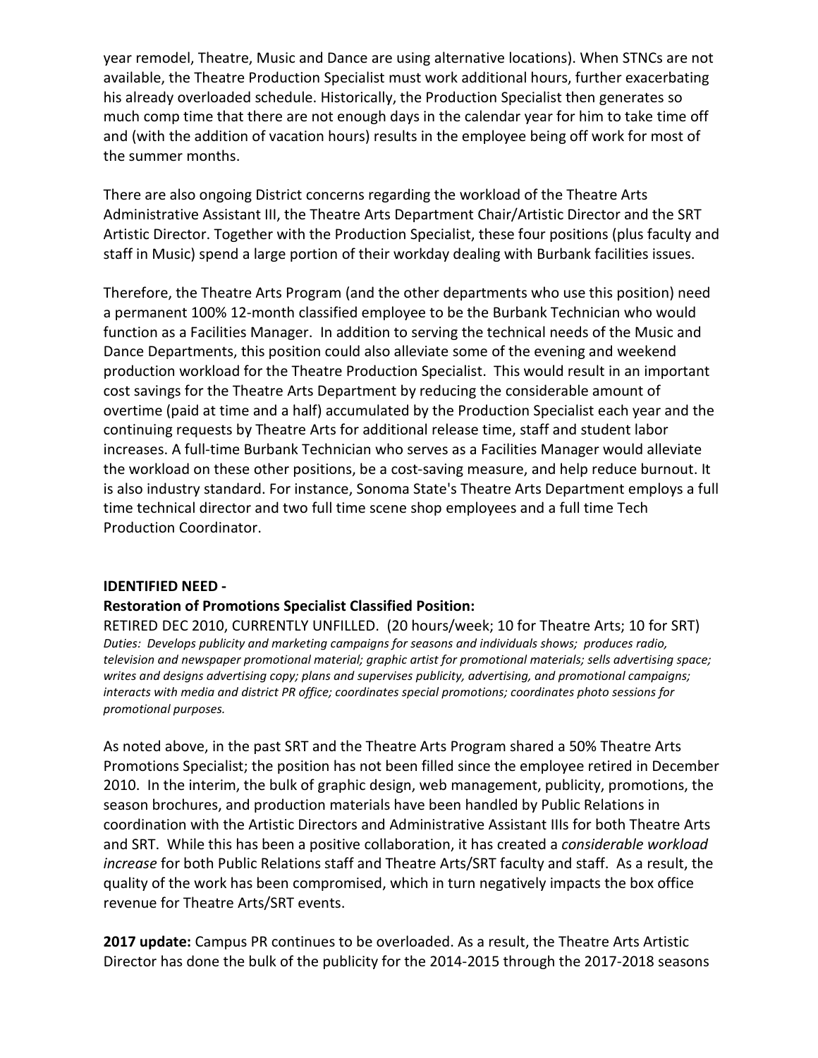year remodel, Theatre, Music and Dance are using alternative locations). When STNCs are not available, the Theatre Production Specialist must work additional hours, further exacerbating his already overloaded schedule. Historically, the Production Specialist then generates so much comp time that there are not enough days in the calendar year for him to take time off and (with the addition of vacation hours) results in the employee being off work for most of the summer months.

There are also ongoing District concerns regarding the workload of the Theatre Arts Administrative Assistant III, the Theatre Arts Department Chair/Artistic Director and the SRT Artistic Director. Together with the Production Specialist, these four positions (plus faculty and staff in Music) spend a large portion of their workday dealing with Burbank facilities issues.

Therefore, the Theatre Arts Program (and the other departments who use this position) need a permanent 100% 12-month classified employee to be the Burbank Technician who would function as a Facilities Manager. In addition to serving the technical needs of the Music and Dance Departments, this position could also alleviate some of the evening and weekend production workload for the Theatre Production Specialist. This would result in an important cost savings for the Theatre Arts Department by reducing the considerable amount of overtime (paid at time and a half) accumulated by the Production Specialist each year and the continuing requests by Theatre Arts for additional release time, staff and student labor increases. A full-time Burbank Technician who serves as a Facilities Manager would alleviate the workload on these other positions, be a cost-saving measure, and help reduce burnout. It is also industry standard. For instance, Sonoma State's Theatre Arts Department employs a full time technical director and two full time scene shop employees and a full time Tech Production Coordinator.

**IDENTIFIED NEED -**

**Restoration of Promotions Specialist Classified Position:**

RETIRED DEC 2010, CURRENTLY UNFILLED. (20 hours/week; 10 for Theatre Arts; 10 for SRT)

*Duties: Develops publicity and marketing campaigns for seasons and individuals shows; produces radio, television and newspaper promotional material; graphic artist for promotional materials; sells advertising space; writes and designs advertising copy; plans and supervises publicity, advertising, and promotional campaigns; interacts with media and district PR office; coordinates special promotions; coordinates photo sessions for promotional purposes.*

As noted above, in the past SRT and the Theatre Arts Program shared a 50% Theatre Arts Promotions Specialist; the position has not been filled since the employee retired in December 2010. In the interim, the bulk of graphic design, web management, publicity, promotions, the season brochures, and production materials have been handled by Public Relations in coordination with the Artistic Directors and Administrative Assistant IIIs for both Theatre Arts and SRT. While this has been a positive collaboration, it has created a *considerable workload increase* for both Public Relations staff and Theatre Arts/SRT faculty and staff. As a result, the quality of the work has been compromised, which in turn negatively impacts the box office revenue for Theatre Arts/SRT events.

**2017 update:** Campus PR continues to be overloaded. As a result, the Theatre Arts Artistic Director has done the bulk of the publicity for the 2014-2015 through the 2017-2018 seasons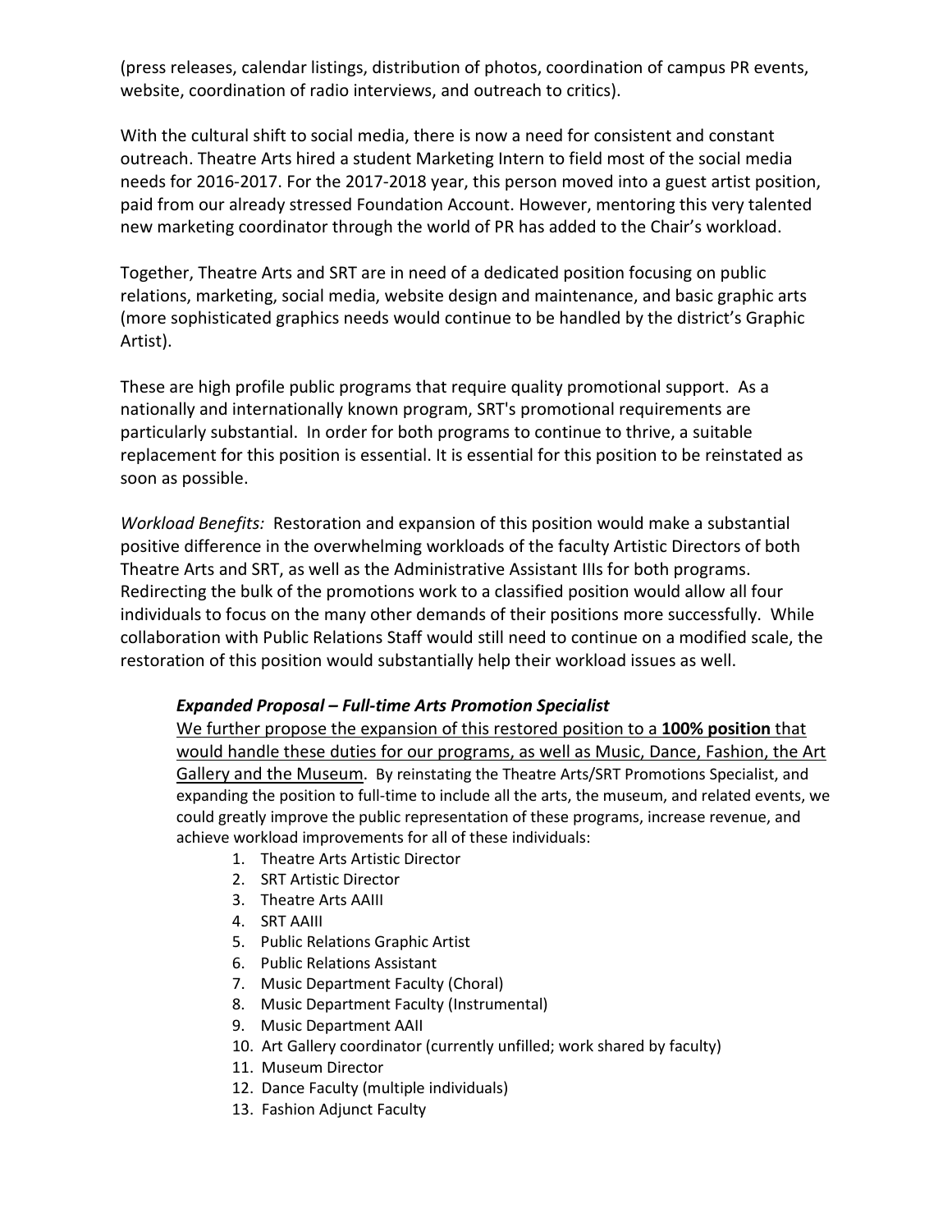(press releases, calendar listings, distribution of photos, coordination of campus PR events, website, coordination of radio interviews, and outreach to critics).

With the cultural shift to social media, there is now a need for consistent and constant outreach. Theatre Arts hired a student Marketing Intern to field most of the social media needs for 2016-2017. For the 2017-2018 year, this person moved into a guest artist position, paid from our already stressed Foundation Account. However, mentoring this very talented new marketing coordinator through the world of PR has added to the Chair's workload.

Together, Theatre Arts and SRT are in need of a dedicated position focusing on public relations, marketing, social media, website design and maintenance, and basic graphic arts (more sophisticated graphics needs would continue to be handled by the district's Graphic Artist).

These are high profile public programs that require quality promotional support. As a nationally and internationally known program, SRT's promotional requirements are particularly substantial. In order for both programs to continue to thrive, a suitable replacement for this position is essential. It is essential for this position to be reinstated as soon as possible.

*Workload Benefits:* Restoration and expansion of this position would make a substantial positive difference in the overwhelming workloads of the faculty Artistic Directors of both Theatre Arts and SRT, as well as the Administrative Assistant IIIs for both programs. Redirecting the bulk of the promotions work to a classified position would allow all four individuals to focus on the many other demands of their positions more successfully. While collaboration with Public Relations Staff would still need to continue on a modified scale, the restoration of this position would substantially help their workload issues as well.

***Expanded Proposal – Full-time Arts Promotion Specialist***

<u>We further propose the expansion of this restored position to a **100% position** that would handle these duties for our programs, as well as Music, Dance, Fashion, the Art Gallery and the Museum</u>. By reinstating the Theatre Arts/SRT Promotions Specialist, and expanding the position to full-time to include all the arts, the museum, and related events, we could greatly improve the public representation of these programs, increase revenue, and achieve workload improvements for all of these individuals:

1. Theatre Arts Artistic Director
2. SRT Artistic Director
3. Theatre Arts AAIII
4. SRT AAIII
5. Public Relations Graphic Artist
6. Public Relations Assistant
7. Music Department Faculty (Choral)
8. Music Department Faculty (Instrumental)
9. Music Department AAII
10. Art Gallery coordinator (currently unfilled; work shared by faculty)
11. Museum Director
12. Dance Faculty (multiple individuals)
13. Fashion Adjunct Faculty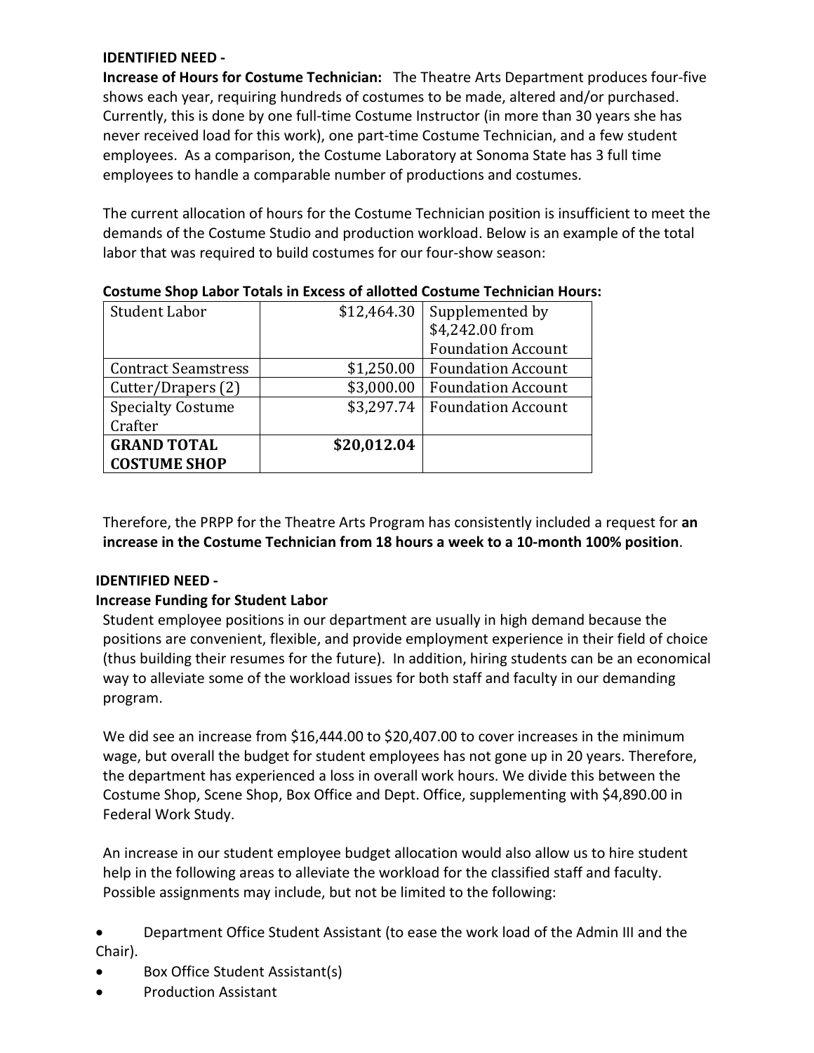**IDENTIFIED NEED -**

**Increase of Hours for Costume Technician:** The Theatre Arts Department produces four-five shows each year, requiring hundreds of costumes to be made, altered and/or purchased. Currently, this is done by one full-time Costume Instructor (in more than 30 years she has never received load for this work), one part-time Costume Technician, and a few student employees. As a comparison, the Costume Laboratory at Sonoma State has 3 full time employees to handle a comparable number of productions and costumes.

The current allocation of hours for the Costume Technician position is insufficient to meet the demands of the Costume Studio and production workload. Below is an example of the total labor that was required to build costumes for our four-show season:

**Costume Shop Labor Totals in Excess of allotted Costume Technician Hours:**

| | | |
|---|---|---|
| Student Labor | $12,464.30 | Supplemented by $4,242.00 from Foundation Account |
| Contract Seamstress | $1,250.00 | Foundation Account |
| Cutter/Drapers (2) | $3,000.00 | Foundation Account |
| Specialty Costume Crafter | $3,297.74 | Foundation Account |
| **GRAND TOTAL COSTUME SHOP** | **$20,012.04** | |

Therefore, the PRPP for the Theatre Arts Program has consistently included a request for **an increase in the Costume Technician from 18 hours a week to a 10-month 100% position**.

**IDENTIFIED NEED -**

**Increase Funding for Student Labor**

Student employee positions in our department are usually in high demand because the positions are convenient, flexible, and provide employment experience in their field of choice (thus building their resumes for the future). In addition, hiring students can be an economical way to alleviate some of the workload issues for both staff and faculty in our demanding program.

We did see an increase from $16,444.00 to $20,407.00 to cover increases in the minimum wage, but overall the budget for student employees has not gone up in 20 years. Therefore, the department has experienced a loss in overall work hours. We divide this between the Costume Shop, Scene Shop, Box Office and Dept. Office, supplementing with $4,890.00 in Federal Work Study.

An increase in our student employee budget allocation would also allow us to hire student help in the following areas to alleviate the workload for the classified staff and faculty. Possible assignments may include, but not be limited to the following:

- Department Office Student Assistant (to ease the work load of the Admin III and the Chair).
- Box Office Student Assistant(s)
- Production Assistant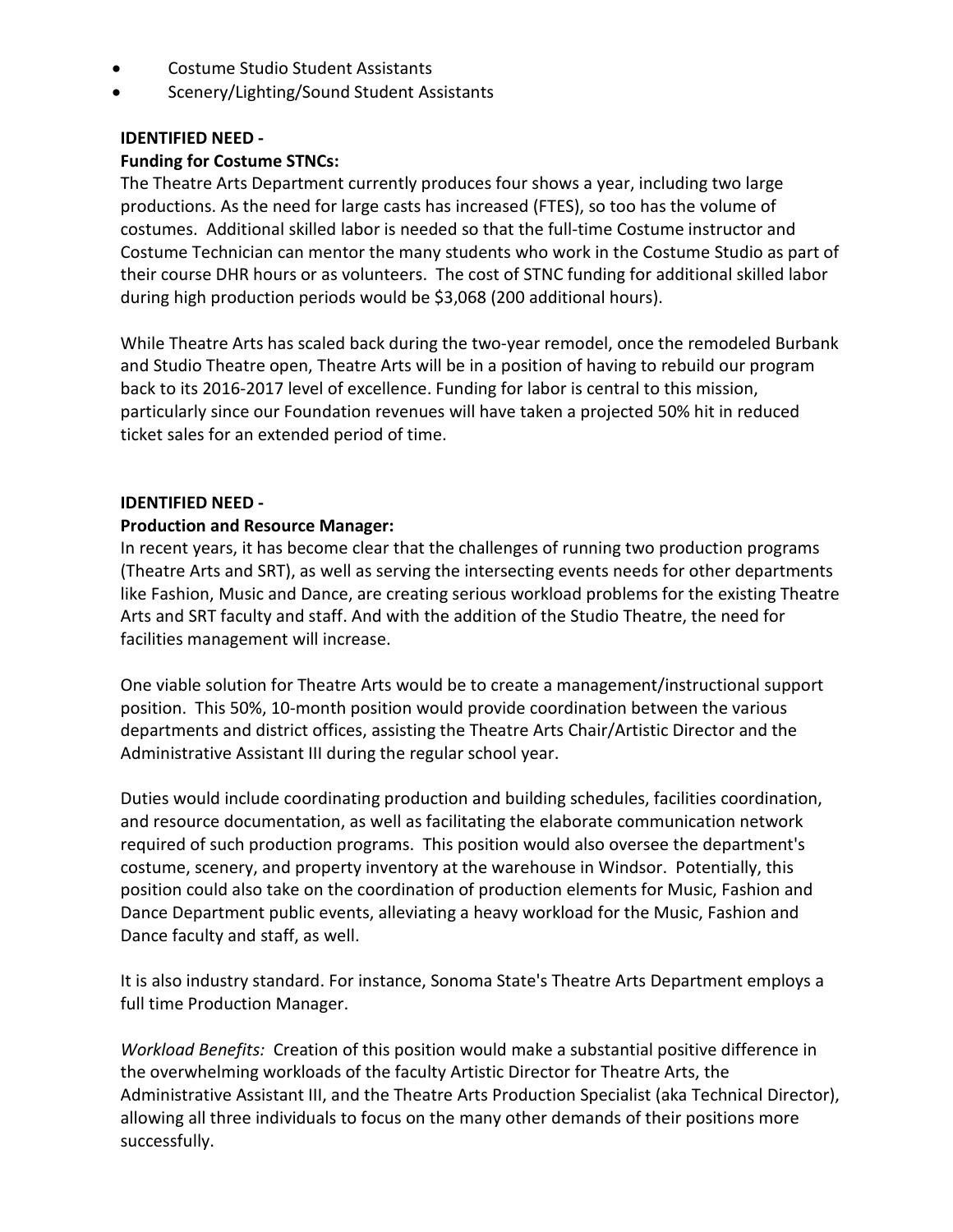- Costume Studio Student Assistants
- Scenery/Lighting/Sound Student Assistants

**IDENTIFIED NEED -**
**Funding for Costume STNCs:**
The Theatre Arts Department currently produces four shows a year, including two large productions. As the need for large casts has increased (FTES), so too has the volume of costumes. Additional skilled labor is needed so that the full-time Costume instructor and Costume Technician can mentor the many students who work in the Costume Studio as part of their course DHR hours or as volunteers. The cost of STNC funding for additional skilled labor during high production periods would be $3,068 (200 additional hours).

While Theatre Arts has scaled back during the two-year remodel, once the remodeled Burbank and Studio Theatre open, Theatre Arts will be in a position of having to rebuild our program back to its 2016-2017 level of excellence. Funding for labor is central to this mission, particularly since our Foundation revenues will have taken a projected 50% hit in reduced ticket sales for an extended period of time.

**IDENTIFIED NEED -**
**Production and Resource Manager:**
In recent years, it has become clear that the challenges of running two production programs (Theatre Arts and SRT), as well as serving the intersecting events needs for other departments like Fashion, Music and Dance, are creating serious workload problems for the existing Theatre Arts and SRT faculty and staff. And with the addition of the Studio Theatre, the need for facilities management will increase.

One viable solution for Theatre Arts would be to create a management/instructional support position. This 50%, 10-month position would provide coordination between the various departments and district offices, assisting the Theatre Arts Chair/Artistic Director and the Administrative Assistant III during the regular school year.

Duties would include coordinating production and building schedules, facilities coordination, and resource documentation, as well as facilitating the elaborate communication network required of such production programs. This position would also oversee the department's costume, scenery, and property inventory at the warehouse in Windsor. Potentially, this position could also take on the coordination of production elements for Music, Fashion and Dance Department public events, alleviating a heavy workload for the Music, Fashion and Dance faculty and staff, as well.

It is also industry standard. For instance, Sonoma State's Theatre Arts Department employs a full time Production Manager.

*Workload Benefits:* Creation of this position would make a substantial positive difference in the overwhelming workloads of the faculty Artistic Director for Theatre Arts, the Administrative Assistant III, and the Theatre Arts Production Specialist (aka Technical Director), allowing all three individuals to focus on the many other demands of their positions more successfully.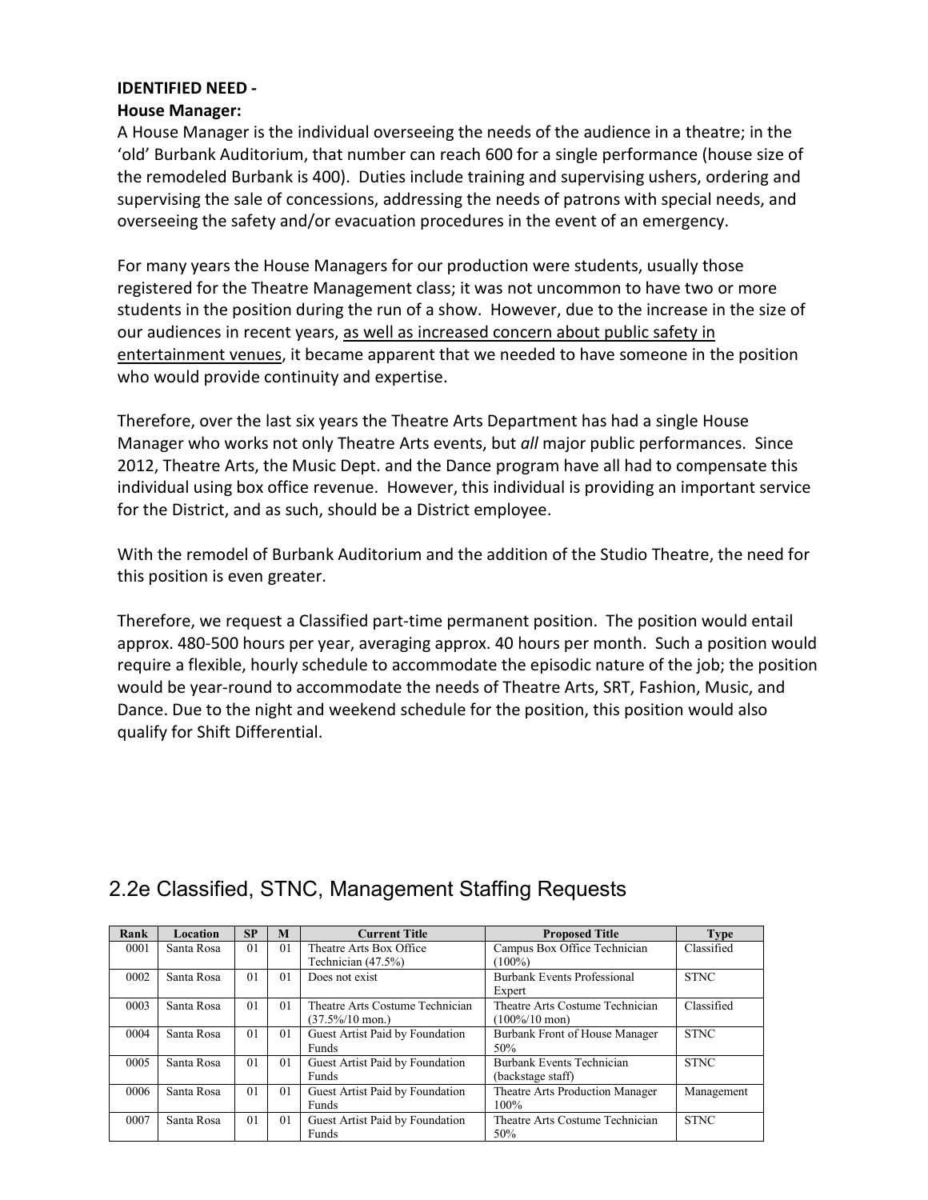**IDENTIFIED NEED -**
**House Manager:**

A House Manager is the individual overseeing the needs of the audience in a theatre; in the 'old' Burbank Auditorium, that number can reach 600 for a single performance (house size of the remodeled Burbank is 400). Duties include training and supervising ushers, ordering and supervising the sale of concessions, addressing the needs of patrons with special needs, and overseeing the safety and/or evacuation procedures in the event of an emergency.

For many years the House Managers for our production were students, usually those registered for the Theatre Management class; it was not uncommon to have two or more students in the position during the run of a show. However, due to the increase in the size of our audiences in recent years, <u>as well as increased concern about public safety in entertainment venues</u>, it became apparent that we needed to have someone in the position who would provide continuity and expertise.

Therefore, over the last six years the Theatre Arts Department has had a single House Manager who works not only Theatre Arts events, but *all* major public performances. Since 2012, Theatre Arts, the Music Dept. and the Dance program have all had to compensate this individual using box office revenue. However, this individual is providing an important service for the District, and as such, should be a District employee.

With the remodel of Burbank Auditorium and the addition of the Studio Theatre, the need for this position is even greater.

Therefore, we request a Classified part-time permanent position. The position would entail approx. 480-500 hours per year, averaging approx. 40 hours per month. Such a position would require a flexible, hourly schedule to accommodate the episodic nature of the job; the position would be year-round to accommodate the needs of Theatre Arts, SRT, Fashion, Music, and Dance. Due to the night and weekend schedule for the position, this position would also qualify for Shift Differential.

## 2.2e Classified, STNC, Management Staffing Requests

| Rank | Location | SP | M | Current Title | Proposed Title | Type |
|---|---|---|---|---|---|---|
| 0001 | Santa Rosa | 01 | 01 | Theatre Arts Box Office Technician (47.5%) | Campus Box Office Technician (100%) | Classified |
| 0002 | Santa Rosa | 01 | 01 | Does not exist | Burbank Events Professional Expert | STNC |
| 0003 | Santa Rosa | 01 | 01 | Theatre Arts Costume Technician (37.5%/10 mon.) | Theatre Arts Costume Technician (100%/10 mon) | Classified |
| 0004 | Santa Rosa | 01 | 01 | Guest Artist Paid by Foundation Funds | Burbank Front of House Manager 50% | STNC |
| 0005 | Santa Rosa | 01 | 01 | Guest Artist Paid by Foundation Funds | Burbank Events Technician (backstage staff) | STNC |
| 0006 | Santa Rosa | 01 | 01 | Guest Artist Paid by Foundation Funds | Theatre Arts Production Manager 100% | Management |
| 0007 | Santa Rosa | 01 | 01 | Guest Artist Paid by Foundation Funds | Theatre Arts Costume Technician 50% | STNC |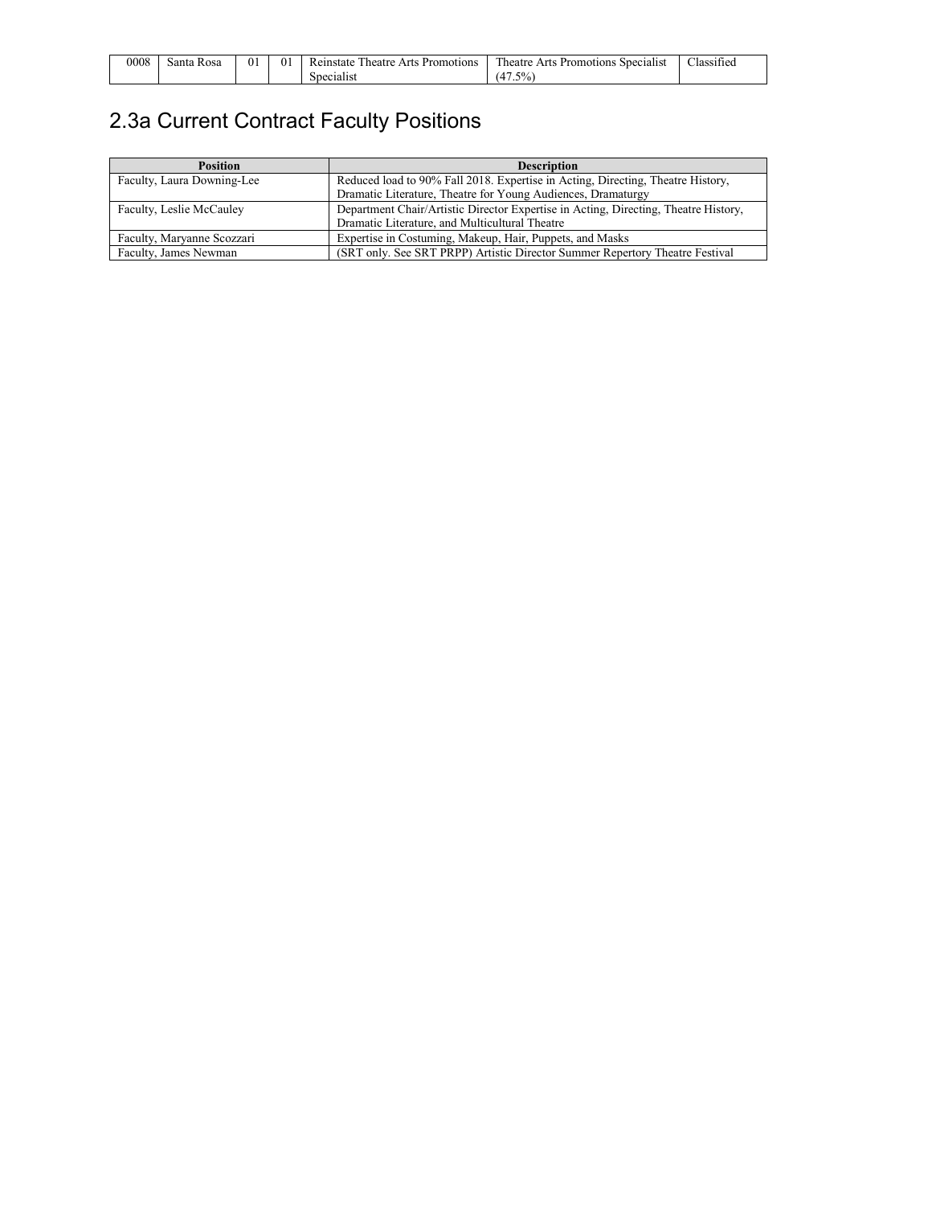| 0008 | Santa Rosa | 01 | 01 | Reinstate Theatre Arts Promotions Specialist | Theatre Arts Promotions Specialist (47.5%) | Classified |
|---|---|---|---|---|---|---|

## 2.3a Current Contract Faculty Positions

| Position | Description |
|---|---|
| Faculty, Laura Downing-Lee | Reduced load to 90% Fall 2018. Expertise in Acting, Directing, Theatre History, Dramatic Literature, Theatre for Young Audiences, Dramaturgy |
| Faculty, Leslie McCauley | Department Chair/Artistic Director Expertise in Acting, Directing, Theatre History, Dramatic Literature, and Multicultural Theatre |
| Faculty, Maryanne Scozzari | Expertise in Costuming, Makeup, Hair, Puppets, and Masks |
| Faculty, James Newman | (SRT only. See SRT PRPP) Artistic Director Summer Repertory Theatre Festival |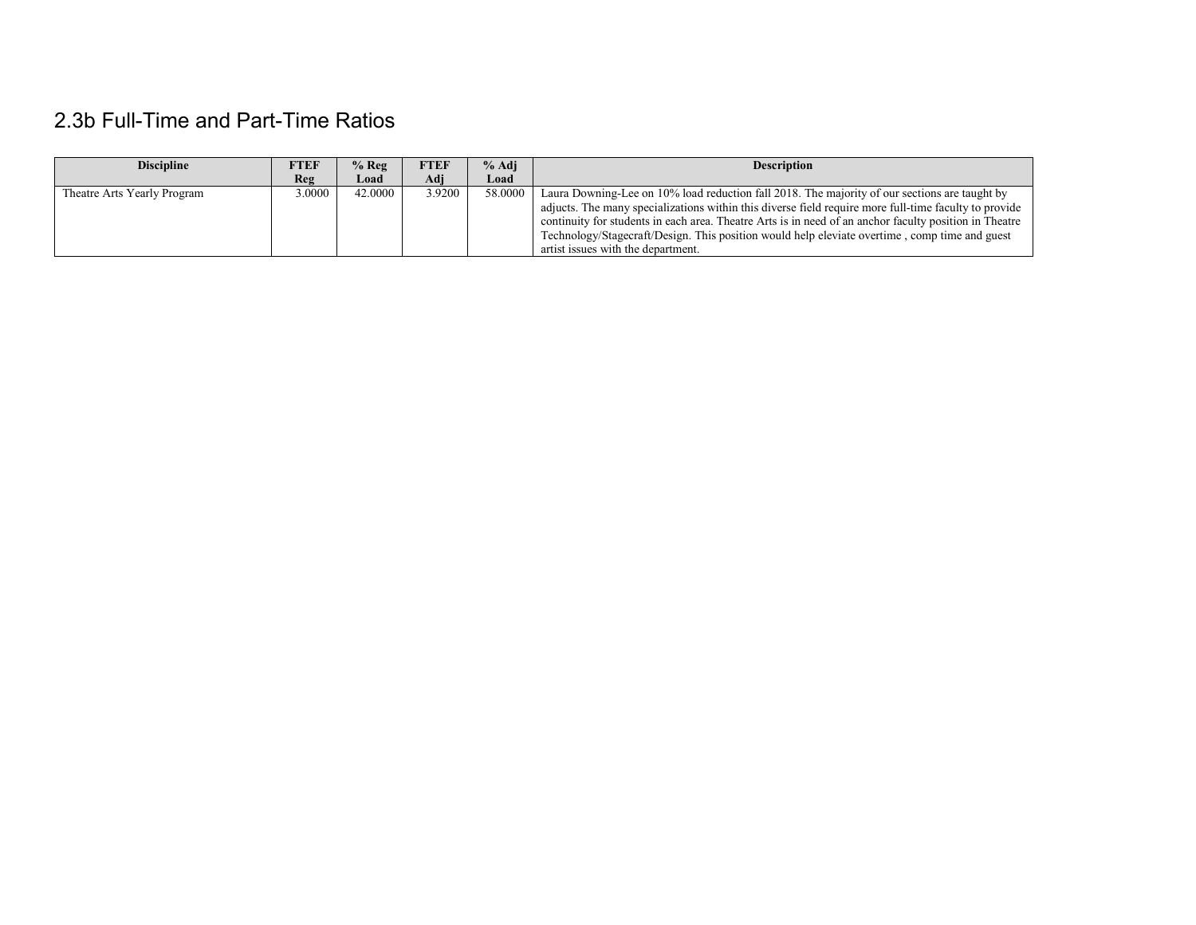## 2.3b Full-Time and Part-Time Ratios

| Discipline | FTEF Reg | % Reg Load | FTEF Adj | % Adj Load | Description |
|---|---|---|---|---|---|
| Theatre Arts Yearly Program | 3.0000 | 42.0000 | 3.9200 | 58.0000 | Laura Downing-Lee on 10% load reduction fall 2018. The majority of our sections are taught by adjucts. The many specializations within this diverse field require more full-time faculty to provide continuity for students in each area. Theatre Arts is in need of an anchor faculty position in Theatre Technology/Stagecraft/Design. This position would help eleviate overtime , comp time and guest artist issues with the department. |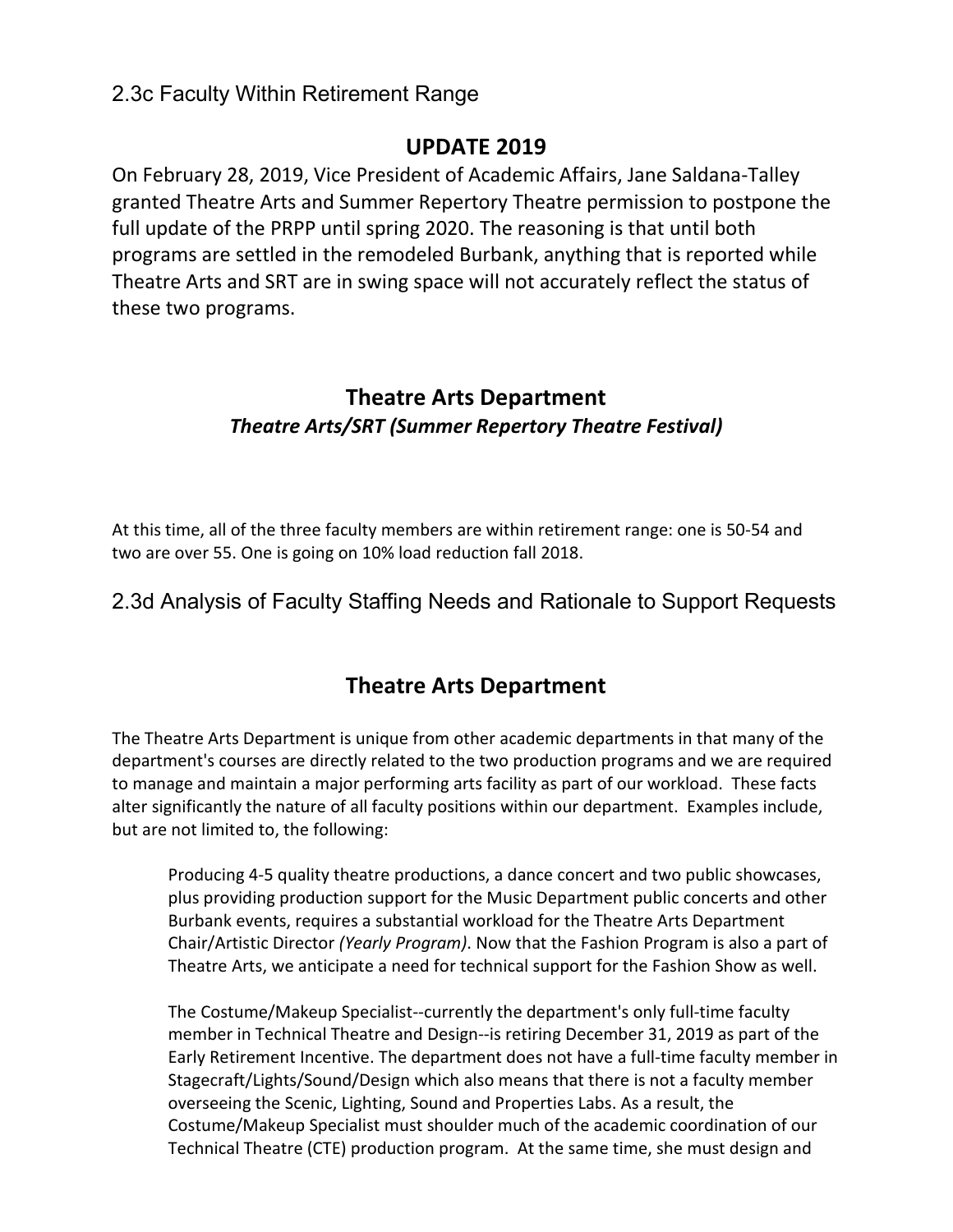## 2.3c Faculty Within Retirement Range

### UPDATE 2019

On February 28, 2019, Vice President of Academic Affairs, Jane Saldana-Talley granted Theatre Arts and Summer Repertory Theatre permission to postpone the full update of the PRPP until spring 2020. The reasoning is that until both programs are settled in the remodeled Burbank, anything that is reported while Theatre Arts and SRT are in swing space will not accurately reflect the status of these two programs.

### Theatre Arts Department

***Theatre Arts/SRT (Summer Repertory Theatre Festival)***

At this time, all of the three faculty members are within retirement range: one is 50-54 and two are over 55. One is going on 10% load reduction fall 2018.

## 2.3d Analysis of Faculty Staffing Needs and Rationale to Support Requests

### Theatre Arts Department

The Theatre Arts Department is unique from other academic departments in that many of the department's courses are directly related to the two production programs and we are required to manage and maintain a major performing arts facility as part of our workload. These facts alter significantly the nature of all faculty positions within our department. Examples include, but are not limited to, the following:

> Producing 4-5 quality theatre productions, a dance concert and two public showcases, plus providing production support for the Music Department public concerts and other Burbank events, requires a substantial workload for the Theatre Arts Department Chair/Artistic Director *(Yearly Program)*. Now that the Fashion Program is also a part of Theatre Arts, we anticipate a need for technical support for the Fashion Show as well.
>
> The Costume/Makeup Specialist--currently the department's only full-time faculty member in Technical Theatre and Design--is retiring December 31, 2019 as part of the Early Retirement Incentive. The department does not have a full-time faculty member in Stagecraft/Lights/Sound/Design which also means that there is not a faculty member overseeing the Scenic, Lighting, Sound and Properties Labs. As a result, the Costume/Makeup Specialist must shoulder much of the academic coordination of our Technical Theatre (CTE) production program. At the same time, she must design and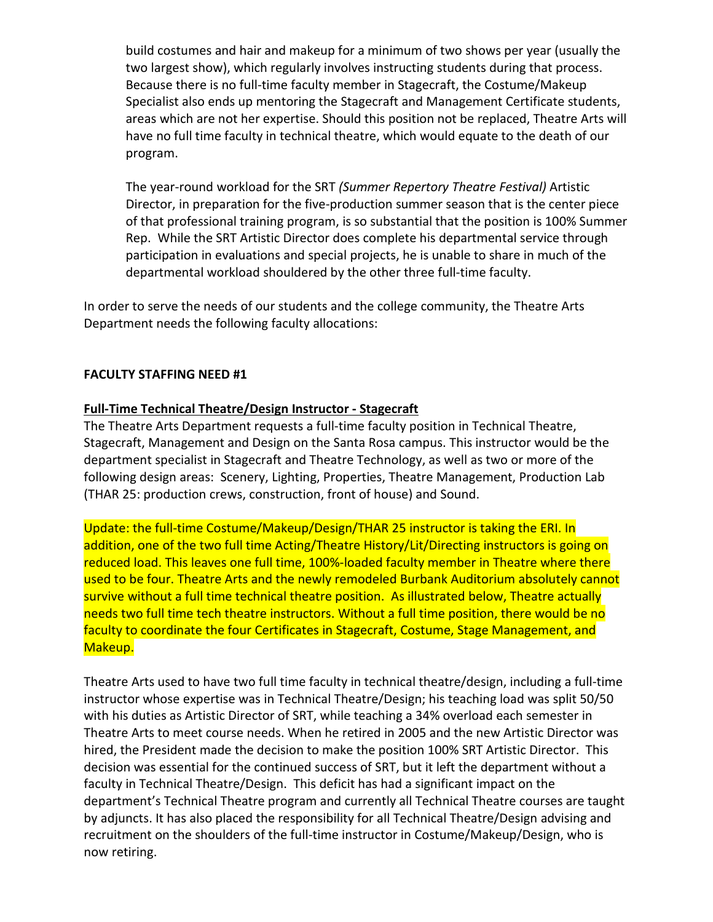build costumes and hair and makeup for a minimum of two shows per year (usually the two largest show), which regularly involves instructing students during that process. Because there is no full-time faculty member in Stagecraft, the Costume/Makeup Specialist also ends up mentoring the Stagecraft and Management Certificate students, areas which are not her expertise. Should this position not be replaced, Theatre Arts will have no full time faculty in technical theatre, which would equate to the death of our program.

The year-round workload for the SRT *(Summer Repertory Theatre Festival)* Artistic Director, in preparation for the five-production summer season that is the center piece of that professional training program, is so substantial that the position is 100% Summer Rep. While the SRT Artistic Director does complete his departmental service through participation in evaluations and special projects, he is unable to share in much of the departmental workload shouldered by the other three full-time faculty.

In order to serve the needs of our students and the college community, the Theatre Arts Department needs the following faculty allocations:

**FACULTY STAFFING NEED #1**

**Full-Time Technical Theatre/Design Instructor - Stagecraft**

The Theatre Arts Department requests a full-time faculty position in Technical Theatre, Stagecraft, Management and Design on the Santa Rosa campus. This instructor would be the department specialist in Stagecraft and Theatre Technology, as well as two or more of the following design areas: Scenery, Lighting, Properties, Theatre Management, Production Lab (THAR 25: production crews, construction, front of house) and Sound.

Update: the full-time Costume/Makeup/Design/THAR 25 instructor is taking the ERI. In addition, one of the two full time Acting/Theatre History/Lit/Directing instructors is going on reduced load. This leaves one full time, 100%-loaded faculty member in Theatre where there used to be four. Theatre Arts and the newly remodeled Burbank Auditorium absolutely cannot survive without a full time technical theatre position. As illustrated below, Theatre actually needs two full time tech theatre instructors. Without a full time position, there would be no faculty to coordinate the four Certificates in Stagecraft, Costume, Stage Management, and Makeup.

Theatre Arts used to have two full time faculty in technical theatre/design, including a full-time instructor whose expertise was in Technical Theatre/Design; his teaching load was split 50/50 with his duties as Artistic Director of SRT, while teaching a 34% overload each semester in Theatre Arts to meet course needs. When he retired in 2005 and the new Artistic Director was hired, the President made the decision to make the position 100% SRT Artistic Director. This decision was essential for the continued success of SRT, but it left the department without a faculty in Technical Theatre/Design. This deficit has had a significant impact on the department's Technical Theatre program and currently all Technical Theatre courses are taught by adjuncts. It has also placed the responsibility for all Technical Theatre/Design advising and recruitment on the shoulders of the full-time instructor in Costume/Makeup/Design, who is now retiring.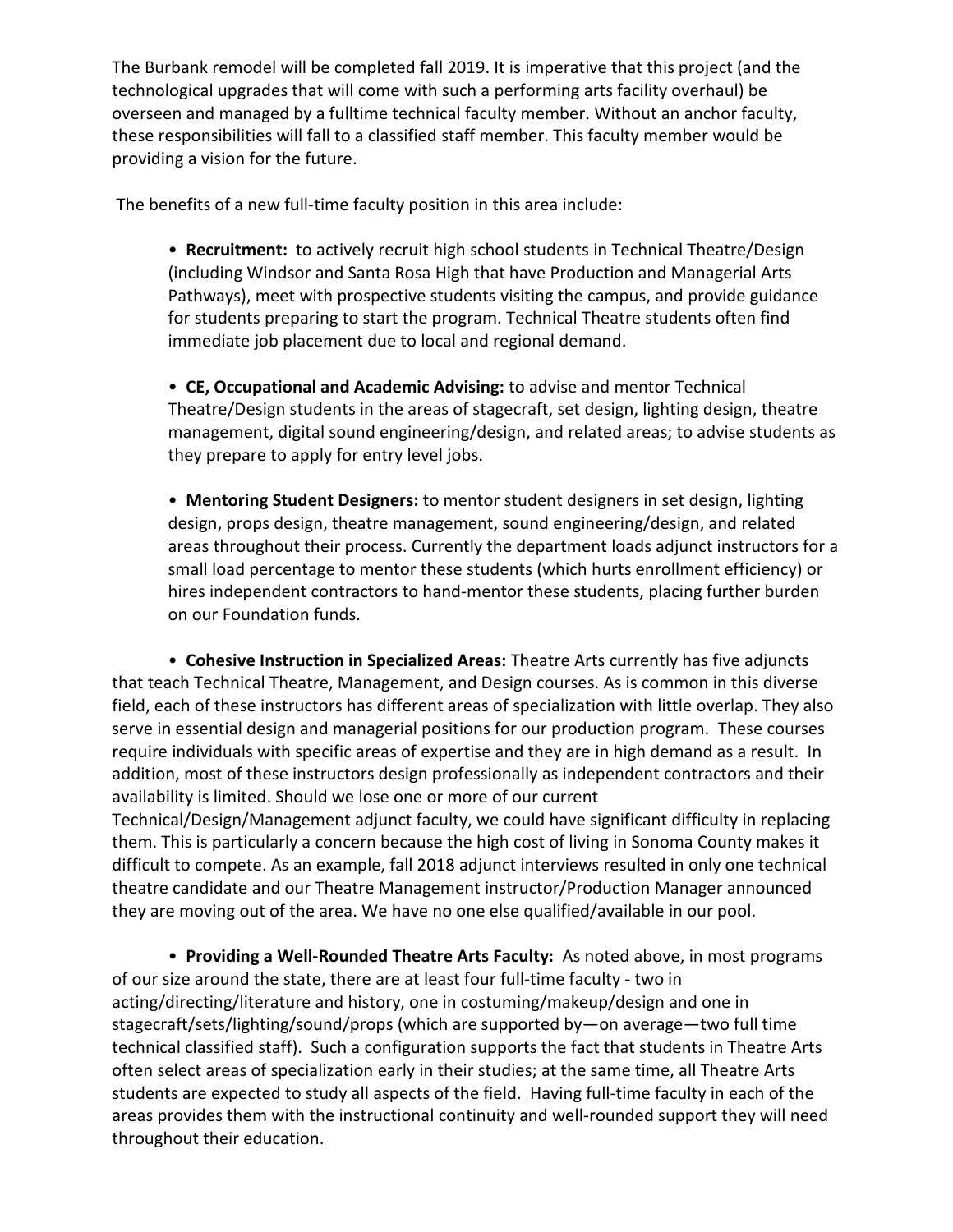The Burbank remodel will be completed fall 2019. It is imperative that this project (and the technological upgrades that will come with such a performing arts facility overhaul) be overseen and managed by a fulltime technical faculty member. Without an anchor faculty, these responsibilities will fall to a classified staff member. This faculty member would be providing a vision for the future.

The benefits of a new full-time faculty position in this area include:

- **Recruitment:** to actively recruit high school students in Technical Theatre/Design (including Windsor and Santa Rosa High that have Production and Managerial Arts Pathways), meet with prospective students visiting the campus, and provide guidance for students preparing to start the program. Technical Theatre students often find immediate job placement due to local and regional demand.

- **CE, Occupational and Academic Advising:** to advise and mentor Technical Theatre/Design students in the areas of stagecraft, set design, lighting design, theatre management, digital sound engineering/design, and related areas; to advise students as they prepare to apply for entry level jobs.

- **Mentoring Student Designers:** to mentor student designers in set design, lighting design, props design, theatre management, sound engineering/design, and related areas throughout their process. Currently the department loads adjunct instructors for a small load percentage to mentor these students (which hurts enrollment efficiency) or hires independent contractors to hand-mentor these students, placing further burden on our Foundation funds.

- **Cohesive Instruction in Specialized Areas:** Theatre Arts currently has five adjuncts that teach Technical Theatre, Management, and Design courses. As is common in this diverse field, each of these instructors has different areas of specialization with little overlap. They also serve in essential design and managerial positions for our production program. These courses require individuals with specific areas of expertise and they are in high demand as a result. In addition, most of these instructors design professionally as independent contractors and their availability is limited. Should we lose one or more of our current Technical/Design/Management adjunct faculty, we could have significant difficulty in replacing them. This is particularly a concern because the high cost of living in Sonoma County makes it difficult to compete. As an example, fall 2018 adjunct interviews resulted in only one technical theatre candidate and our Theatre Management instructor/Production Manager announced they are moving out of the area. We have no one else qualified/available in our pool.

- **Providing a Well-Rounded Theatre Arts Faculty:** As noted above, in most programs of our size around the state, there are at least four full-time faculty - two in acting/directing/literature and history, one in costuming/makeup/design and one in stagecraft/sets/lighting/sound/props (which are supported by—on average—two full time technical classified staff). Such a configuration supports the fact that students in Theatre Arts often select areas of specialization early in their studies; at the same time, all Theatre Arts students are expected to study all aspects of the field. Having full-time faculty in each of the areas provides them with the instructional continuity and well-rounded support they will need throughout their education.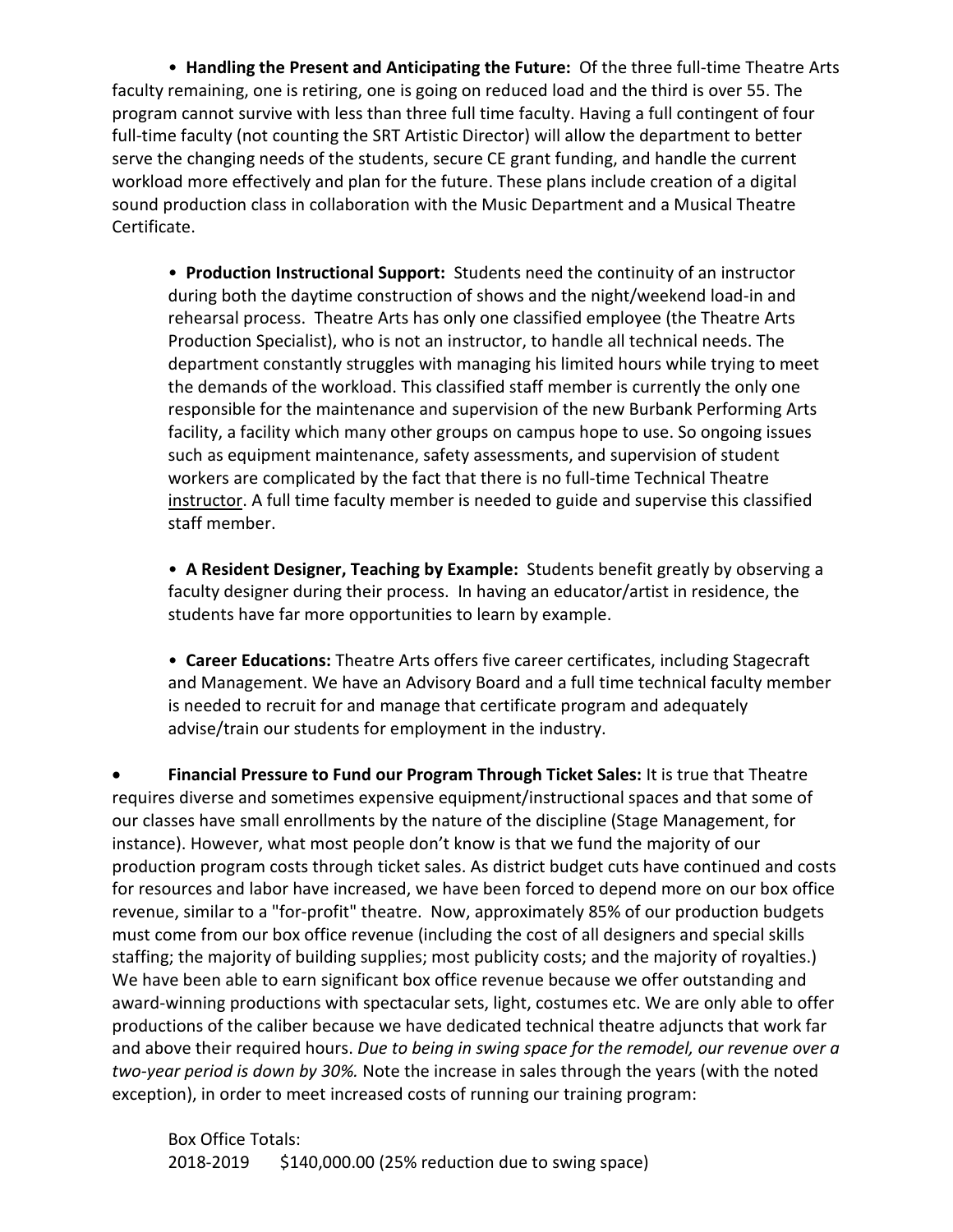- **Handling the Present and Anticipating the Future:** Of the three full-time Theatre Arts faculty remaining, one is retiring, one is going on reduced load and the third is over 55. The program cannot survive with less than three full time faculty. Having a full contingent of four full-time faculty (not counting the SRT Artistic Director) will allow the department to better serve the changing needs of the students, secure CE grant funding, and handle the current workload more effectively and plan for the future. These plans include creation of a digital sound production class in collaboration with the Music Department and a Musical Theatre Certificate.

  - **Production Instructional Support:** Students need the continuity of an instructor during both the daytime construction of shows and the night/weekend load-in and rehearsal process. Theatre Arts has only one classified employee (the Theatre Arts Production Specialist), who is not an instructor, to handle all technical needs. The department constantly struggles with managing his limited hours while trying to meet the demands of the workload. This classified staff member is currently the only one responsible for the maintenance and supervision of the new Burbank Performing Arts facility, a facility which many other groups on campus hope to use. So ongoing issues such as equipment maintenance, safety assessments, and supervision of student workers are complicated by the fact that there is no full-time Technical Theatre instructor. A full time faculty member is needed to guide and supervise this classified staff member.

  - **A Resident Designer, Teaching by Example:** Students benefit greatly by observing a faculty designer during their process. In having an educator/artist in residence, the students have far more opportunities to learn by example.

  - **Career Educations:** Theatre Arts offers five career certificates, including Stagecraft and Management. We have an Advisory Board and a full time technical faculty member is needed to recruit for and manage that certificate program and adequately advise/train our students for employment in the industry.

- **Financial Pressure to Fund our Program Through Ticket Sales:** It is true that Theatre requires diverse and sometimes expensive equipment/instructional spaces and that some of our classes have small enrollments by the nature of the discipline (Stage Management, for instance). However, what most people don't know is that we fund the majority of our production program costs through ticket sales. As district budget cuts have continued and costs for resources and labor have increased, we have been forced to depend more on our box office revenue, similar to a "for-profit" theatre. Now, approximately 85% of our production budgets must come from our box office revenue (including the cost of all designers and special skills staffing; the majority of building supplies; most publicity costs; and the majority of royalties.) We have been able to earn significant box office revenue because we offer outstanding and award-winning productions with spectacular sets, light, costumes etc. We are only able to offer productions of the caliber because we have dedicated technical theatre adjuncts that work far and above their required hours. *Due to being in swing space for the remodel, our revenue over a two-year period is down by 30%.* Note the increase in sales through the years (with the noted exception), in order to meet increased costs of running our training program:

  Box Office Totals:
  2018-2019 $140,000.00 (25% reduction due to swing space)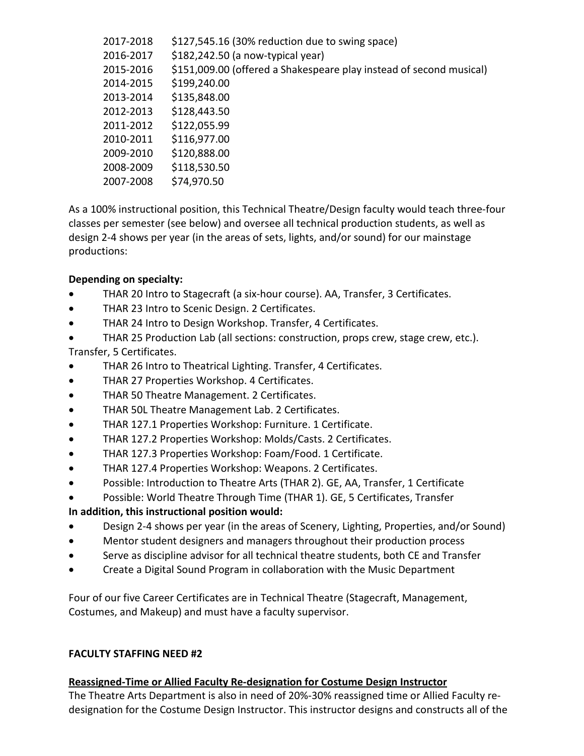| | |
|---|---|
| 2017-2018 | $127,545.16 (30% reduction due to swing space) |
| 2016-2017 | $182,242.50 (a now-typical year) |
| 2015-2016 | $151,009.00 (offered a Shakespeare play instead of second musical) |
| 2014-2015 | $199,240.00 |
| 2013-2014 | $135,848.00 |
| 2012-2013 | $128,443.50 |
| 2011-2012 | $122,055.99 |
| 2010-2011 | $116,977.00 |
| 2009-2010 | $120,888.00 |
| 2008-2009 | $118,530.50 |
| 2007-2008 | $74,970.50 |

As a 100% instructional position, this Technical Theatre/Design faculty would teach three-four classes per semester (see below) and oversee all technical production students, as well as design 2-4 shows per year (in the areas of sets, lights, and/or sound) for our mainstage productions:

**Depending on specialty:**

- THAR 20 Intro to Stagecraft (a six-hour course). AA, Transfer, 3 Certificates.
- THAR 23 Intro to Scenic Design. 2 Certificates.
- THAR 24 Intro to Design Workshop. Transfer, 4 Certificates.
- THAR 25 Production Lab (all sections: construction, props crew, stage crew, etc.). Transfer, 5 Certificates.
- THAR 26 Intro to Theatrical Lighting. Transfer, 4 Certificates.
- THAR 27 Properties Workshop. 4 Certificates.
- THAR 50 Theatre Management. 2 Certificates.
- THAR 50L Theatre Management Lab. 2 Certificates.
- THAR 127.1 Properties Workshop: Furniture. 1 Certificate.
- THAR 127.2 Properties Workshop: Molds/Casts. 2 Certificates.
- THAR 127.3 Properties Workshop: Foam/Food. 1 Certificate.
- THAR 127.4 Properties Workshop: Weapons. 2 Certificates.
- Possible: Introduction to Theatre Arts (THAR 2). GE, AA, Transfer, 1 Certificate
- Possible: World Theatre Through Time (THAR 1). GE, 5 Certificates, Transfer

**In addition, this instructional position would:**

- Design 2-4 shows per year (in the areas of Scenery, Lighting, Properties, and/or Sound)
- Mentor student designers and managers throughout their production process
- Serve as discipline advisor for all technical theatre students, both CE and Transfer
- Create a Digital Sound Program in collaboration with the Music Department

Four of our five Career Certificates are in Technical Theatre (Stagecraft, Management, Costumes, and Makeup) and must have a faculty supervisor.

**FACULTY STAFFING NEED #2**

**Reassigned-Time or Allied Faculty Re-designation for Costume Design Instructor**

The Theatre Arts Department is also in need of 20%-30% reassigned time or Allied Faculty re-designation for the Costume Design Instructor. This instructor designs and constructs all of the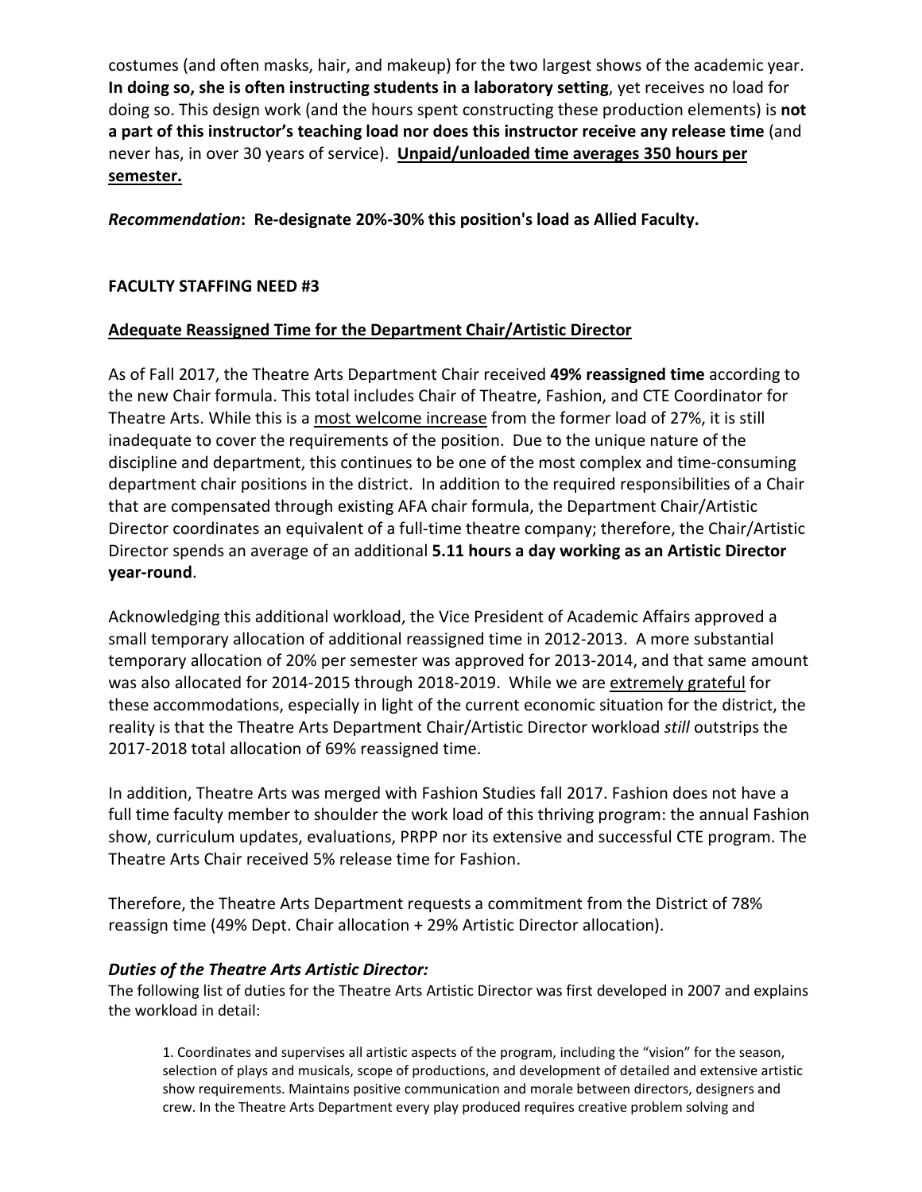costumes (and often masks, hair, and makeup) for the two largest shows of the academic year. **In doing so, she is often instructing students in a laboratory setting**, yet receives no load for doing so. This design work (and the hours spent constructing these production elements) is **not a part of this instructor's teaching load nor does this instructor receive any release time** (and never has, in over 30 years of service). <u>**Unpaid/unloaded time averages 350 hours per semester.**</u>

***Recommendation*: Re-designate 20%-30% this position's load as Allied Faculty.**

**FACULTY STAFFING NEED #3**

<u>**Adequate Reassigned Time for the Department Chair/Artistic Director**</u>

As of Fall 2017, the Theatre Arts Department Chair received **49% reassigned time** according to the new Chair formula. This total includes Chair of Theatre, Fashion, and CTE Coordinator for Theatre Arts. While this is a <u>most welcome increase</u> from the former load of 27%, it is still inadequate to cover the requirements of the position. Due to the unique nature of the discipline and department, this continues to be one of the most complex and time-consuming department chair positions in the district. In addition to the required responsibilities of a Chair that are compensated through existing AFA chair formula, the Department Chair/Artistic Director coordinates an equivalent of a full-time theatre company; therefore, the Chair/Artistic Director spends an average of an additional **5.11 hours a day working as an Artistic Director year-round**.

Acknowledging this additional workload, the Vice President of Academic Affairs approved a small temporary allocation of additional reassigned time in 2012-2013. A more substantial temporary allocation of 20% per semester was approved for 2013-2014, and that same amount was also allocated for 2014-2015 through 2018-2019. While we are <u>extremely grateful</u> for these accommodations, especially in light of the current economic situation for the district, the reality is that the Theatre Arts Department Chair/Artistic Director workload *still* outstrips the 2017-2018 total allocation of 69% reassigned time.

In addition, Theatre Arts was merged with Fashion Studies fall 2017. Fashion does not have a full time faculty member to shoulder the work load of this thriving program: the annual Fashion show, curriculum updates, evaluations, PRPP nor its extensive and successful CTE program. The Theatre Arts Chair received 5% release time for Fashion.

Therefore, the Theatre Arts Department requests a commitment from the District of 78% reassign time (49% Dept. Chair allocation + 29% Artistic Director allocation).

***Duties of the Theatre Arts Artistic Director:***

The following list of duties for the Theatre Arts Artistic Director was first developed in 2007 and explains the workload in detail:

1. Coordinates and supervises all artistic aspects of the program, including the "vision" for the season, selection of plays and musicals, scope of productions, and development of detailed and extensive artistic show requirements. Maintains positive communication and morale between directors, designers and crew. In the Theatre Arts Department every play produced requires creative problem solving and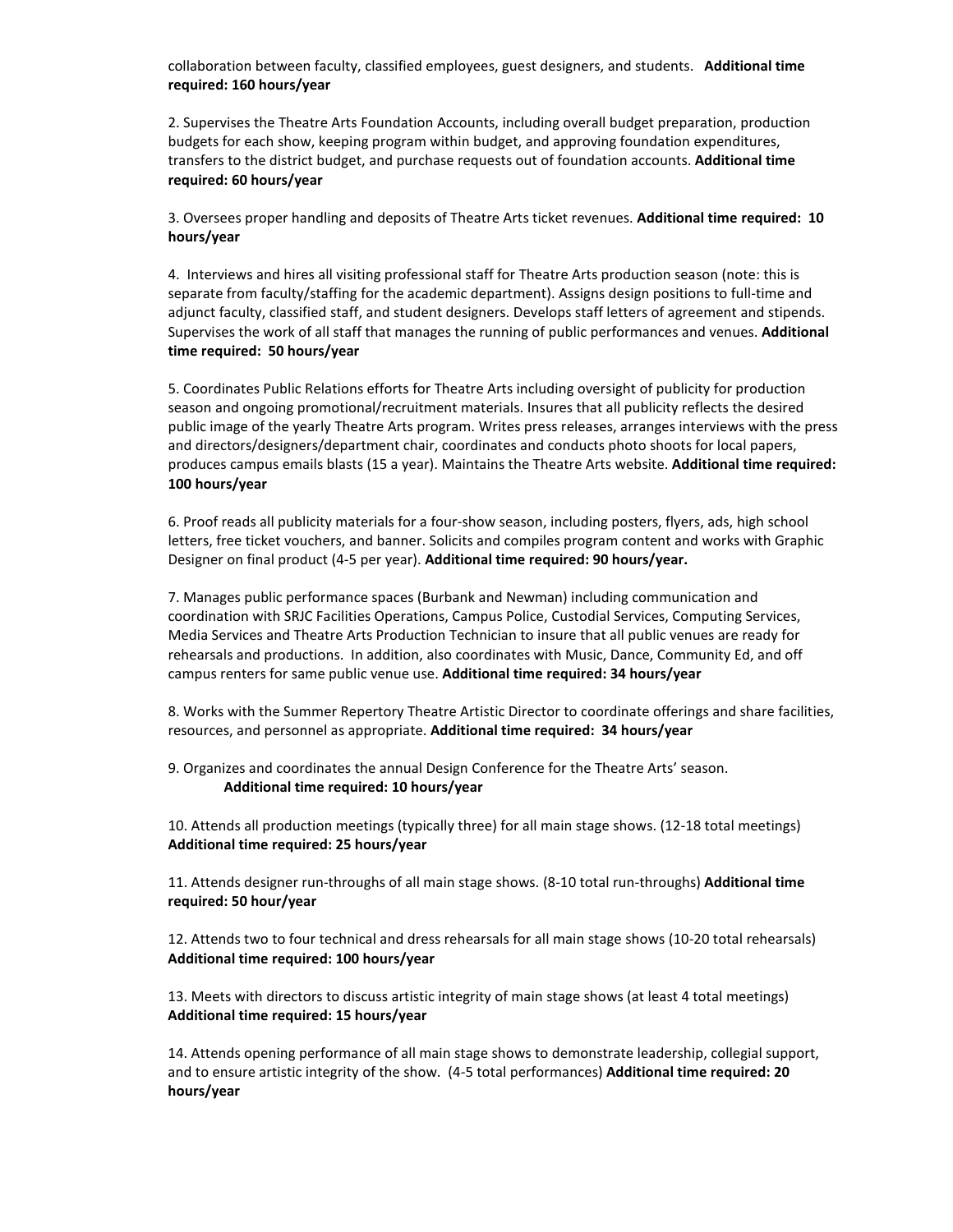collaboration between faculty, classified employees, guest designers, and students. **Additional time required: 160 hours/year**

2. Supervises the Theatre Arts Foundation Accounts, including overall budget preparation, production budgets for each show, keeping program within budget, and approving foundation expenditures, transfers to the district budget, and purchase requests out of foundation accounts. **Additional time required: 60 hours/year**

3. Oversees proper handling and deposits of Theatre Arts ticket revenues. **Additional time required: 10 hours/year**

4. Interviews and hires all visiting professional staff for Theatre Arts production season (note: this is separate from faculty/staffing for the academic department). Assigns design positions to full-time and adjunct faculty, classified staff, and student designers. Develops staff letters of agreement and stipends. Supervises the work of all staff that manages the running of public performances and venues. **Additional time required: 50 hours/year**

5. Coordinates Public Relations efforts for Theatre Arts including oversight of publicity for production season and ongoing promotional/recruitment materials. Insures that all publicity reflects the desired public image of the yearly Theatre Arts program. Writes press releases, arranges interviews with the press and directors/designers/department chair, coordinates and conducts photo shoots for local papers, produces campus emails blasts (15 a year). Maintains the Theatre Arts website. **Additional time required: 100 hours/year**

6. Proof reads all publicity materials for a four-show season, including posters, flyers, ads, high school letters, free ticket vouchers, and banner. Solicits and compiles program content and works with Graphic Designer on final product (4-5 per year). **Additional time required: 90 hours/year.**

7. Manages public performance spaces (Burbank and Newman) including communication and coordination with SRJC Facilities Operations, Campus Police, Custodial Services, Computing Services, Media Services and Theatre Arts Production Technician to insure that all public venues are ready for rehearsals and productions. In addition, also coordinates with Music, Dance, Community Ed, and off campus renters for same public venue use. **Additional time required: 34 hours/year**

8. Works with the Summer Repertory Theatre Artistic Director to coordinate offerings and share facilities, resources, and personnel as appropriate. **Additional time required: 34 hours/year**

9. Organizes and coordinates the annual Design Conference for the Theatre Arts' season. **Additional time required: 10 hours/year**

10. Attends all production meetings (typically three) for all main stage shows. (12-18 total meetings) **Additional time required: 25 hours/year**

11. Attends designer run-throughs of all main stage shows. (8-10 total run-throughs) **Additional time required: 50 hour/year**

12. Attends two to four technical and dress rehearsals for all main stage shows (10-20 total rehearsals) **Additional time required: 100 hours/year**

13. Meets with directors to discuss artistic integrity of main stage shows (at least 4 total meetings) **Additional time required: 15 hours/year**

14. Attends opening performance of all main stage shows to demonstrate leadership, collegial support, and to ensure artistic integrity of the show. (4-5 total performances) **Additional time required: 20 hours/year**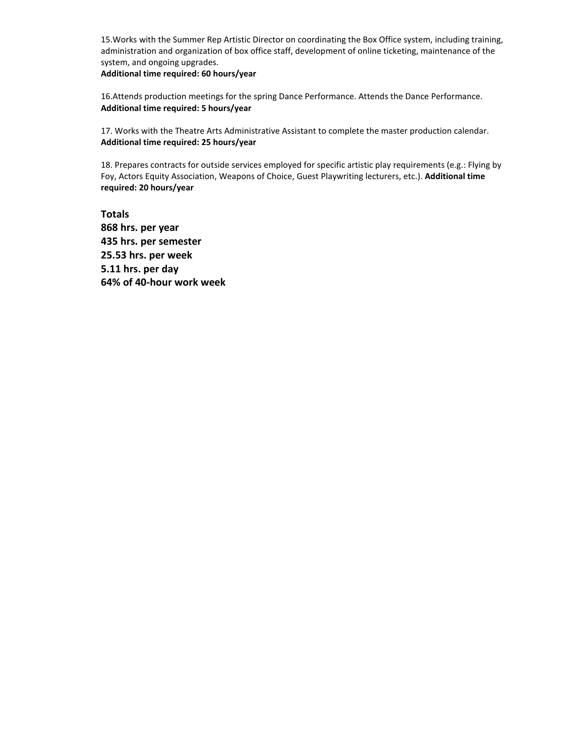15.Works with the Summer Rep Artistic Director on coordinating the Box Office system, including training, administration and organization of box office staff, development of online ticketing, maintenance of the system, and ongoing upgrades.
**Additional time required: 60 hours/year**

16.Attends production meetings for the spring Dance Performance. Attends the Dance Performance.
**Additional time required: 5 hours/year**

17. Works with the Theatre Arts Administrative Assistant to complete the master production calendar.
**Additional time required: 25 hours/year**

18. Prepares contracts for outside services employed for specific artistic play requirements (e.g.: Flying by Foy, Actors Equity Association, Weapons of Choice, Guest Playwriting lecturers, etc.). **Additional time required: 20 hours/year**

**Totals**
**868 hrs. per year**
**435 hrs. per semester**
**25.53 hrs. per week**
**5.11 hrs. per day**
**64% of 40-hour work week**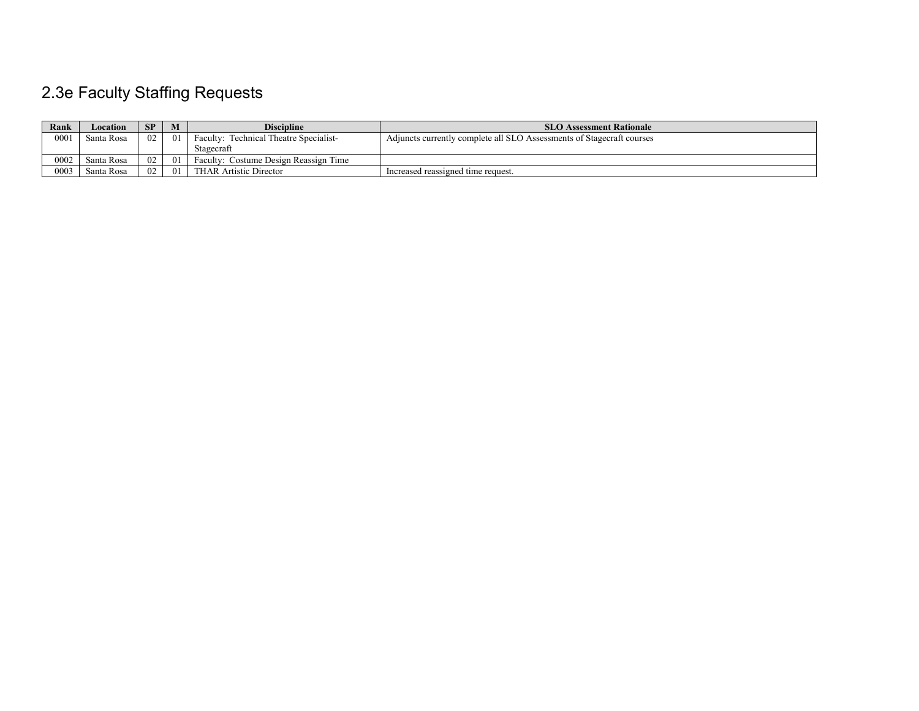## 2.3e Faculty Staffing Requests

| Rank | Location | SP | M | Discipline | SLO Assessment Rationale |
|---|---|---|---|---|---|
| 0001 | Santa Rosa | 02 | 01 | Faculty: Technical Theatre Specialist-Stagecraft | Adjuncts currently complete all SLO Assessments of Stagecraft courses |
| 0002 | Santa Rosa | 02 | 01 | Faculty: Costume Design Reassign Time | |
| 0003 | Santa Rosa | 02 | 01 | THAR Artistic Director | Increased reassigned time request. |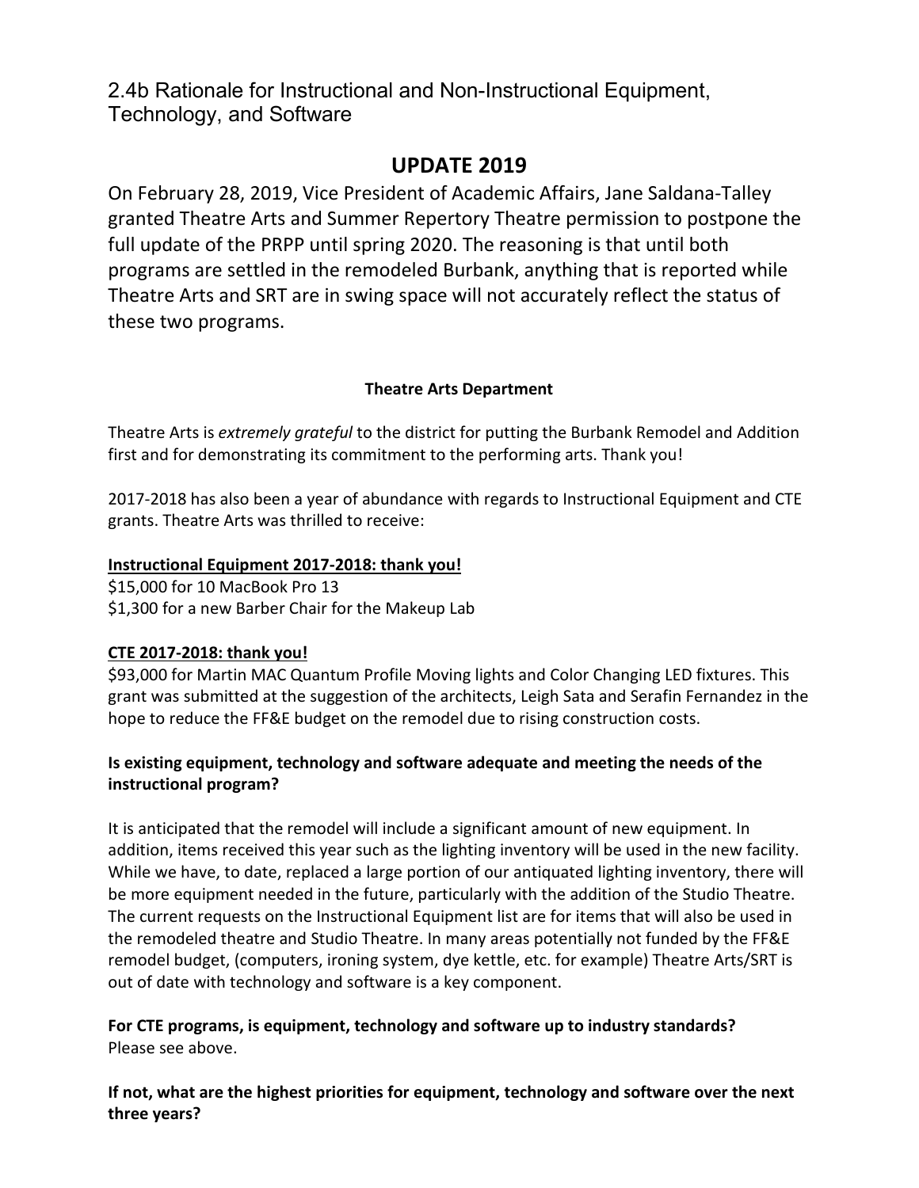## 2.4b Rationale for Instructional and Non-Instructional Equipment, Technology, and Software

# UPDATE 2019

On February 28, 2019, Vice President of Academic Affairs, Jane Saldana-Talley granted Theatre Arts and Summer Repertory Theatre permission to postpone the full update of the PRPP until spring 2020. The reasoning is that until both programs are settled in the remodeled Burbank, anything that is reported while Theatre Arts and SRT are in swing space will not accurately reflect the status of these two programs.

### Theatre Arts Department

Theatre Arts is *extremely grateful* to the district for putting the Burbank Remodel and Addition first and for demonstrating its commitment to the performing arts. Thank you!

2017-2018 has also been a year of abundance with regards to Instructional Equipment and CTE grants. Theatre Arts was thrilled to receive:

**Instructional Equipment 2017-2018: thank you!**
$15,000 for 10 MacBook Pro 13
$1,300 for a new Barber Chair for the Makeup Lab

**CTE 2017-2018: thank you!**
$93,000 for Martin MAC Quantum Profile Moving lights and Color Changing LED fixtures. This grant was submitted at the suggestion of the architects, Leigh Sata and Serafin Fernandez in the hope to reduce the FF&E budget on the remodel due to rising construction costs.

**Is existing equipment, technology and software adequate and meeting the needs of the instructional program?**

It is anticipated that the remodel will include a significant amount of new equipment. In addition, items received this year such as the lighting inventory will be used in the new facility. While we have, to date, replaced a large portion of our antiquated lighting inventory, there will be more equipment needed in the future, particularly with the addition of the Studio Theatre. The current requests on the Instructional Equipment list are for items that will also be used in the remodeled theatre and Studio Theatre. In many areas potentially not funded by the FF&E remodel budget, (computers, ironing system, dye kettle, etc. for example) Theatre Arts/SRT is out of date with technology and software is a key component.

**For CTE programs, is equipment, technology and software up to industry standards?**
Please see above.

**If not, what are the highest priorities for equipment, technology and software over the next three years?**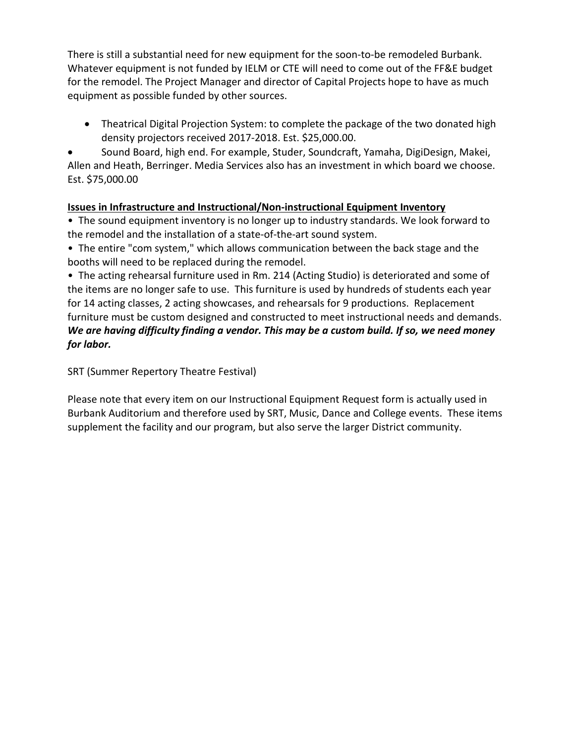There is still a substantial need for new equipment for the soon-to-be remodeled Burbank. Whatever equipment is not funded by IELM or CTE will need to come out of the FF&E budget for the remodel. The Project Manager and director of Capital Projects hope to have as much equipment as possible funded by other sources.

- Theatrical Digital Projection System: to complete the package of the two donated high density projectors received 2017-2018. Est. $25,000.00.
- Sound Board, high end. For example, Studer, Soundcraft, Yamaha, DigiDesign, Makei, Allen and Heath, Berringer. Media Services also has an investment in which board we choose. Est. $75,000.00

**Issues in Infrastructure and Instructional/Non-instructional Equipment Inventory**

- The sound equipment inventory is no longer up to industry standards. We look forward to the remodel and the installation of a state-of-the-art sound system.
- The entire "com system," which allows communication between the back stage and the booths will need to be replaced during the remodel.
- The acting rehearsal furniture used in Rm. 214 (Acting Studio) is deteriorated and some of the items are no longer safe to use. This furniture is used by hundreds of students each year for 14 acting classes, 2 acting showcases, and rehearsals for 9 productions. Replacement furniture must be custom designed and constructed to meet instructional needs and demands. ***We are having difficulty finding a vendor. This may be a custom build. If so, we need money for labor.***

SRT (Summer Repertory Theatre Festival)

Please note that every item on our Instructional Equipment Request form is actually used in Burbank Auditorium and therefore used by SRT, Music, Dance and College events. These items supplement the facility and our program, but also serve the larger District community.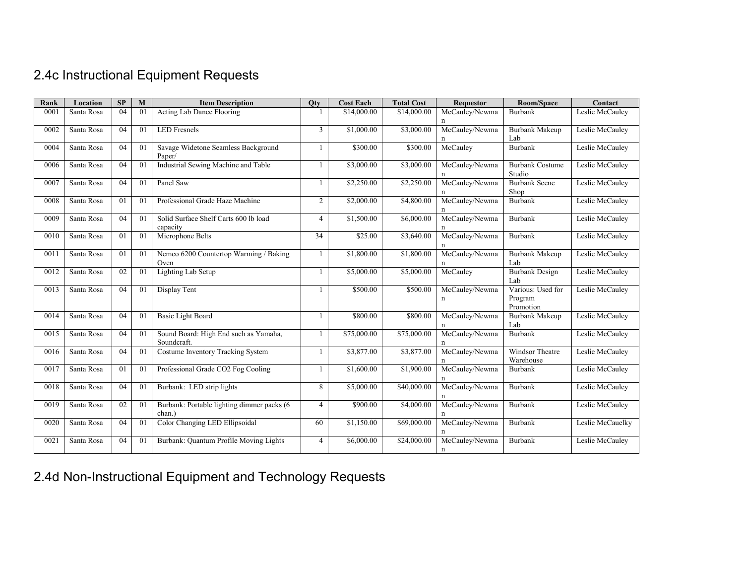## 2.4c Instructional Equipment Requests

| Rank | Location | SP | M | Item Description | Qty | Cost Each | Total Cost | Requestor | Room/Space | Contact |
|---|---|---|---|---|---|---|---|---|---|---|
| 0001 | Santa Rosa | 04 | 01 | Acting Lab Dance Flooring | 1 | $14,000.00 | $14,000.00 | McCauley/Newman | Burbank | Leslie McCauley |
| 0002 | Santa Rosa | 04 | 01 | LED Fresnels | 3 | $1,000.00 | $3,000.00 | McCauley/Newman | Burbank Makeup Lab | Leslie McCauley |
| 0004 | Santa Rosa | 04 | 01 | Savage Widetone Seamless Background Paper/ | 1 | $300.00 | $300.00 | McCauley | Burbank | Leslie McCauley |
| 0006 | Santa Rosa | 04 | 01 | Industrial Sewing Machine and Table | 1 | $3,000.00 | $3,000.00 | McCauley/Newman | Burbank Costume Studio | Leslie McCauley |
| 0007 | Santa Rosa | 04 | 01 | Panel Saw | 1 | $2,250.00 | $2,250.00 | McCauley/Newman | Burbank Scene Shop | Leslie McCauley |
| 0008 | Santa Rosa | 01 | 01 | Professional Grade Haze Machine | 2 | $2,000.00 | $4,800.00 | McCauley/Newman | Burbank | Leslie McCauley |
| 0009 | Santa Rosa | 04 | 01 | Solid Surface Shelf Carts 600 lb load capacity | 4 | $1,500.00 | $6,000.00 | McCauley/Newman | Burbank | Leslie McCauley |
| 0010 | Santa Rosa | 01 | 01 | Microphone Belts | 34 | $25.00 | $3,640.00 | McCauley/Newman | Burbank | Leslie McCauley |
| 0011 | Santa Rosa | 01 | 01 | Nemco 6200 Countertop Warming / Baking Oven | 1 | $1,800.00 | $1,800.00 | McCauley/Newman | Burbank Makeup Lab | Leslie McCauley |
| 0012 | Santa Rosa | 02 | 01 | Lighting Lab Setup | 1 | $5,000.00 | $5,000.00 | McCauley | Burbank Design Lab | Leslie McCauley |
| 0013 | Santa Rosa | 04 | 01 | Display Tent | 1 | $500.00 | $500.00 | McCauley/Newman | Various: Used for Program Promotion | Leslie McCauley |
| 0014 | Santa Rosa | 04 | 01 | Basic Light Board | 1 | $800.00 | $800.00 | McCauley/Newman | Burbank Makeup Lab | Leslie McCauley |
| 0015 | Santa Rosa | 04 | 01 | Sound Board: High End such as Yamaha, Soundcraft. | 1 | $75,000.00 | $75,000.00 | McCauley/Newman | Burbank | Leslie McCauley |
| 0016 | Santa Rosa | 04 | 01 | Costume Inventory Tracking System | 1 | $3,877.00 | $3,877.00 | McCauley/Newman | Windsor Theatre Warehouse | Leslie McCauley |
| 0017 | Santa Rosa | 01 | 01 | Professional Grade CO2 Fog Cooling | 1 | $1,600.00 | $1,900.00 | McCauley/Newman | Burbank | Leslie McCauley |
| 0018 | Santa Rosa | 04 | 01 | Burbank: LED strip lights | 8 | $5,000.00 | $40,000.00 | McCauley/Newman | Burbank | Leslie McCauley |
| 0019 | Santa Rosa | 02 | 01 | Burbank: Portable lighting dimmer packs (6 chan.) | 4 | $900.00 | $4,000.00 | McCauley/Newman | Burbank | Leslie McCauley |
| 0020 | Santa Rosa | 04 | 01 | Color Changing LED Ellipsoidal | 60 | $1,150.00 | $69,000.00 | McCauley/Newman | Burbank | Leslie McCauelky |
| 0021 | Santa Rosa | 04 | 01 | Burbank: Quantum Profile Moving Lights | 4 | $6,000.00 | $24,000.00 | McCauley/Newman | Burbank | Leslie McCauley |

## 2.4d Non-Instructional Equipment and Technology Requests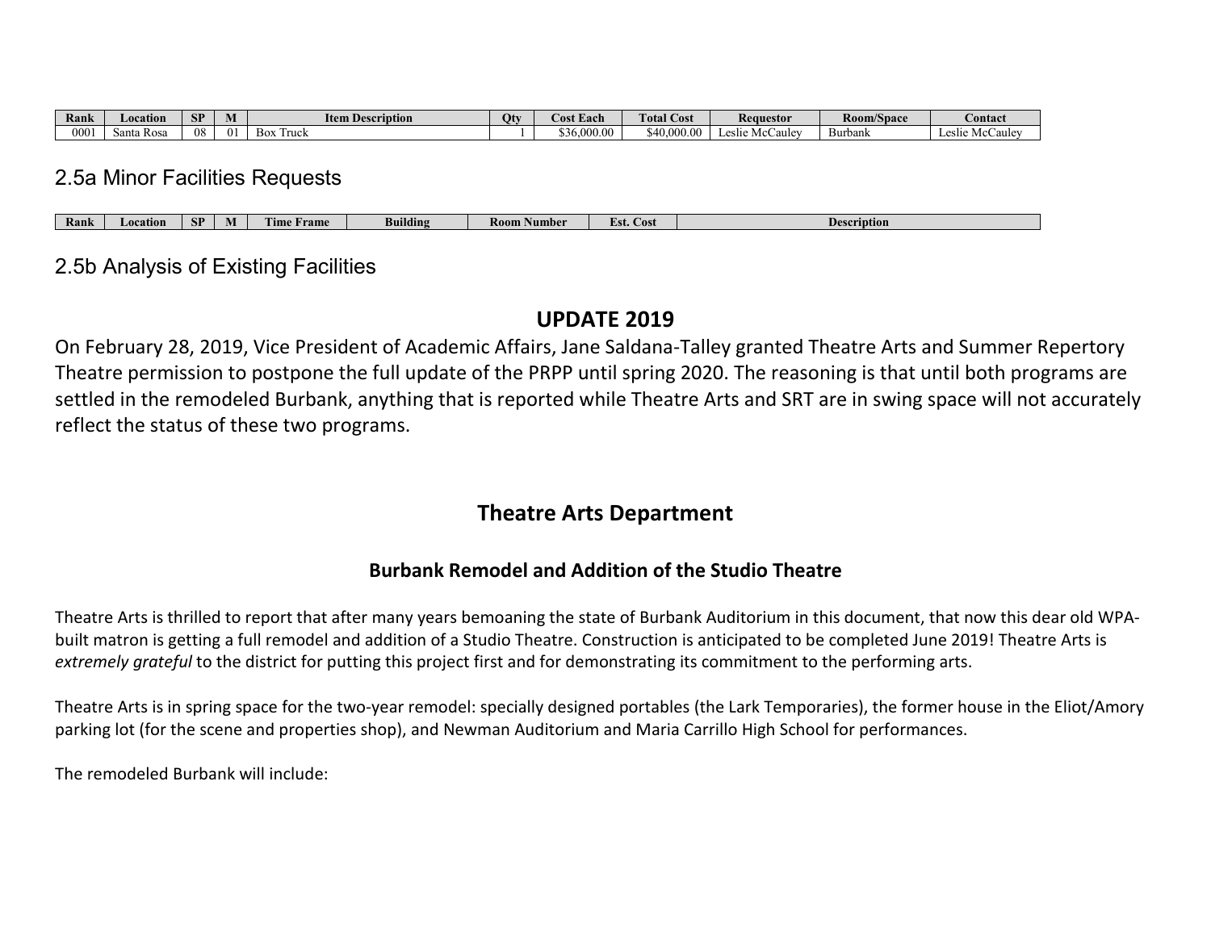| Rank | Location | SP | M | Item Description | Qty | Cost Each | Total Cost | Requestor | Room/Space | Contact |
|---|---|---|---|---|---|---|---|---|---|---|
| 0001 | Santa Rosa | 08 | 01 | Box Truck | 1 | $36,000.00 | $40,000.00 | Leslie McCauley | Burbank | Leslie McCauley |

## 2.5a Minor Facilities Requests

| Rank | Location | SP | M | Time Frame | Building | Room Number | Est. Cost | Description |
|---|---|---|---|---|---|---|---|---|

## 2.5b Analysis of Existing Facilities

### UPDATE 2019

On February 28, 2019, Vice President of Academic Affairs, Jane Saldana-Talley granted Theatre Arts and Summer Repertory Theatre permission to postpone the full update of the PRPP until spring 2020. The reasoning is that until both programs are settled in the remodeled Burbank, anything that is reported while Theatre Arts and SRT are in swing space will not accurately reflect the status of these two programs.

### Theatre Arts Department

#### Burbank Remodel and Addition of the Studio Theatre

Theatre Arts is thrilled to report that after many years bemoaning the state of Burbank Auditorium in this document, that now this dear old WPA-built matron is getting a full remodel and addition of a Studio Theatre. Construction is anticipated to be completed June 2019! Theatre Arts is *extremely grateful* to the district for putting this project first and for demonstrating its commitment to the performing arts.

Theatre Arts is in spring space for the two-year remodel: specially designed portables (the Lark Temporaries), the former house in the Eliot/Amory parking lot (for the scene and properties shop), and Newman Auditorium and Maria Carrillo High School for performances.

The remodeled Burbank will include: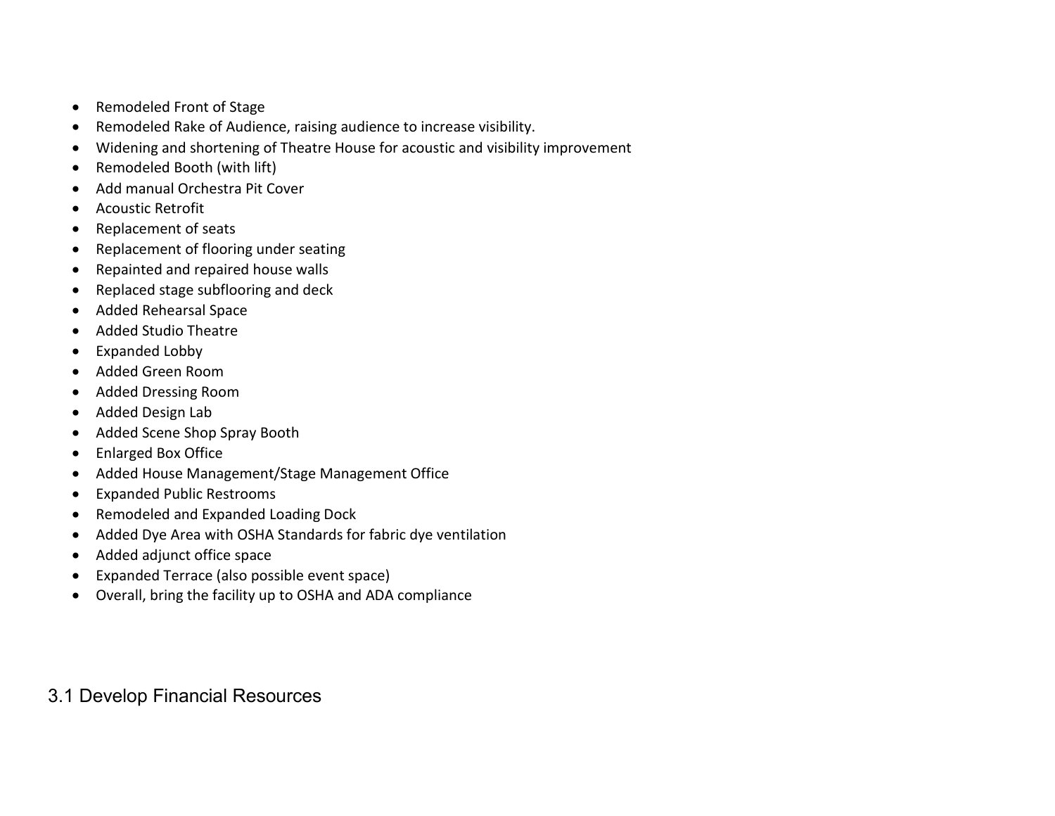- Remodeled Front of Stage
- Remodeled Rake of Audience, raising audience to increase visibility.
- Widening and shortening of Theatre House for acoustic and visibility improvement
- Remodeled Booth (with lift)
- Add manual Orchestra Pit Cover
- Acoustic Retrofit
- Replacement of seats
- Replacement of flooring under seating
- Repainted and repaired house walls
- Replaced stage subflooring and deck
- Added Rehearsal Space
- Added Studio Theatre
- Expanded Lobby
- Added Green Room
- Added Dressing Room
- Added Design Lab
- Added Scene Shop Spray Booth
- Enlarged Box Office
- Added House Management/Stage Management Office
- Expanded Public Restrooms
- Remodeled and Expanded Loading Dock
- Added Dye Area with OSHA Standards for fabric dye ventilation
- Added adjunct office space
- Expanded Terrace (also possible event space)
- Overall, bring the facility up to OSHA and ADA compliance

## 3.1 Develop Financial Resources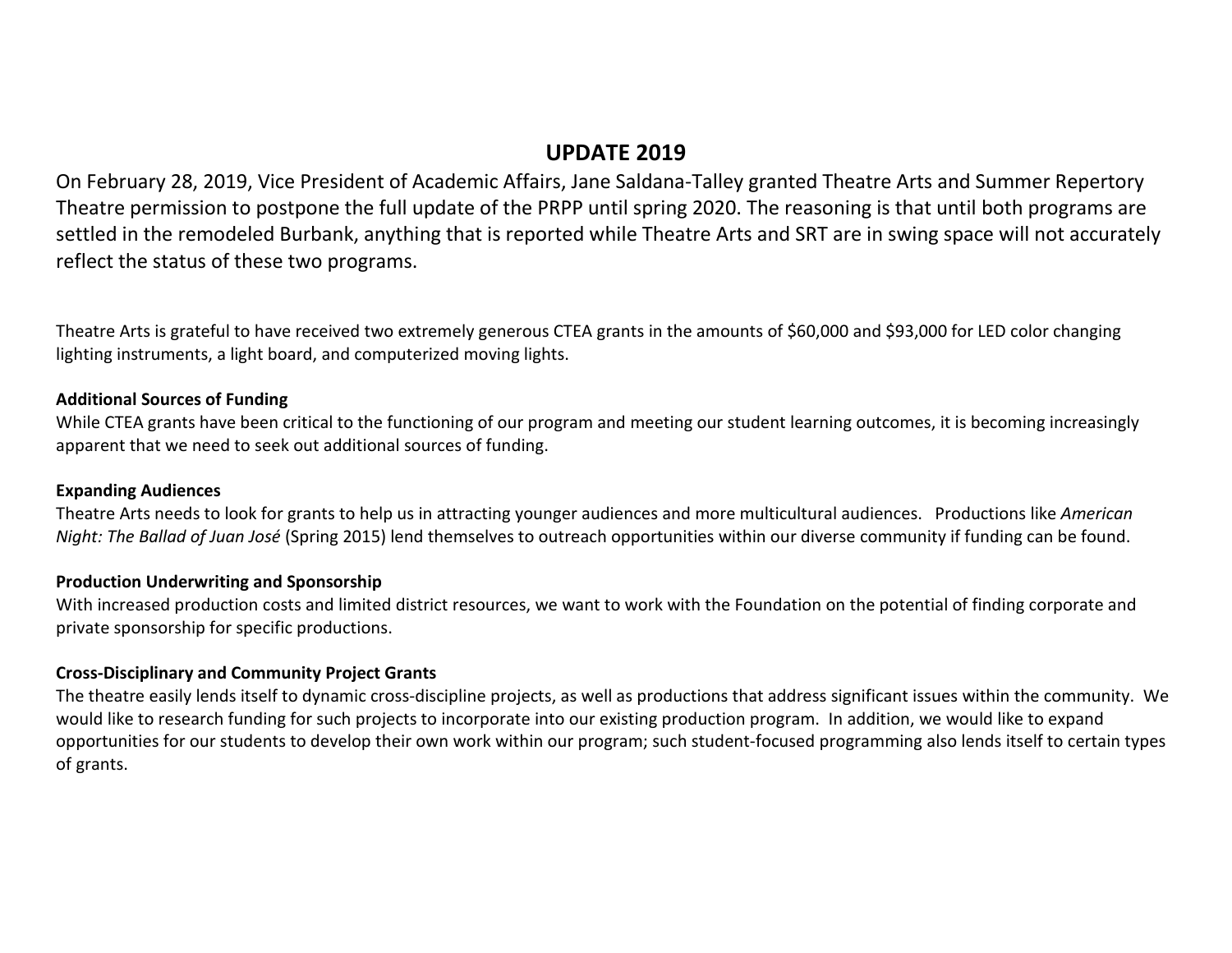## UPDATE 2019

On February 28, 2019, Vice President of Academic Affairs, Jane Saldana-Talley granted Theatre Arts and Summer Repertory Theatre permission to postpone the full update of the PRPP until spring 2020. The reasoning is that until both programs are settled in the remodeled Burbank, anything that is reported while Theatre Arts and SRT are in swing space will not accurately reflect the status of these two programs.

Theatre Arts is grateful to have received two extremely generous CTEA grants in the amounts of $60,000 and $93,000 for LED color changing lighting instruments, a light board, and computerized moving lights.

**Additional Sources of Funding**

While CTEA grants have been critical to the functioning of our program and meeting our student learning outcomes, it is becoming increasingly apparent that we need to seek out additional sources of funding.

**Expanding Audiences**

Theatre Arts needs to look for grants to help us in attracting younger audiences and more multicultural audiences. Productions like *American Night: The Ballad of Juan José* (Spring 2015) lend themselves to outreach opportunities within our diverse community if funding can be found.

**Production Underwriting and Sponsorship**

With increased production costs and limited district resources, we want to work with the Foundation on the potential of finding corporate and private sponsorship for specific productions.

**Cross-Disciplinary and Community Project Grants**

The theatre easily lends itself to dynamic cross-discipline projects, as well as productions that address significant issues within the community. We would like to research funding for such projects to incorporate into our existing production program. In addition, we would like to expand opportunities for our students to develop their own work within our program; such student-focused programming also lends itself to certain types of grants.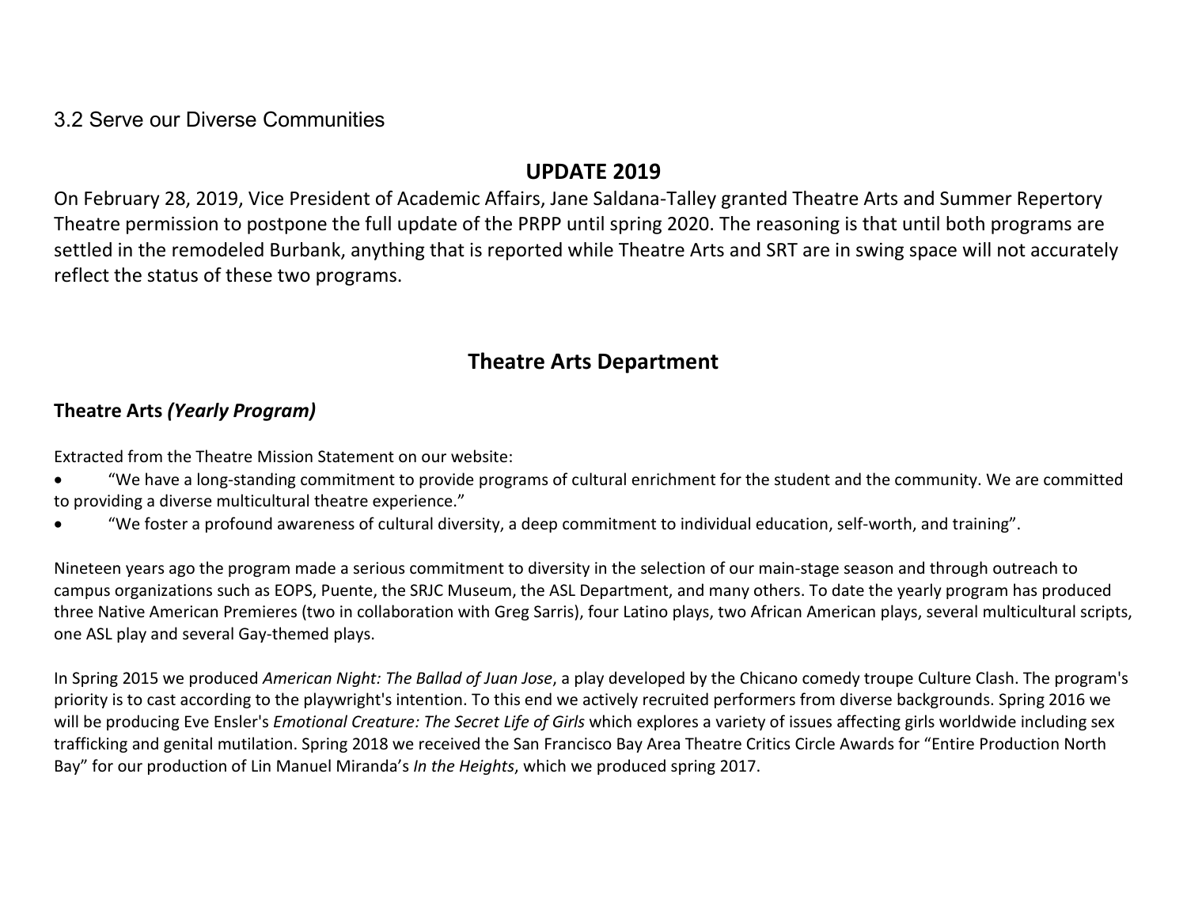### 3.2 Serve our Diverse Communities

## UPDATE 2019

On February 28, 2019, Vice President of Academic Affairs, Jane Saldana-Talley granted Theatre Arts and Summer Repertory Theatre permission to postpone the full update of the PRPP until spring 2020. The reasoning is that until both programs are settled in the remodeled Burbank, anything that is reported while Theatre Arts and SRT are in swing space will not accurately reflect the status of these two programs.

## Theatre Arts Department

### Theatre Arts *(Yearly Program)*

Extracted from the Theatre Mission Statement on our website:

- "We have a long-standing commitment to provide programs of cultural enrichment for the student and the community. We are committed to providing a diverse multicultural theatre experience."
- "We foster a profound awareness of cultural diversity, a deep commitment to individual education, self-worth, and training".

Nineteen years ago the program made a serious commitment to diversity in the selection of our main-stage season and through outreach to campus organizations such as EOPS, Puente, the SRJC Museum, the ASL Department, and many others. To date the yearly program has produced three Native American Premieres (two in collaboration with Greg Sarris), four Latino plays, two African American plays, several multicultural scripts, one ASL play and several Gay-themed plays.

In Spring 2015 we produced *American Night: The Ballad of Juan Jose*, a play developed by the Chicano comedy troupe Culture Clash. The program's priority is to cast according to the playwright's intention. To this end we actively recruited performers from diverse backgrounds. Spring 2016 we will be producing Eve Ensler's *Emotional Creature: The Secret Life of Girls* which explores a variety of issues affecting girls worldwide including sex trafficking and genital mutilation. Spring 2018 we received the San Francisco Bay Area Theatre Critics Circle Awards for "Entire Production North Bay" for our production of Lin Manuel Miranda's *In the Heights*, which we produced spring 2017.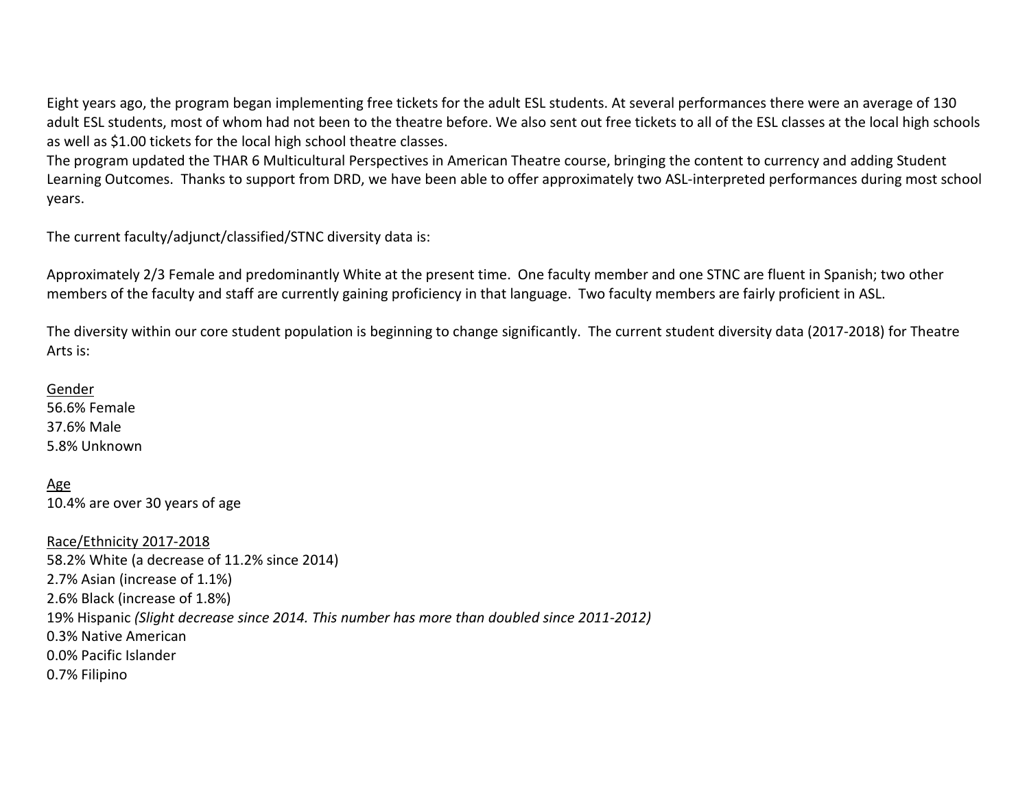Eight years ago, the program began implementing free tickets for the adult ESL students. At several performances there were an average of 130 adult ESL students, most of whom had not been to the theatre before. We also sent out free tickets to all of the ESL classes at the local high schools as well as $1.00 tickets for the local high school theatre classes.

The program updated the THAR 6 Multicultural Perspectives in American Theatre course, bringing the content to currency and adding Student Learning Outcomes. Thanks to support from DRD, we have been able to offer approximately two ASL-interpreted performances during most school years.

The current faculty/adjunct/classified/STNC diversity data is:

Approximately 2/3 Female and predominantly White at the present time. One faculty member and one STNC are fluent in Spanish; two other members of the faculty and staff are currently gaining proficiency in that language. Two faculty members are fairly proficient in ASL.

The diversity within our core student population is beginning to change significantly. The current student diversity data (2017-2018) for Theatre Arts is:

<u>Gender</u>
56.6% Female
37.6% Male
5.8% Unknown

<u>Age</u>
10.4% are over 30 years of age

<u>Race/Ethnicity 2017-2018</u>
58.2% White (a decrease of 11.2% since 2014)
2.7% Asian (increase of 1.1%)
2.6% Black (increase of 1.8%)
19% Hispanic *(Slight decrease since 2014. This number has more than doubled since 2011-2012)*
0.3% Native American
0.0% Pacific Islander
0.7% Filipino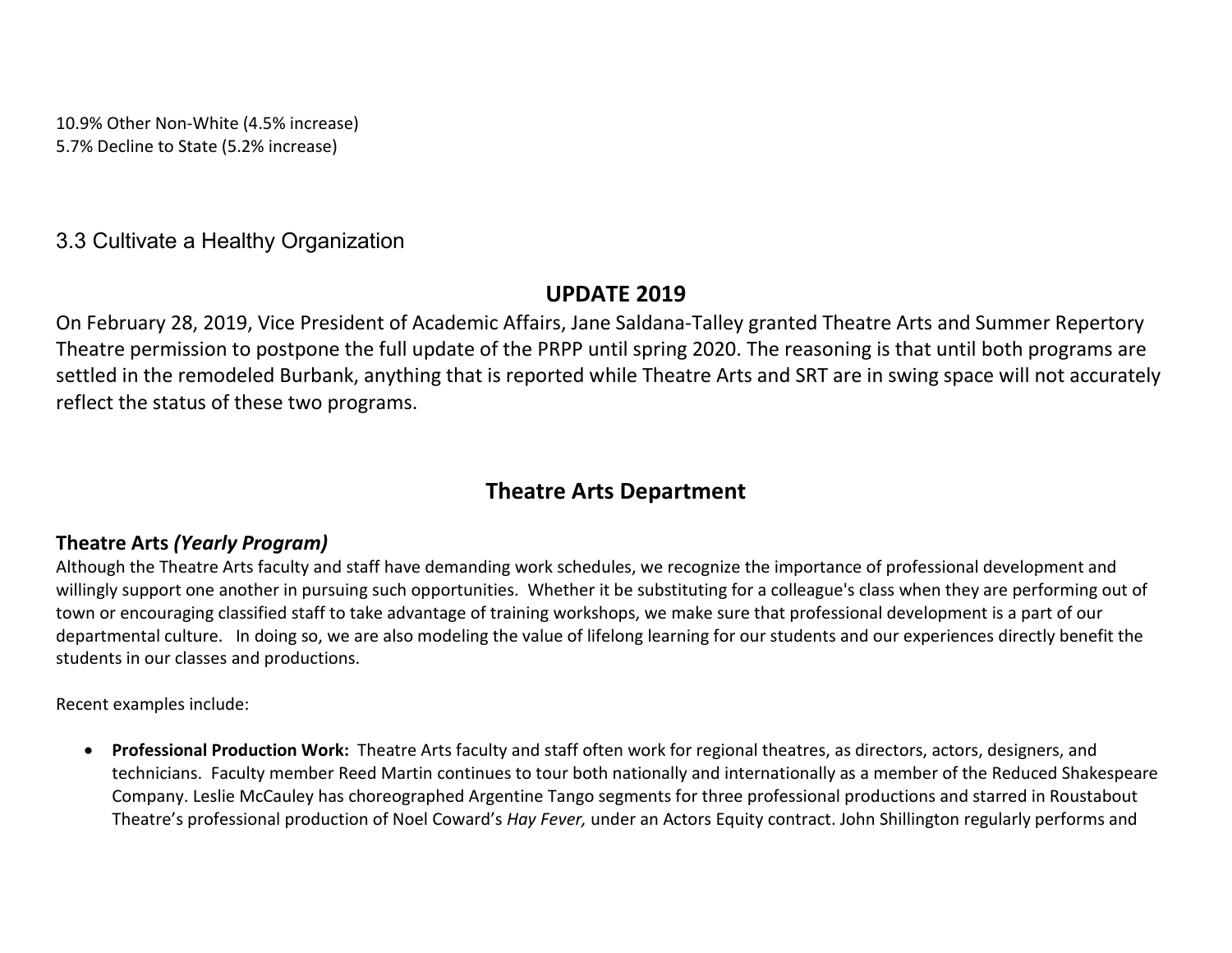10.9% Other Non-White (4.5% increase)
5.7% Decline to State (5.2% increase)

## 3.3 Cultivate a Healthy Organization

## UPDATE 2019

On February 28, 2019, Vice President of Academic Affairs, Jane Saldana-Talley granted Theatre Arts and Summer Repertory Theatre permission to postpone the full update of the PRPP until spring 2020. The reasoning is that until both programs are settled in the remodeled Burbank, anything that is reported while Theatre Arts and SRT are in swing space will not accurately reflect the status of these two programs.

## Theatre Arts Department

### Theatre Arts *(Yearly Program)*

Although the Theatre Arts faculty and staff have demanding work schedules, we recognize the importance of professional development and willingly support one another in pursuing such opportunities. Whether it be substituting for a colleague's class when they are performing out of town or encouraging classified staff to take advantage of training workshops, we make sure that professional development is a part of our departmental culture. In doing so, we are also modeling the value of lifelong learning for our students and our experiences directly benefit the students in our classes and productions.

Recent examples include:

- **Professional Production Work:** Theatre Arts faculty and staff often work for regional theatres, as directors, actors, designers, and technicians. Faculty member Reed Martin continues to tour both nationally and internationally as a member of the Reduced Shakespeare Company. Leslie McCauley has choreographed Argentine Tango segments for three professional productions and starred in Roustabout Theatre's professional production of Noel Coward's *Hay Fever,* under an Actors Equity contract. John Shillington regularly performs and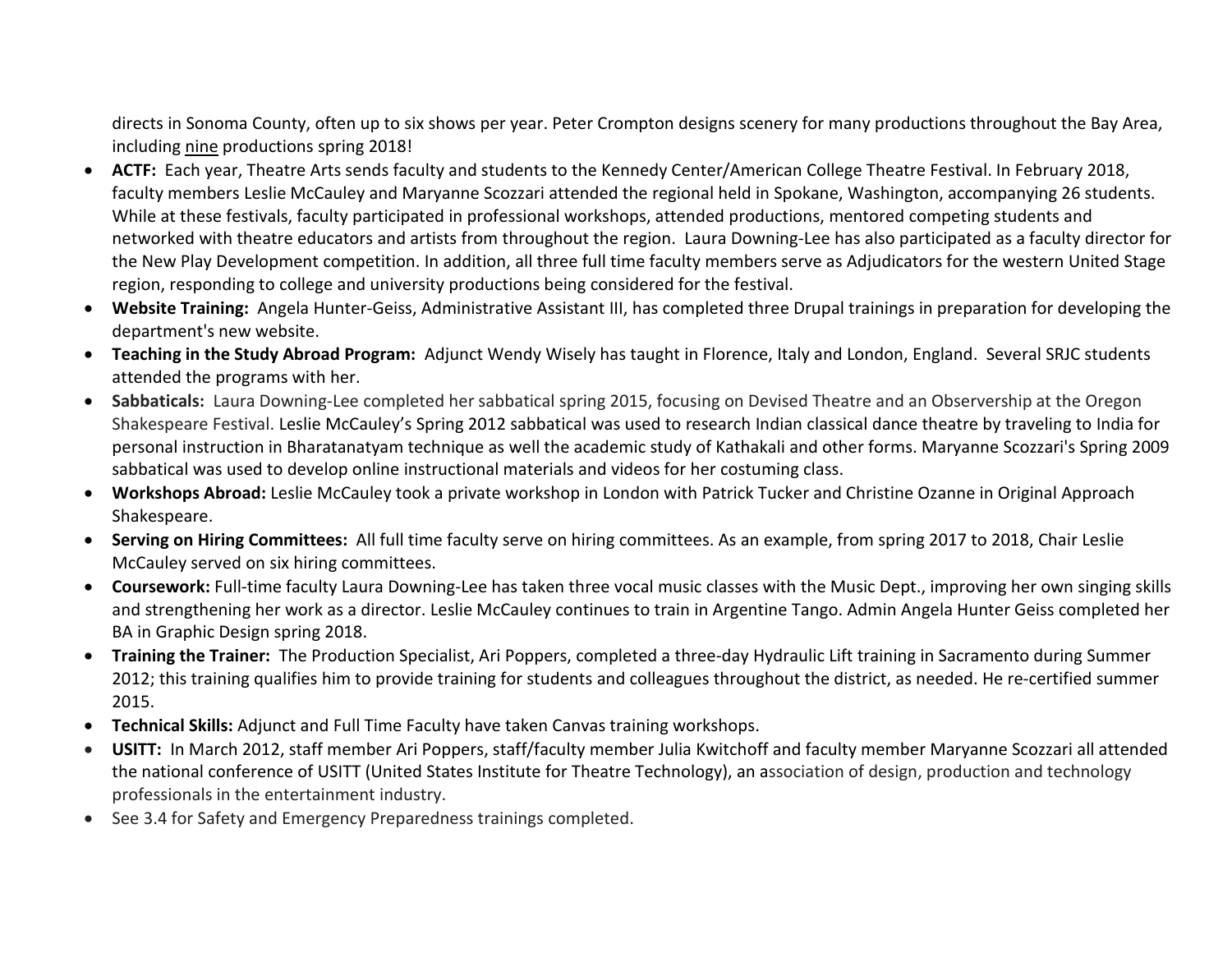directs in Sonoma County, often up to six shows per year. Peter Crompton designs scenery for many productions throughout the Bay Area, including nine productions spring 2018!

- **ACTF:** Each year, Theatre Arts sends faculty and students to the Kennedy Center/American College Theatre Festival. In February 2018, faculty members Leslie McCauley and Maryanne Scozzari attended the regional held in Spokane, Washington, accompanying 26 students. While at these festivals, faculty participated in professional workshops, attended productions, mentored competing students and networked with theatre educators and artists from throughout the region. Laura Downing-Lee has also participated as a faculty director for the New Play Development competition. In addition, all three full time faculty members serve as Adjudicators for the western United Stage region, responding to college and university productions being considered for the festival.
- **Website Training:** Angela Hunter-Geiss, Administrative Assistant III, has completed three Drupal trainings in preparation for developing the department's new website.
- **Teaching in the Study Abroad Program:** Adjunct Wendy Wisely has taught in Florence, Italy and London, England. Several SRJC students attended the programs with her.
- **Sabbaticals:** Laura Downing-Lee completed her sabbatical spring 2015, focusing on Devised Theatre and an Observership at the Oregon Shakespeare Festival. Leslie McCauley's Spring 2012 sabbatical was used to research Indian classical dance theatre by traveling to India for personal instruction in Bharatanatyam technique as well the academic study of Kathakali and other forms. Maryanne Scozzari's Spring 2009 sabbatical was used to develop online instructional materials and videos for her costuming class.
- **Workshops Abroad:** Leslie McCauley took a private workshop in London with Patrick Tucker and Christine Ozanne in Original Approach Shakespeare.
- **Serving on Hiring Committees:** All full time faculty serve on hiring committees. As an example, from spring 2017 to 2018, Chair Leslie McCauley served on six hiring committees.
- **Coursework:** Full-time faculty Laura Downing-Lee has taken three vocal music classes with the Music Dept., improving her own singing skills and strengthening her work as a director. Leslie McCauley continues to train in Argentine Tango. Admin Angela Hunter Geiss completed her BA in Graphic Design spring 2018.
- **Training the Trainer:** The Production Specialist, Ari Poppers, completed a three-day Hydraulic Lift training in Sacramento during Summer 2012; this training qualifies him to provide training for students and colleagues throughout the district, as needed. He re-certified summer 2015.
- **Technical Skills:** Adjunct and Full Time Faculty have taken Canvas training workshops.
- **USITT:** In March 2012, staff member Ari Poppers, staff/faculty member Julia Kwitchoff and faculty member Maryanne Scozzari all attended the national conference of USITT (United States Institute for Theatre Technology), an association of design, production and technology professionals in the entertainment industry.
- See 3.4 for Safety and Emergency Preparedness trainings completed.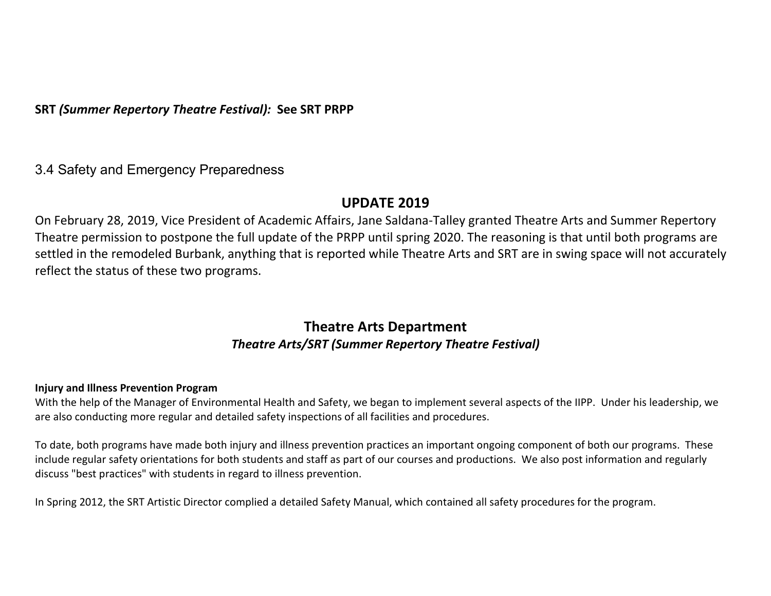**SRT *(Summer Repertory Theatre Festival):* See SRT PRPP**

## 3.4 Safety and Emergency Preparedness

## UPDATE 2019

On February 28, 2019, Vice President of Academic Affairs, Jane Saldana-Talley granted Theatre Arts and Summer Repertory Theatre permission to postpone the full update of the PRPP until spring 2020. The reasoning is that until both programs are settled in the remodeled Burbank, anything that is reported while Theatre Arts and SRT are in swing space will not accurately reflect the status of these two programs.

## Theatre Arts Department

***Theatre Arts/SRT (Summer Repertory Theatre Festival)***

**Injury and Illness Prevention Program**

With the help of the Manager of Environmental Health and Safety, we began to implement several aspects of the IIPP. Under his leadership, we are also conducting more regular and detailed safety inspections of all facilities and procedures.

To date, both programs have made both injury and illness prevention practices an important ongoing component of both our programs. These include regular safety orientations for both students and staff as part of our courses and productions. We also post information and regularly discuss "best practices" with students in regard to illness prevention.

In Spring 2012, the SRT Artistic Director complied a detailed Safety Manual, which contained all safety procedures for the program.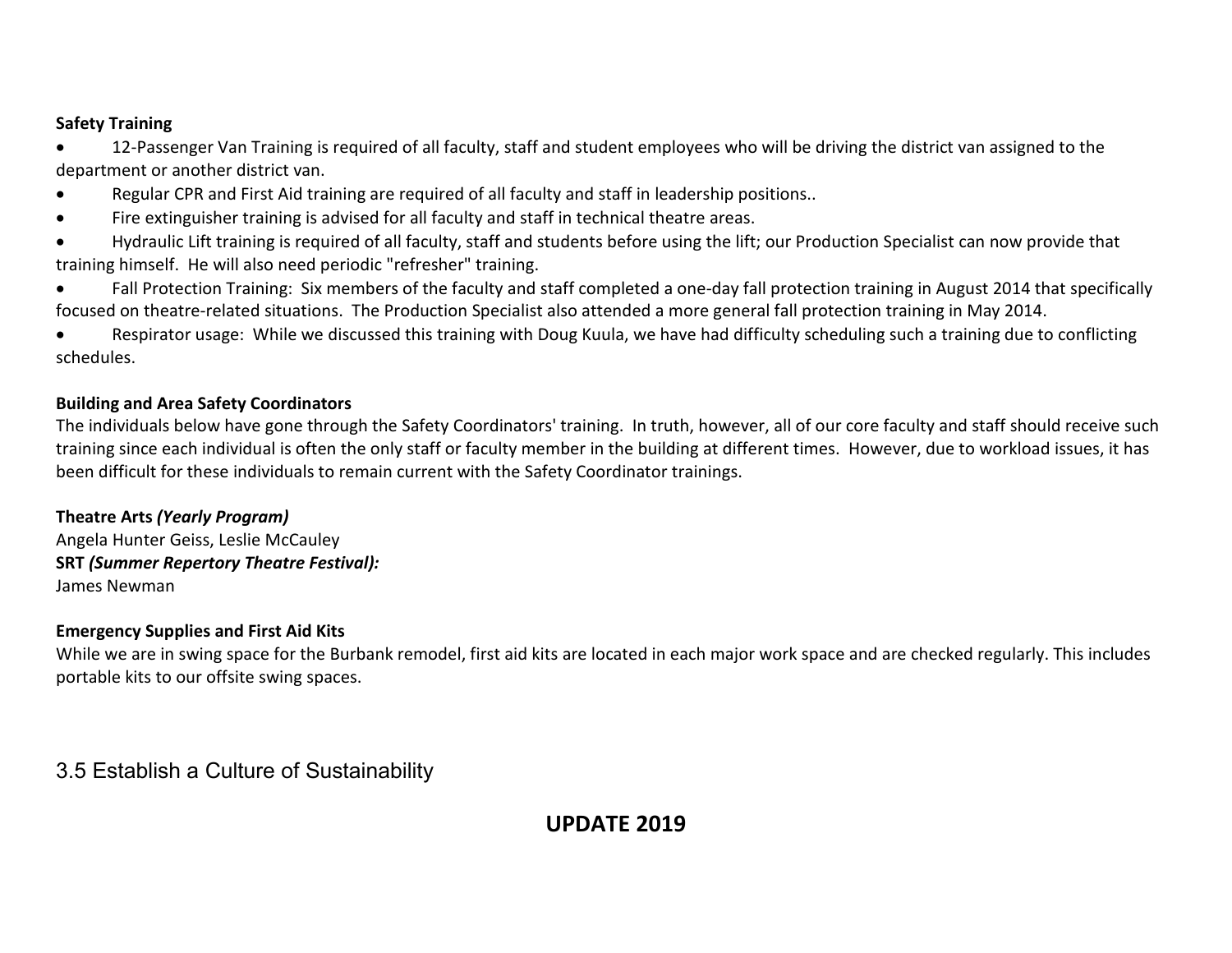**Safety Training**

- 12-Passenger Van Training is required of all faculty, staff and student employees who will be driving the district van assigned to the department or another district van.
- Regular CPR and First Aid training are required of all faculty and staff in leadership positions..
- Fire extinguisher training is advised for all faculty and staff in technical theatre areas.
- Hydraulic Lift training is required of all faculty, staff and students before using the lift; our Production Specialist can now provide that training himself. He will also need periodic "refresher" training.
- Fall Protection Training: Six members of the faculty and staff completed a one-day fall protection training in August 2014 that specifically focused on theatre-related situations. The Production Specialist also attended a more general fall protection training in May 2014.
- Respirator usage: While we discussed this training with Doug Kuula, we have had difficulty scheduling such a training due to conflicting schedules.

**Building and Area Safety Coordinators**

The individuals below have gone through the Safety Coordinators' training. In truth, however, all of our core faculty and staff should receive such training since each individual is often the only staff or faculty member in the building at different times. However, due to workload issues, it has been difficult for these individuals to remain current with the Safety Coordinator trainings.

**Theatre Arts *(Yearly Program)***
Angela Hunter Geiss, Leslie McCauley
**SRT *(Summer Repertory Theatre Festival):***
James Newman

**Emergency Supplies and First Aid Kits**

While we are in swing space for the Burbank remodel, first aid kits are located in each major work space and are checked regularly. This includes portable kits to our offsite swing spaces.

## 3.5 Establish a Culture of Sustainability

**UPDATE 2019**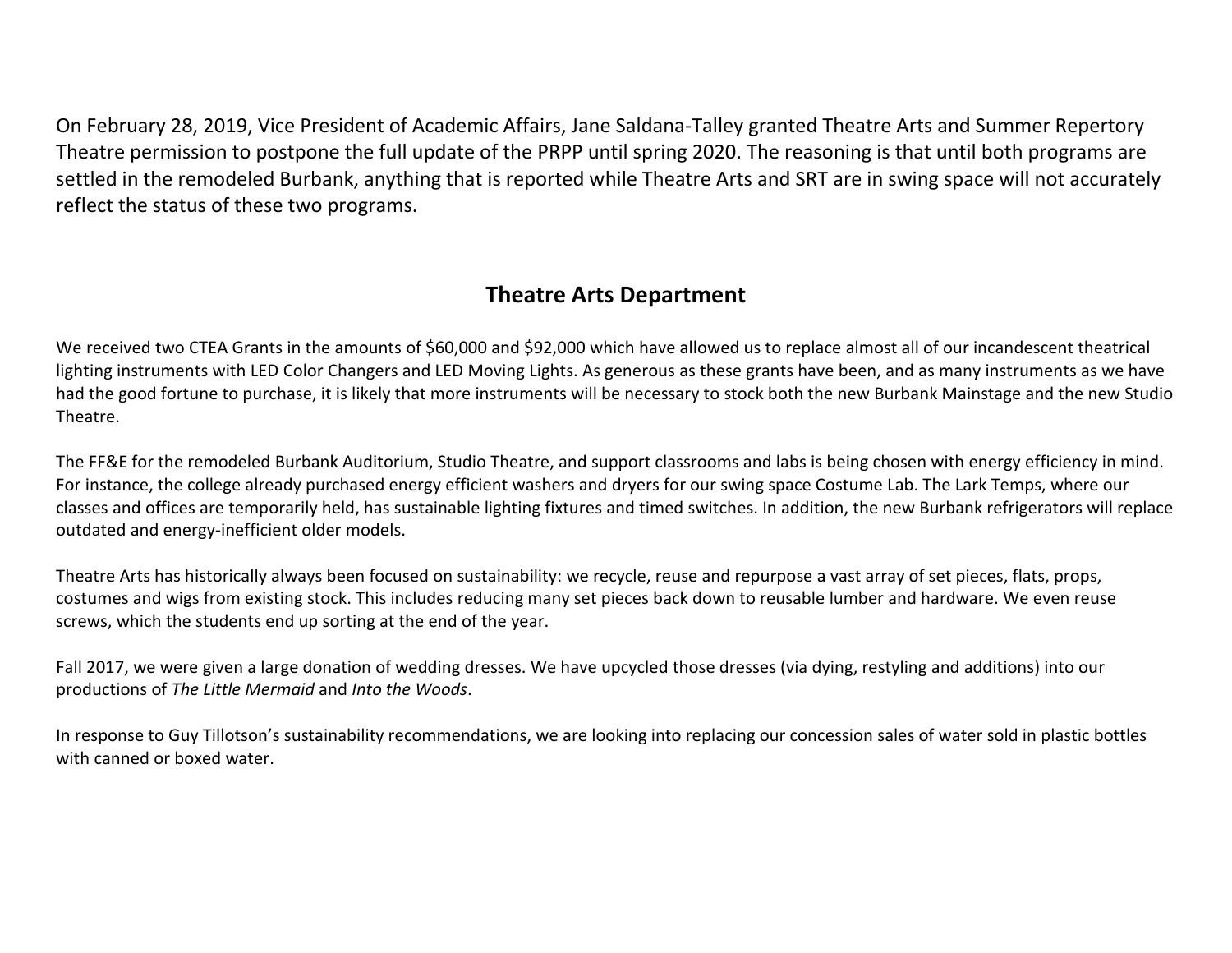On February 28, 2019, Vice President of Academic Affairs, Jane Saldana-Talley granted Theatre Arts and Summer Repertory Theatre permission to postpone the full update of the PRPP until spring 2020. The reasoning is that until both programs are settled in the remodeled Burbank, anything that is reported while Theatre Arts and SRT are in swing space will not accurately reflect the status of these two programs.

## Theatre Arts Department

We received two CTEA Grants in the amounts of $60,000 and $92,000 which have allowed us to replace almost all of our incandescent theatrical lighting instruments with LED Color Changers and LED Moving Lights. As generous as these grants have been, and as many instruments as we have had the good fortune to purchase, it is likely that more instruments will be necessary to stock both the new Burbank Mainstage and the new Studio Theatre.

The FF&E for the remodeled Burbank Auditorium, Studio Theatre, and support classrooms and labs is being chosen with energy efficiency in mind. For instance, the college already purchased energy efficient washers and dryers for our swing space Costume Lab. The Lark Temps, where our classes and offices are temporarily held, has sustainable lighting fixtures and timed switches. In addition, the new Burbank refrigerators will replace outdated and energy-inefficient older models.

Theatre Arts has historically always been focused on sustainability: we recycle, reuse and repurpose a vast array of set pieces, flats, props, costumes and wigs from existing stock. This includes reducing many set pieces back down to reusable lumber and hardware. We even reuse screws, which the students end up sorting at the end of the year.

Fall 2017, we were given a large donation of wedding dresses. We have upcycled those dresses (via dying, restyling and additions) into our productions of *The Little Mermaid* and *Into the Woods*.

In response to Guy Tillotson's sustainability recommendations, we are looking into replacing our concession sales of water sold in plastic bottles with canned or boxed water.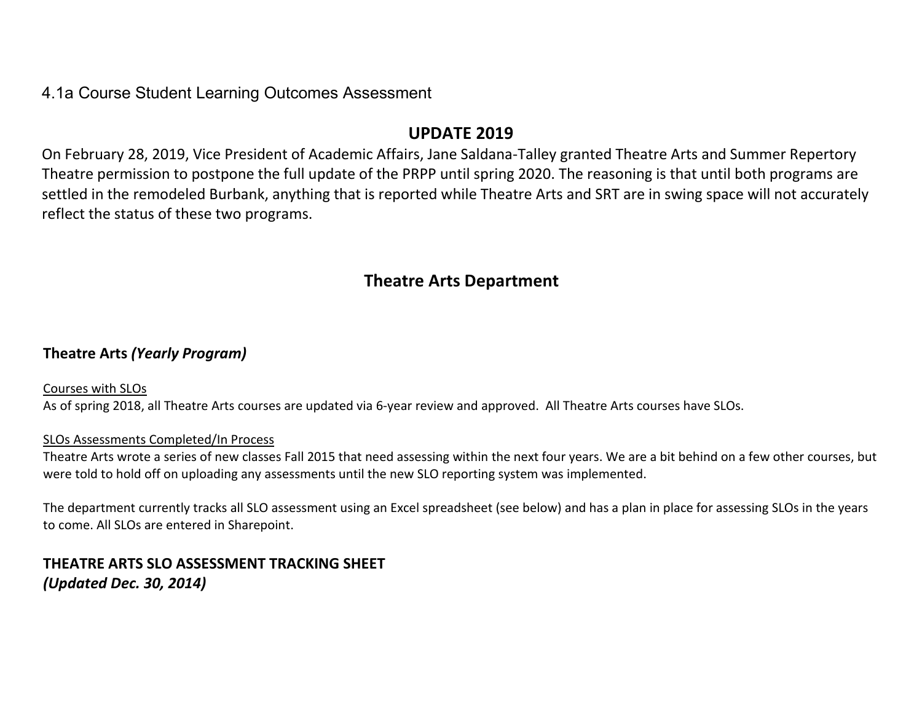4.1a Course Student Learning Outcomes Assessment

## UPDATE 2019

On February 28, 2019, Vice President of Academic Affairs, Jane Saldana-Talley granted Theatre Arts and Summer Repertory Theatre permission to postpone the full update of the PRPP until spring 2020. The reasoning is that until both programs are settled in the remodeled Burbank, anything that is reported while Theatre Arts and SRT are in swing space will not accurately reflect the status of these two programs.

## Theatre Arts Department

### Theatre Arts *(Yearly Program)*

<u>Courses with SLOs</u>

As of spring 2018, all Theatre Arts courses are updated via 6-year review and approved. All Theatre Arts courses have SLOs.

<u>SLOs Assessments Completed/In Process</u>

Theatre Arts wrote a series of new classes Fall 2015 that need assessing within the next four years. We are a bit behind on a few other courses, but were told to hold off on uploading any assessments until the new SLO reporting system was implemented.

The department currently tracks all SLO assessment using an Excel spreadsheet (see below) and has a plan in place for assessing SLOs in the years to come. All SLOs are entered in Sharepoint.

### THEATRE ARTS SLO ASSESSMENT TRACKING SHEET
***(Updated Dec. 30, 2014)***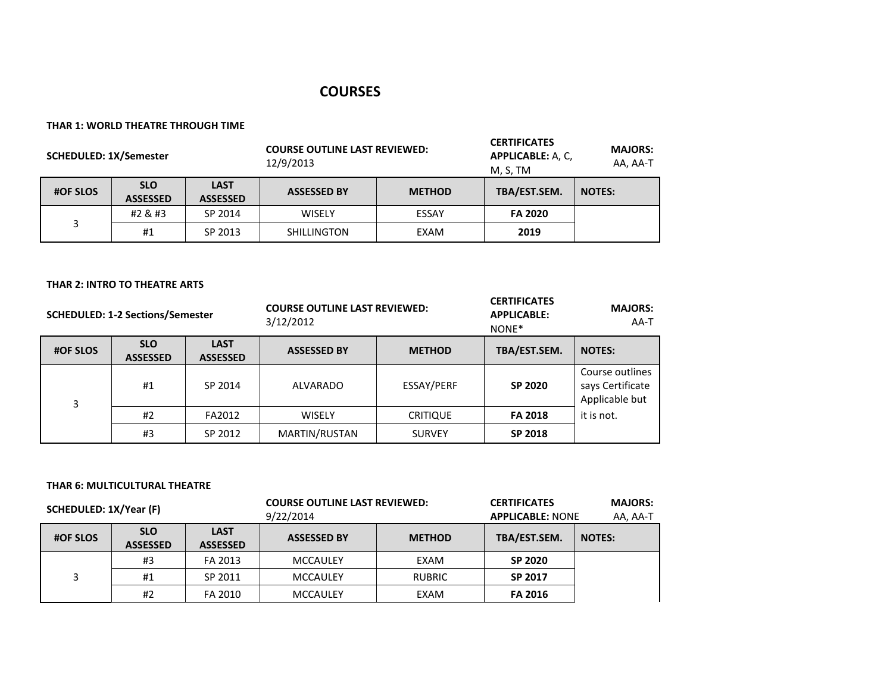# COURSES

**THAR 1: WORLD THEATRE THROUGH TIME**

**SCHEDULED: 1X/Semester** | **COURSE OUTLINE LAST REVIEWED:** 12/9/2013 | **CERTIFICATES APPLICABLE:** A, C, M, S, TM | **MAJORS:** AA, AA-T

| #OF SLOS | SLO ASSESSED | LAST ASSESSED | ASSESSED BY | METHOD | TBA/EST.SEM. | NOTES: |
|---|---|---|---|---|---|---|
| 3 | #2 & #3 | SP 2014 | WISELY | ESSAY | **FA 2020** | |
| | #1 | SP 2013 | SHILLINGTON | EXAM | **2019** | |

**THAR 2: INTRO TO THEATRE ARTS**

**SCHEDULED: 1-2 Sections/Semester** | **COURSE OUTLINE LAST REVIEWED:** 3/12/2012 | **CERTIFICATES APPLICABLE:** NONE* | **MAJORS:** AA-T

| #OF SLOS | SLO ASSESSED | LAST ASSESSED | ASSESSED BY | METHOD | TBA/EST.SEM. | NOTES: |
|---|---|---|---|---|---|---|
| 3 | #1 | SP 2014 | ALVARADO | ESSAY/PERF | **SP 2020** | Course outlines says Certificate Applicable but it is not. |
| | #2 | FA2012 | WISELY | CRITIQUE | **FA 2018** | |
| | #3 | SP 2012 | MARTIN/RUSTAN | SURVEY | **SP 2018** | |

**THAR 6: MULTICULTURAL THEATRE**

**SCHEDULED: 1X/Year (F)** | **COURSE OUTLINE LAST REVIEWED:** 9/22/2014 | **CERTIFICATES APPLICABLE:** NONE | **MAJORS:** AA, AA-T

| #OF SLOS | SLO ASSESSED | LAST ASSESSED | ASSESSED BY | METHOD | TBA/EST.SEM. | NOTES: |
|---|---|---|---|---|---|---|
| 3 | #3 | FA 2013 | MCCAULEY | EXAM | **SP 2020** | |
| | #1 | SP 2011 | MCCAULEY | RUBRIC | **SP 2017** | |
| | #2 | FA 2010 | MCCAULEY | EXAM | **FA 2016** | |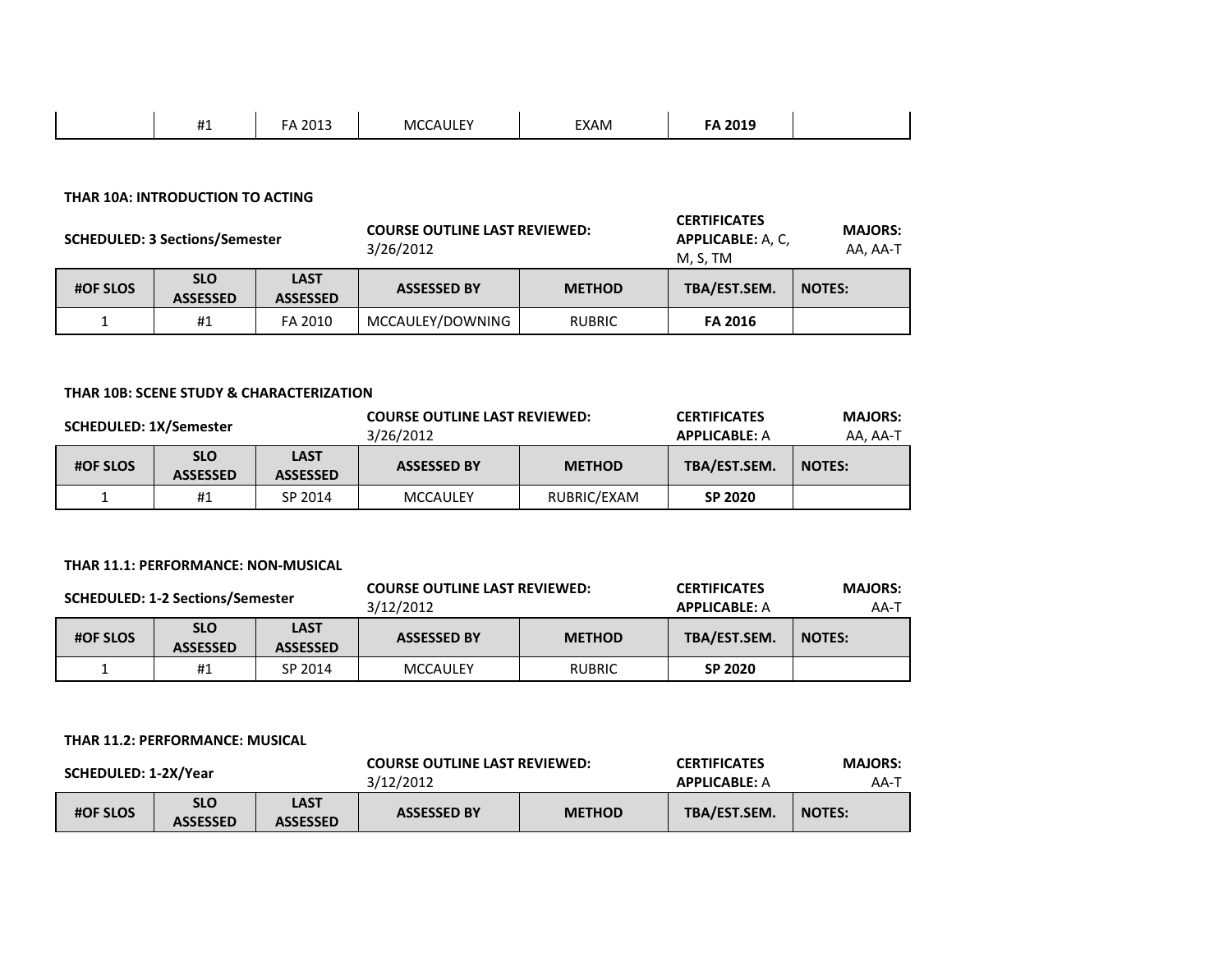| | #1 | FA 2013 | MCCAULEY | EXAM | **FA 2019** | |
|---|---|---|---|---|---|---|

**THAR 10A: INTRODUCTION TO ACTING**

**SCHEDULED: 3 Sections/Semester** | **COURSE OUTLINE LAST REVIEWED:** 3/26/2012 | **CERTIFICATES APPLICABLE:** A, C, M, S, TM | **MAJORS:** AA, AA-T

| #OF SLOS | SLO ASSESSED | LAST ASSESSED | ASSESSED BY | METHOD | TBA/EST.SEM. | NOTES: |
|---|---|---|---|---|---|---|
| 1 | #1 | FA 2010 | MCCAULEY/DOWNING | RUBRIC | **FA 2016** | |

**THAR 10B: SCENE STUDY & CHARACTERIZATION**

**SCHEDULED: 1X/Semester** | **COURSE OUTLINE LAST REVIEWED:** 3/26/2012 | **CERTIFICATES APPLICABLE:** A | **MAJORS:** AA, AA-T

| #OF SLOS | SLO ASSESSED | LAST ASSESSED | ASSESSED BY | METHOD | TBA/EST.SEM. | NOTES: |
|---|---|---|---|---|---|---|
| 1 | #1 | SP 2014 | MCCAULEY | RUBRIC/EXAM | **SP 2020** | |

**THAR 11.1: PERFORMANCE: NON-MUSICAL**

**SCHEDULED: 1-2 Sections/Semester** | **COURSE OUTLINE LAST REVIEWED:** 3/12/2012 | **CERTIFICATES APPLICABLE:** A | **MAJORS:** AA-T

| #OF SLOS | SLO ASSESSED | LAST ASSESSED | ASSESSED BY | METHOD | TBA/EST.SEM. | NOTES: |
|---|---|---|---|---|---|---|
| 1 | #1 | SP 2014 | MCCAULEY | RUBRIC | **SP 2020** | |

**THAR 11.2: PERFORMANCE: MUSICAL**

**SCHEDULED: 1-2X/Year** | **COURSE OUTLINE LAST REVIEWED:** 3/12/2012 | **CERTIFICATES APPLICABLE:** A | **MAJORS:** AA-T

| #OF SLOS | SLO ASSESSED | LAST ASSESSED | ASSESSED BY | METHOD | TBA/EST.SEM. | NOTES: |
|---|---|---|---|---|---|---|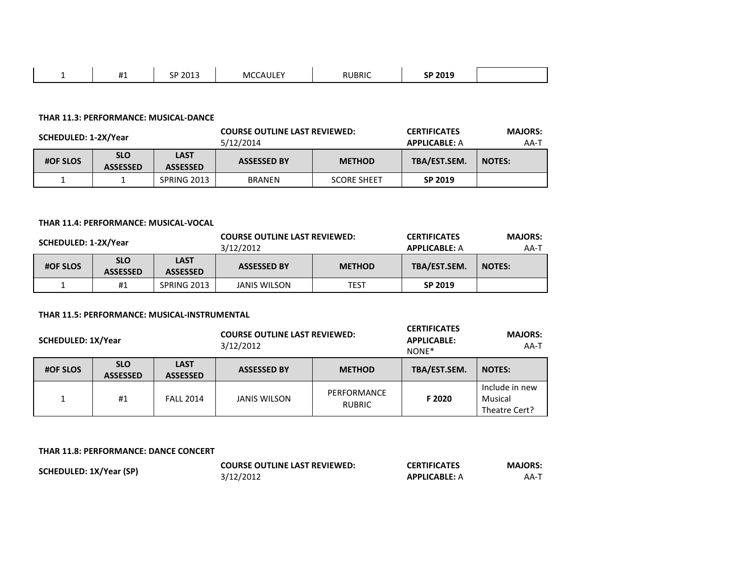| 1 | #1 | SP 2013 | MCCAULEY | RUBRIC | **SP 2019** | |
|---|---|---|---|---|---|---|

**THAR 11.3: PERFORMANCE: MUSICAL-DANCE**

**SCHEDULED: 1-2X/Year** | **COURSE OUTLINE LAST REVIEWED:** 5/12/2014 | **CERTIFICATES APPLICABLE:** A | **MAJORS:** AA-T

| #OF SLOS | SLO ASSESSED | LAST ASSESSED | ASSESSED BY | METHOD | TBA/EST.SEM. | NOTES: |
|---|---|---|---|---|---|---|
| 1 | 1 | SPRING 2013 | BRANEN | SCORE SHEET | **SP 2019** | |

**THAR 11.4: PERFORMANCE: MUSICAL-VOCAL**

**SCHEDULED: 1-2X/Year** | **COURSE OUTLINE LAST REVIEWED:** 3/12/2012 | **CERTIFICATES APPLICABLE:** A | **MAJORS:** AA-T

| #OF SLOS | SLO ASSESSED | LAST ASSESSED | ASSESSED BY | METHOD | TBA/EST.SEM. | NOTES: |
|---|---|---|---|---|---|---|
| 1 | #1 | SPRING 2013 | JANIS WILSON | TEST | **SP 2019** | |

**THAR 11.5: PERFORMANCE: MUSICAL-INSTRUMENTAL**

**SCHEDULED: 1X/Year** | **COURSE OUTLINE LAST REVIEWED:** 3/12/2012 | **CERTIFICATES APPLICABLE:** NONE* | **MAJORS:** AA-T

| #OF SLOS | SLO ASSESSED | LAST ASSESSED | ASSESSED BY | METHOD | TBA/EST.SEM. | NOTES: |
|---|---|---|---|---|---|---|
| 1 | #1 | FALL 2014 | JANIS WILSON | PERFORMANCE RUBRIC | **F 2020** | Include in new Musical Theatre Cert? |

**THAR 11.8: PERFORMANCE: DANCE CONCERT**

**SCHEDULED: 1X/Year (SP)** | **COURSE OUTLINE LAST REVIEWED:** 3/12/2012 | **CERTIFICATES APPLICABLE:** A | **MAJORS:** AA-T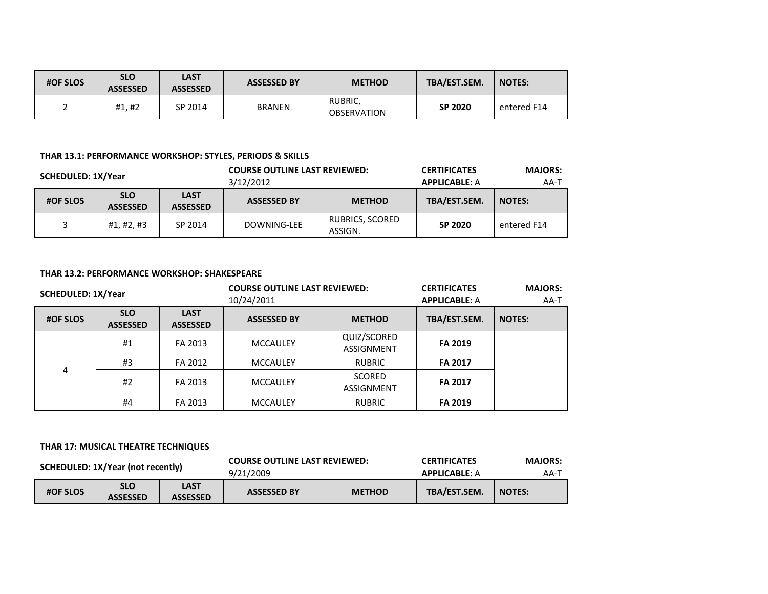| #OF SLOS | SLO ASSESSED | LAST ASSESSED | ASSESSED BY | METHOD | TBA/EST.SEM. | NOTES: |
|---|---|---|---|---|---|---|
| 2 | #1, #2 | SP 2014 | BRANEN | RUBRIC, OBSERVATION | **SP 2020** | entered F14 |

**THAR 13.1: PERFORMANCE WORKSHOP: STYLES, PERIODS & SKILLS**

**SCHEDULED: 1X/Year** | **COURSE OUTLINE LAST REVIEWED:** 3/12/2012 | **CERTIFICATES APPLICABLE:** A | **MAJORS:** AA-T

| #OF SLOS | SLO ASSESSED | LAST ASSESSED | ASSESSED BY | METHOD | TBA/EST.SEM. | NOTES: |
|---|---|---|---|---|---|---|
| 3 | #1, #2, #3 | SP 2014 | DOWNING-LEE | RUBRICS, SCORED ASSIGN. | **SP 2020** | entered F14 |

**THAR 13.2: PERFORMANCE WORKSHOP: SHAKESPEARE**

**SCHEDULED: 1X/Year** | **COURSE OUTLINE LAST REVIEWED:** 10/24/2011 | **CERTIFICATES APPLICABLE:** A | **MAJORS:** AA-T

| #OF SLOS | SLO ASSESSED | LAST ASSESSED | ASSESSED BY | METHOD | TBA/EST.SEM. | NOTES: |
|---|---|---|---|---|---|---|
| 4 | #1 | FA 2013 | MCCAULEY | QUIZ/SCORED ASSIGNMENT | **FA 2019** | |
| | #3 | FA 2012 | MCCAULEY | RUBRIC | **FA 2017** | |
| | #2 | FA 2013 | MCCAULEY | SCORED ASSIGNMENT | **FA 2017** | |
| | #4 | FA 2013 | MCCAULEY | RUBRIC | **FA 2019** | |

**THAR 17: MUSICAL THEATRE TECHNIQUES**

**SCHEDULED: 1X/Year (not recently)** | **COURSE OUTLINE LAST REVIEWED:** 9/21/2009 | **CERTIFICATES APPLICABLE:** A | **MAJORS:** AA-T

| #OF SLOS | SLO ASSESSED | LAST ASSESSED | ASSESSED BY | METHOD | TBA/EST.SEM. | NOTES: |
|---|---|---|---|---|---|---|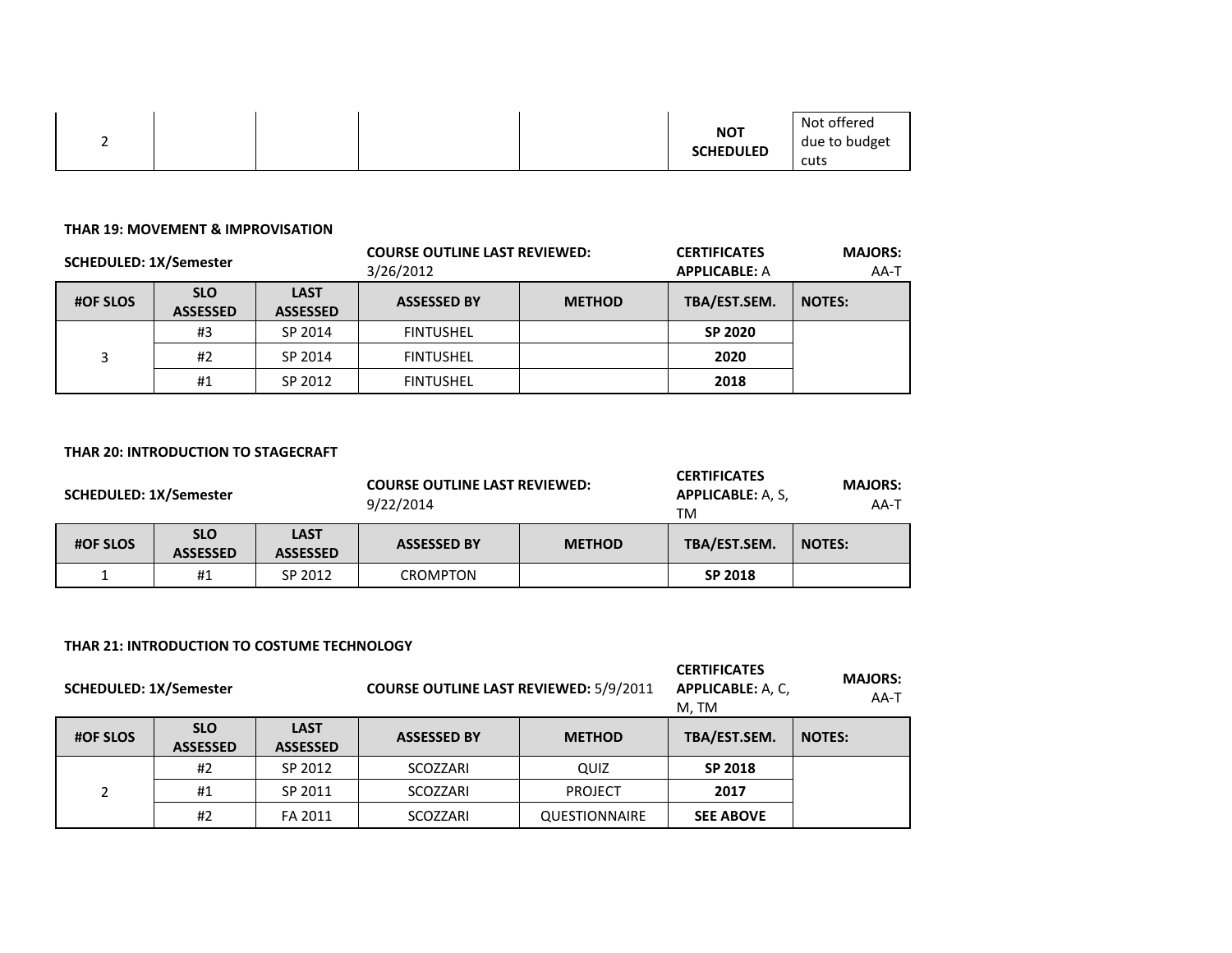| 2 | | | | | NOT SCHEDULED | Not offered due to budget cuts |
|---|---|---|---|---|---|---|

**THAR 19: MOVEMENT & IMPROVISATION**

**SCHEDULED: 1X/Semester** | **COURSE OUTLINE LAST REVIEWED:** 3/26/2012 | **CERTIFICATES APPLICABLE:** A | **MAJORS:** AA-T

| #OF SLOS | SLO ASSESSED | LAST ASSESSED | ASSESSED BY | METHOD | TBA/EST.SEM. | NOTES: |
|---|---|---|---|---|---|---|
| 3 | #3 | SP 2014 | FINTUSHEL | | **SP 2020** | |
| | #2 | SP 2014 | FINTUSHEL | | **2020** | |
| | #1 | SP 2012 | FINTUSHEL | | **2018** | |

**THAR 20: INTRODUCTION TO STAGECRAFT**

**SCHEDULED: 1X/Semester** | **COURSE OUTLINE LAST REVIEWED:** 9/22/2014 | **CERTIFICATES APPLICABLE:** A, S, TM | **MAJORS:** AA-T

| #OF SLOS | SLO ASSESSED | LAST ASSESSED | ASSESSED BY | METHOD | TBA/EST.SEM. | NOTES: |
|---|---|---|---|---|---|---|
| 1 | #1 | SP 2012 | CROMPTON | | **SP 2018** | |

**THAR 21: INTRODUCTION TO COSTUME TECHNOLOGY**

**SCHEDULED: 1X/Semester** | **COURSE OUTLINE LAST REVIEWED:** 5/9/2011 | **CERTIFICATES APPLICABLE:** A, C, M, TM | **MAJORS:** AA-T

| #OF SLOS | SLO ASSESSED | LAST ASSESSED | ASSESSED BY | METHOD | TBA/EST.SEM. | NOTES: |
|---|---|---|---|---|---|---|
| 2 | #2 | SP 2012 | SCOZZARI | QUIZ | **SP 2018** | |
| | #1 | SP 2011 | SCOZZARI | PROJECT | **2017** | |
| | #2 | FA 2011 | SCOZZARI | QUESTIONNAIRE | **SEE ABOVE** | |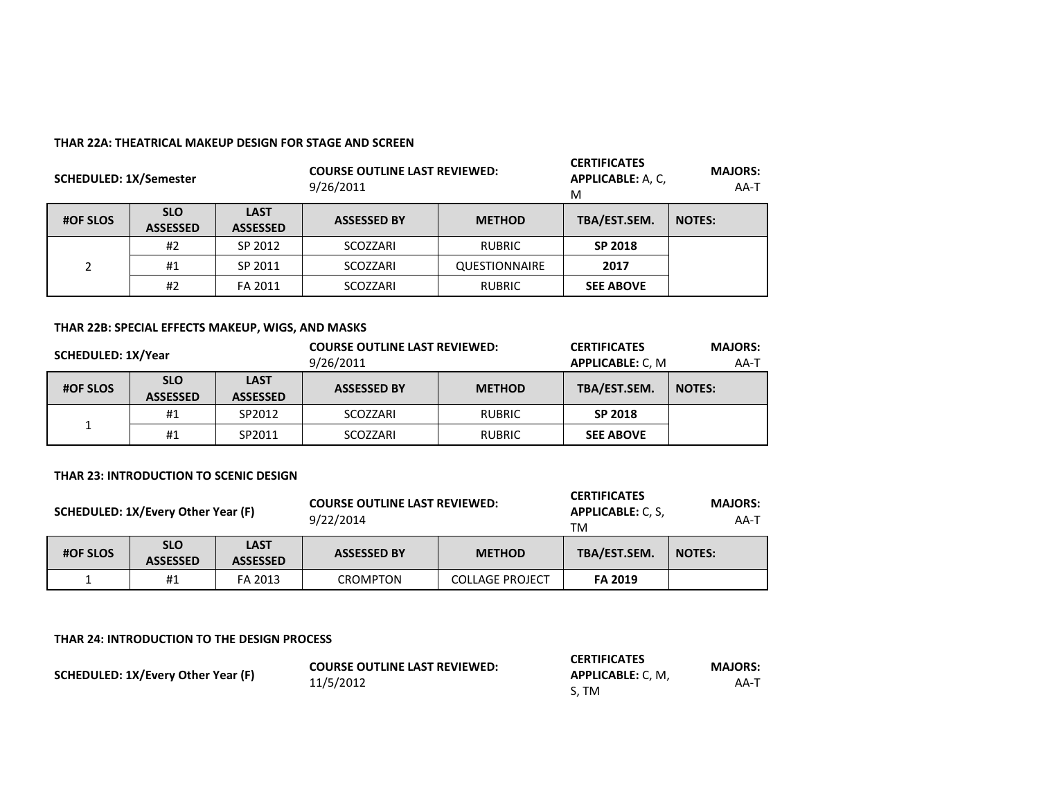**THAR 22A: THEATRICAL MAKEUP DESIGN FOR STAGE AND SCREEN**

**SCHEDULED: 1X/Semester** | **COURSE OUTLINE LAST REVIEWED:** 9/26/2011 | **CERTIFICATES APPLICABLE:** A, C, M | **MAJORS:** AA-T

| #OF SLOS | SLO ASSESSED | LAST ASSESSED | ASSESSED BY | METHOD | TBA/EST.SEM. | NOTES: |
|---|---|---|---|---|---|---|
| 2 | #2 | SP 2012 | SCOZZARI | RUBRIC | **SP 2018** | |
| | #1 | SP 2011 | SCOZZARI | QUESTIONNAIRE | **2017** | |
| | #2 | FA 2011 | SCOZZARI | RUBRIC | **SEE ABOVE** | |

**THAR 22B: SPECIAL EFFECTS MAKEUP, WIGS, AND MASKS**

**SCHEDULED: 1X/Year** | **COURSE OUTLINE LAST REVIEWED:** 9/26/2011 | **CERTIFICATES APPLICABLE:** C, M | **MAJORS:** AA-T

| #OF SLOS | SLO ASSESSED | LAST ASSESSED | ASSESSED BY | METHOD | TBA/EST.SEM. | NOTES: |
|---|---|---|---|---|---|---|
| 1 | #1 | SP2012 | SCOZZARI | RUBRIC | **SP 2018** | |
| | #1 | SP2011 | SCOZZARI | RUBRIC | **SEE ABOVE** | |

**THAR 23: INTRODUCTION TO SCENIC DESIGN**

**SCHEDULED: 1X/Every Other Year (F)** | **COURSE OUTLINE LAST REVIEWED:** 9/22/2014 | **CERTIFICATES APPLICABLE:** C, S, TM | **MAJORS:** AA-T

| #OF SLOS | SLO ASSESSED | LAST ASSESSED | ASSESSED BY | METHOD | TBA/EST.SEM. | NOTES: |
|---|---|---|---|---|---|---|
| 1 | #1 | FA 2013 | CROMPTON | COLLAGE PROJECT | **FA 2019** | |

**THAR 24: INTRODUCTION TO THE DESIGN PROCESS**

**SCHEDULED: 1X/Every Other Year (F)** | **COURSE OUTLINE LAST REVIEWED:** 11/5/2012 | **CERTIFICATES APPLICABLE:** C, M, S, TM | **MAJORS:** AA-T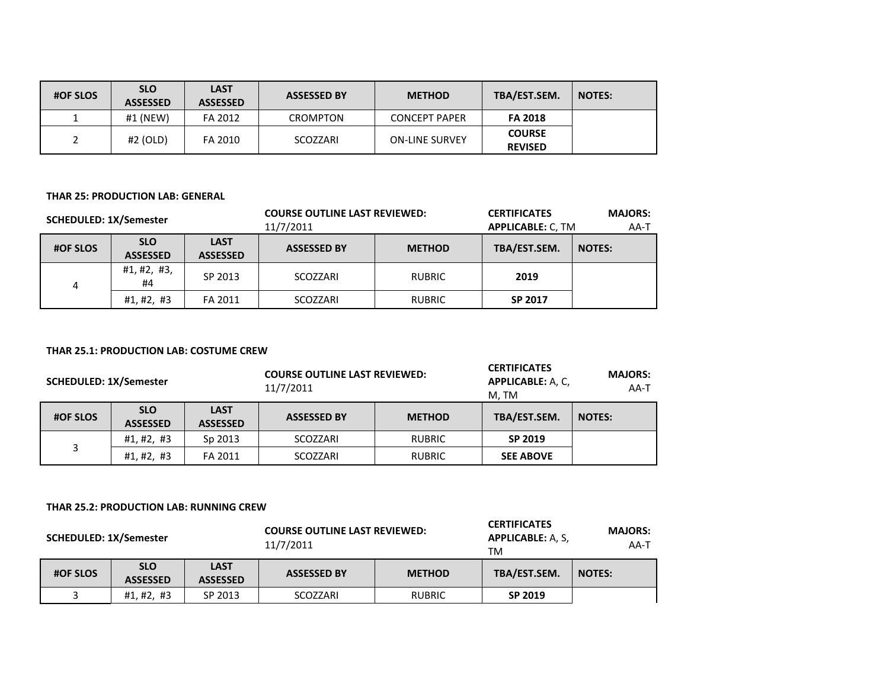| #OF SLOS | SLO ASSESSED | LAST ASSESSED | ASSESSED BY | METHOD | TBA/EST.SEM. | NOTES: |
|---|---|---|---|---|---|---|
| 1 | #1 (NEW) | FA 2012 | CROMPTON | CONCEPT PAPER | **FA 2018** | |
| 2 | #2 (OLD) | FA 2010 | SCOZZARI | ON-LINE SURVEY | **COURSE REVISED** | |

**THAR 25: PRODUCTION LAB: GENERAL**

**SCHEDULED: 1X/Semester** | **COURSE OUTLINE LAST REVIEWED:** 11/7/2011 | **CERTIFICATES APPLICABLE:** C, TM | **MAJORS:** AA-T

| #OF SLOS | SLO ASSESSED | LAST ASSESSED | ASSESSED BY | METHOD | TBA/EST.SEM. | NOTES: |
|---|---|---|---|---|---|---|
| 4 | #1, #2, #3, #4 | SP 2013 | SCOZZARI | RUBRIC | **2019** | |
| | #1, #2, #3 | FA 2011 | SCOZZARI | RUBRIC | **SP 2017** | |

**THAR 25.1: PRODUCTION LAB: COSTUME CREW**

**SCHEDULED: 1X/Semester** | **COURSE OUTLINE LAST REVIEWED:** 11/7/2011 | **CERTIFICATES APPLICABLE:** A, C, M, TM | **MAJORS:** AA-T

| #OF SLOS | SLO ASSESSED | LAST ASSESSED | ASSESSED BY | METHOD | TBA/EST.SEM. | NOTES: |
|---|---|---|---|---|---|---|
| 3 | #1, #2, #3 | Sp 2013 | SCOZZARI | RUBRIC | **SP 2019** | |
| | #1, #2, #3 | FA 2011 | SCOZZARI | RUBRIC | **SEE ABOVE** | |

**THAR 25.2: PRODUCTION LAB: RUNNING CREW**

**SCHEDULED: 1X/Semester** | **COURSE OUTLINE LAST REVIEWED:** 11/7/2011 | **CERTIFICATES APPLICABLE:** A, S, TM | **MAJORS:** AA-T

| #OF SLOS | SLO ASSESSED | LAST ASSESSED | ASSESSED BY | METHOD | TBA/EST.SEM. | NOTES: |
|---|---|---|---|---|---|---|
| 3 | #1, #2, #3 | SP 2013 | SCOZZARI | RUBRIC | **SP 2019** | |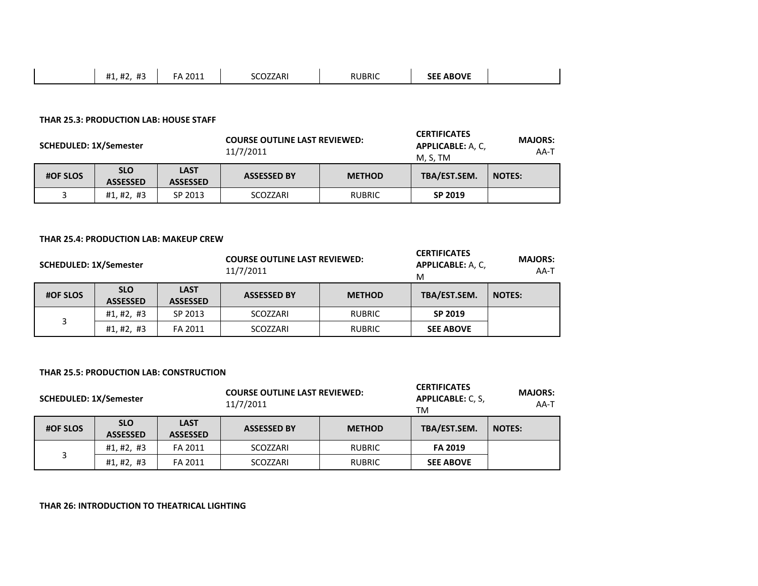| | #1, #2, #3 | FA 2011 | SCOZZARI | RUBRIC | **SEE ABOVE** | |
|---|---|---|---|---|---|---|

**THAR 25.3: PRODUCTION LAB: HOUSE STAFF**

**SCHEDULED: 1X/Semester** | **COURSE OUTLINE LAST REVIEWED:** 11/7/2011 | **CERTIFICATES APPLICABLE:** A, C, M, S, TM | **MAJORS:** AA-T

| #OF SLOS | SLO ASSESSED | LAST ASSESSED | ASSESSED BY | METHOD | TBA/EST.SEM. | NOTES: |
|---|---|---|---|---|---|---|
| 3 | #1, #2, #3 | SP 2013 | SCOZZARI | RUBRIC | **SP 2019** | |

**THAR 25.4: PRODUCTION LAB: MAKEUP CREW**

**SCHEDULED: 1X/Semester** | **COURSE OUTLINE LAST REVIEWED:** 11/7/2011 | **CERTIFICATES APPLICABLE:** A, C, M | **MAJORS:** AA-T

| #OF SLOS | SLO ASSESSED | LAST ASSESSED | ASSESSED BY | METHOD | TBA/EST.SEM. | NOTES: |
|---|---|---|---|---|---|---|
| 3 | #1, #2, #3 | SP 2013 | SCOZZARI | RUBRIC | **SP 2019** | |
| | #1, #2, #3 | FA 2011 | SCOZZARI | RUBRIC | **SEE ABOVE** | |

**THAR 25.5: PRODUCTION LAB: CONSTRUCTION**

**SCHEDULED: 1X/Semester** | **COURSE OUTLINE LAST REVIEWED:** 11/7/2011 | **CERTIFICATES APPLICABLE:** C, S, TM | **MAJORS:** AA-T

| #OF SLOS | SLO ASSESSED | LAST ASSESSED | ASSESSED BY | METHOD | TBA/EST.SEM. | NOTES: |
|---|---|---|---|---|---|---|
| 3 | #1, #2, #3 | FA 2011 | SCOZZARI | RUBRIC | **FA 2019** | |
| | #1, #2, #3 | FA 2011 | SCOZZARI | RUBRIC | **SEE ABOVE** | |

**THAR 26: INTRODUCTION TO THEATRICAL LIGHTING**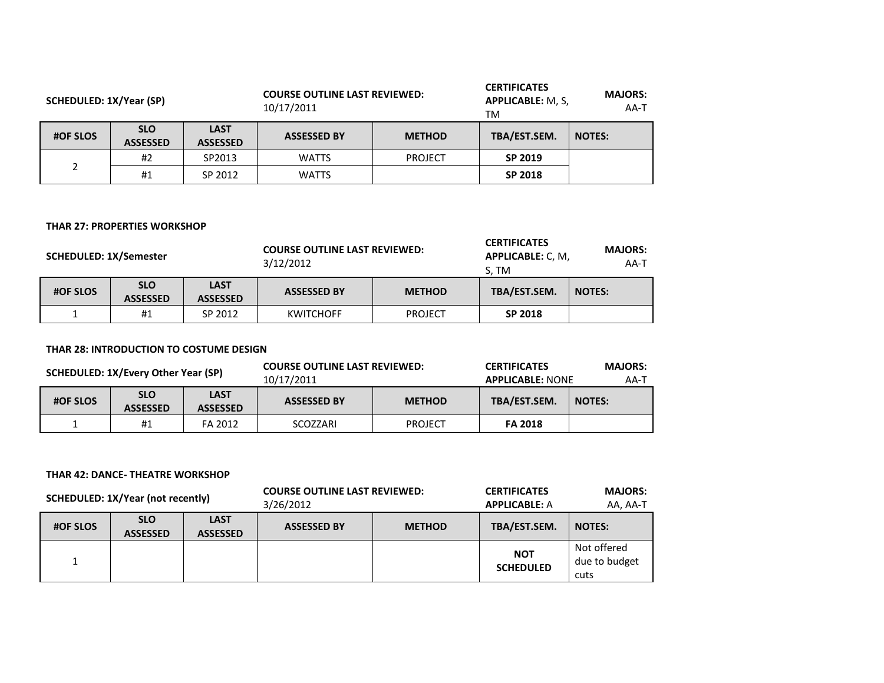**SCHEDULED: 1X/Year (SP)** | **COURSE OUTLINE LAST REVIEWED:** 10/17/2011 | **CERTIFICATES APPLICABLE:** M, S, TM | **MAJORS:** AA-T

| #OF SLOS | SLO ASSESSED | LAST ASSESSED | ASSESSED BY | METHOD | TBA/EST.SEM. | NOTES: |
|---|---|---|---|---|---|---|
| 2 | #2 | SP2013 | WATTS | PROJECT | **SP 2019** | |
| | #1 | SP 2012 | WATTS | | **SP 2018** | |

**THAR 27: PROPERTIES WORKSHOP**

**SCHEDULED: 1X/Semester** | **COURSE OUTLINE LAST REVIEWED:** 3/12/2012 | **CERTIFICATES APPLICABLE:** C, M, S, TM | **MAJORS:** AA-T

| #OF SLOS | SLO ASSESSED | LAST ASSESSED | ASSESSED BY | METHOD | TBA/EST.SEM. | NOTES: |
|---|---|---|---|---|---|---|
| 1 | #1 | SP 2012 | KWITCHOFF | PROJECT | **SP 2018** | |

**THAR 28: INTRODUCTION TO COSTUME DESIGN**

**SCHEDULED: 1X/Every Other Year (SP)** | **COURSE OUTLINE LAST REVIEWED:** 10/17/2011 | **CERTIFICATES APPLICABLE:** NONE | **MAJORS:** AA-T

| #OF SLOS | SLO ASSESSED | LAST ASSESSED | ASSESSED BY | METHOD | TBA/EST.SEM. | NOTES: |
|---|---|---|---|---|---|---|
| 1 | #1 | FA 2012 | SCOZZARI | PROJECT | **FA 2018** | |

**THAR 42: DANCE- THEATRE WORKSHOP**

**SCHEDULED: 1X/Year (not recently)** | **COURSE OUTLINE LAST REVIEWED:** 3/26/2012 | **CERTIFICATES APPLICABLE:** A | **MAJORS:** AA, AA-T

| #OF SLOS | SLO ASSESSED | LAST ASSESSED | ASSESSED BY | METHOD | TBA/EST.SEM. | NOTES: |
|---|---|---|---|---|---|---|
| 1 | | | | | **NOT SCHEDULED** | Not offered due to budget cuts |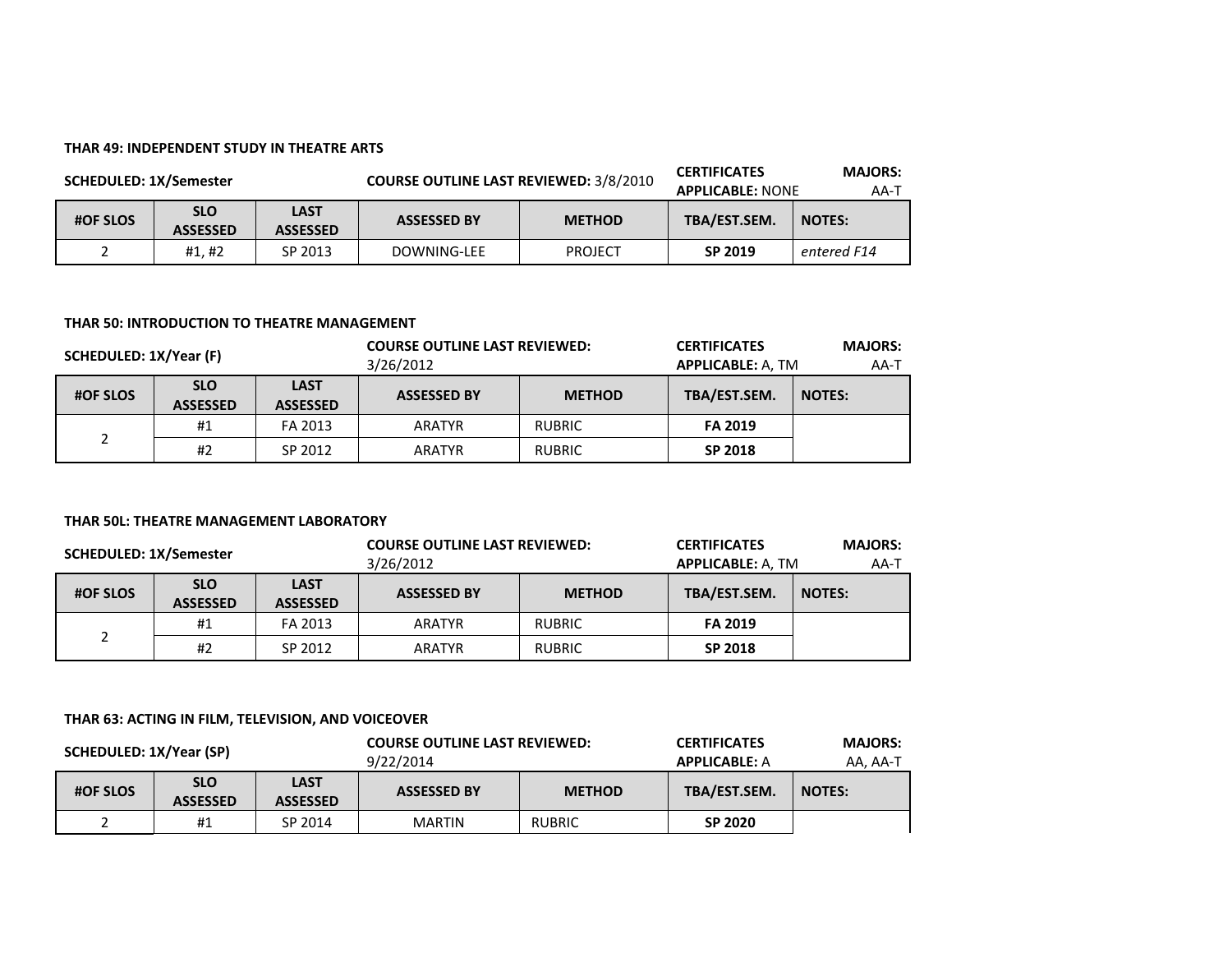**THAR 49: INDEPENDENT STUDY IN THEATRE ARTS**

**SCHEDULED: 1X/Semester** | **COURSE OUTLINE LAST REVIEWED:** 3/8/2010 | **CERTIFICATES APPLICABLE:** NONE | **MAJORS:** AA-T

| #OF SLOS | SLO ASSESSED | LAST ASSESSED | ASSESSED BY | METHOD | TBA/EST.SEM. | NOTES: |
|---|---|---|---|---|---|---|
| 2 | #1, #2 | SP 2013 | DOWNING-LEE | PROJECT | **SP 2019** | *entered F14* |

**THAR 50: INTRODUCTION TO THEATRE MANAGEMENT**

**SCHEDULED: 1X/Year (F)** | **COURSE OUTLINE LAST REVIEWED:** 3/26/2012 | **CERTIFICATES APPLICABLE:** A, TM | **MAJORS:** AA-T

| #OF SLOS | SLO ASSESSED | LAST ASSESSED | ASSESSED BY | METHOD | TBA/EST.SEM. | NOTES: |
|---|---|---|---|---|---|---|
| 2 | #1 | FA 2013 | ARATYR | RUBRIC | **FA 2019** | |
| | #2 | SP 2012 | ARATYR | RUBRIC | **SP 2018** | |

**THAR 50L: THEATRE MANAGEMENT LABORATORY**

**SCHEDULED: 1X/Semester** | **COURSE OUTLINE LAST REVIEWED:** 3/26/2012 | **CERTIFICATES APPLICABLE:** A, TM | **MAJORS:** AA-T

| #OF SLOS | SLO ASSESSED | LAST ASSESSED | ASSESSED BY | METHOD | TBA/EST.SEM. | NOTES: |
|---|---|---|---|---|---|---|
| 2 | #1 | FA 2013 | ARATYR | RUBRIC | **FA 2019** | |
| | #2 | SP 2012 | ARATYR | RUBRIC | **SP 2018** | |

**THAR 63: ACTING IN FILM, TELEVISION, AND VOICEOVER**

**SCHEDULED: 1X/Year (SP)** | **COURSE OUTLINE LAST REVIEWED:** 9/22/2014 | **CERTIFICATES APPLICABLE:** A | **MAJORS:** AA, AA-T

| #OF SLOS | SLO ASSESSED | LAST ASSESSED | ASSESSED BY | METHOD | TBA/EST.SEM. | NOTES: |
|---|---|---|---|---|---|---|
| 2 | #1 | SP 2014 | MARTIN | RUBRIC | **SP 2020** | |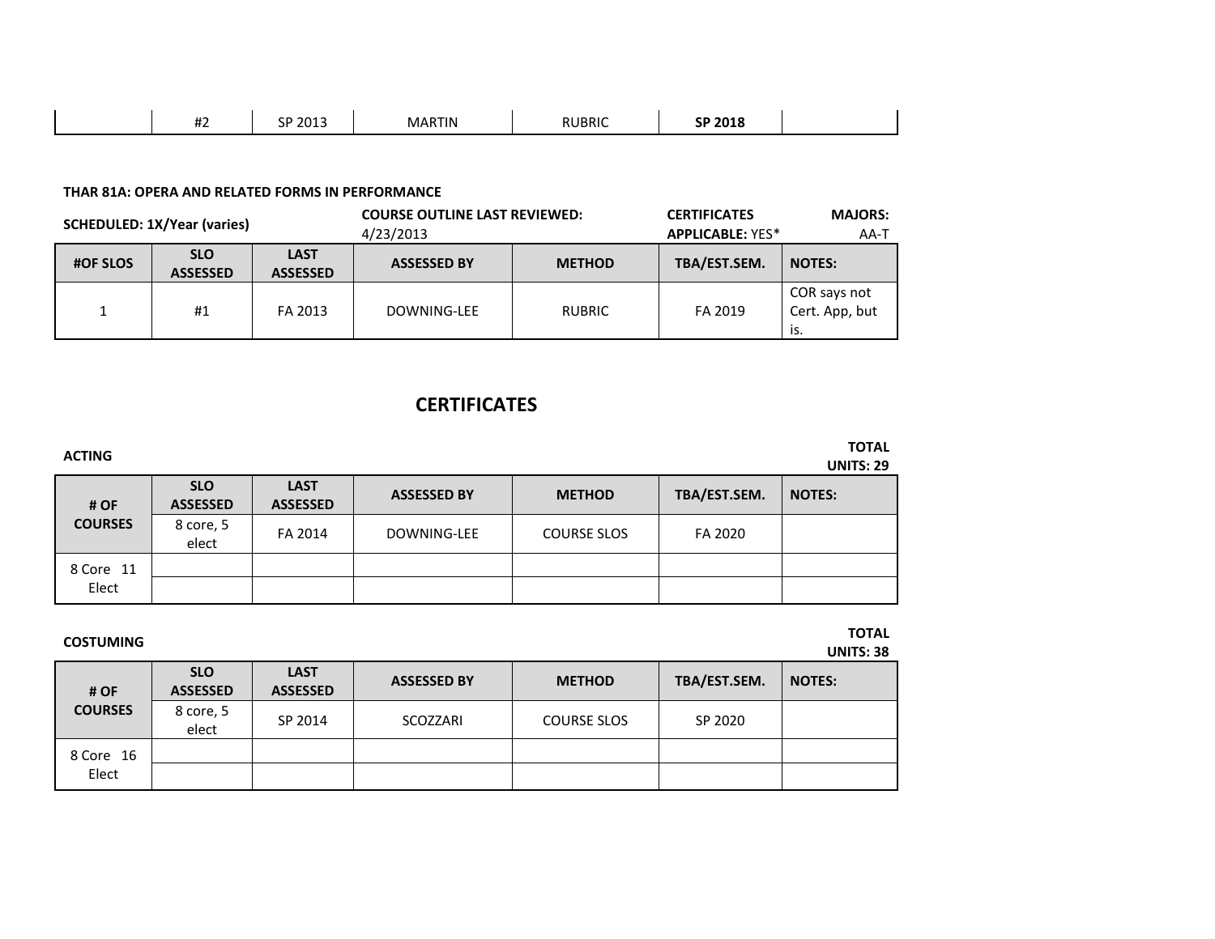| | #2 | SP 2013 | MARTIN | RUBRIC | **SP 2018** | |
|---|---|---|---|---|---|---|

**THAR 81A: OPERA AND RELATED FORMS IN PERFORMANCE**

**SCHEDULED: 1X/Year (varies)** | **COURSE OUTLINE LAST REVIEWED:** 4/23/2013 | **CERTIFICATES APPLICABLE:** YES* | **MAJORS:** AA-T

| #OF SLOS | SLO ASSESSED | LAST ASSESSED | ASSESSED BY | METHOD | TBA/EST.SEM. | NOTES: |
|---|---|---|---|---|---|---|
| 1 | #1 | FA 2013 | DOWNING-LEE | RUBRIC | FA 2019 | COR says not Cert. App, but is. |

## CERTIFICATES

**ACTING** — **TOTAL UNITS: 29**

| # OF COURSES | SLO ASSESSED | LAST ASSESSED | ASSESSED BY | METHOD | TBA/EST.SEM. | NOTES: |
|---|---|---|---|---|---|---|
| | 8 core, 5 elect | FA 2014 | DOWNING-LEE | COURSE SLOS | FA 2020 | |
| 8 Core 11 Elect | | | | | | |
| | | | | | | |

**COSTUMING** — **TOTAL UNITS: 38**

| # OF COURSES | SLO ASSESSED | LAST ASSESSED | ASSESSED BY | METHOD | TBA/EST.SEM. | NOTES: |
|---|---|---|---|---|---|---|
| | 8 core, 5 elect | SP 2014 | SCOZZARI | COURSE SLOS | SP 2020 | |
| 8 Core 16 Elect | | | | | | |
| | | | | | | |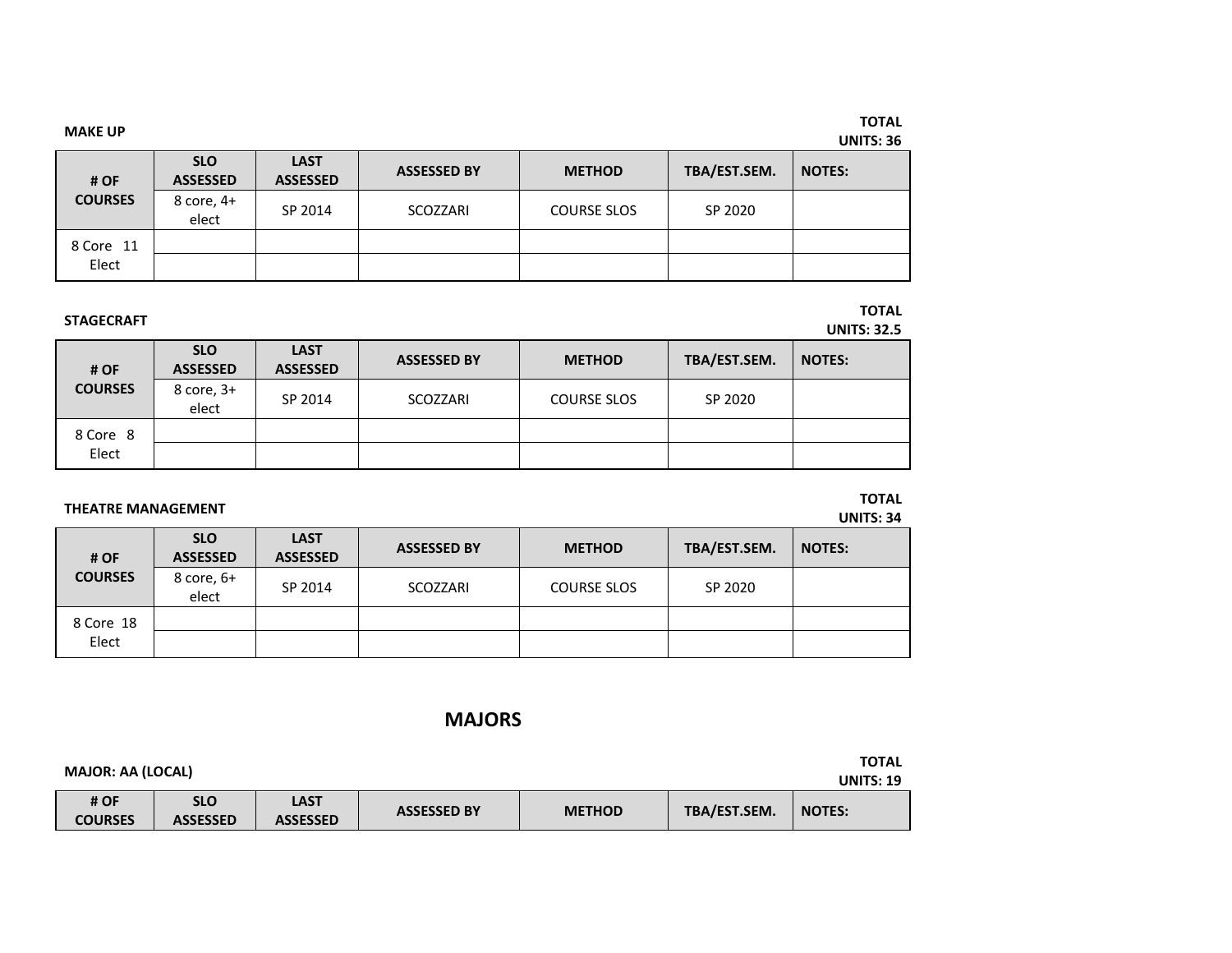**MAKE UP**

**TOTAL UNITS: 36**

| # OF COURSES | SLO ASSESSED | LAST ASSESSED | ASSESSED BY | METHOD | TBA/EST.SEM. | NOTES: |
|---|---|---|---|---|---|---|
| | 8 core, 4+ elect | SP 2014 | SCOZZARI | COURSE SLOS | SP 2020 | |
| 8 Core 11 Elect | | | | | | |
| | | | | | | |

**STAGECRAFT**

**TOTAL UNITS: 32.5**

| # OF COURSES | SLO ASSESSED | LAST ASSESSED | ASSESSED BY | METHOD | TBA/EST.SEM. | NOTES: |
|---|---|---|---|---|---|---|
| | 8 core, 3+ elect | SP 2014 | SCOZZARI | COURSE SLOS | SP 2020 | |
| 8 Core 8 Elect | | | | | | |
| | | | | | | |

**THEATRE MANAGEMENT**

**TOTAL UNITS: 34**

| # OF COURSES | SLO ASSESSED | LAST ASSESSED | ASSESSED BY | METHOD | TBA/EST.SEM. | NOTES: |
|---|---|---|---|---|---|---|
| | 8 core, 6+ elect | SP 2014 | SCOZZARI | COURSE SLOS | SP 2020 | |
| 8 Core 18 Elect | | | | | | |
| | | | | | | |

## MAJORS

**MAJOR: AA (LOCAL)**

**TOTAL UNITS: 19**

| # OF COURSES | SLO ASSESSED | LAST ASSESSED | ASSESSED BY | METHOD | TBA/EST.SEM. | NOTES: |
|---|---|---|---|---|---|---|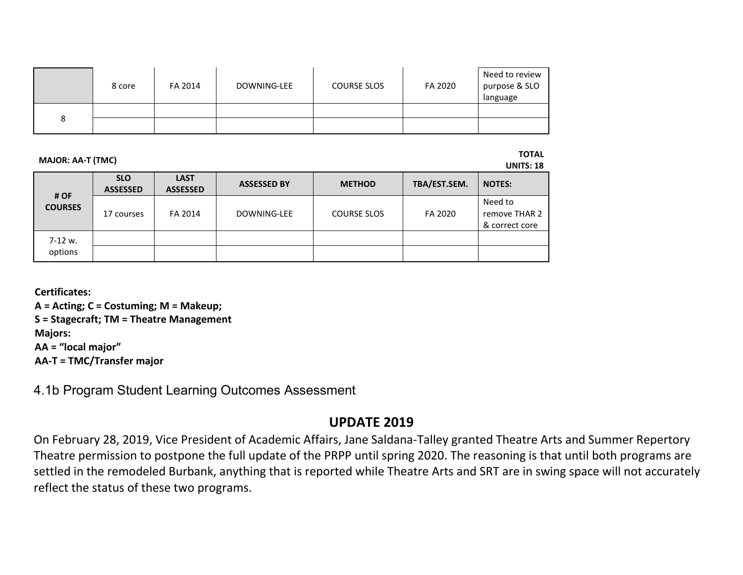| | | | | | | |
|---|---|---|---|---|---|---|
| | 8 core | FA 2014 | DOWNING-LEE | COURSE SLOS | FA 2020 | Need to review purpose & SLO language |
| 8 | | | | | | |
| | | | | | | |

**MAJOR: AA-T (TMC)** **TOTAL UNITS: 18**

| # OF COURSES | SLO ASSESSED | LAST ASSESSED | ASSESSED BY | METHOD | TBA/EST.SEM. | NOTES: |
|---|---|---|---|---|---|---|
| | 17 courses | FA 2014 | DOWNING-LEE | COURSE SLOS | FA 2020 | Need to remove THAR 2 & correct core |
| 7-12 w. options | | | | | | |
| | | | | | | |

**Certificates:**
**A = Acting; C = Costuming; M = Makeup;**
**S = Stagecraft; TM = Theatre Management**
**Majors:**
**AA = "local major"**
**AA-T = TMC/Transfer major**

## 4.1b Program Student Learning Outcomes Assessment

### UPDATE 2019

On February 28, 2019, Vice President of Academic Affairs, Jane Saldana-Talley granted Theatre Arts and Summer Repertory Theatre permission to postpone the full update of the PRPP until spring 2020. The reasoning is that until both programs are settled in the remodeled Burbank, anything that is reported while Theatre Arts and SRT are in swing space will not accurately reflect the status of these two programs.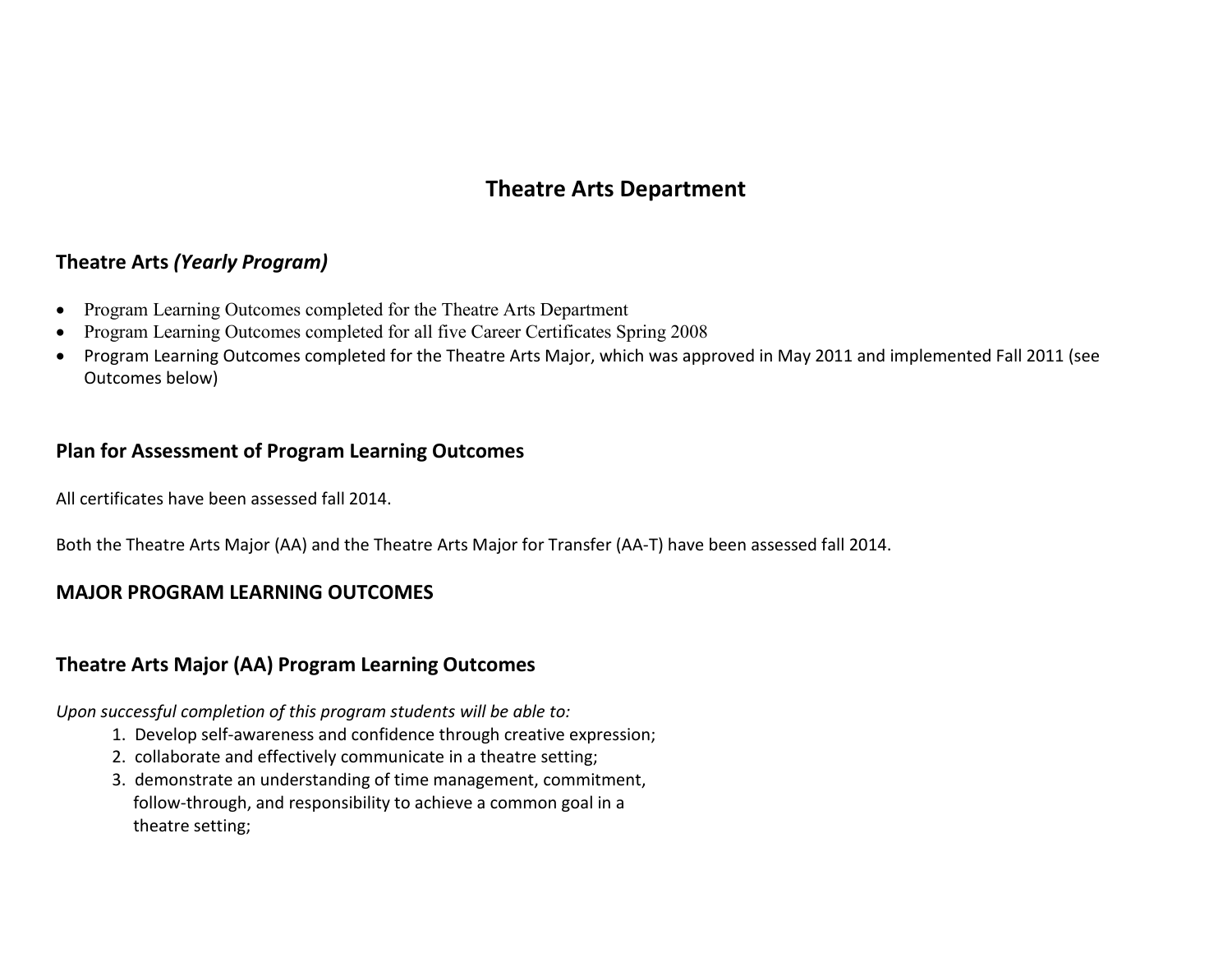# Theatre Arts Department

## Theatre Arts *(Yearly Program)*

- Program Learning Outcomes completed for the Theatre Arts Department
- Program Learning Outcomes completed for all five Career Certificates Spring 2008
- Program Learning Outcomes completed for the Theatre Arts Major, which was approved in May 2011 and implemented Fall 2011 (see Outcomes below)

## Plan for Assessment of Program Learning Outcomes

All certificates have been assessed fall 2014.

Both the Theatre Arts Major (AA) and the Theatre Arts Major for Transfer (AA-T) have been assessed fall 2014.

## MAJOR PROGRAM LEARNING OUTCOMES

## Theatre Arts Major (AA) Program Learning Outcomes

*Upon successful completion of this program students will be able to:*

1. Develop self-awareness and confidence through creative expression;
2. collaborate and effectively communicate in a theatre setting;
3. demonstrate an understanding of time management, commitment, follow-through, and responsibility to achieve a common goal in a theatre setting;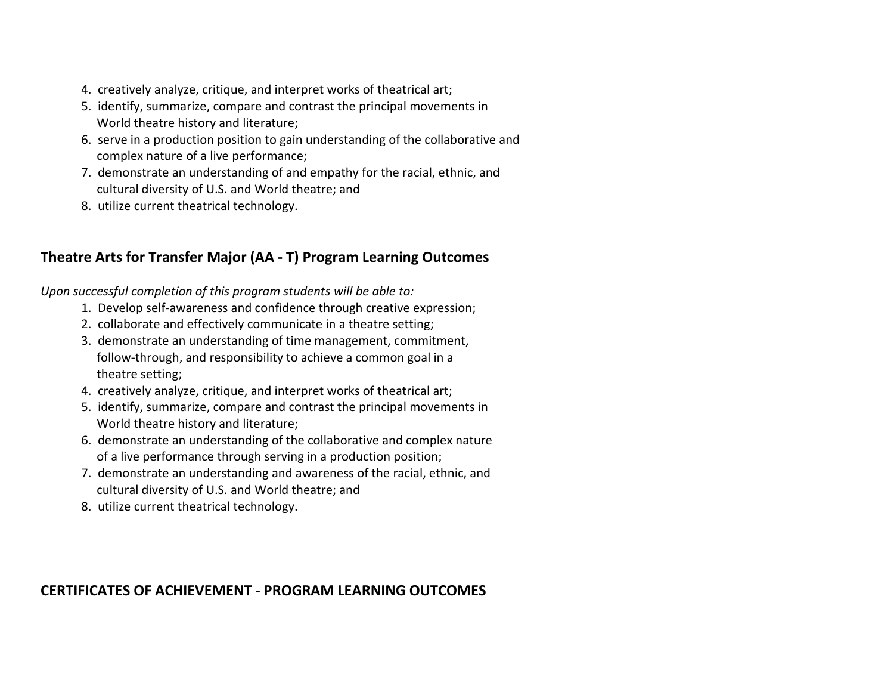4. creatively analyze, critique, and interpret works of theatrical art;
5. identify, summarize, compare and contrast the principal movements in World theatre history and literature;
6. serve in a production position to gain understanding of the collaborative and complex nature of a live performance;
7. demonstrate an understanding of and empathy for the racial, ethnic, and cultural diversity of U.S. and World theatre; and
8. utilize current theatrical technology.

## Theatre Arts for Transfer Major (AA - T) Program Learning Outcomes

*Upon successful completion of this program students will be able to:*

1. Develop self-awareness and confidence through creative expression;
2. collaborate and effectively communicate in a theatre setting;
3. demonstrate an understanding of time management, commitment, follow-through, and responsibility to achieve a common goal in a theatre setting;
4. creatively analyze, critique, and interpret works of theatrical art;
5. identify, summarize, compare and contrast the principal movements in World theatre history and literature;
6. demonstrate an understanding of the collaborative and complex nature of a live performance through serving in a production position;
7. demonstrate an understanding and awareness of the racial, ethnic, and cultural diversity of U.S. and World theatre; and
8. utilize current theatrical technology.

## CERTIFICATES OF ACHIEVEMENT - PROGRAM LEARNING OUTCOMES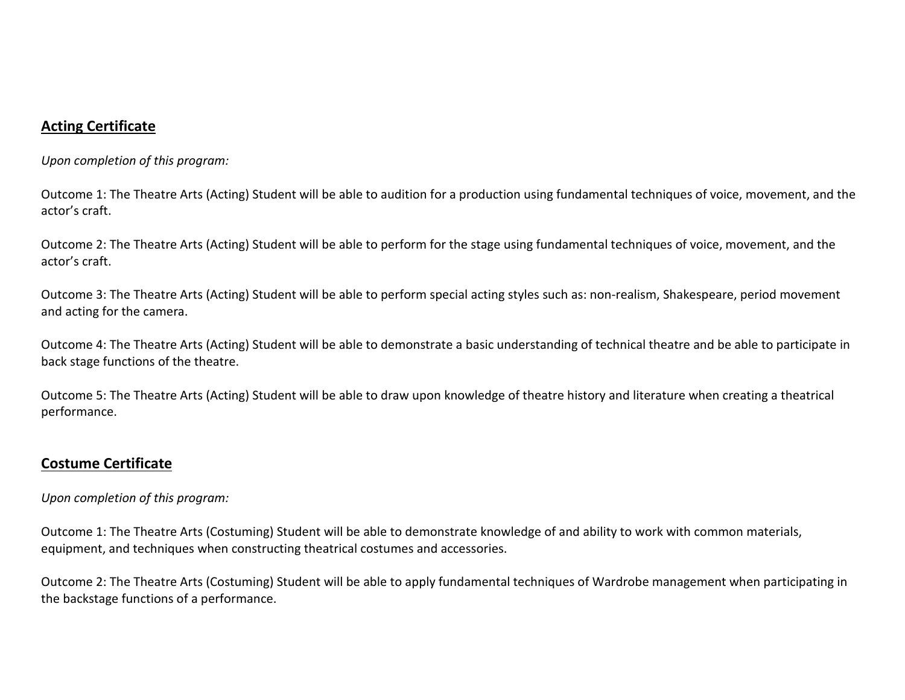## Acting Certificate

*Upon completion of this program:*

Outcome 1: The Theatre Arts (Acting) Student will be able to audition for a production using fundamental techniques of voice, movement, and the actor's craft.

Outcome 2: The Theatre Arts (Acting) Student will be able to perform for the stage using fundamental techniques of voice, movement, and the actor's craft.

Outcome 3: The Theatre Arts (Acting) Student will be able to perform special acting styles such as: non-realism, Shakespeare, period movement and acting for the camera.

Outcome 4: The Theatre Arts (Acting) Student will be able to demonstrate a basic understanding of technical theatre and be able to participate in back stage functions of the theatre.

Outcome 5: The Theatre Arts (Acting) Student will be able to draw upon knowledge of theatre history and literature when creating a theatrical performance.

## Costume Certificate

*Upon completion of this program:*

Outcome 1: The Theatre Arts (Costuming) Student will be able to demonstrate knowledge of and ability to work with common materials, equipment, and techniques when constructing theatrical costumes and accessories.

Outcome 2: The Theatre Arts (Costuming) Student will be able to apply fundamental techniques of Wardrobe management when participating in the backstage functions of a performance.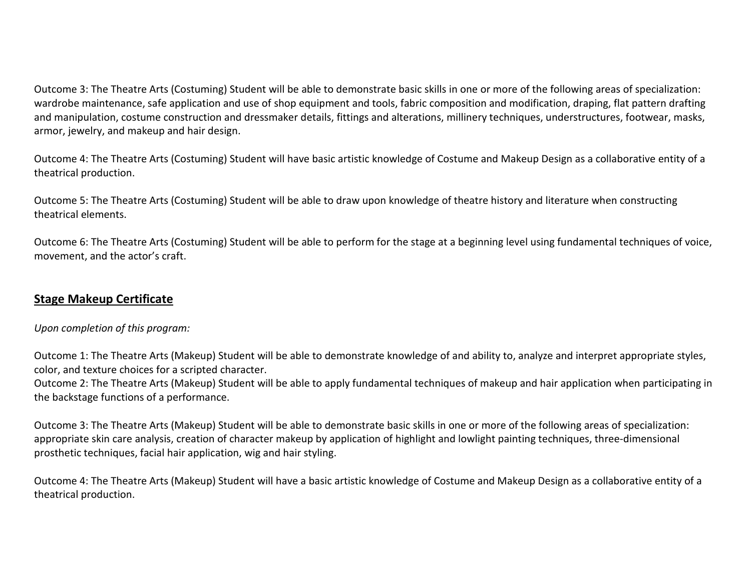Outcome 3: The Theatre Arts (Costuming) Student will be able to demonstrate basic skills in one or more of the following areas of specialization: wardrobe maintenance, safe application and use of shop equipment and tools, fabric composition and modification, draping, flat pattern drafting and manipulation, costume construction and dressmaker details, fittings and alterations, millinery techniques, understructures, footwear, masks, armor, jewelry, and makeup and hair design.

Outcome 4: The Theatre Arts (Costuming) Student will have basic artistic knowledge of Costume and Makeup Design as a collaborative entity of a theatrical production.

Outcome 5: The Theatre Arts (Costuming) Student will be able to draw upon knowledge of theatre history and literature when constructing theatrical elements.

Outcome 6: The Theatre Arts (Costuming) Student will be able to perform for the stage at a beginning level using fundamental techniques of voice, movement, and the actor's craft.

## **Stage Makeup Certificate**

*Upon completion of this program:*

Outcome 1: The Theatre Arts (Makeup) Student will be able to demonstrate knowledge of and ability to, analyze and interpret appropriate styles, color, and texture choices for a scripted character.
Outcome 2: The Theatre Arts (Makeup) Student will be able to apply fundamental techniques of makeup and hair application when participating in the backstage functions of a performance.

Outcome 3: The Theatre Arts (Makeup) Student will be able to demonstrate basic skills in one or more of the following areas of specialization: appropriate skin care analysis, creation of character makeup by application of highlight and lowlight painting techniques, three-dimensional prosthetic techniques, facial hair application, wig and hair styling.

Outcome 4: The Theatre Arts (Makeup) Student will have a basic artistic knowledge of Costume and Makeup Design as a collaborative entity of a theatrical production.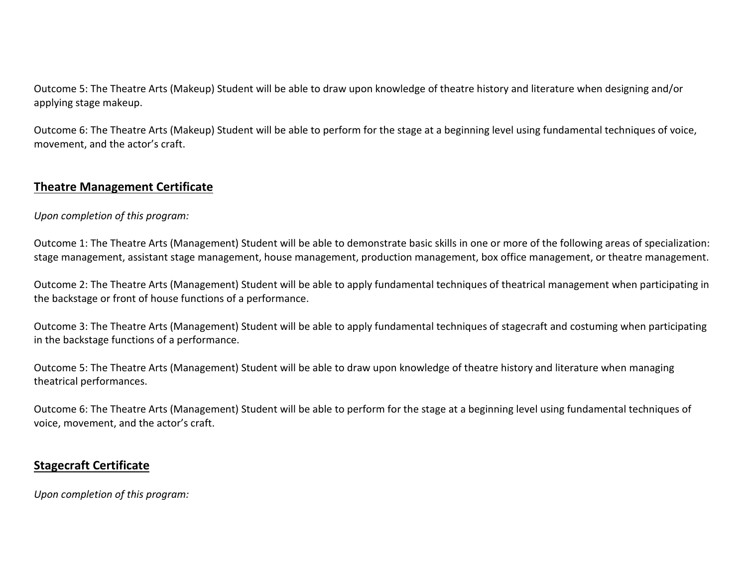Outcome 5: The Theatre Arts (Makeup) Student will be able to draw upon knowledge of theatre history and literature when designing and/or applying stage makeup.

Outcome 6: The Theatre Arts (Makeup) Student will be able to perform for the stage at a beginning level using fundamental techniques of voice, movement, and the actor's craft.

## Theatre Management Certificate

*Upon completion of this program:*

Outcome 1: The Theatre Arts (Management) Student will be able to demonstrate basic skills in one or more of the following areas of specialization: stage management, assistant stage management, house management, production management, box office management, or theatre management.

Outcome 2: The Theatre Arts (Management) Student will be able to apply fundamental techniques of theatrical management when participating in the backstage or front of house functions of a performance.

Outcome 3: The Theatre Arts (Management) Student will be able to apply fundamental techniques of stagecraft and costuming when participating in the backstage functions of a performance.

Outcome 5: The Theatre Arts (Management) Student will be able to draw upon knowledge of theatre history and literature when managing theatrical performances.

Outcome 6: The Theatre Arts (Management) Student will be able to perform for the stage at a beginning level using fundamental techniques of voice, movement, and the actor's craft.

## Stagecraft Certificate

*Upon completion of this program:*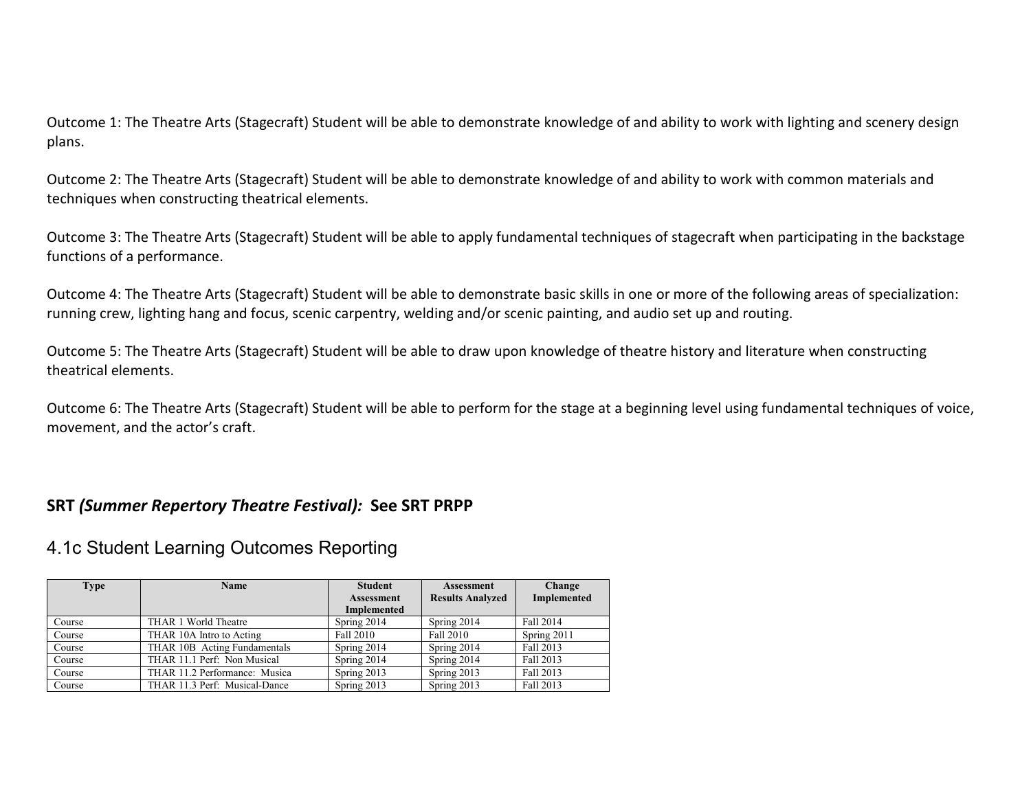Outcome 1: The Theatre Arts (Stagecraft) Student will be able to demonstrate knowledge of and ability to work with lighting and scenery design plans.

Outcome 2: The Theatre Arts (Stagecraft) Student will be able to demonstrate knowledge of and ability to work with common materials and techniques when constructing theatrical elements.

Outcome 3: The Theatre Arts (Stagecraft) Student will be able to apply fundamental techniques of stagecraft when participating in the backstage functions of a performance.

Outcome 4: The Theatre Arts (Stagecraft) Student will be able to demonstrate basic skills in one or more of the following areas of specialization: running crew, lighting hang and focus, scenic carpentry, welding and/or scenic painting, and audio set up and routing.

Outcome 5: The Theatre Arts (Stagecraft) Student will be able to draw upon knowledge of theatre history and literature when constructing theatrical elements.

Outcome 6: The Theatre Arts (Stagecraft) Student will be able to perform for the stage at a beginning level using fundamental techniques of voice, movement, and the actor's craft.

**SRT *(Summer Repertory Theatre Festival):* See SRT PRPP**

## 4.1c Student Learning Outcomes Reporting

| Type | Name | Student Assessment Implemented | Assessment Results Analyzed | Change Implemented |
|---|---|---|---|---|
| Course | THAR 1 World Theatre | Spring 2014 | Spring 2014 | Fall 2014 |
| Course | THAR 10A Intro to Acting | Fall 2010 | Fall 2010 | Spring 2011 |
| Course | THAR 10B Acting Fundamentals | Spring 2014 | Spring 2014 | Fall 2013 |
| Course | THAR 11.1 Perf: Non Musical | Spring 2014 | Spring 2014 | Fall 2013 |
| Course | THAR 11.2 Performance: Musica | Spring 2013 | Spring 2013 | Fall 2013 |
| Course | THAR 11.3 Perf: Musical-Dance | Spring 2013 | Spring 2013 | Fall 2013 |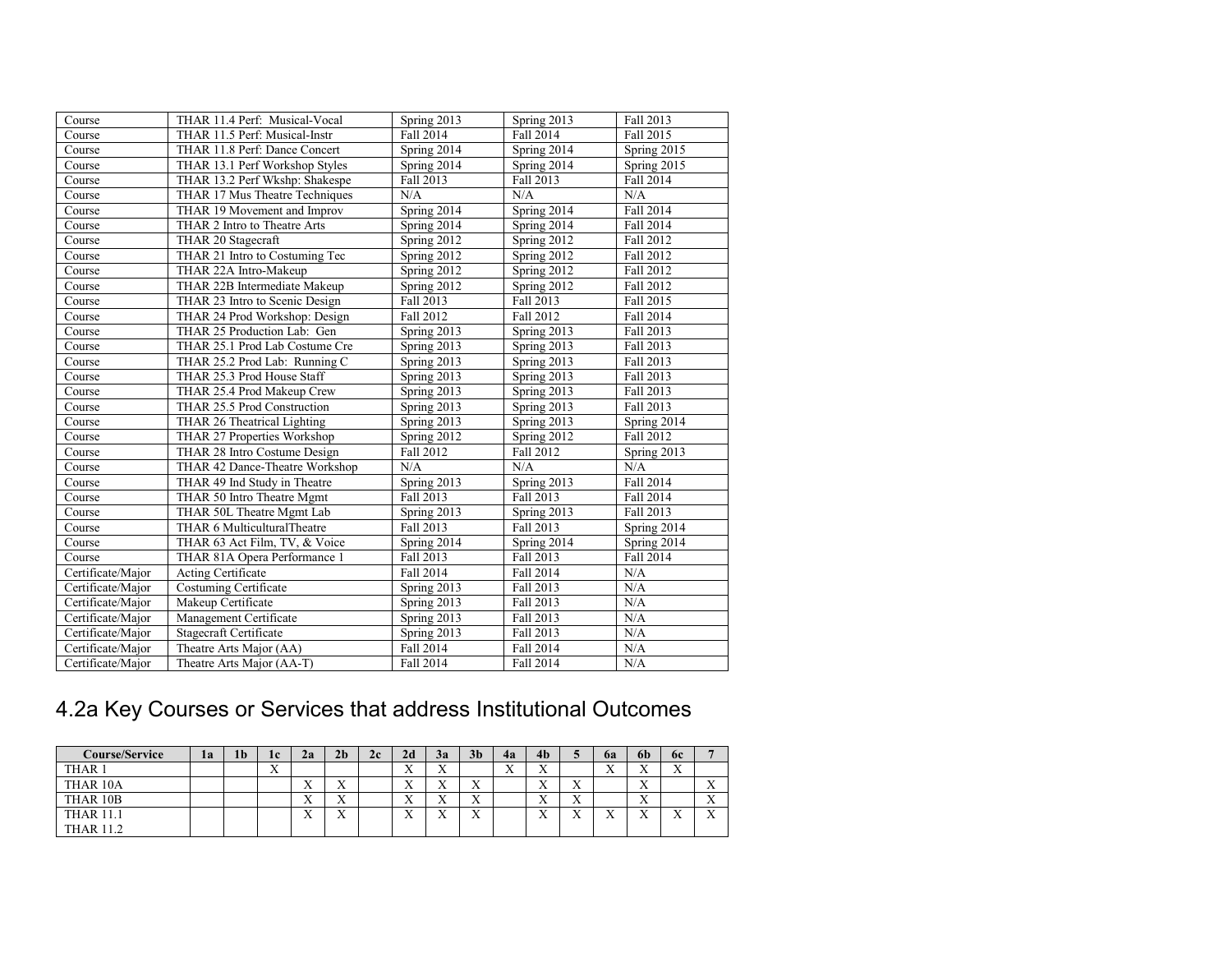| Course | THAR 11.4 Perf: Musical-Vocal | Spring 2013 | Spring 2013 | Fall 2013 |
|---|---|---|---|---|
| Course | THAR 11.5 Perf: Musical-Instr | Fall 2014 | Fall 2014 | Fall 2015 |
| Course | THAR 11.8 Perf: Dance Concert | Spring 2014 | Spring 2014 | Spring 2015 |
| Course | THAR 13.1 Perf Workshop Styles | Spring 2014 | Spring 2014 | Spring 2015 |
| Course | THAR 13.2 Perf Wkshp: Shakespe | Fall 2013 | Fall 2013 | Fall 2014 |
| Course | THAR 17 Mus Theatre Techniques | N/A | N/A | N/A |
| Course | THAR 19 Movement and Improv | Spring 2014 | Spring 2014 | Fall 2014 |
| Course | THAR 2 Intro to Theatre Arts | Spring 2014 | Spring 2014 | Fall 2014 |
| Course | THAR 20 Stagecraft | Spring 2012 | Spring 2012 | Fall 2012 |
| Course | THAR 21 Intro to Costuming Tec | Spring 2012 | Spring 2012 | Fall 2012 |
| Course | THAR 22A Intro-Makeup | Spring 2012 | Spring 2012 | Fall 2012 |
| Course | THAR 22B Intermediate Makeup | Spring 2012 | Spring 2012 | Fall 2012 |
| Course | THAR 23 Intro to Scenic Design | Fall 2013 | Fall 2013 | Fall 2015 |
| Course | THAR 24 Prod Workshop: Design | Fall 2012 | Fall 2012 | Fall 2014 |
| Course | THAR 25 Production Lab: Gen | Spring 2013 | Spring 2013 | Fall 2013 |
| Course | THAR 25.1 Prod Lab Costume Cre | Spring 2013 | Spring 2013 | Fall 2013 |
| Course | THAR 25.2 Prod Lab: Running C | Spring 2013 | Spring 2013 | Fall 2013 |
| Course | THAR 25.3 Prod House Staff | Spring 2013 | Spring 2013 | Fall 2013 |
| Course | THAR 25.4 Prod Makeup Crew | Spring 2013 | Spring 2013 | Fall 2013 |
| Course | THAR 25.5 Prod Construction | Spring 2013 | Spring 2013 | Fall 2013 |
| Course | THAR 26 Theatrical Lighting | Spring 2013 | Spring 2013 | Spring 2014 |
| Course | THAR 27 Properties Workshop | Spring 2012 | Spring 2012 | Fall 2012 |
| Course | THAR 28 Intro Costume Design | Fall 2012 | Fall 2012 | Spring 2013 |
| Course | THAR 42 Dance-Theatre Workshop | N/A | N/A | N/A |
| Course | THAR 49 Ind Study in Theatre | Spring 2013 | Spring 2013 | Fall 2014 |
| Course | THAR 50 Intro Theatre Mgmt | Fall 2013 | Fall 2013 | Fall 2014 |
| Course | THAR 50L Theatre Mgmt Lab | Spring 2013 | Spring 2013 | Fall 2013 |
| Course | THAR 6 MulticulturalTheatre | Fall 2013 | Fall 2013 | Spring 2014 |
| Course | THAR 63 Act Film, TV, & Voice | Spring 2014 | Spring 2014 | Spring 2014 |
| Course | THAR 81A Opera Performance 1 | Fall 2013 | Fall 2013 | Fall 2014 |
| Certificate/Major | Acting Certificate | Fall 2014 | Fall 2014 | N/A |
| Certificate/Major | Costuming Certificate | Spring 2013 | Fall 2013 | N/A |
| Certificate/Major | Makeup Certificate | Spring 2013 | Fall 2013 | N/A |
| Certificate/Major | Management Certificate | Spring 2013 | Fall 2013 | N/A |
| Certificate/Major | Stagecraft Certificate | Spring 2013 | Fall 2013 | N/A |
| Certificate/Major | Theatre Arts Major (AA) | Fall 2014 | Fall 2014 | N/A |
| Certificate/Major | Theatre Arts Major (AA-T) | Fall 2014 | Fall 2014 | N/A |

## 4.2a Key Courses or Services that address Institutional Outcomes

| Course/Service | 1a | 1b | 1c | 2a | 2b | 2c | 2d | 3a | 3b | 4a | 4b | 5 | 6a | 6b | 6c | 7 |
|---|---|---|---|---|---|---|---|---|---|---|---|---|---|---|---|---|
| THAR 1 | | | X | | | | X | X | | X | X | | X | X | X | |
| THAR 10A | | | | X | X | | X | X | X | | X | X | | X | | X |
| THAR 10B | | | | X | X | | X | X | X | | X | X | | X | | X |
| THAR 11.1 THAR 11.2 | | | | X | X | | X | X | X | | X | X | X | X | X | X |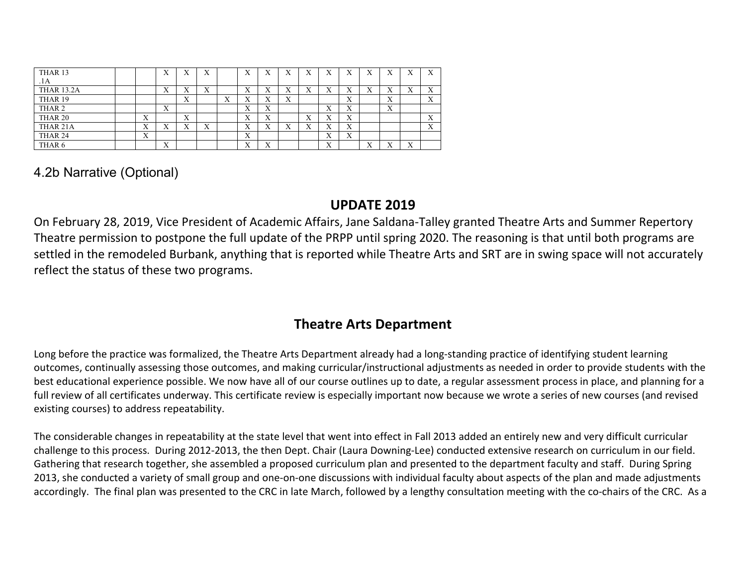| | | | | | | | | | | | | | | | | |
|---|---|---|---|---|---|---|---|---|---|---|---|---|---|---|---|---|
| THAR 13 .1A | | | X | X | X | | X | X | X | X | X | X | X | X | X | X |
| THAR 13.2A | | | X | X | X | | X | X | X | X | X | X | X | X | X | X |
| THAR 19 | | | | X | | X | X | X | X | | | X | | X | | X |
| THAR 2 | | | X | | | | X | X | | | X | X | | X | | |
| THAR 20 | | X | | X | | | X | X | | X | X | X | | | | X |
| THAR 21A | | X | X | X | X | | X | X | X | X | X | X | | | | X |
| THAR 24 | | X | | | | | X | | | | X | X | | | | |
| THAR 6 | | | X | | | | X | X | | | X | | X | X | X | |

## 4.2b Narrative (Optional)

### UPDATE 2019

On February 28, 2019, Vice President of Academic Affairs, Jane Saldana-Talley granted Theatre Arts and Summer Repertory Theatre permission to postpone the full update of the PRPP until spring 2020. The reasoning is that until both programs are settled in the remodeled Burbank, anything that is reported while Theatre Arts and SRT are in swing space will not accurately reflect the status of these two programs.

### Theatre Arts Department

Long before the practice was formalized, the Theatre Arts Department already had a long-standing practice of identifying student learning outcomes, continually assessing those outcomes, and making curricular/instructional adjustments as needed in order to provide students with the best educational experience possible. We now have all of our course outlines up to date, a regular assessment process in place, and planning for a full review of all certificates underway. This certificate review is especially important now because we wrote a series of new courses (and revised existing courses) to address repeatability.

The considerable changes in repeatability at the state level that went into effect in Fall 2013 added an entirely new and very difficult curricular challenge to this process. During 2012-2013, the then Dept. Chair (Laura Downing-Lee) conducted extensive research on curriculum in our field. Gathering that research together, she assembled a proposed curriculum plan and presented to the department faculty and staff. During Spring 2013, she conducted a variety of small group and one-on-one discussions with individual faculty about aspects of the plan and made adjustments accordingly. The final plan was presented to the CRC in late March, followed by a lengthy consultation meeting with the co-chairs of the CRC. As a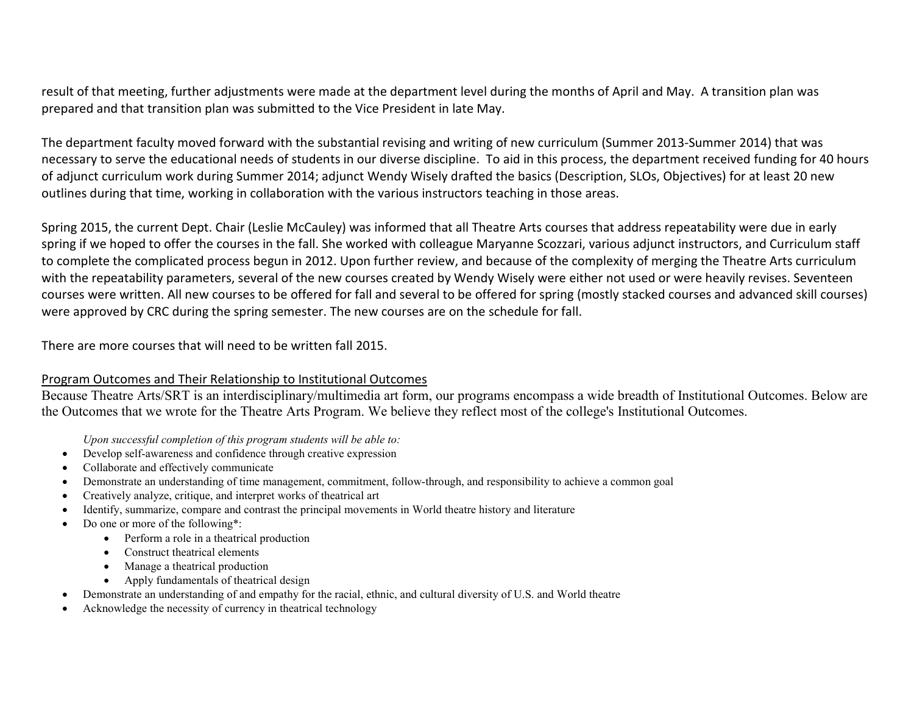result of that meeting, further adjustments were made at the department level during the months of April and May. A transition plan was prepared and that transition plan was submitted to the Vice President in late May.

The department faculty moved forward with the substantial revising and writing of new curriculum (Summer 2013-Summer 2014) that was necessary to serve the educational needs of students in our diverse discipline. To aid in this process, the department received funding for 40 hours of adjunct curriculum work during Summer 2014; adjunct Wendy Wisely drafted the basics (Description, SLOs, Objectives) for at least 20 new outlines during that time, working in collaboration with the various instructors teaching in those areas.

Spring 2015, the current Dept. Chair (Leslie McCauley) was informed that all Theatre Arts courses that address repeatability were due in early spring if we hoped to offer the courses in the fall. She worked with colleague Maryanne Scozzari, various adjunct instructors, and Curriculum staff to complete the complicated process begun in 2012. Upon further review, and because of the complexity of merging the Theatre Arts curriculum with the repeatability parameters, several of the new courses created by Wendy Wisely were either not used or were heavily revises. Seventeen courses were written. All new courses to be offered for fall and several to be offered for spring (mostly stacked courses and advanced skill courses) were approved by CRC during the spring semester. The new courses are on the schedule for fall.

There are more courses that will need to be written fall 2015.

<u>Program Outcomes and Their Relationship to Institutional Outcomes</u>

Because Theatre Arts/SRT is an interdisciplinary/multimedia art form, our programs encompass a wide breadth of Institutional Outcomes. Below are the Outcomes that we wrote for the Theatre Arts Program. We believe they reflect most of the college's Institutional Outcomes.

*Upon successful completion of this program students will be able to:*

- Develop self-awareness and confidence through creative expression
- Collaborate and effectively communicate
- Demonstrate an understanding of time management, commitment, follow-through, and responsibility to achieve a common goal
- Creatively analyze, critique, and interpret works of theatrical art
- Identify, summarize, compare and contrast the principal movements in World theatre history and literature
- Do one or more of the following*:
  - Perform a role in a theatrical production
  - Construct theatrical elements
  - Manage a theatrical production
  - Apply fundamentals of theatrical design
- Demonstrate an understanding of and empathy for the racial, ethnic, and cultural diversity of U.S. and World theatre
- Acknowledge the necessity of currency in theatrical technology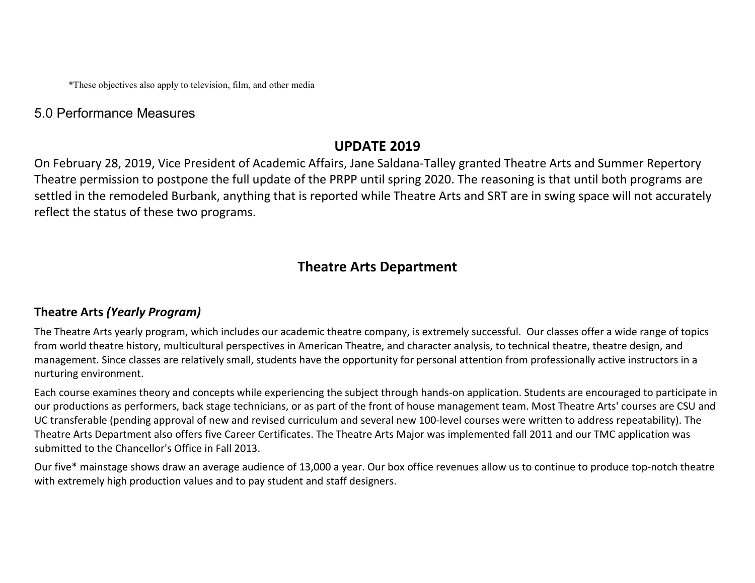*These objectives also apply to television, film, and other media

## 5.0 Performance Measures

### UPDATE 2019

On February 28, 2019, Vice President of Academic Affairs, Jane Saldana-Talley granted Theatre Arts and Summer Repertory Theatre permission to postpone the full update of the PRPP until spring 2020. The reasoning is that until both programs are settled in the remodeled Burbank, anything that is reported while Theatre Arts and SRT are in swing space will not accurately reflect the status of these two programs.

### Theatre Arts Department

#### Theatre Arts *(Yearly Program)*

The Theatre Arts yearly program, which includes our academic theatre company, is extremely successful. Our classes offer a wide range of topics from world theatre history, multicultural perspectives in American Theatre, and character analysis, to technical theatre, theatre design, and management. Since classes are relatively small, students have the opportunity for personal attention from professionally active instructors in a nurturing environment.

Each course examines theory and concepts while experiencing the subject through hands-on application. Students are encouraged to participate in our productions as performers, back stage technicians, or as part of the front of house management team. Most Theatre Arts' courses are CSU and UC transferable (pending approval of new and revised curriculum and several new 100-level courses were written to address repeatability). The Theatre Arts Department also offers five Career Certificates. The Theatre Arts Major was implemented fall 2011 and our TMC application was submitted to the Chancellor's Office in Fall 2013.

Our five* mainstage shows draw an average audience of 13,000 a year. Our box office revenues allow us to continue to produce top-notch theatre with extremely high production values and to pay student and staff designers.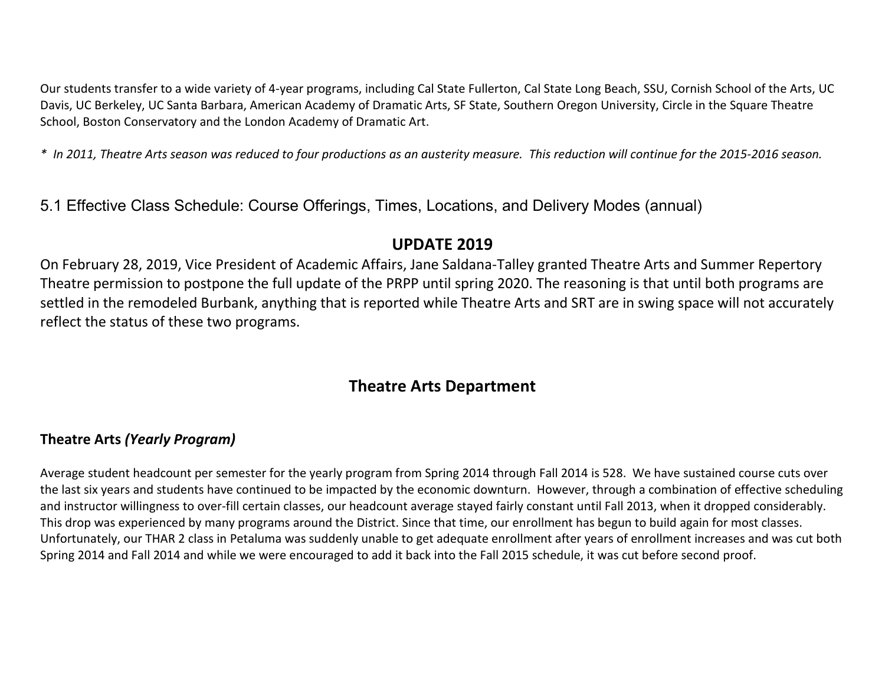Our students transfer to a wide variety of 4-year programs, including Cal State Fullerton, Cal State Long Beach, SSU, Cornish School of the Arts, UC Davis, UC Berkeley, UC Santa Barbara, American Academy of Dramatic Arts, SF State, Southern Oregon University, Circle in the Square Theatre School, Boston Conservatory and the London Academy of Dramatic Art.

*\* In 2011, Theatre Arts season was reduced to four productions as an austerity measure. This reduction will continue for the 2015-2016 season.*

## 5.1 Effective Class Schedule: Course Offerings, Times, Locations, and Delivery Modes (annual)

### UPDATE 2019

On February 28, 2019, Vice President of Academic Affairs, Jane Saldana-Talley granted Theatre Arts and Summer Repertory Theatre permission to postpone the full update of the PRPP until spring 2020. The reasoning is that until both programs are settled in the remodeled Burbank, anything that is reported while Theatre Arts and SRT are in swing space will not accurately reflect the status of these two programs.

### Theatre Arts Department

#### Theatre Arts *(Yearly Program)*

Average student headcount per semester for the yearly program from Spring 2014 through Fall 2014 is 528. We have sustained course cuts over the last six years and students have continued to be impacted by the economic downturn. However, through a combination of effective scheduling and instructor willingness to over-fill certain classes, our headcount average stayed fairly constant until Fall 2013, when it dropped considerably. This drop was experienced by many programs around the District. Since that time, our enrollment has begun to build again for most classes. Unfortunately, our THAR 2 class in Petaluma was suddenly unable to get adequate enrollment after years of enrollment increases and was cut both Spring 2014 and Fall 2014 and while we were encouraged to add it back into the Fall 2015 schedule, it was cut before second proof.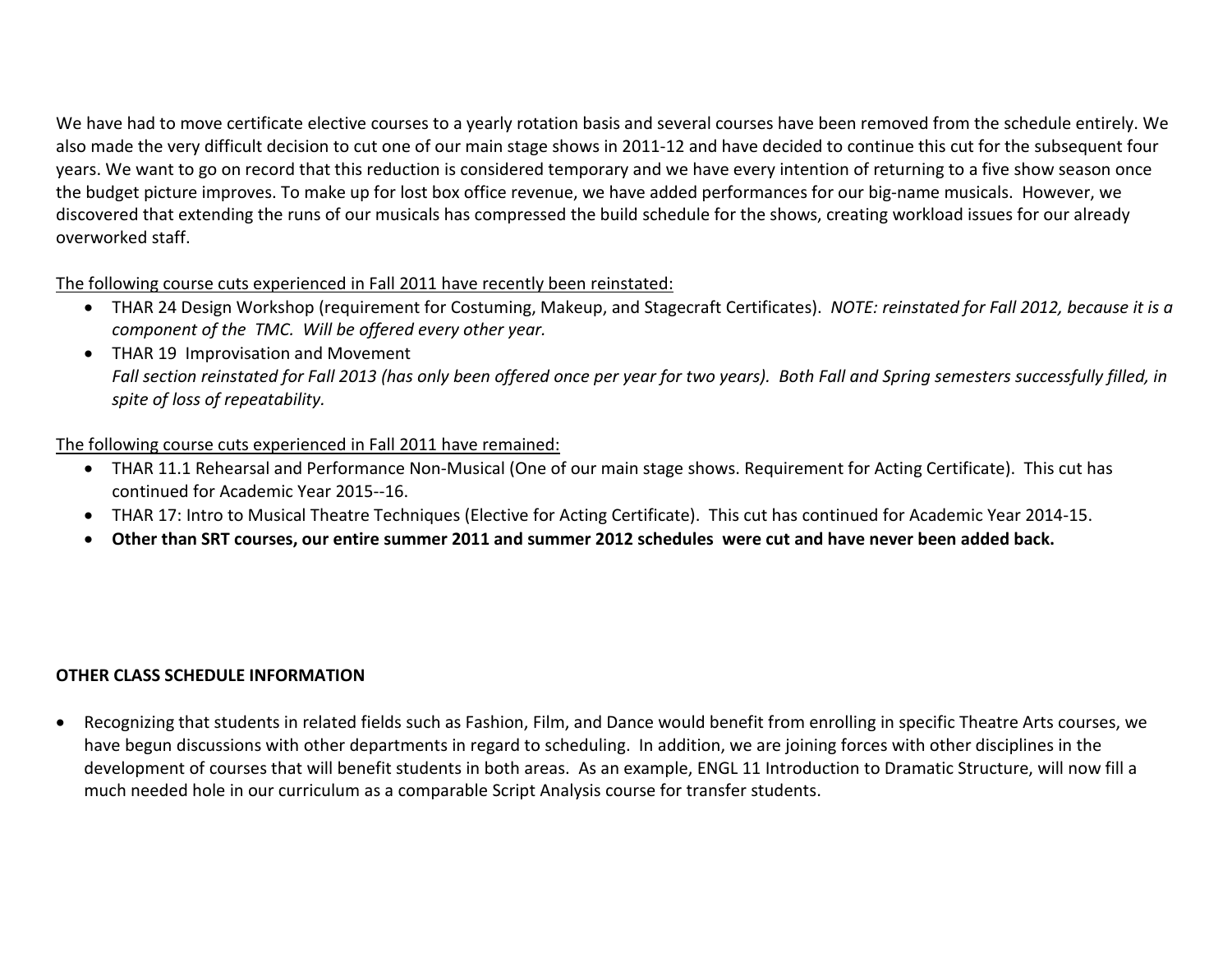We have had to move certificate elective courses to a yearly rotation basis and several courses have been removed from the schedule entirely. We also made the very difficult decision to cut one of our main stage shows in 2011-12 and have decided to continue this cut for the subsequent four years. We want to go on record that this reduction is considered temporary and we have every intention of returning to a five show season once the budget picture improves. To make up for lost box office revenue, we have added performances for our big-name musicals. However, we discovered that extending the runs of our musicals has compressed the build schedule for the shows, creating workload issues for our already overworked staff.

<u>The following course cuts experienced in Fall 2011 have recently been reinstated:</u>

- THAR 24 Design Workshop (requirement for Costuming, Makeup, and Stagecraft Certificates). *NOTE: reinstated for Fall 2012, because it is a component of the TMC. Will be offered every other year.*
- THAR 19 Improvisation and Movement
  *Fall section reinstated for Fall 2013 (has only been offered once per year for two years). Both Fall and Spring semesters successfully filled, in spite of loss of repeatability.*

<u>The following course cuts experienced in Fall 2011 have remained:</u>

- THAR 11.1 Rehearsal and Performance Non-Musical (One of our main stage shows. Requirement for Acting Certificate). This cut has continued for Academic Year 2015--16.
- THAR 17: Intro to Musical Theatre Techniques (Elective for Acting Certificate). This cut has continued for Academic Year 2014-15.
- **Other than SRT courses, our entire summer 2011 and summer 2012 schedules were cut and have never been added back.**

**OTHER CLASS SCHEDULE INFORMATION**

- Recognizing that students in related fields such as Fashion, Film, and Dance would benefit from enrolling in specific Theatre Arts courses, we have begun discussions with other departments in regard to scheduling. In addition, we are joining forces with other disciplines in the development of courses that will benefit students in both areas. As an example, ENGL 11 Introduction to Dramatic Structure, will now fill a much needed hole in our curriculum as a comparable Script Analysis course for transfer students.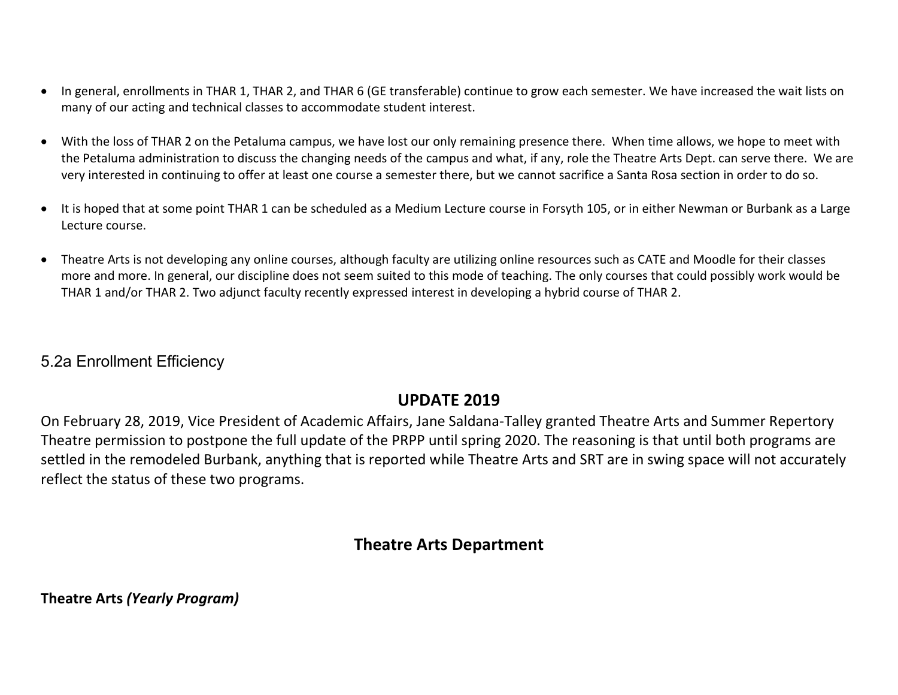- In general, enrollments in THAR 1, THAR 2, and THAR 6 (GE transferable) continue to grow each semester. We have increased the wait lists on many of our acting and technical classes to accommodate student interest.

- With the loss of THAR 2 on the Petaluma campus, we have lost our only remaining presence there. When time allows, we hope to meet with the Petaluma administration to discuss the changing needs of the campus and what, if any, role the Theatre Arts Dept. can serve there. We are very interested in continuing to offer at least one course a semester there, but we cannot sacrifice a Santa Rosa section in order to do so.

- It is hoped that at some point THAR 1 can be scheduled as a Medium Lecture course in Forsyth 105, or in either Newman or Burbank as a Large Lecture course.

- Theatre Arts is not developing any online courses, although faculty are utilizing online resources such as CATE and Moodle for their classes more and more. In general, our discipline does not seem suited to this mode of teaching. The only courses that could possibly work would be THAR 1 and/or THAR 2. Two adjunct faculty recently expressed interest in developing a hybrid course of THAR 2.

## 5.2a Enrollment Efficiency

### UPDATE 2019

On February 28, 2019, Vice President of Academic Affairs, Jane Saldana-Talley granted Theatre Arts and Summer Repertory Theatre permission to postpone the full update of the PRPP until spring 2020. The reasoning is that until both programs are settled in the remodeled Burbank, anything that is reported while Theatre Arts and SRT are in swing space will not accurately reflect the status of these two programs.

### Theatre Arts Department

**Theatre Arts *(Yearly Program)***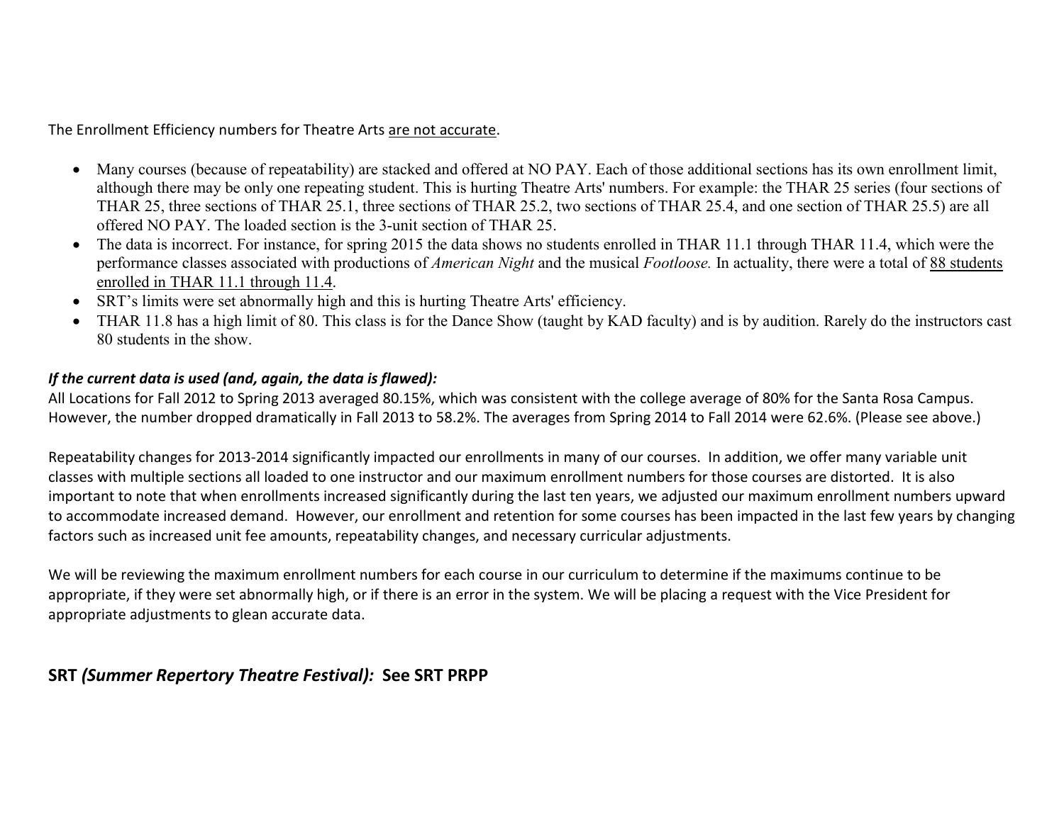The Enrollment Efficiency numbers for Theatre Arts <u>are not accurate</u>.

- Many courses (because of repeatability) are stacked and offered at NO PAY. Each of those additional sections has its own enrollment limit, although there may be only one repeating student. This is hurting Theatre Arts' numbers. For example: the THAR 25 series (four sections of THAR 25, three sections of THAR 25.1, three sections of THAR 25.2, two sections of THAR 25.4, and one section of THAR 25.5) are all offered NO PAY. The loaded section is the 3-unit section of THAR 25.
- The data is incorrect. For instance, for spring 2015 the data shows no students enrolled in THAR 11.1 through THAR 11.4, which were the performance classes associated with productions of *American Night* and the musical *Footloose.* In actuality, there were a total of <u>88 students enrolled in THAR 11.1 through 11.4</u>.
- SRT's limits were set abnormally high and this is hurting Theatre Arts' efficiency.
- THAR 11.8 has a high limit of 80. This class is for the Dance Show (taught by KAD faculty) and is by audition. Rarely do the instructors cast 80 students in the show.

***If the current data is used (and, again, the data is flawed):***
All Locations for Fall 2012 to Spring 2013 averaged 80.15%, which was consistent with the college average of 80% for the Santa Rosa Campus. However, the number dropped dramatically in Fall 2013 to 58.2%. The averages from Spring 2014 to Fall 2014 were 62.6%. (Please see above.)

Repeatability changes for 2013-2014 significantly impacted our enrollments in many of our courses. In addition, we offer many variable unit classes with multiple sections all loaded to one instructor and our maximum enrollment numbers for those courses are distorted. It is also important to note that when enrollments increased significantly during the last ten years, we adjusted our maximum enrollment numbers upward to accommodate increased demand. However, our enrollment and retention for some courses has been impacted in the last few years by changing factors such as increased unit fee amounts, repeatability changes, and necessary curricular adjustments.

We will be reviewing the maximum enrollment numbers for each course in our curriculum to determine if the maximums continue to be appropriate, if they were set abnormally high, or if there is an error in the system. We will be placing a request with the Vice President for appropriate adjustments to glean accurate data.

## SRT *(Summer Repertory Theatre Festival):* See SRT PRPP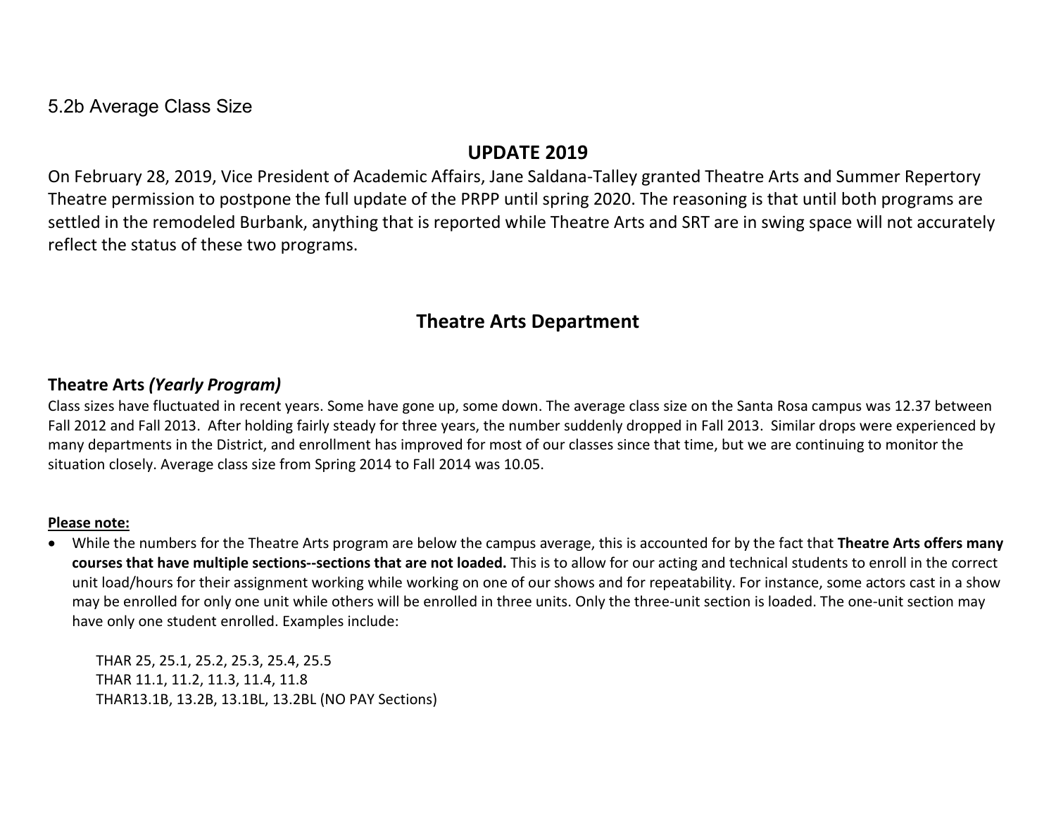5.2b Average Class Size

## UPDATE 2019

On February 28, 2019, Vice President of Academic Affairs, Jane Saldana-Talley granted Theatre Arts and Summer Repertory Theatre permission to postpone the full update of the PRPP until spring 2020. The reasoning is that until both programs are settled in the remodeled Burbank, anything that is reported while Theatre Arts and SRT are in swing space will not accurately reflect the status of these two programs.

## Theatre Arts Department

### Theatre Arts *(Yearly Program)*

Class sizes have fluctuated in recent years. Some have gone up, some down. The average class size on the Santa Rosa campus was 12.37 between Fall 2012 and Fall 2013. After holding fairly steady for three years, the number suddenly dropped in Fall 2013. Similar drops were experienced by many departments in the District, and enrollment has improved for most of our classes since that time, but we are continuing to monitor the situation closely. Average class size from Spring 2014 to Fall 2014 was 10.05.

**Please note:**

- While the numbers for the Theatre Arts program are below the campus average, this is accounted for by the fact that **Theatre Arts offers many courses that have multiple sections--sections that are not loaded.** This is to allow for our acting and technical students to enroll in the correct unit load/hours for their assignment working while working on one of our shows and for repeatability. For instance, some actors cast in a show may be enrolled for only one unit while others will be enrolled in three units. Only the three-unit section is loaded. The one-unit section may have only one student enrolled. Examples include:

  THAR 25, 25.1, 25.2, 25.3, 25.4, 25.5
  THAR 11.1, 11.2, 11.3, 11.4, 11.8
  THAR13.1B, 13.2B, 13.1BL, 13.2BL (NO PAY Sections)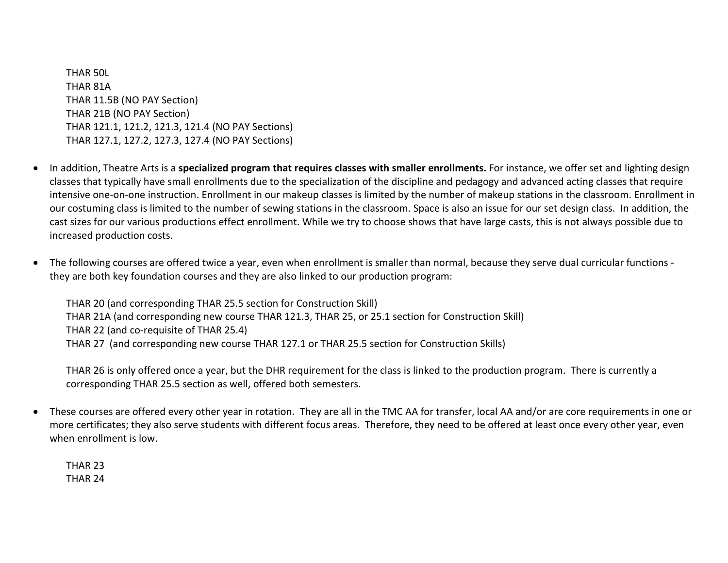THAR 50L
THAR 81A
THAR 11.5B (NO PAY Section)
THAR 21B (NO PAY Section)
THAR 121.1, 121.2, 121.3, 121.4 (NO PAY Sections)
THAR 127.1, 127.2, 127.3, 127.4 (NO PAY Sections)

- In addition, Theatre Arts is a **specialized program that requires classes with smaller enrollments.** For instance, we offer set and lighting design classes that typically have small enrollments due to the specialization of the discipline and pedagogy and advanced acting classes that require intensive one-on-one instruction. Enrollment in our makeup classes is limited by the number of makeup stations in the classroom. Enrollment in our costuming class is limited to the number of sewing stations in the classroom. Space is also an issue for our set design class. In addition, the cast sizes for our various productions effect enrollment. While we try to choose shows that have large casts, this is not always possible due to increased production costs.

- The following courses are offered twice a year, even when enrollment is smaller than normal, because they serve dual curricular functions - they are both key foundation courses and they are also linked to our production program:

  THAR 20 (and corresponding THAR 25.5 section for Construction Skill)
  THAR 21A (and corresponding new course THAR 121.3, THAR 25, or 25.1 section for Construction Skill)
  THAR 22 (and co-requisite of THAR 25.4)
  THAR 27 (and corresponding new course THAR 127.1 or THAR 25.5 section for Construction Skills)

  THAR 26 is only offered once a year, but the DHR requirement for the class is linked to the production program. There is currently a corresponding THAR 25.5 section as well, offered both semesters.

- These courses are offered every other year in rotation. They are all in the TMC AA for transfer, local AA and/or are core requirements in one or more certificates; they also serve students with different focus areas. Therefore, they need to be offered at least once every other year, even when enrollment is low.

  THAR 23
  THAR 24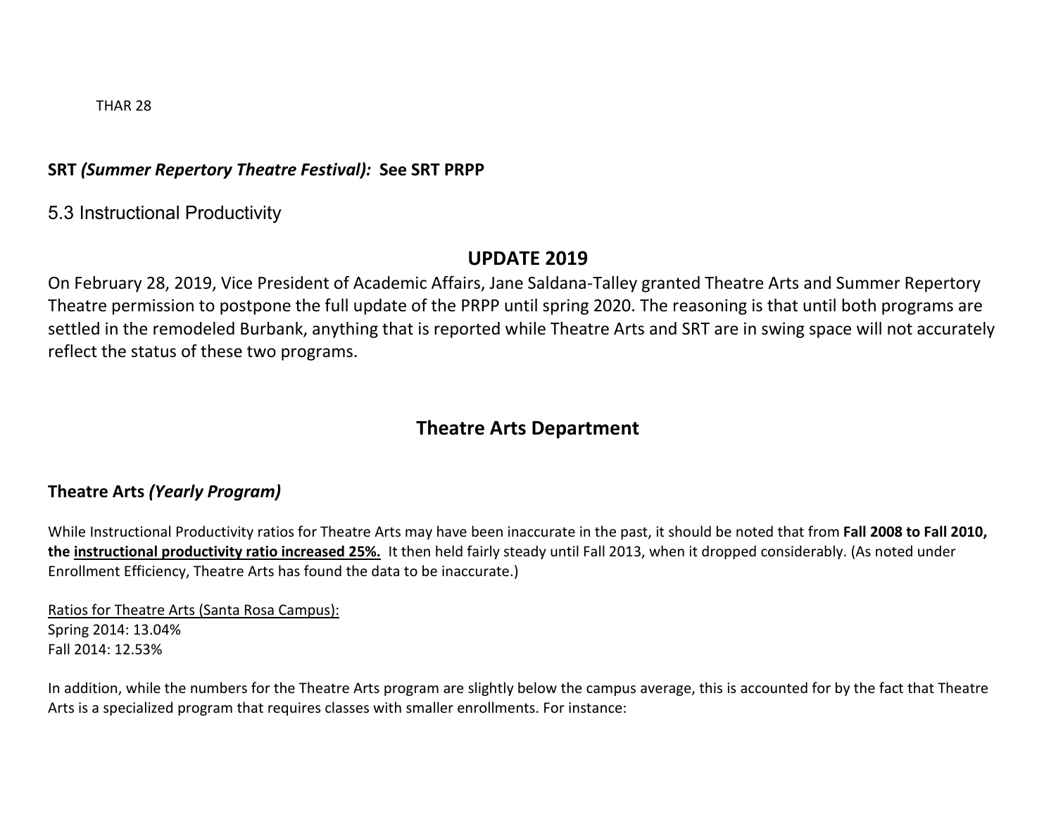THAR 28

**SRT *(Summer Repertory Theatre Festival):* See SRT PRPP**

## 5.3 Instructional Productivity

## UPDATE 2019

On February 28, 2019, Vice President of Academic Affairs, Jane Saldana-Talley granted Theatre Arts and Summer Repertory Theatre permission to postpone the full update of the PRPP until spring 2020. The reasoning is that until both programs are settled in the remodeled Burbank, anything that is reported while Theatre Arts and SRT are in swing space will not accurately reflect the status of these two programs.

## Theatre Arts Department

### Theatre Arts *(Yearly Program)*

While Instructional Productivity ratios for Theatre Arts may have been inaccurate in the past, it should be noted that from **Fall 2008 to Fall 2010, the <u>instructional productivity ratio increased 25%.</u>** It then held fairly steady until Fall 2013, when it dropped considerably. (As noted under Enrollment Efficiency, Theatre Arts has found the data to be inaccurate.)

<u>Ratios for Theatre Arts (Santa Rosa Campus):</u>
Spring 2014: 13.04%
Fall 2014: 12.53%

In addition, while the numbers for the Theatre Arts program are slightly below the campus average, this is accounted for by the fact that Theatre Arts is a specialized program that requires classes with smaller enrollments. For instance: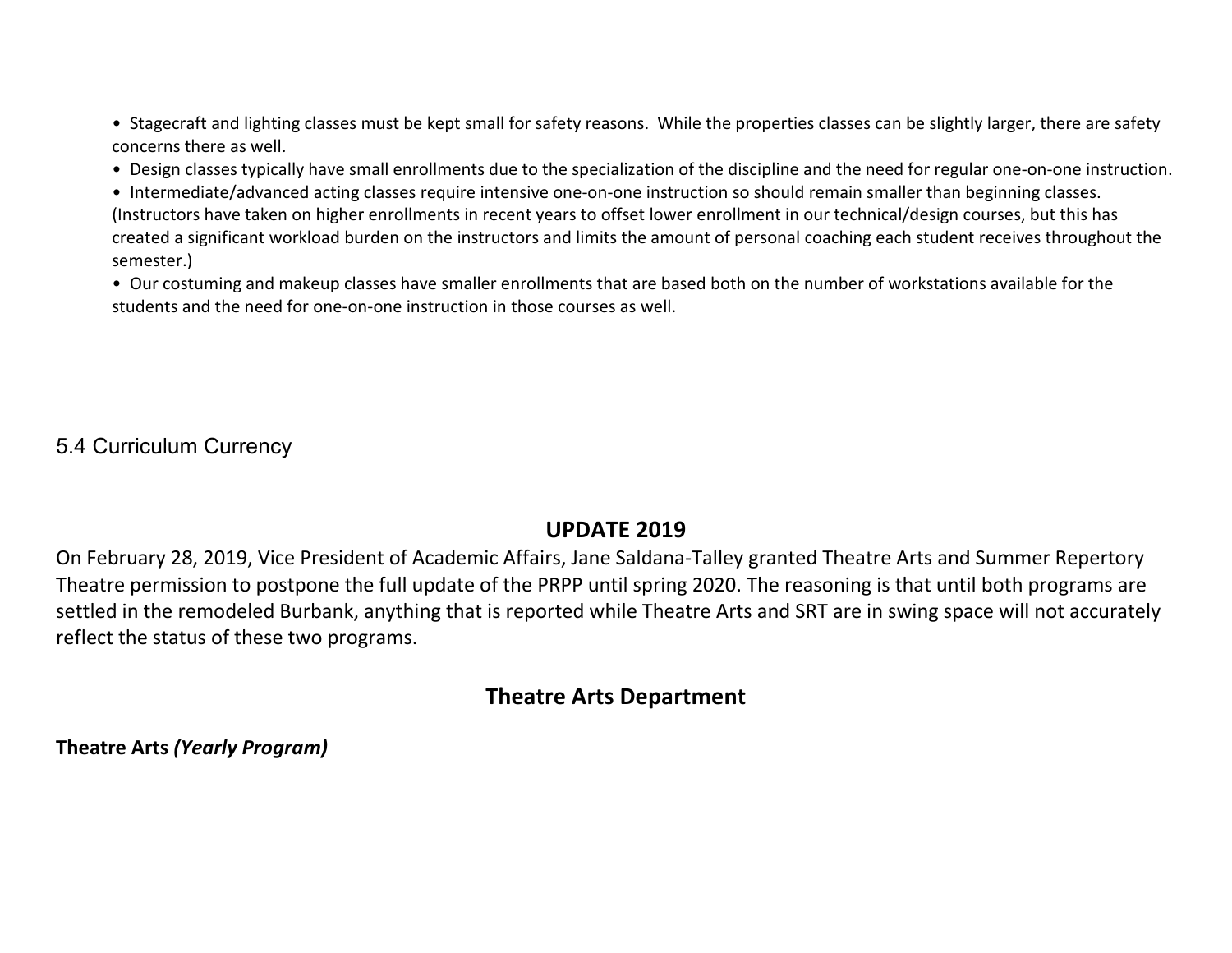- Stagecraft and lighting classes must be kept small for safety reasons. While the properties classes can be slightly larger, there are safety concerns there as well.
- Design classes typically have small enrollments due to the specialization of the discipline and the need for regular one-on-one instruction.
- Intermediate/advanced acting classes require intensive one-on-one instruction so should remain smaller than beginning classes. (Instructors have taken on higher enrollments in recent years to offset lower enrollment in our technical/design courses, but this has created a significant workload burden on the instructors and limits the amount of personal coaching each student receives throughout the semester.)
- Our costuming and makeup classes have smaller enrollments that are based both on the number of workstations available for the students and the need for one-on-one instruction in those courses as well.

## 5.4 Curriculum Currency

### UPDATE 2019

On February 28, 2019, Vice President of Academic Affairs, Jane Saldana-Talley granted Theatre Arts and Summer Repertory Theatre permission to postpone the full update of the PRPP until spring 2020. The reasoning is that until both programs are settled in the remodeled Burbank, anything that is reported while Theatre Arts and SRT are in swing space will not accurately reflect the status of these two programs.

### Theatre Arts Department

**Theatre Arts *(Yearly Program)***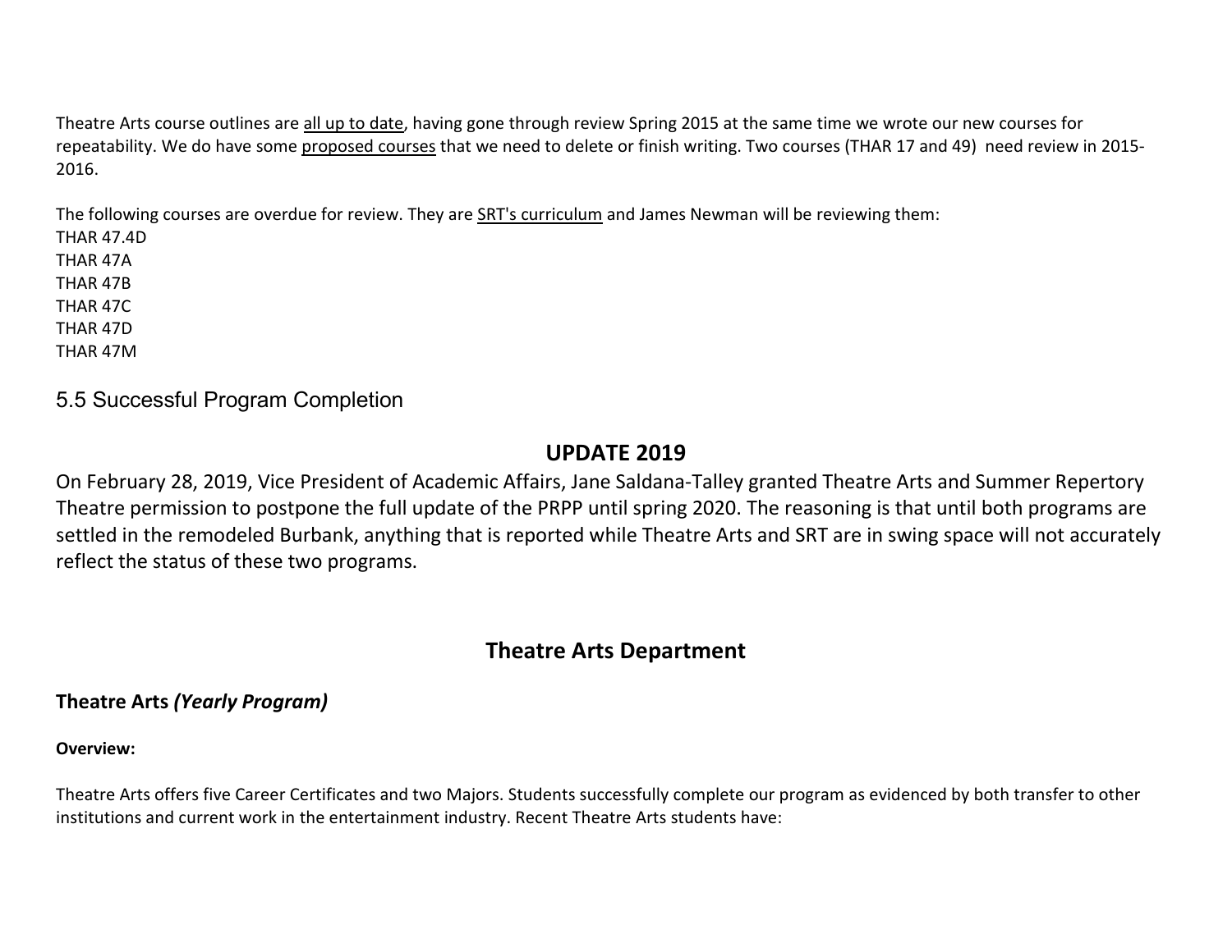Theatre Arts course outlines are all up to date, having gone through review Spring 2015 at the same time we wrote our new courses for repeatability. We do have some proposed courses that we need to delete or finish writing. Two courses (THAR 17 and 49) need review in 2015-2016.

The following courses are overdue for review. They are SRT's curriculum and James Newman will be reviewing them:
THAR 47.4D
THAR 47A
THAR 47B
THAR 47C
THAR 47D
THAR 47M

## 5.5 Successful Program Completion

## UPDATE 2019

On February 28, 2019, Vice President of Academic Affairs, Jane Saldana-Talley granted Theatre Arts and Summer Repertory Theatre permission to postpone the full update of the PRPP until spring 2020. The reasoning is that until both programs are settled in the remodeled Burbank, anything that is reported while Theatre Arts and SRT are in swing space will not accurately reflect the status of these two programs.

## Theatre Arts Department

### Theatre Arts *(Yearly Program)*

**Overview:**

Theatre Arts offers five Career Certificates and two Majors. Students successfully complete our program as evidenced by both transfer to other institutions and current work in the entertainment industry. Recent Theatre Arts students have: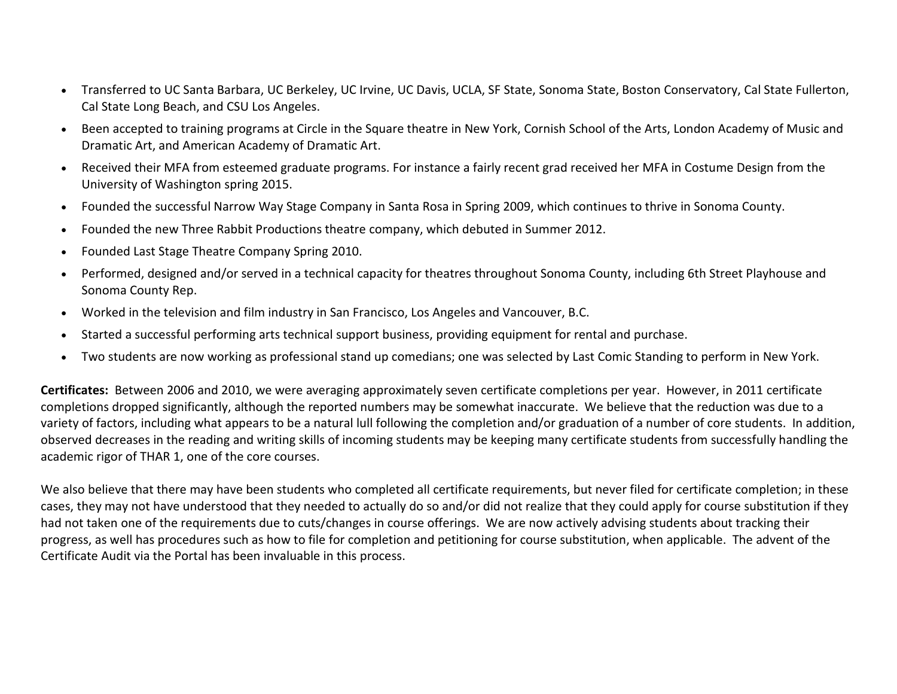- Transferred to UC Santa Barbara, UC Berkeley, UC Irvine, UC Davis, UCLA, SF State, Sonoma State, Boston Conservatory, Cal State Fullerton, Cal State Long Beach, and CSU Los Angeles.
- Been accepted to training programs at Circle in the Square theatre in New York, Cornish School of the Arts, London Academy of Music and Dramatic Art, and American Academy of Dramatic Art.
- Received their MFA from esteemed graduate programs. For instance a fairly recent grad received her MFA in Costume Design from the University of Washington spring 2015.
- Founded the successful Narrow Way Stage Company in Santa Rosa in Spring 2009, which continues to thrive in Sonoma County.
- Founded the new Three Rabbit Productions theatre company, which debuted in Summer 2012.
- Founded Last Stage Theatre Company Spring 2010.
- Performed, designed and/or served in a technical capacity for theatres throughout Sonoma County, including 6th Street Playhouse and Sonoma County Rep.
- Worked in the television and film industry in San Francisco, Los Angeles and Vancouver, B.C.
- Started a successful performing arts technical support business, providing equipment for rental and purchase.
- Two students are now working as professional stand up comedians; one was selected by Last Comic Standing to perform in New York.

**Certificates:** Between 2006 and 2010, we were averaging approximately seven certificate completions per year. However, in 2011 certificate completions dropped significantly, although the reported numbers may be somewhat inaccurate. We believe that the reduction was due to a variety of factors, including what appears to be a natural lull following the completion and/or graduation of a number of core students. In addition, observed decreases in the reading and writing skills of incoming students may be keeping many certificate students from successfully handling the academic rigor of THAR 1, one of the core courses.

We also believe that there may have been students who completed all certificate requirements, but never filed for certificate completion; in these cases, they may not have understood that they needed to actually do so and/or did not realize that they could apply for course substitution if they had not taken one of the requirements due to cuts/changes in course offerings. We are now actively advising students about tracking their progress, as well has procedures such as how to file for completion and petitioning for course substitution, when applicable. The advent of the Certificate Audit via the Portal has been invaluable in this process.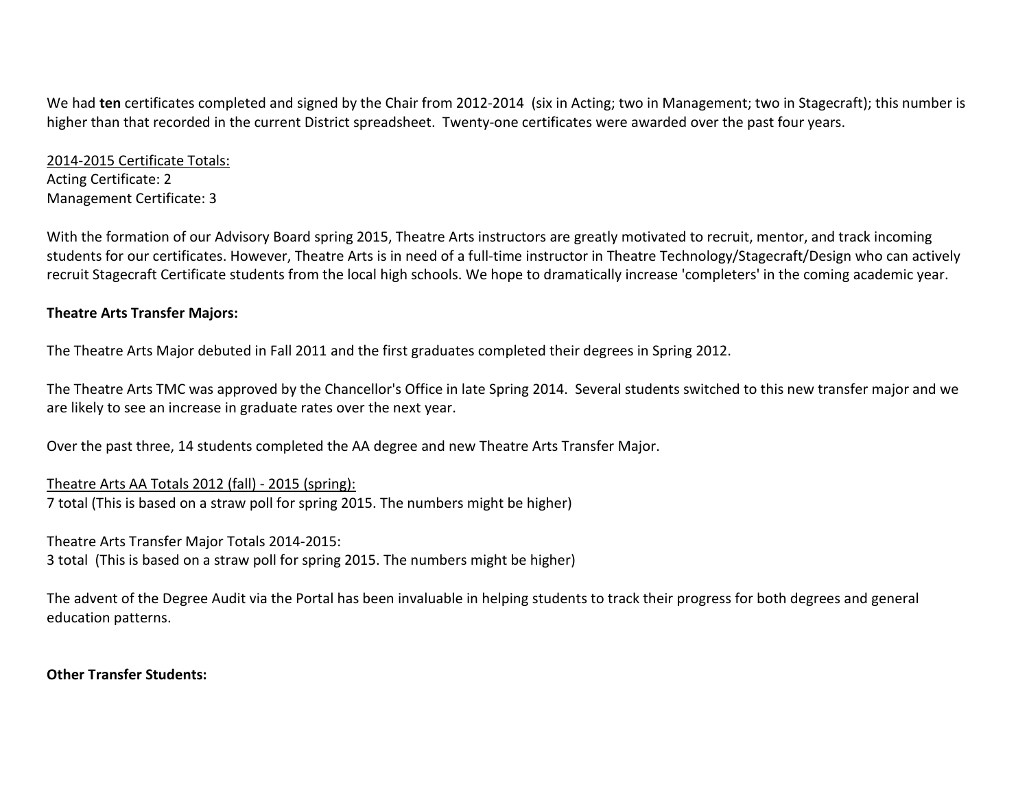We had **ten** certificates completed and signed by the Chair from 2012-2014 (six in Acting; two in Management; two in Stagecraft); this number is higher than that recorded in the current District spreadsheet. Twenty-one certificates were awarded over the past four years.

<u>2014-2015 Certificate Totals:</u>
Acting Certificate: 2
Management Certificate: 3

With the formation of our Advisory Board spring 2015, Theatre Arts instructors are greatly motivated to recruit, mentor, and track incoming students for our certificates. However, Theatre Arts is in need of a full-time instructor in Theatre Technology/Stagecraft/Design who can actively recruit Stagecraft Certificate students from the local high schools. We hope to dramatically increase 'completers' in the coming academic year.

**Theatre Arts Transfer Majors:**

The Theatre Arts Major debuted in Fall 2011 and the first graduates completed their degrees in Spring 2012.

The Theatre Arts TMC was approved by the Chancellor's Office in late Spring 2014. Several students switched to this new transfer major and we are likely to see an increase in graduate rates over the next year.

Over the past three, 14 students completed the AA degree and new Theatre Arts Transfer Major.

<u>Theatre Arts AA Totals 2012 (fall) - 2015 (spring):</u>
7 total (This is based on a straw poll for spring 2015. The numbers might be higher)

Theatre Arts Transfer Major Totals 2014-2015:
3 total (This is based on a straw poll for spring 2015. The numbers might be higher)

The advent of the Degree Audit via the Portal has been invaluable in helping students to track their progress for both degrees and general education patterns.

**Other Transfer Students:**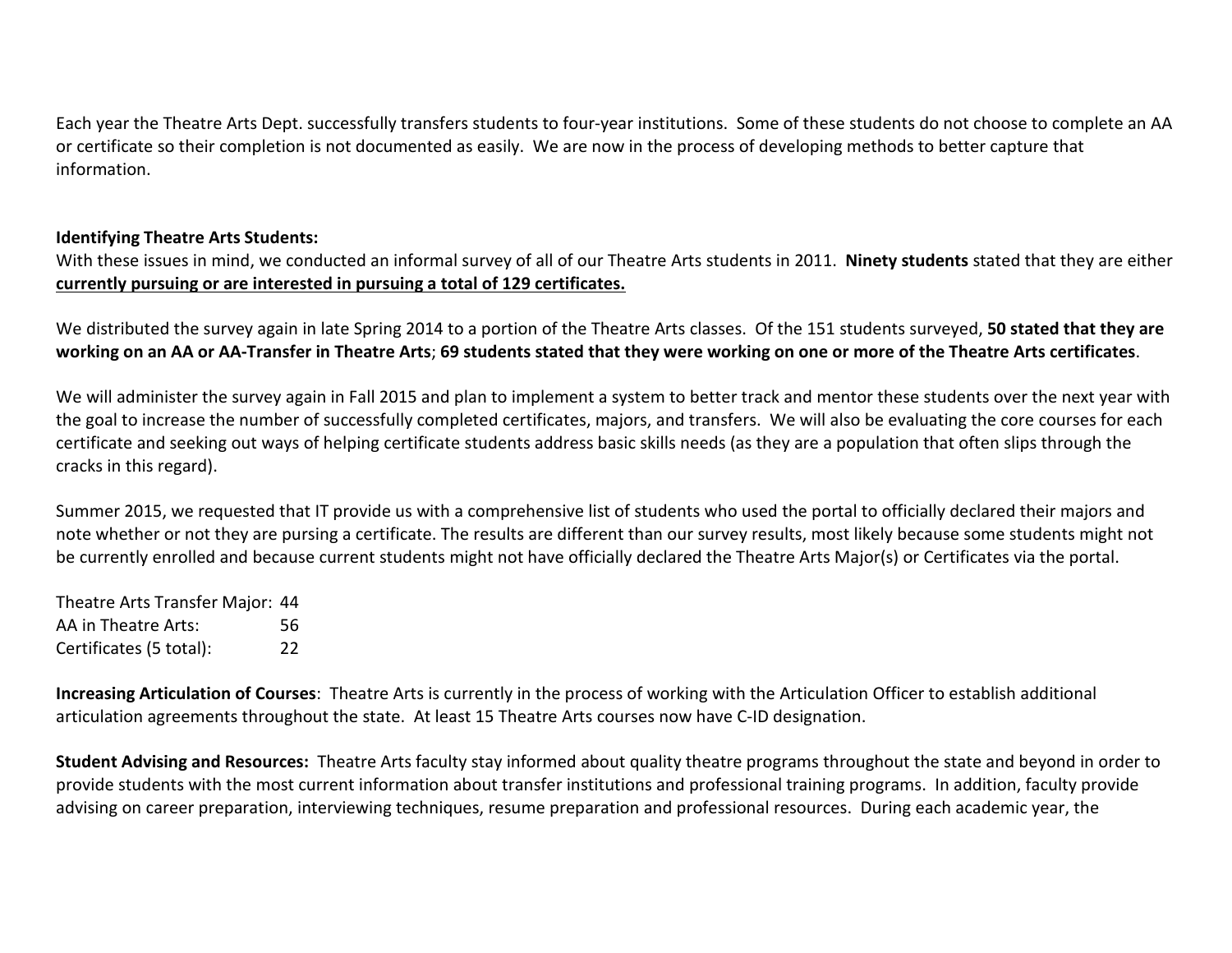Each year the Theatre Arts Dept. successfully transfers students to four-year institutions. Some of these students do not choose to complete an AA or certificate so their completion is not documented as easily. We are now in the process of developing methods to better capture that information.

**Identifying Theatre Arts Students:**
With these issues in mind, we conducted an informal survey of all of our Theatre Arts students in 2011. **Ninety students** stated that they are either **currently pursuing or are interested in pursuing a total of 129 certificates.**

We distributed the survey again in late Spring 2014 to a portion of the Theatre Arts classes. Of the 151 students surveyed, **50 stated that they are working on an AA or AA-Transfer in Theatre Arts**; **69 students stated that they were working on one or more of the Theatre Arts certificates**.

We will administer the survey again in Fall 2015 and plan to implement a system to better track and mentor these students over the next year with the goal to increase the number of successfully completed certificates, majors, and transfers. We will also be evaluating the core courses for each certificate and seeking out ways of helping certificate students address basic skills needs (as they are a population that often slips through the cracks in this regard).

Summer 2015, we requested that IT provide us with a comprehensive list of students who used the portal to officially declared their majors and note whether or not they are pursing a certificate. The results are different than our survey results, most likely because some students might not be currently enrolled and because current students might not have officially declared the Theatre Arts Major(s) or Certificates via the portal.

| | |
|---|---|
| Theatre Arts Transfer Major: | 44 |
| AA in Theatre Arts: | 56 |
| Certificates (5 total): | 22 |

**Increasing Articulation of Courses**: Theatre Arts is currently in the process of working with the Articulation Officer to establish additional articulation agreements throughout the state. At least 15 Theatre Arts courses now have C-ID designation.

**Student Advising and Resources:** Theatre Arts faculty stay informed about quality theatre programs throughout the state and beyond in order to provide students with the most current information about transfer institutions and professional training programs. In addition, faculty provide advising on career preparation, interviewing techniques, resume preparation and professional resources. During each academic year, the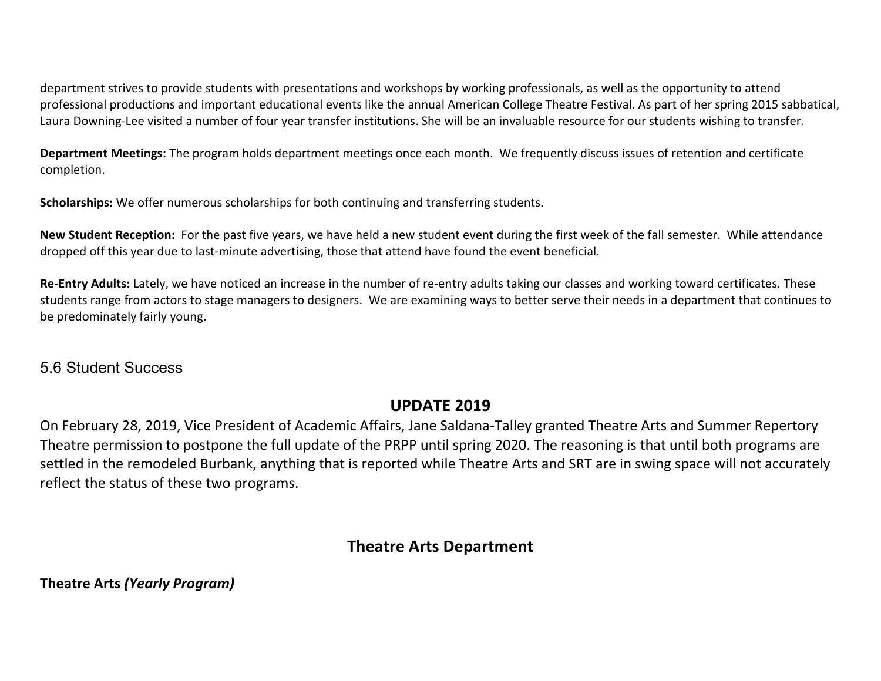department strives to provide students with presentations and workshops by working professionals, as well as the opportunity to attend professional productions and important educational events like the annual American College Theatre Festival. As part of her spring 2015 sabbatical, Laura Downing-Lee visited a number of four year transfer institutions. She will be an invaluable resource for our students wishing to transfer.

**Department Meetings:** The program holds department meetings once each month. We frequently discuss issues of retention and certificate completion.

**Scholarships:** We offer numerous scholarships for both continuing and transferring students.

**New Student Reception:** For the past five years, we have held a new student event during the first week of the fall semester. While attendance dropped off this year due to last-minute advertising, those that attend have found the event beneficial.

**Re-Entry Adults:** Lately, we have noticed an increase in the number of re-entry adults taking our classes and working toward certificates. These students range from actors to stage managers to designers. We are examining ways to better serve their needs in a department that continues to be predominately fairly young.

## 5.6 Student Success

## UPDATE 2019

On February 28, 2019, Vice President of Academic Affairs, Jane Saldana-Talley granted Theatre Arts and Summer Repertory Theatre permission to postpone the full update of the PRPP until spring 2020. The reasoning is that until both programs are settled in the remodeled Burbank, anything that is reported while Theatre Arts and SRT are in swing space will not accurately reflect the status of these two programs.

## Theatre Arts Department

**Theatre Arts *(Yearly Program)***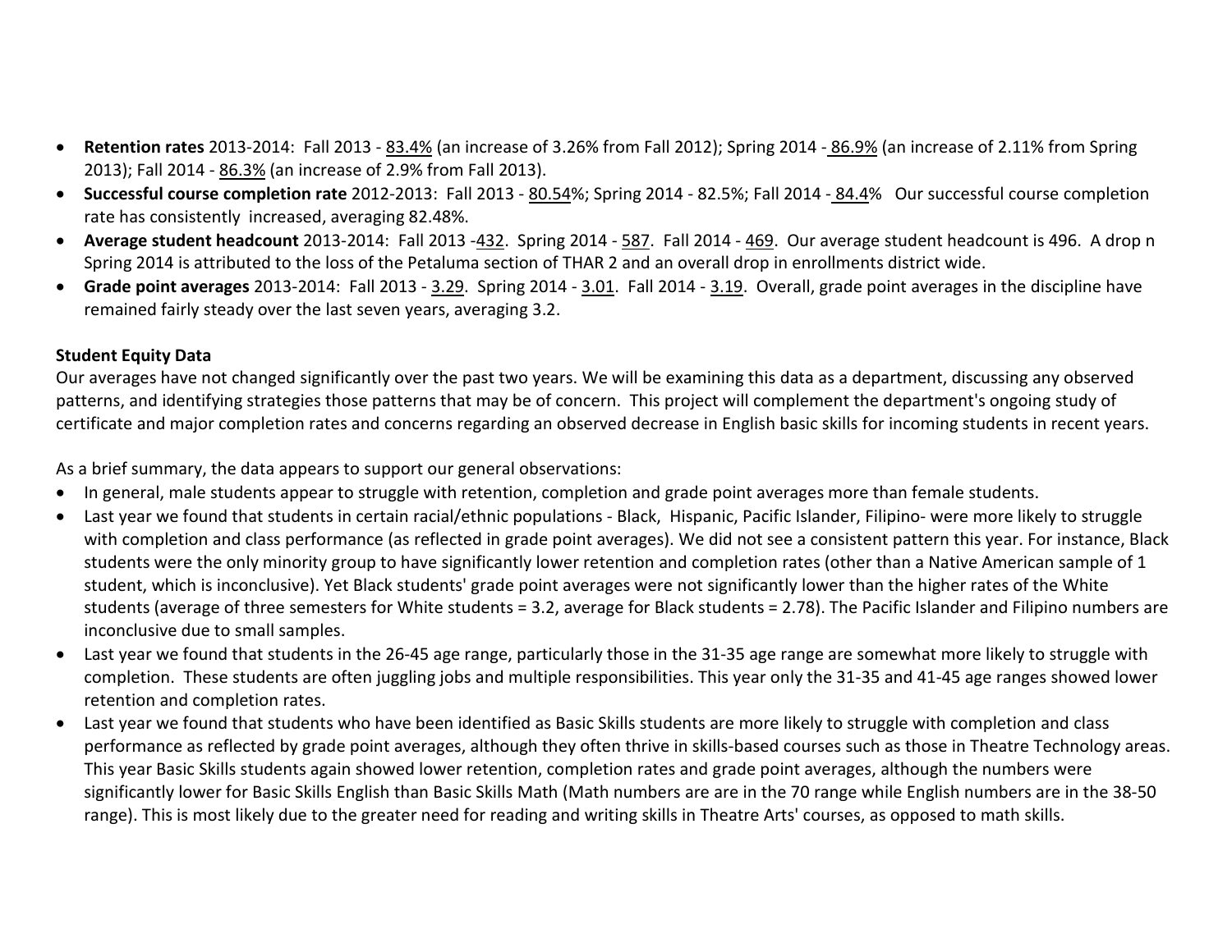- **Retention rates** 2013-2014: Fall 2013 - 83.4% (an increase of 3.26% from Fall 2012); Spring 2014 - 86.9% (an increase of 2.11% from Spring 2013); Fall 2014 - 86.3% (an increase of 2.9% from Fall 2013).
- **Successful course completion rate** 2012-2013: Fall 2013 - 80.54%; Spring 2014 - 82.5%; Fall 2014 - 84.4% Our successful course completion rate has consistently increased, averaging 82.48%.
- **Average student headcount** 2013-2014: Fall 2013 -432. Spring 2014 - 587. Fall 2014 - 469. Our average student headcount is 496. A drop n Spring 2014 is attributed to the loss of the Petaluma section of THAR 2 and an overall drop in enrollments district wide.
- **Grade point averages** 2013-2014: Fall 2013 - 3.29. Spring 2014 - 3.01. Fall 2014 - 3.19. Overall, grade point averages in the discipline have remained fairly steady over the last seven years, averaging 3.2.

**Student Equity Data**

Our averages have not changed significantly over the past two years. We will be examining this data as a department, discussing any observed patterns, and identifying strategies those patterns that may be of concern. This project will complement the department's ongoing study of certificate and major completion rates and concerns regarding an observed decrease in English basic skills for incoming students in recent years.

As a brief summary, the data appears to support our general observations:

- In general, male students appear to struggle with retention, completion and grade point averages more than female students.
- Last year we found that students in certain racial/ethnic populations - Black, Hispanic, Pacific Islander, Filipino- were more likely to struggle with completion and class performance (as reflected in grade point averages). We did not see a consistent pattern this year. For instance, Black students were the only minority group to have significantly lower retention and completion rates (other than a Native American sample of 1 student, which is inconclusive). Yet Black students' grade point averages were not significantly lower than the higher rates of the White students (average of three semesters for White students = 3.2, average for Black students = 2.78). The Pacific Islander and Filipino numbers are inconclusive due to small samples.
- Last year we found that students in the 26-45 age range, particularly those in the 31-35 age range are somewhat more likely to struggle with completion. These students are often juggling jobs and multiple responsibilities. This year only the 31-35 and 41-45 age ranges showed lower retention and completion rates.
- Last year we found that students who have been identified as Basic Skills students are more likely to struggle with completion and class performance as reflected by grade point averages, although they often thrive in skills-based courses such as those in Theatre Technology areas. This year Basic Skills students again showed lower retention, completion rates and grade point averages, although the numbers were significantly lower for Basic Skills English than Basic Skills Math (Math numbers are are in the 70 range while English numbers are in the 38-50 range). This is most likely due to the greater need for reading and writing skills in Theatre Arts' courses, as opposed to math skills.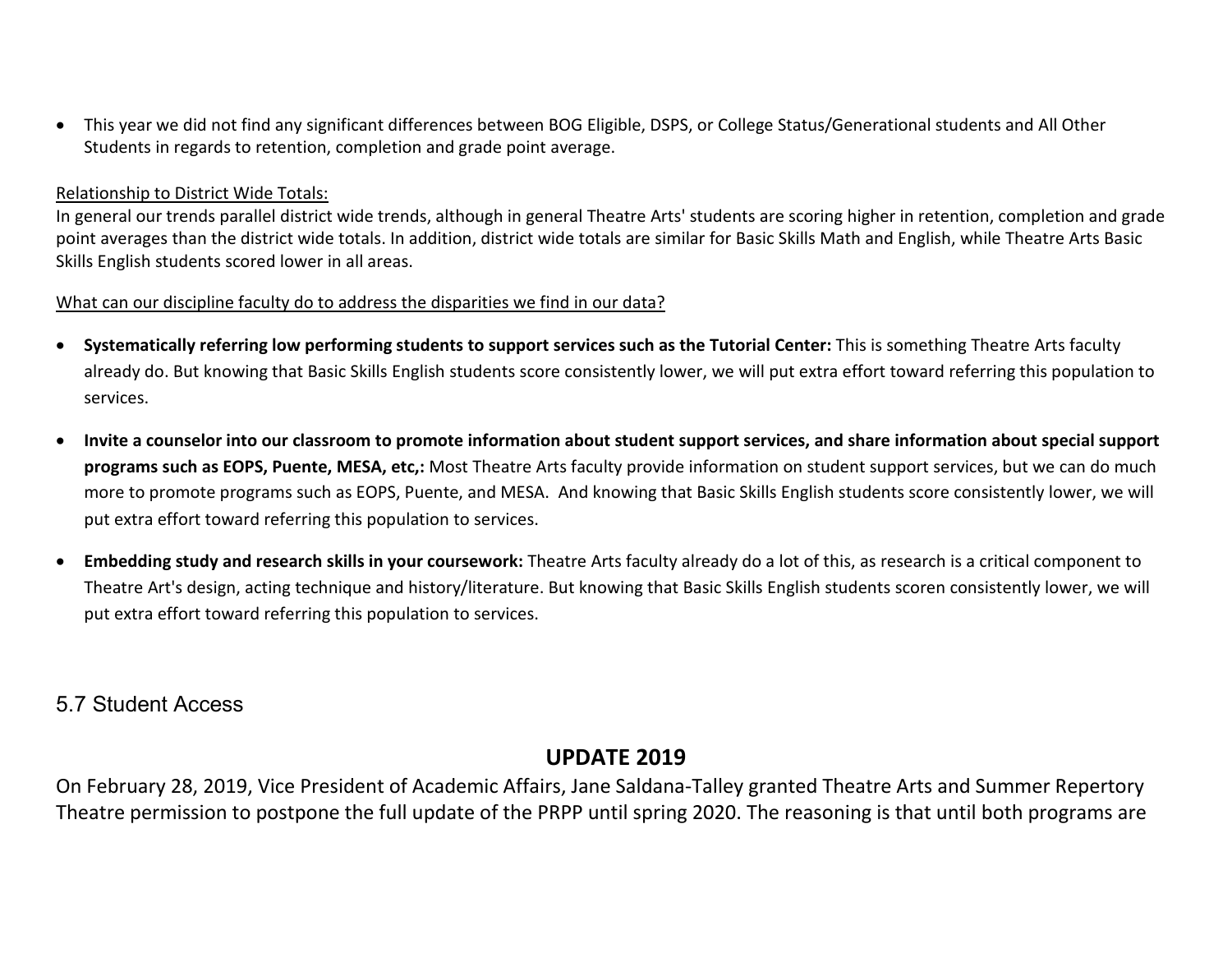- This year we did not find any significant differences between BOG Eligible, DSPS, or College Status/Generational students and All Other Students in regards to retention, completion and grade point average.

Relationship to District Wide Totals:
In general our trends parallel district wide trends, although in general Theatre Arts' students are scoring higher in retention, completion and grade point averages than the district wide totals. In addition, district wide totals are similar for Basic Skills Math and English, while Theatre Arts Basic Skills English students scored lower in all areas.

What can our discipline faculty do to address the disparities we find in our data?

- **Systematically referring low performing students to support services such as the Tutorial Center:** This is something Theatre Arts faculty already do. But knowing that Basic Skills English students score consistently lower, we will put extra effort toward referring this population to services.
- **Invite a counselor into our classroom to promote information about student support services, and share information about special support programs such as EOPS, Puente, MESA, etc,:** Most Theatre Arts faculty provide information on student support services, but we can do much more to promote programs such as EOPS, Puente, and MESA. And knowing that Basic Skills English students score consistently lower, we will put extra effort toward referring this population to services.
- **Embedding study and research skills in your coursework:** Theatre Arts faculty already do a lot of this, as research is a critical component to Theatre Art's design, acting technique and history/literature. But knowing that Basic Skills English students scoren consistently lower, we will put extra effort toward referring this population to services.

## 5.7 Student Access

### UPDATE 2019

On February 28, 2019, Vice President of Academic Affairs, Jane Saldana-Talley granted Theatre Arts and Summer Repertory Theatre permission to postpone the full update of the PRPP until spring 2020. The reasoning is that until both programs are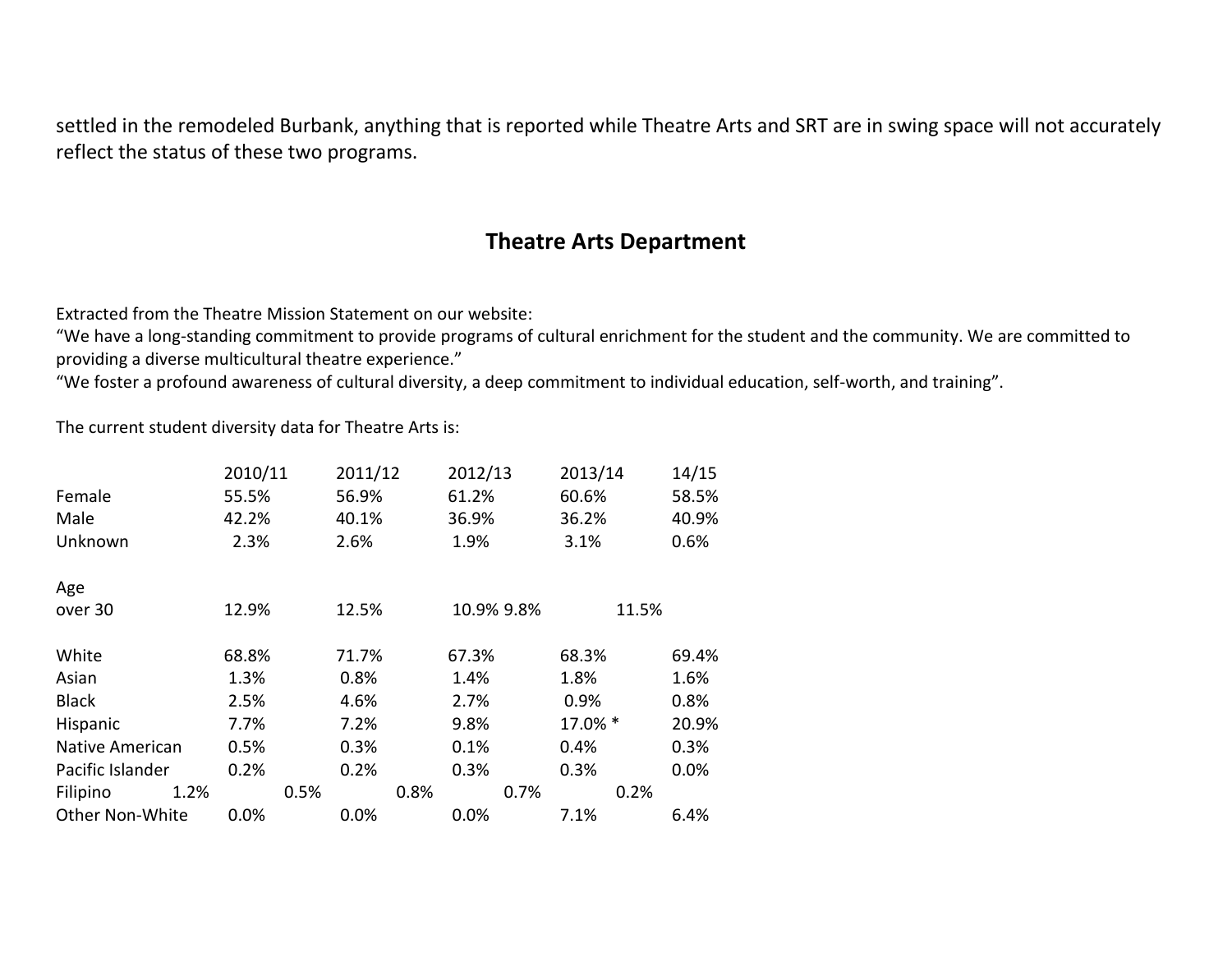settled in the remodeled Burbank, anything that is reported while Theatre Arts and SRT are in swing space will not accurately reflect the status of these two programs.

## Theatre Arts Department

Extracted from the Theatre Mission Statement on our website:
"We have a long-standing commitment to provide programs of cultural enrichment for the student and the community. We are committed to providing a diverse multicultural theatre experience."
"We foster a profound awareness of cultural diversity, a deep commitment to individual education, self-worth, and training".

The current student diversity data for Theatre Arts is:

| | 2010/11 | 2011/12 | 2012/13 | 2013/14 | 14/15 |
|---|---|---|---|---|---|
| Female | 55.5% | 56.9% | 61.2% | 60.6% | 58.5% |
| Male | 42.2% | 40.1% | 36.9% | 36.2% | 40.9% |
| Unknown | 2.3% | 2.6% | 1.9% | 3.1% | 0.6% |
| Age | | | | | |
| over 30 | 12.9% | 12.5% | 10.9% | 9.8% | 11.5% |
| White | 68.8% | 71.7% | 67.3% | 68.3% | 69.4% |
| Asian | 1.3% | 0.8% | 1.4% | 1.8% | 1.6% |
| Black | 2.5% | 4.6% | 2.7% | 0.9% | 0.8% |
| Hispanic | 7.7% | 7.2% | 9.8% | 17.0% * | 20.9% |
| Native American | 0.5% | 0.3% | 0.1% | 0.4% | 0.3% |
| Pacific Islander | 0.2% | 0.2% | 0.3% | 0.3% | 0.0% |
| Filipino | 1.2% | 0.5% | 0.8% | 0.7% | 0.2% |
| Other Non-White | 0.0% | 0.0% | 0.0% | 7.1% | 6.4% |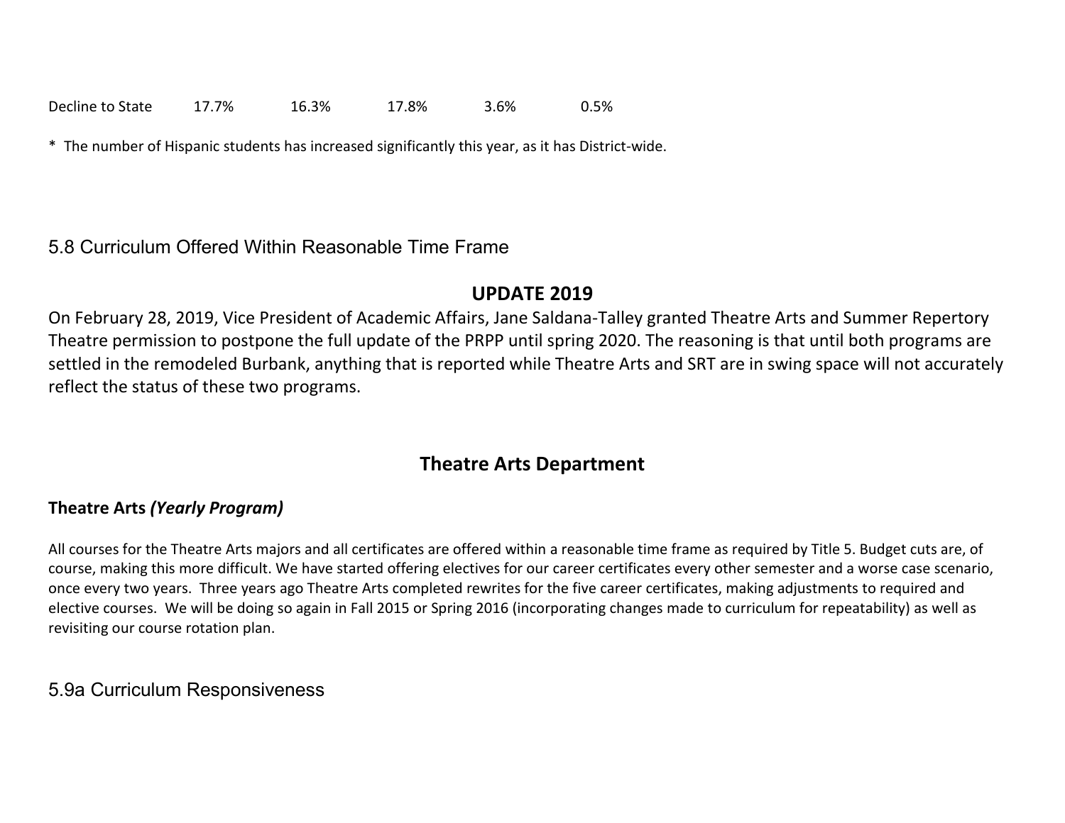| Decline to State | 17.7% | 16.3% | 17.8% | 3.6% | 0.5% |
|---|---|---|---|---|---|

* The number of Hispanic students has increased significantly this year, as it has District-wide.

## 5.8 Curriculum Offered Within Reasonable Time Frame

### UPDATE 2019

On February 28, 2019, Vice President of Academic Affairs, Jane Saldana-Talley granted Theatre Arts and Summer Repertory Theatre permission to postpone the full update of the PRPP until spring 2020. The reasoning is that until both programs are settled in the remodeled Burbank, anything that is reported while Theatre Arts and SRT are in swing space will not accurately reflect the status of these two programs.

### Theatre Arts Department

**Theatre Arts *(Yearly Program)***

All courses for the Theatre Arts majors and all certificates are offered within a reasonable time frame as required by Title 5. Budget cuts are, of course, making this more difficult. We have started offering electives for our career certificates every other semester and a worse case scenario, once every two years. Three years ago Theatre Arts completed rewrites for the five career certificates, making adjustments to required and elective courses. We will be doing so again in Fall 2015 or Spring 2016 (incorporating changes made to curriculum for repeatability) as well as revisiting our course rotation plan.

## 5.9a Curriculum Responsiveness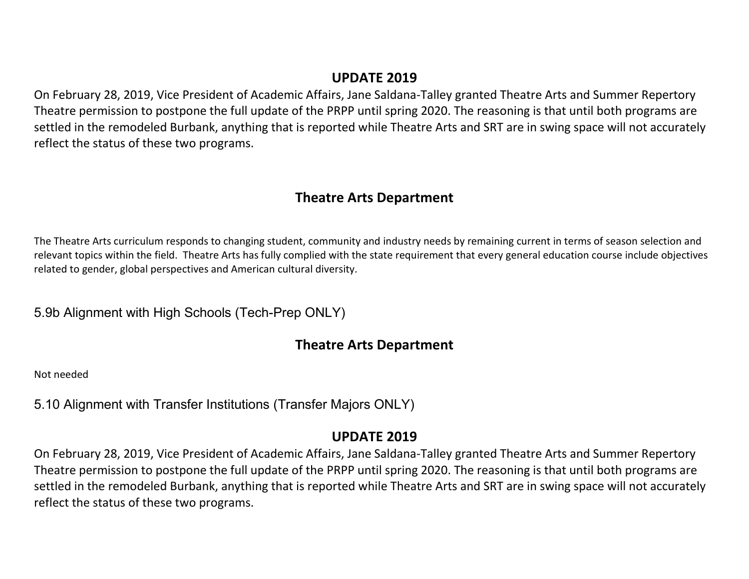## UPDATE 2019

On February 28, 2019, Vice President of Academic Affairs, Jane Saldana-Talley granted Theatre Arts and Summer Repertory Theatre permission to postpone the full update of the PRPP until spring 2020. The reasoning is that until both programs are settled in the remodeled Burbank, anything that is reported while Theatre Arts and SRT are in swing space will not accurately reflect the status of these two programs.

## Theatre Arts Department

The Theatre Arts curriculum responds to changing student, community and industry needs by remaining current in terms of season selection and relevant topics within the field. Theatre Arts has fully complied with the state requirement that every general education course include objectives related to gender, global perspectives and American cultural diversity.

### 5.9b Alignment with High Schools (Tech-Prep ONLY)

## Theatre Arts Department

Not needed

### 5.10 Alignment with Transfer Institutions (Transfer Majors ONLY)

## UPDATE 2019

On February 28, 2019, Vice President of Academic Affairs, Jane Saldana-Talley granted Theatre Arts and Summer Repertory Theatre permission to postpone the full update of the PRPP until spring 2020. The reasoning is that until both programs are settled in the remodeled Burbank, anything that is reported while Theatre Arts and SRT are in swing space will not accurately reflect the status of these two programs.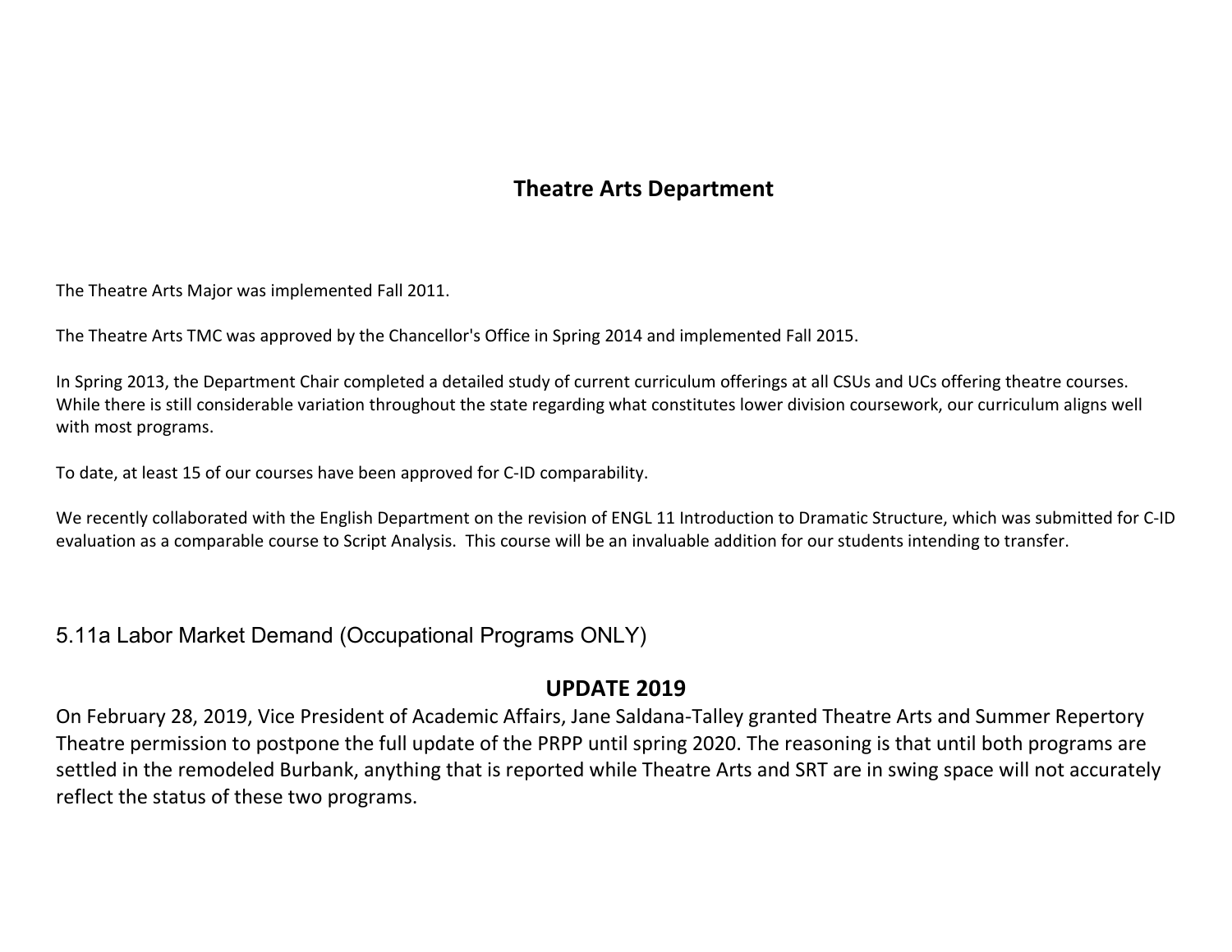## Theatre Arts Department

The Theatre Arts Major was implemented Fall 2011.

The Theatre Arts TMC was approved by the Chancellor's Office in Spring 2014 and implemented Fall 2015.

In Spring 2013, the Department Chair completed a detailed study of current curriculum offerings at all CSUs and UCs offering theatre courses. While there is still considerable variation throughout the state regarding what constitutes lower division coursework, our curriculum aligns well with most programs.

To date, at least 15 of our courses have been approved for C-ID comparability.

We recently collaborated with the English Department on the revision of ENGL 11 Introduction to Dramatic Structure, which was submitted for C-ID evaluation as a comparable course to Script Analysis. This course will be an invaluable addition for our students intending to transfer.

### 5.11a Labor Market Demand (Occupational Programs ONLY)

**UPDATE 2019**

On February 28, 2019, Vice President of Academic Affairs, Jane Saldana-Talley granted Theatre Arts and Summer Repertory Theatre permission to postpone the full update of the PRPP until spring 2020. The reasoning is that until both programs are settled in the remodeled Burbank, anything that is reported while Theatre Arts and SRT are in swing space will not accurately reflect the status of these two programs.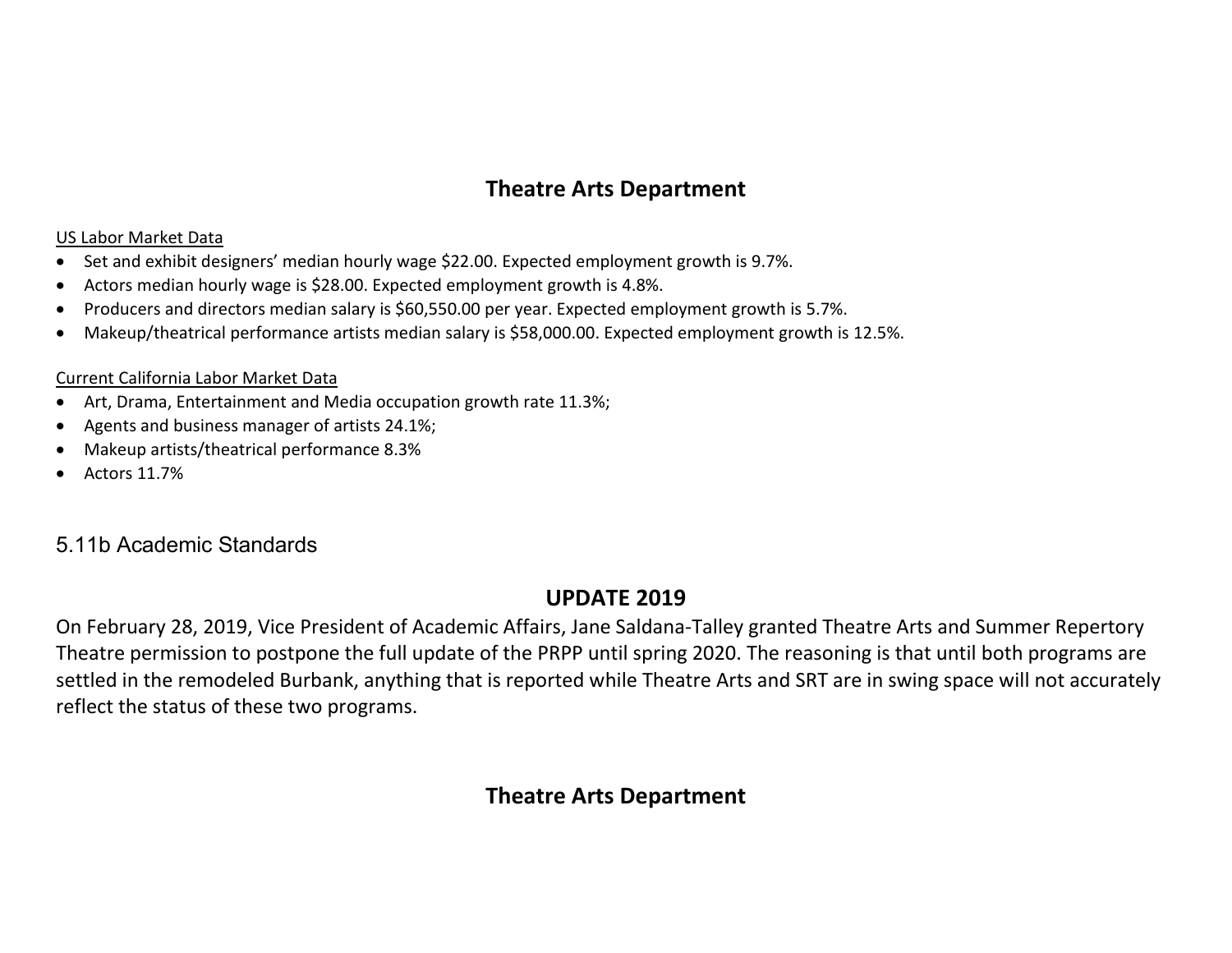## Theatre Arts Department

US Labor Market Data

- Set and exhibit designers' median hourly wage $22.00. Expected employment growth is 9.7%.
- Actors median hourly wage is $28.00. Expected employment growth is 4.8%.
- Producers and directors median salary is $60,550.00 per year. Expected employment growth is 5.7%.
- Makeup/theatrical performance artists median salary is $58,000.00. Expected employment growth is 12.5%.

Current California Labor Market Data

- Art, Drama, Entertainment and Media occupation growth rate 11.3%;
- Agents and business manager of artists 24.1%;
- Makeup artists/theatrical performance 8.3%
- Actors 11.7%

### 5.11b Academic Standards

## UPDATE 2019

On February 28, 2019, Vice President of Academic Affairs, Jane Saldana-Talley granted Theatre Arts and Summer Repertory Theatre permission to postpone the full update of the PRPP until spring 2020. The reasoning is that until both programs are settled in the remodeled Burbank, anything that is reported while Theatre Arts and SRT are in swing space will not accurately reflect the status of these two programs.

## Theatre Arts Department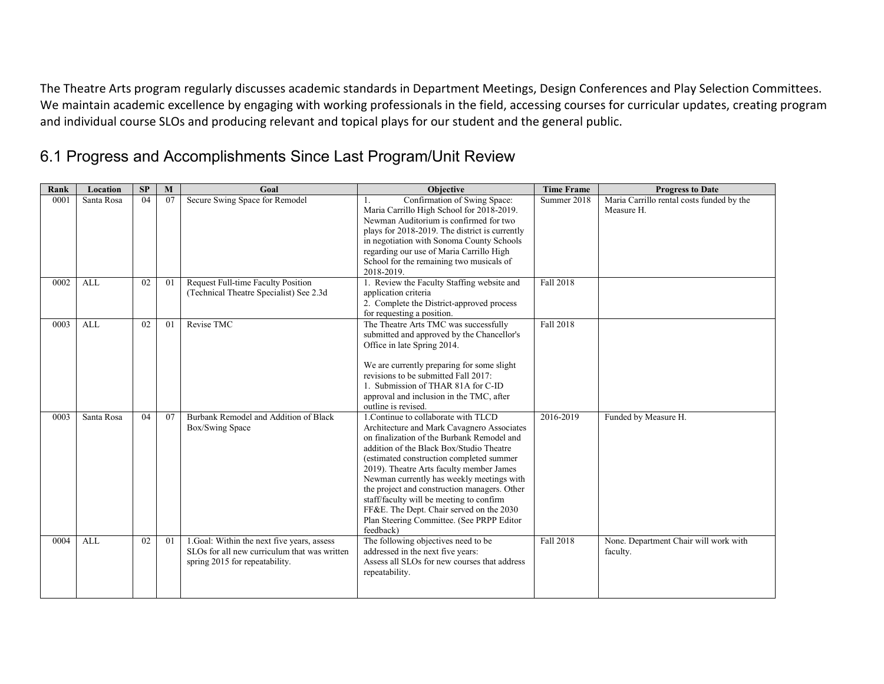The Theatre Arts program regularly discusses academic standards in Department Meetings, Design Conferences and Play Selection Committees. We maintain academic excellence by engaging with working professionals in the field, accessing courses for curricular updates, creating program and individual course SLOs and producing relevant and topical plays for our student and the general public.

## 6.1 Progress and Accomplishments Since Last Program/Unit Review

| Rank | Location | SP | M | Goal | Objective | Time Frame | Progress to Date |
|---|---|---|---|---|---|---|---|
| 0001 | Santa Rosa | 04 | 07 | Secure Swing Space for Remodel | 1. Confirmation of Swing Space: Maria Carrillo High School for 2018-2019. Newman Auditorium is confirmed for two plays for 2018-2019. The district is currently in negotiation with Sonoma County Schools regarding our use of Maria Carrillo High School for the remaining two musicals of 2018-2019. | Summer 2018 | Maria Carrillo rental costs funded by the Measure H. |
| 0002 | ALL | 02 | 01 | Request Full-time Faculty Position (Technical Theatre Specialist) See 2.3d | 1. Review the Faculty Staffing website and application criteria<br>2. Complete the District-approved process for requesting a position. | Fall 2018 | |
| 0003 | ALL | 02 | 01 | Revise TMC | The Theatre Arts TMC was successfully submitted and approved by the Chancellor's Office in late Spring 2014.<br><br>We are currently preparing for some slight revisions to be submitted Fall 2017:<br>1. Submission of THAR 81A for C-ID approval and inclusion in the TMC, after outline is revised. | Fall 2018 | |
| 0003 | Santa Rosa | 04 | 07 | Burbank Remodel and Addition of Black Box/Swing Space | 1.Continue to collaborate with TLCD Architecture and Mark Cavagnero Associates on finalization of the Burbank Remodel and addition of the Black Box/Studio Theatre (estimated construction completed summer 2019). Theatre Arts faculty member James Newman currently has weekly meetings with the project and construction managers. Other staff/faculty will be meeting to confirm FF&E. The Dept. Chair served on the 2030 Plan Steering Committee. (See PRPP Editor feedback) | 2016-2019 | Funded by Measure H. |
| 0004 | ALL | 02 | 01 | 1.Goal: Within the next five years, assess SLOs for all new curriculum that was written spring 2015 for repeatability. | The following objectives need to be addressed in the next five years:<br>Assess all SLOs for new courses that address repeatability. | Fall 2018 | None. Department Chair will work with faculty. |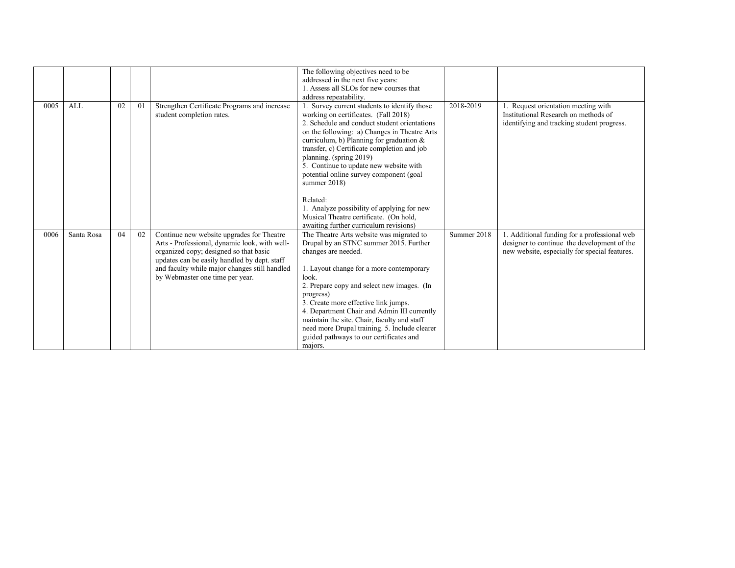| | | | | | | | |
|---|---|---|---|---|---|---|---|
| | | | | | The following objectives need to be addressed in the next five years:<br>1. Assess all SLOs for new courses that address repeatability. | | |
| 0005 | ALL | 02 | 01 | Strengthen Certificate Programs and increase student completion rates. | 1. Survey current students to identify those working on certificates. (Fall 2018)<br>2. Schedule and conduct student orientations on the following: a) Changes in Theatre Arts curriculum, b) Planning for graduation & transfer, c) Certificate completion and job planning. (spring 2019)<br>5. Continue to update new website with potential online survey component (goal summer 2018)<br><br>Related:<br>1. Analyze possibility of applying for new Musical Theatre certificate. (On hold, awaiting further curriculum revisions) | 2018-2019 | 1. Request orientation meeting with Institutional Research on methods of identifying and tracking student progress. |
| 0006 | Santa Rosa | 04 | 02 | Continue new website upgrades for Theatre Arts - Professional, dynamic look, with well-organized copy; designed so that basic updates can be easily handled by dept. staff and faculty while major changes still handled by Webmaster one time per year. | The Theatre Arts website was migrated to Drupal by an STNC summer 2015. Further changes are needed.<br><br>1. Layout change for a more contemporary look.<br>2. Prepare copy and select new images. (In progress)<br>3. Create more effective link jumps.<br>4. Department Chair and Admin III currently maintain the site. Chair, faculty and staff need more Drupal training. 5. Include clearer guided pathways to our certificates and majors. | Summer 2018 | 1. Additional funding for a professional web designer to continue the development of the new website, especially for special features. |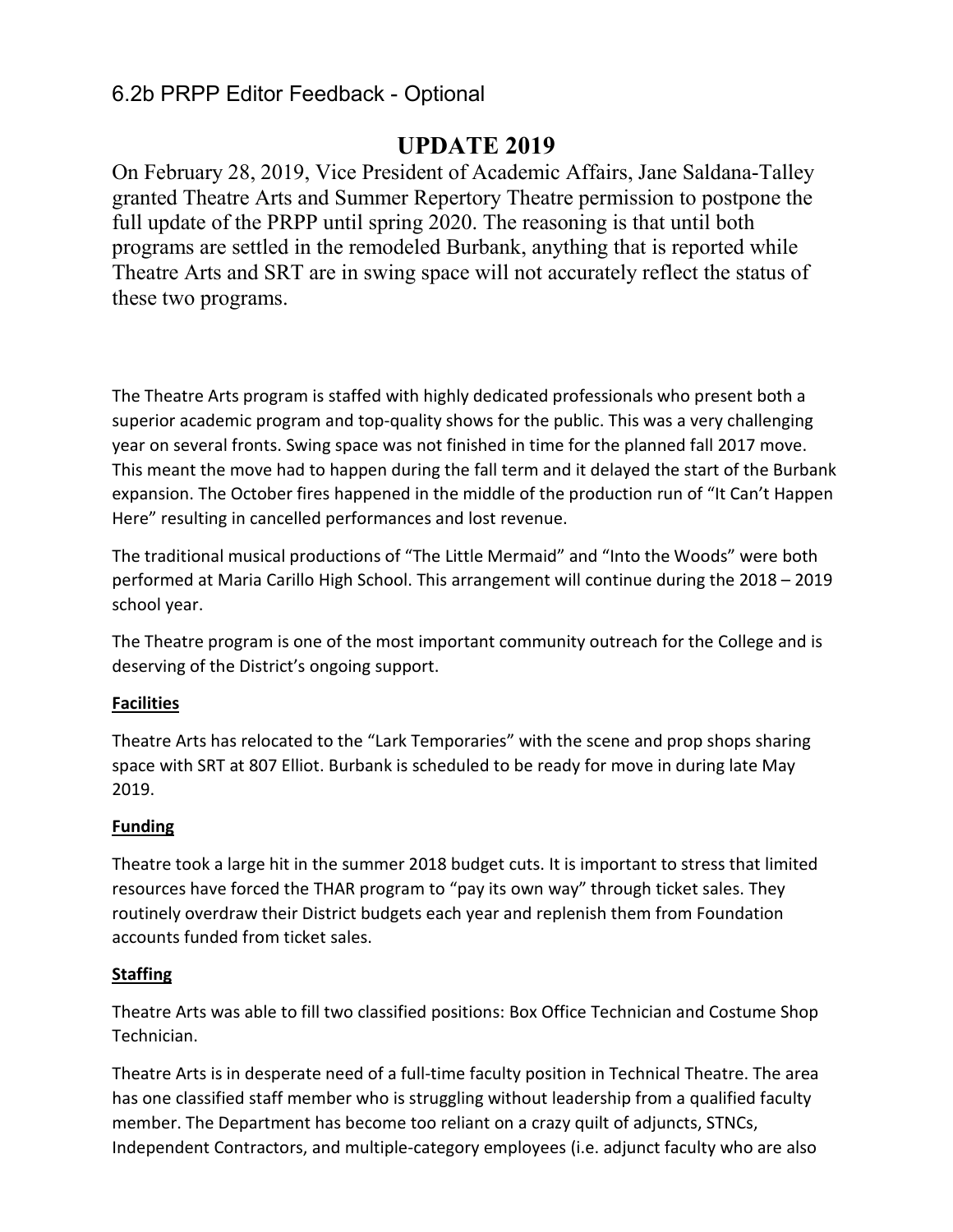## 6.2b PRPP Editor Feedback - Optional

# UPDATE 2019

On February 28, 2019, Vice President of Academic Affairs, Jane Saldana-Talley granted Theatre Arts and Summer Repertory Theatre permission to postpone the full update of the PRPP until spring 2020. The reasoning is that until both programs are settled in the remodeled Burbank, anything that is reported while Theatre Arts and SRT are in swing space will not accurately reflect the status of these two programs.

The Theatre Arts program is staffed with highly dedicated professionals who present both a superior academic program and top-quality shows for the public. This was a very challenging year on several fronts. Swing space was not finished in time for the planned fall 2017 move. This meant the move had to happen during the fall term and it delayed the start of the Burbank expansion. The October fires happened in the middle of the production run of "It Can't Happen Here" resulting in cancelled performances and lost revenue.

The traditional musical productions of "The Little Mermaid" and "Into the Woods" were both performed at Maria Carillo High School. This arrangement will continue during the 2018 – 2019 school year.

The Theatre program is one of the most important community outreach for the College and is deserving of the District's ongoing support.

**Facilities**

Theatre Arts has relocated to the "Lark Temporaries" with the scene and prop shops sharing space with SRT at 807 Elliot. Burbank is scheduled to be ready for move in during late May 2019.

**Funding**

Theatre took a large hit in the summer 2018 budget cuts. It is important to stress that limited resources have forced the THAR program to "pay its own way" through ticket sales. They routinely overdraw their District budgets each year and replenish them from Foundation accounts funded from ticket sales.

**Staffing**

Theatre Arts was able to fill two classified positions: Box Office Technician and Costume Shop Technician.

Theatre Arts is in desperate need of a full-time faculty position in Technical Theatre. The area has one classified staff member who is struggling without leadership from a qualified faculty member. The Department has become too reliant on a crazy quilt of adjuncts, STNCs, Independent Contractors, and multiple-category employees (i.e. adjunct faculty who are also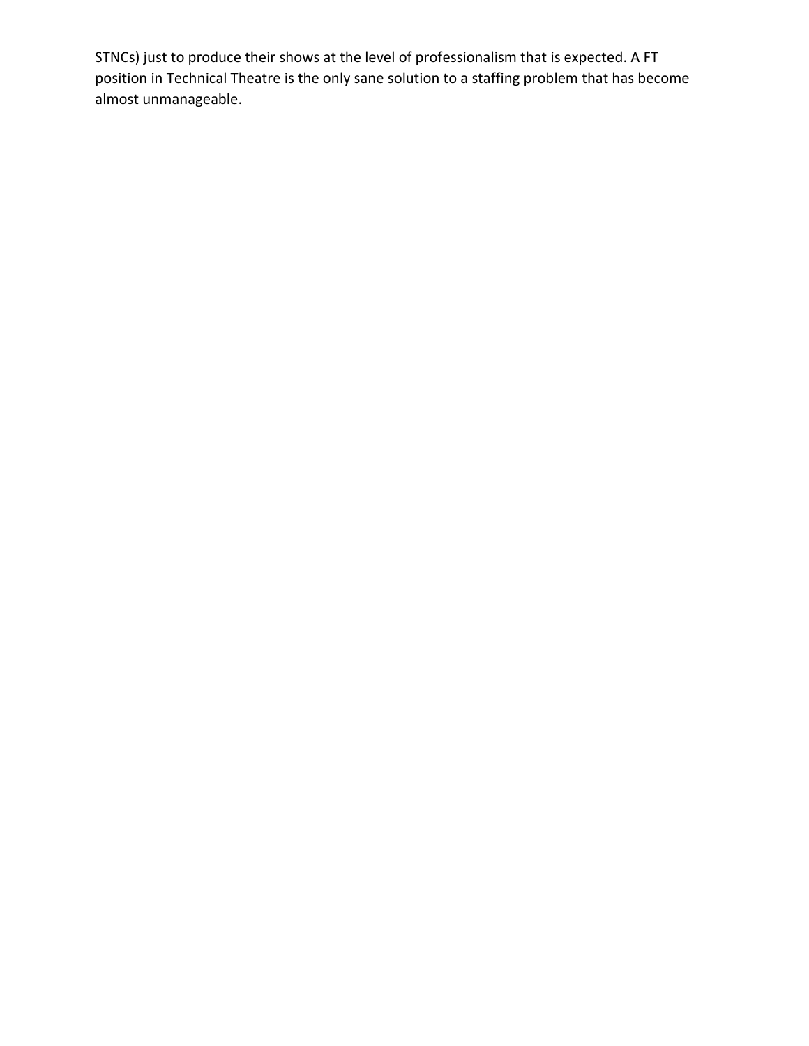STNCs) just to produce their shows at the level of professionalism that is expected. A FT position in Technical Theatre is the only sane solution to a staffing problem that has become almost unmanageable.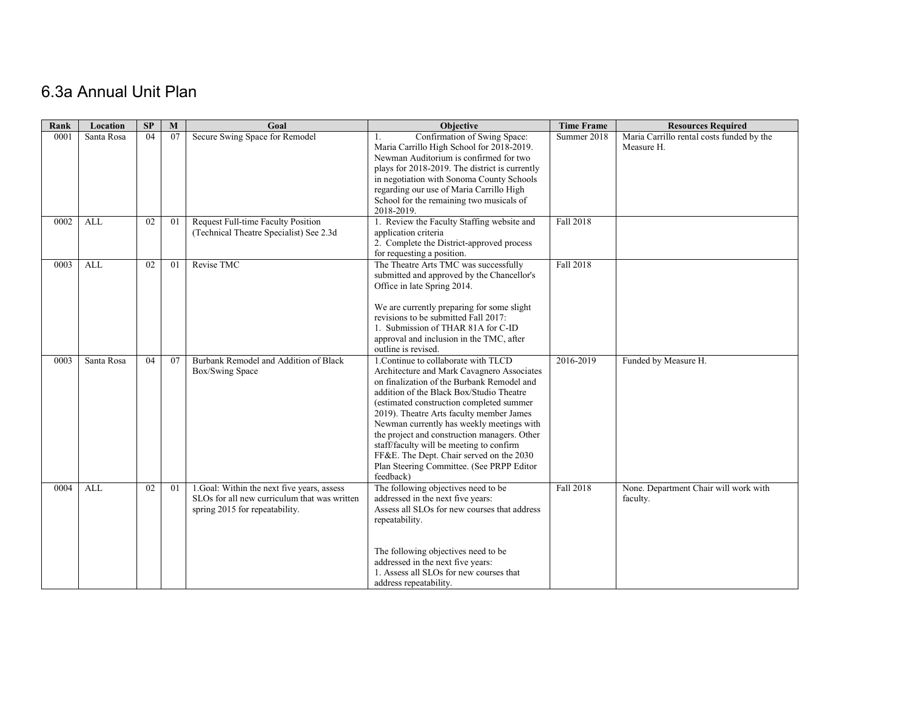# 6.3a Annual Unit Plan

| Rank | Location | SP | M | Goal | Objective | Time Frame | Resources Required |
|---|---|---|---|---|---|---|---|
| 0001 | Santa Rosa | 04 | 07 | Secure Swing Space for Remodel | 1. Confirmation of Swing Space: Maria Carrillo High School for 2018-2019. Newman Auditorium is confirmed for two plays for 2018-2019. The district is currently in negotiation with Sonoma County Schools regarding our use of Maria Carrillo High School for the remaining two musicals of 2018-2019. | Summer 2018 | Maria Carrillo rental costs funded by the Measure H. |
| 0002 | ALL | 02 | 01 | Request Full-time Faculty Position (Technical Theatre Specialist) See 2.3d | 1. Review the Faculty Staffing website and application criteria<br>2. Complete the District-approved process for requesting a position. | Fall 2018 | |
| 0003 | ALL | 02 | 01 | Revise TMC | The Theatre Arts TMC was successfully submitted and approved by the Chancellor's Office in late Spring 2014.<br><br>We are currently preparing for some slight revisions to be submitted Fall 2017:<br>1. Submission of THAR 81A for C-ID approval and inclusion in the TMC, after outline is revised. | Fall 2018 | |
| 0003 | Santa Rosa | 04 | 07 | Burbank Remodel and Addition of Black Box/Swing Space | 1.Continue to collaborate with TLCD Architecture and Mark Cavagnero Associates on finalization of the Burbank Remodel and addition of the Black Box/Studio Theatre (estimated construction completed summer 2019). Theatre Arts faculty member James Newman currently has weekly meetings with the project and construction managers. Other staff/faculty will be meeting to confirm FF&E. The Dept. Chair served on the 2030 Plan Steering Committee. (See PRPP Editor feedback) | 2016-2019 | Funded by Measure H. |
| 0004 | ALL | 02 | 01 | 1.Goal: Within the next five years, assess SLOs for all new curriculum that was written spring 2015 for repeatability. | The following objectives need to be addressed in the next five years:<br>Assess all SLOs for new courses that address repeatability.<br><br>The following objectives need to be addressed in the next five years:<br>1. Assess all SLOs for new courses that address repeatability. | Fall 2018 | None. Department Chair will work with faculty. |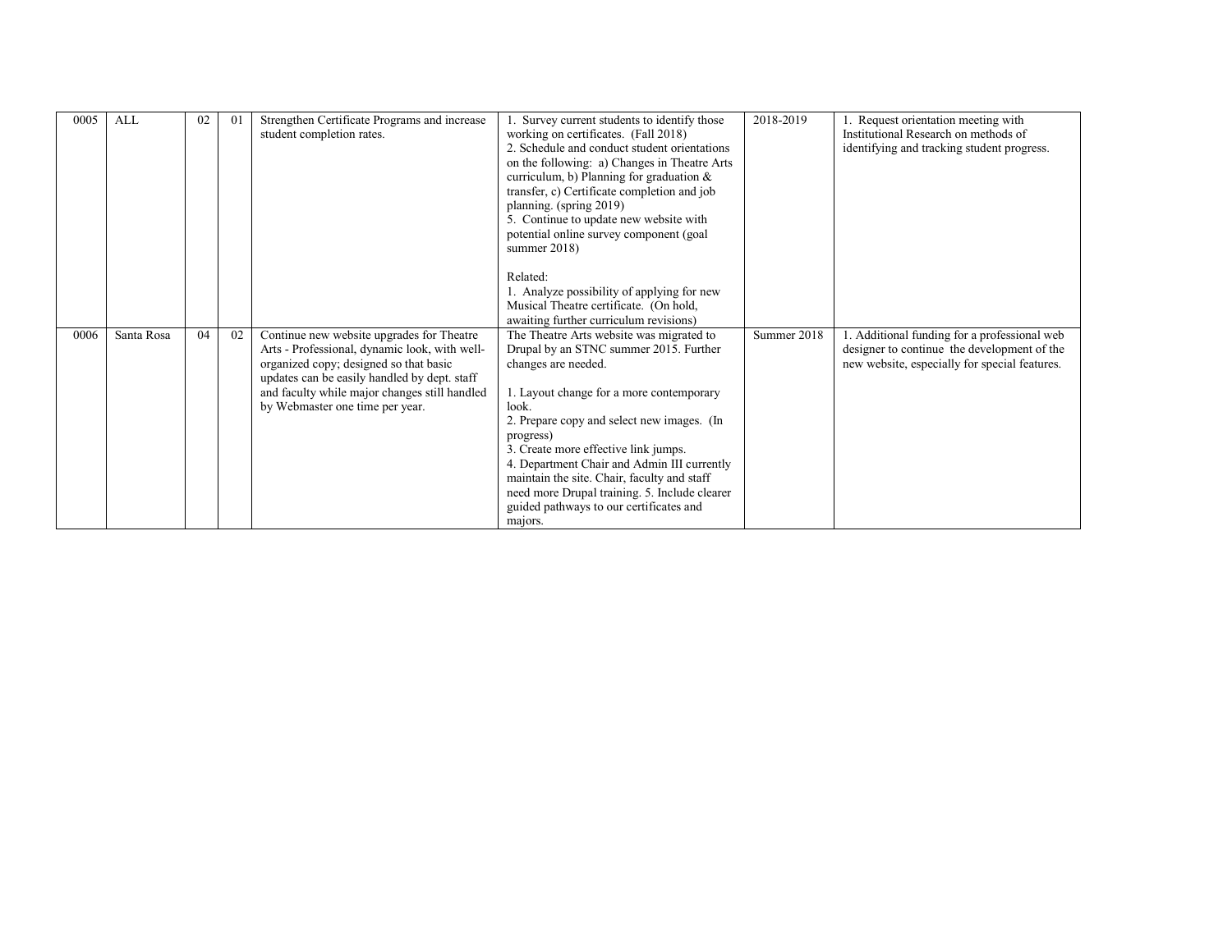| | | | | | | | |
|---|---|---|---|---|---|---|---|
| 0005 | ALL | 02 | 01 | Strengthen Certificate Programs and increase student completion rates. | 1. Survey current students to identify those working on certificates. (Fall 2018)<br>2. Schedule and conduct student orientations on the following: a) Changes in Theatre Arts curriculum, b) Planning for graduation & transfer, c) Certificate completion and job planning. (spring 2019)<br>5. Continue to update new website with potential online survey component (goal summer 2018)<br><br>Related:<br>1. Analyze possibility of applying for new Musical Theatre certificate. (On hold, awaiting further curriculum revisions) | 2018-2019 | 1. Request orientation meeting with Institutional Research on methods of identifying and tracking student progress. |
| 0006 | Santa Rosa | 04 | 02 | Continue new website upgrades for Theatre Arts - Professional, dynamic look, with well-organized copy; designed so that basic updates can be easily handled by dept. staff and faculty while major changes still handled by Webmaster one time per year. | The Theatre Arts website was migrated to Drupal by an STNC summer 2015. Further changes are needed.<br><br>1. Layout change for a more contemporary look.<br>2. Prepare copy and select new images. (In progress)<br>3. Create more effective link jumps.<br>4. Department Chair and Admin III currently maintain the site. Chair, faculty and staff need more Drupal training. 5. Include clearer guided pathways to our certificates and majors. | Summer 2018 | 1. Additional funding for a professional web designer to continue the development of the new website, especially for special features. |